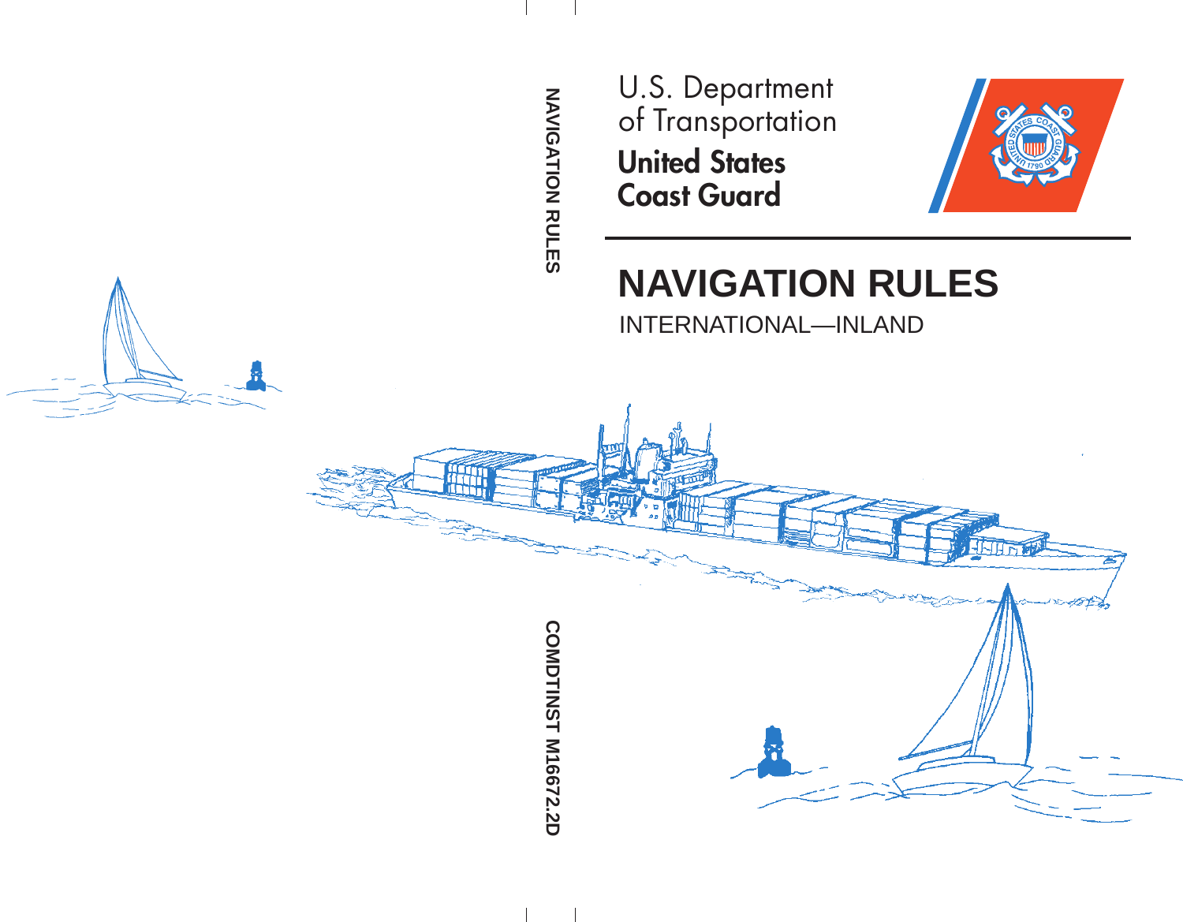U.S. Department of Transportation

**United States Coast Guard**

NAVIGATION RULES

# NAVIGATION RULES

INTERNATIONAL—INLAND

COMDTINST M16672.2D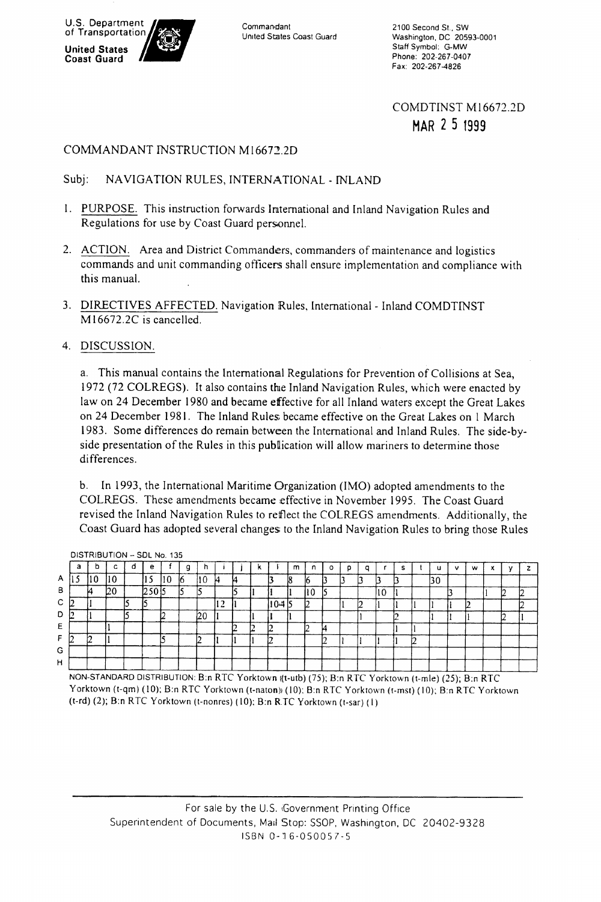U.S. Department of Transportation

United States Coast Guard

Commandant
United States Coast Guard

2100 Second St., SW
Washington, DC 20593-0001
Staff Symbol: G-MW
Phone: 202-267-0407
Fax: 202-267-4826

COMDTINST M16672.2D
MAR 25 1999

# COMMANDANT INSTRUCTION M16672.2D

Subj: NAVIGATION RULES, INTERNATIONAL - INLAND

1. PURPOSE. This instruction forwards International and Inland Navigation Rules and Regulations for use by Coast Guard personnel.

2. ACTION. Area and District Commanders, commanders of maintenance and logistics commands and unit commanding officers shall ensure implementation and compliance with this manual.

3. DIRECTIVES AFFECTED. Navigation Rules, International - Inland COMDTINST M16672.2C is cancelled.

4. DISCUSSION.

   a. This manual contains the International Regulations for Prevention of Collisions at Sea, 1972 (72 COLREGS). It also contains the Inland Navigation Rules, which were enacted by law on 24 December 1980 and became effective for all Inland waters except the Great Lakes on 24 December 1981. The Inland Rules became effective on the Great Lakes on 1 March 1983. Some differences do remain between the International and Inland Rules. The side-by-side presentation of the Rules in this publication will allow mariners to determine those differences.

   b. In 1993, the International Maritime Organization (IMO) adopted amendments to the COLREGS. These amendments became effective in November 1995. The Coast Guard revised the Inland Navigation Rules to reflect the COLREGS amendments. Additionally, the Coast Guard has adopted several changes to the Inland Navigation Rules to bring those Rules

DISTRIBUTION – SDL No. 135

| | a | b | c | d | e | f | g | h | i | j | k | l | m | n | o | p | q | r | s | t | u | v | w | x | y | z |
|---|---|---|---|---|---|---|---|---|---|---|---|---|---|---|---|---|---|---|---|---|---|---|---|---|---|---|
| A | 15 | 10 | 10 | | 15 | 10 | 6 | 10 | 4 | 4 | | 3 | 8 | 6 | 3 | 3 | 3 | 3 | 3 | | 30 | | | | | |
| B | | 4 | 20 | | 250 | 5 | 5 | 5 | | 5 | 1 | 1 | 1 | 10 | 5 | | | 10 | 1 | | | 3 | | 1 | 2 | 2 |
| C | 2 | 1 | | 5 | 5 | | | | 12 | 1 | | 10-4 | 5 | 2 | | 1 | 2 | 1 | 1 | 1 | 1 | 1 | 2 | | | 2 |
| D | 2 | 1 | | 5 | | 2 | | 20 | 1 | | 1 | 1 | 1 | | | | 1 | | 2 | | 1 | 1 | 1 | | 2 | 1 |
| E | | | 1 | | | | | | | 2 | 2 | 2 | | 2 | 4 | | | | 1 | 1 | | | | | | |
| F | 2 | 2 | 1 | | | 5 | | 2 | 1 | 1 | 1 | 2 | | | 2 | 1 | 1 | 1 | 1 | 2 | | | | | | |
| G | | | | | | | | | | | | | | | | | | | | | | | | | | |
| H | | | | | | | | | | | | | | | | | | | | | | | | | | |

NON-STANDARD DISTRIBUTION: B:n RTC Yorktown (t-utb) (75); B:n RTC Yorktown (t-mle) (25); B:n RTC Yorktown (t-qm) (10); B:n RTC Yorktown (t-naton) (10); B:n RTC Yorktown (t-mst) (10); B:n RTC Yorktown (t-rd) (2); B:n RTC Yorktown (t-nonres) (10); B:n RTC Yorktown (t-sar) (1)

For sale by the U.S. Government Printing Office
Superintendent of Documents, Mail Stop: SSOP, Washington, DC 20402-9328
ISBN 0-16-050057-5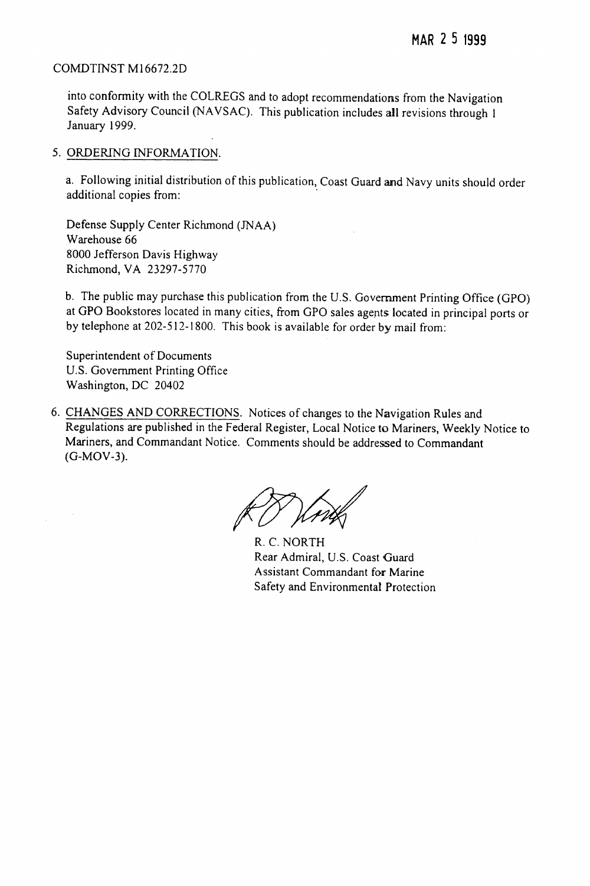MAR 2 5 1999

COMDTINST M16672.2D

into conformity with the COLREGS and to adopt recommendations from the Navigation Safety Advisory Council (NAVSAC). This publication includes all revisions through 1 January 1999.

5. ORDERING INFORMATION.

a. Following initial distribution of this publication, Coast Guard and Navy units should order additional copies from:

Defense Supply Center Richmond (JNAA)
Warehouse 66
8000 Jefferson Davis Highway
Richmond, VA 23297-5770

b. The public may purchase this publication from the U.S. Government Printing Office (GPO) at GPO Bookstores located in many cities, from GPO sales agents located in principal ports or by telephone at 202-512-1800. This book is available for order by mail from:

Superintendent of Documents
U.S. Government Printing Office
Washington, DC 20402

6. CHANGES AND CORRECTIONS. Notices of changes to the Navigation Rules and Regulations are published in the Federal Register, Local Notice to Mariners, Weekly Notice to Mariners, and Commandant Notice. Comments should be addressed to Commandant (G-MOV-3).

R. C. NORTH
Rear Admiral, U.S. Coast Guard
Assistant Commandant for Marine
Safety and Environmental Protection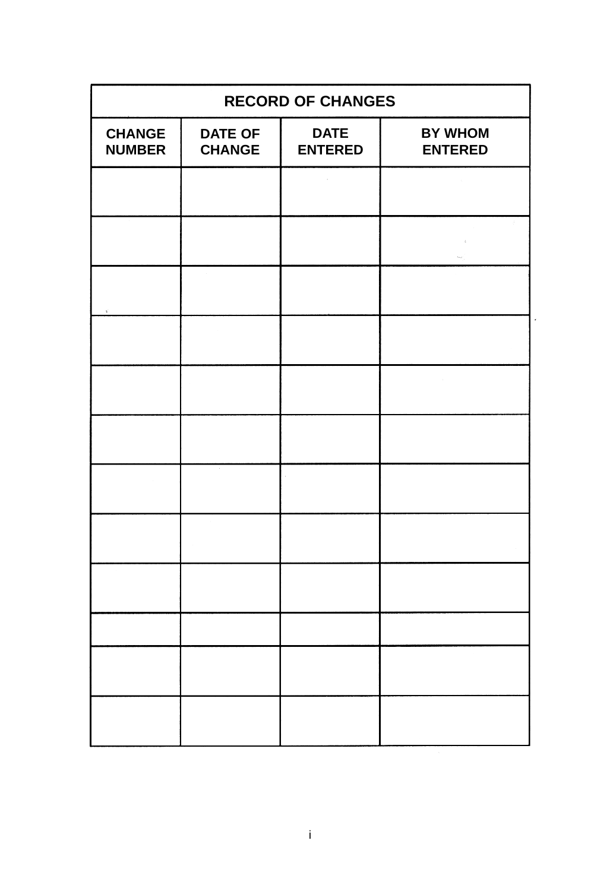| RECORD OF CHANGES | | | |
|---|---|---|---|
| **CHANGE NUMBER** | **DATE OF CHANGE** | **DATE ENTERED** | **BY WHOM ENTERED** |
| | | | |
| | | | |
| | | | |
| | | | |
| | | | |
| | | | |
| | | | |
| | | | |
| | | | |
| | | | |
| | | | |
| | | | |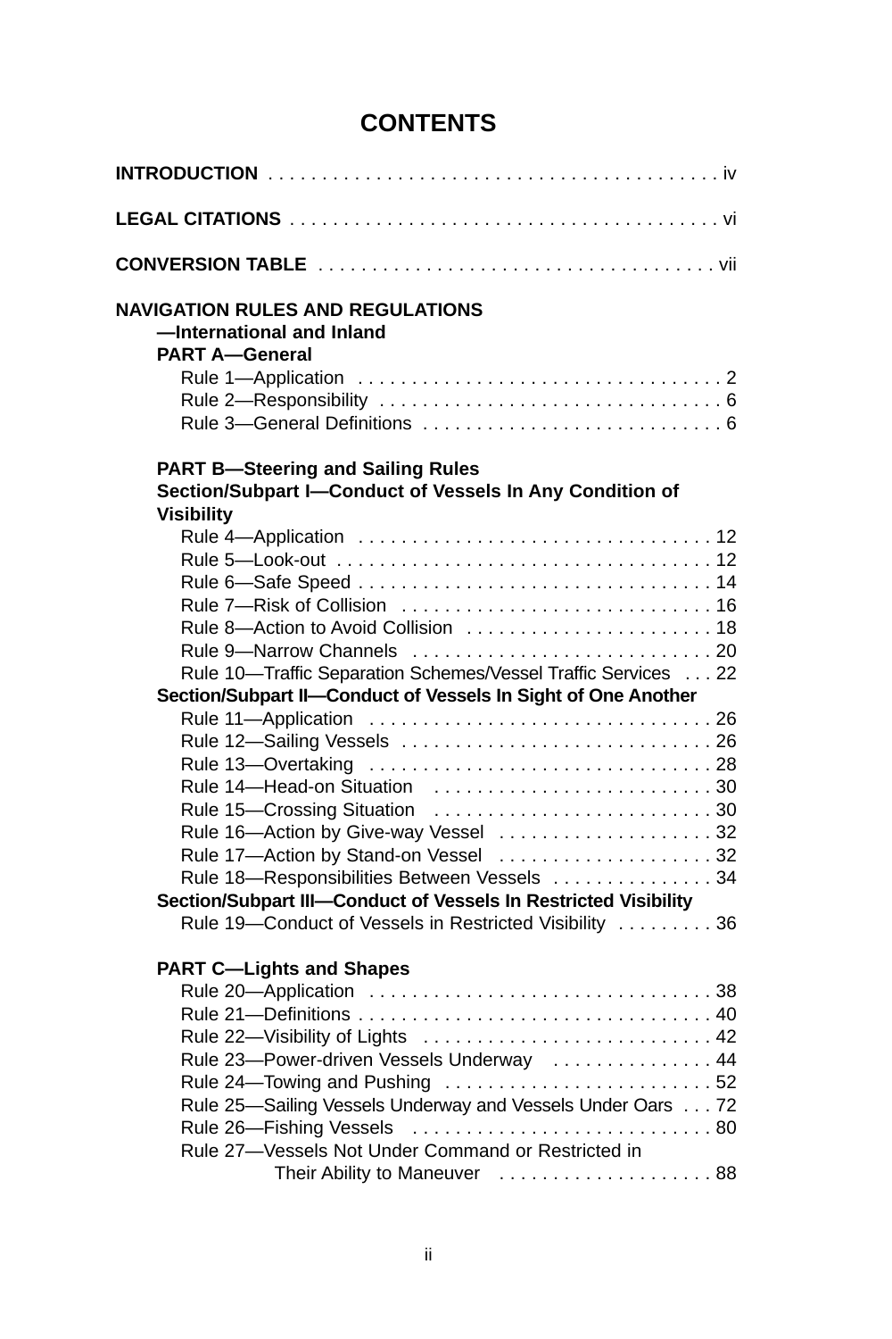# CONTENTS

**INTRODUCTION** . . . . . . . . . . . . . . . . . . . . . . . . . . . . . . . . . . . . . . . . . . iv

**LEGAL CITATIONS** . . . . . . . . . . . . . . . . . . . . . . . . . . . . . . . . . . . . . . . . vi

**CONVERSION TABLE** . . . . . . . . . . . . . . . . . . . . . . . . . . . . . . . . . . . . vii

**NAVIGATION RULES AND REGULATIONS**
**—International and Inland**

**PART A—General**

Rule 1—Application . . . . . . . . . . . . . . . . . . . . . . . . . . . . . . . . . . 2
Rule 2—Responsibility . . . . . . . . . . . . . . . . . . . . . . . . . . . . . . . . 6
Rule 3—General Definitions . . . . . . . . . . . . . . . . . . . . . . . . . . . . 6

**PART B—Steering and Sailing Rules**

**Section/Subpart I—Conduct of Vessels In Any Condition of Visibility**

Rule 4—Application . . . . . . . . . . . . . . . . . . . . . . . . . . . . . . . . . 12
Rule 5—Look-out . . . . . . . . . . . . . . . . . . . . . . . . . . . . . . . . . . . 12
Rule 6—Safe Speed . . . . . . . . . . . . . . . . . . . . . . . . . . . . . . . . . 14
Rule 7—Risk of Collision . . . . . . . . . . . . . . . . . . . . . . . . . . . . . 16
Rule 8—Action to Avoid Collision . . . . . . . . . . . . . . . . . . . . . . . 18
Rule 9—Narrow Channels . . . . . . . . . . . . . . . . . . . . . . . . . . . . 20
Rule 10—Traffic Separation Schemes/Vessel Traffic Services . . . 22

**Section/Subpart II—Conduct of Vessels In Sight of One Another**

Rule 11—Application . . . . . . . . . . . . . . . . . . . . . . . . . . . . . . . . 26
Rule 12—Sailing Vessels . . . . . . . . . . . . . . . . . . . . . . . . . . . . . 26
Rule 13—Overtaking . . . . . . . . . . . . . . . . . . . . . . . . . . . . . . . . 28
Rule 14—Head-on Situation . . . . . . . . . . . . . . . . . . . . . . . . . . 30
Rule 15—Crossing Situation . . . . . . . . . . . . . . . . . . . . . . . . . . 30
Rule 16—Action by Give-way Vessel . . . . . . . . . . . . . . . . . . . . 32
Rule 17—Action by Stand-on Vessel . . . . . . . . . . . . . . . . . . . . 32
Rule 18—Responsibilities Between Vessels . . . . . . . . . . . . . . . 34

**Section/Subpart III—Conduct of Vessels In Restricted Visibility**

Rule 19—Conduct of Vessels in Restricted Visibility . . . . . . . . . 36

**PART C—Lights and Shapes**

Rule 20—Application . . . . . . . . . . . . . . . . . . . . . . . . . . . . . . . . 38
Rule 21—Definitions . . . . . . . . . . . . . . . . . . . . . . . . . . . . . . . . 40
Rule 22—Visibility of Lights . . . . . . . . . . . . . . . . . . . . . . . . . . . 42
Rule 23—Power-driven Vessels Underway . . . . . . . . . . . . . . . 44
Rule 24—Towing and Pushing . . . . . . . . . . . . . . . . . . . . . . . . . 52
Rule 25—Sailing Vessels Underway and Vessels Under Oars . . . 72
Rule 26—Fishing Vessels . . . . . . . . . . . . . . . . . . . . . . . . . . . . 80
Rule 27—Vessels Not Under Command or Restricted in Their Ability to Maneuver . . . . . . . . . . . . . . . . . . . . 88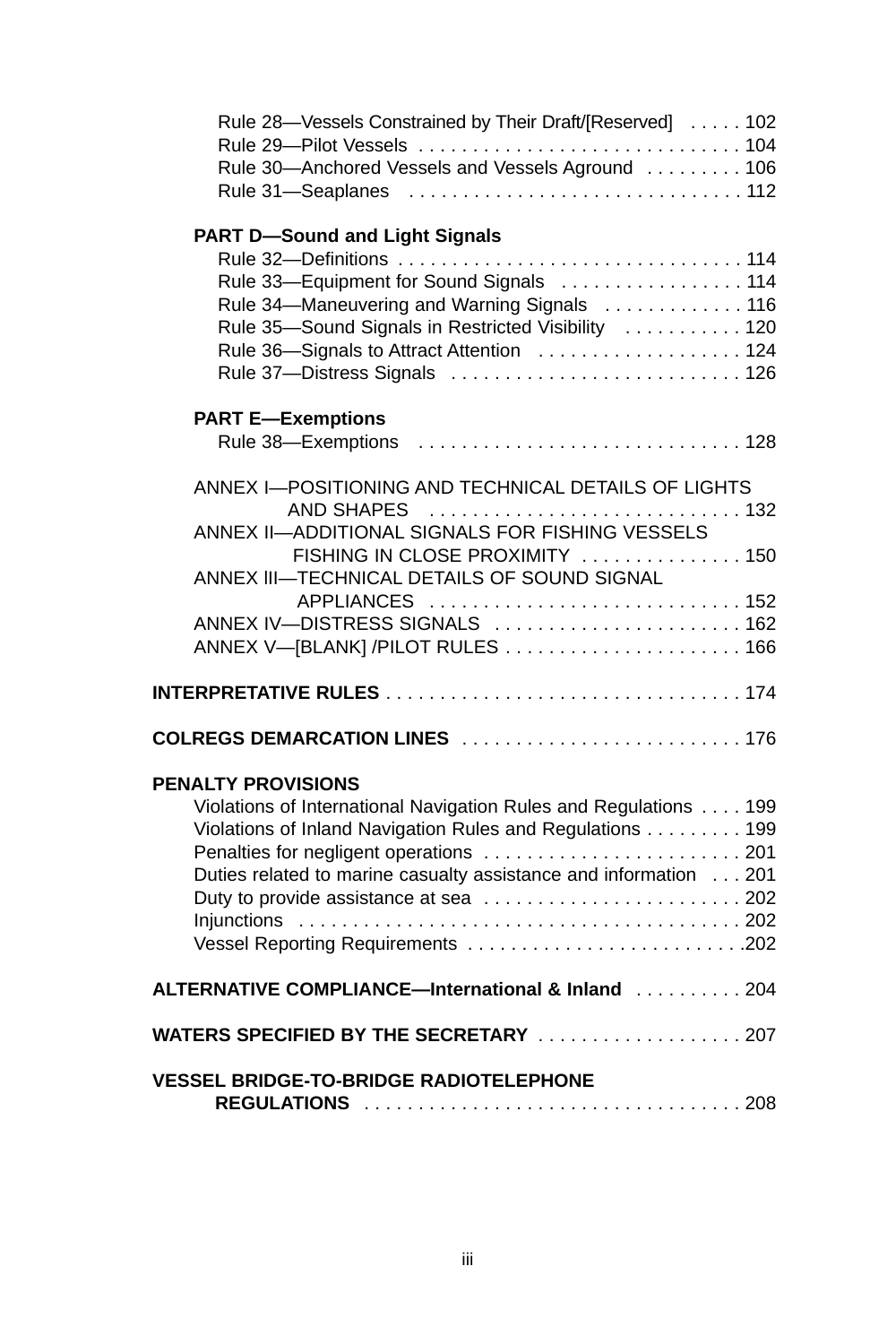Rule 28—Vessels Constrained by Their Draft/[Reserved] . . . . . 102
Rule 29—Pilot Vessels . . . . . . . . . . . . . . . . . . . . . . . . . . . . . . 104
Rule 30—Anchored Vessels and Vessels Aground . . . . . . . . . 106
Rule 31—Seaplanes . . . . . . . . . . . . . . . . . . . . . . . . . . . . . . . 112

**PART D—Sound and Light Signals**

Rule 32—Definitions . . . . . . . . . . . . . . . . . . . . . . . . . . . . . . . . 114
Rule 33—Equipment for Sound Signals . . . . . . . . . . . . . . . . . 114
Rule 34—Maneuvering and Warning Signals . . . . . . . . . . . . . 116
Rule 35—Sound Signals in Restricted Visibility . . . . . . . . . . . 120
Rule 36—Signals to Attract Attention . . . . . . . . . . . . . . . . . . . 124
Rule 37—Distress Signals . . . . . . . . . . . . . . . . . . . . . . . . . . . 126

**PART E—Exemptions**

Rule 38—Exemptions . . . . . . . . . . . . . . . . . . . . . . . . . . . . . . 128

ANNEX I—POSITIONING AND TECHNICAL DETAILS OF LIGHTS AND SHAPES . . . . . . . . . . . . . . . . . . . . . . . . . . . . . 132
ANNEX II—ADDITIONAL SIGNALS FOR FISHING VESSELS FISHING IN CLOSE PROXIMITY . . . . . . . . . . . . . . . 150
ANNEX III—TECHNICAL DETAILS OF SOUND SIGNAL APPLIANCES . . . . . . . . . . . . . . . . . . . . . . . . . . . . . 152
ANNEX IV—DISTRESS SIGNALS . . . . . . . . . . . . . . . . . . . . . . . 162
ANNEX V—[BLANK] /PILOT RULES . . . . . . . . . . . . . . . . . . . . . . 166

**INTERPRETATIVE RULES** . . . . . . . . . . . . . . . . . . . . . . . . . . . . . . . . 174

**COLREGS DEMARCATION LINES** . . . . . . . . . . . . . . . . . . . . . . . . . . 176

**PENALTY PROVISIONS**

Violations of International Navigation Rules and Regulations . . . . 199
Violations of Inland Navigation Rules and Regulations . . . . . . . . . 199
Penalties for negligent operations . . . . . . . . . . . . . . . . . . . . . . . . 201
Duties related to marine casualty assistance and information . . . 201
Duty to provide assistance at sea . . . . . . . . . . . . . . . . . . . . . . . . 202
Injunctions . . . . . . . . . . . . . . . . . . . . . . . . . . . . . . . . . . . . . . . . . 202
Vessel Reporting Requirements . . . . . . . . . . . . . . . . . . . . . . . . . .202

**ALTERNATIVE COMPLIANCE—International & Inland** . . . . . . . . . . 204

**WATERS SPECIFIED BY THE SECRETARY** . . . . . . . . . . . . . . . . . . . 207

**VESSEL BRIDGE-TO-BRIDGE RADIOTELEPHONE REGULATIONS** . . . . . . . . . . . . . . . . . . . . . . . . . . . . . . . . . . . 208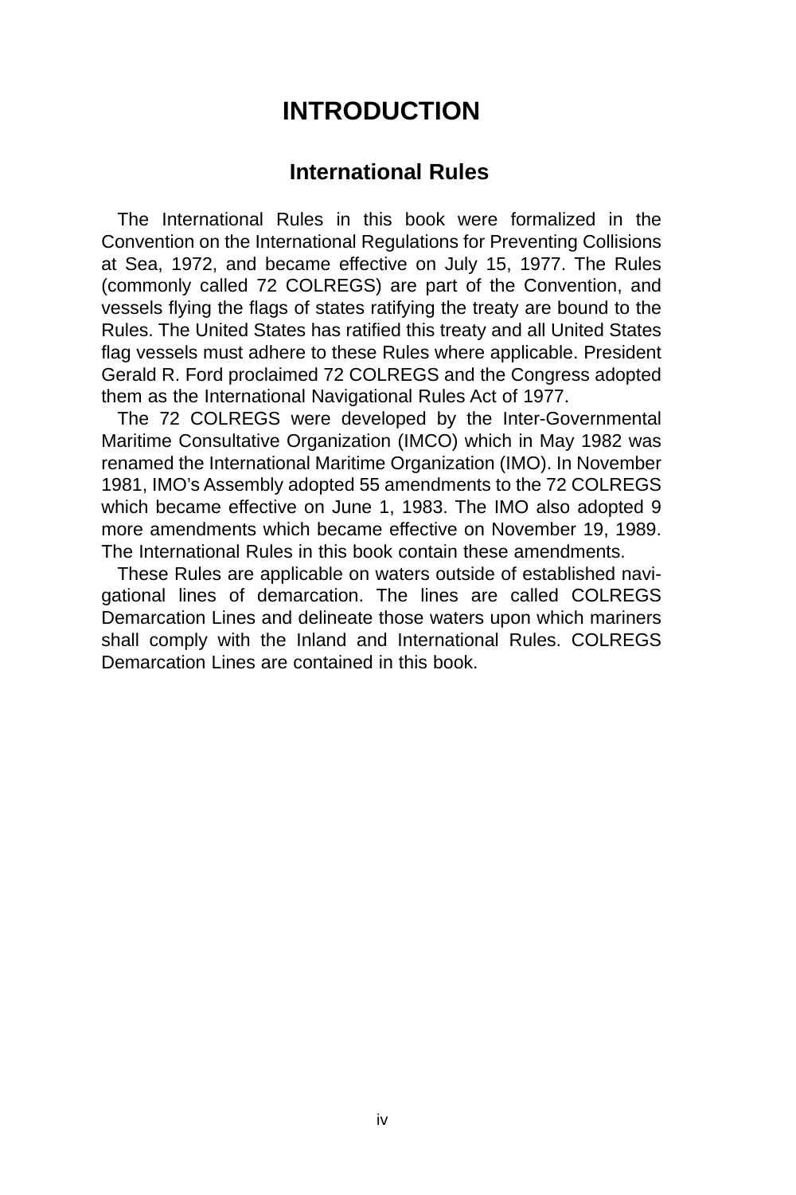# INTRODUCTION

## International Rules

The International Rules in this book were formalized in the Convention on the International Regulations for Preventing Collisions at Sea, 1972, and became effective on July 15, 1977. The Rules (commonly called 72 COLREGS) are part of the Convention, and vessels flying the flags of states ratifying the treaty are bound to the Rules. The United States has ratified this treaty and all United States flag vessels must adhere to these Rules where applicable. President Gerald R. Ford proclaimed 72 COLREGS and the Congress adopted them as the International Navigational Rules Act of 1977.

The 72 COLREGS were developed by the Inter-Governmental Maritime Consultative Organization (IMCO) which in May 1982 was renamed the International Maritime Organization (IMO). In November 1981, IMO's Assembly adopted 55 amendments to the 72 COLREGS which became effective on June 1, 1983. The IMO also adopted 9 more amendments which became effective on November 19, 1989. The International Rules in this book contain these amendments.

These Rules are applicable on waters outside of established navigational lines of demarcation. The lines are called COLREGS Demarcation Lines and delineate those waters upon which mariners shall comply with the Inland and International Rules. COLREGS Demarcation Lines are contained in this book.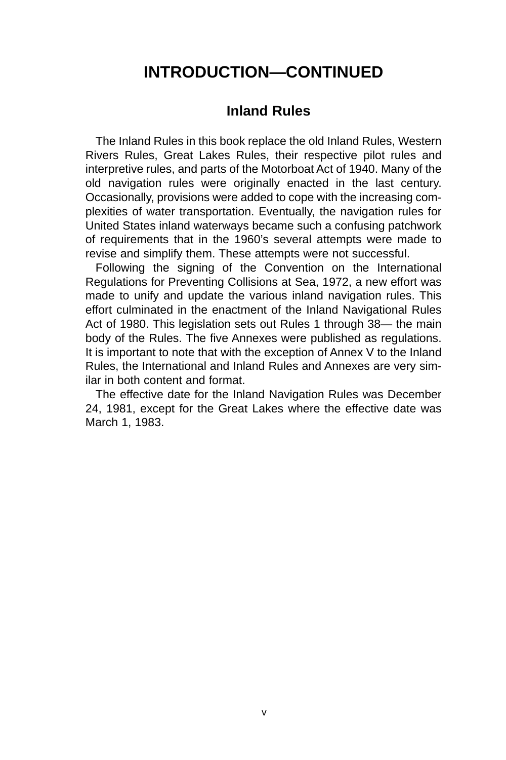# INTRODUCTION—CONTINUED

## Inland Rules

The Inland Rules in this book replace the old Inland Rules, Western Rivers Rules, Great Lakes Rules, their respective pilot rules and interpretive rules, and parts of the Motorboat Act of 1940. Many of the old navigation rules were originally enacted in the last century. Occasionally, provisions were added to cope with the increasing complexities of water transportation. Eventually, the navigation rules for United States inland waterways became such a confusing patchwork of requirements that in the 1960's several attempts were made to revise and simplify them. These attempts were not successful.

Following the signing of the Convention on the International Regulations for Preventing Collisions at Sea, 1972, a new effort was made to unify and update the various inland navigation rules. This effort culminated in the enactment of the Inland Navigational Rules Act of 1980. This legislation sets out Rules 1 through 38— the main body of the Rules. The five Annexes were published as regulations. It is important to note that with the exception of Annex V to the Inland Rules, the International and Inland Rules and Annexes are very similar in both content and format.

The effective date for the Inland Navigation Rules was December 24, 1981, except for the Great Lakes where the effective date was March 1, 1983.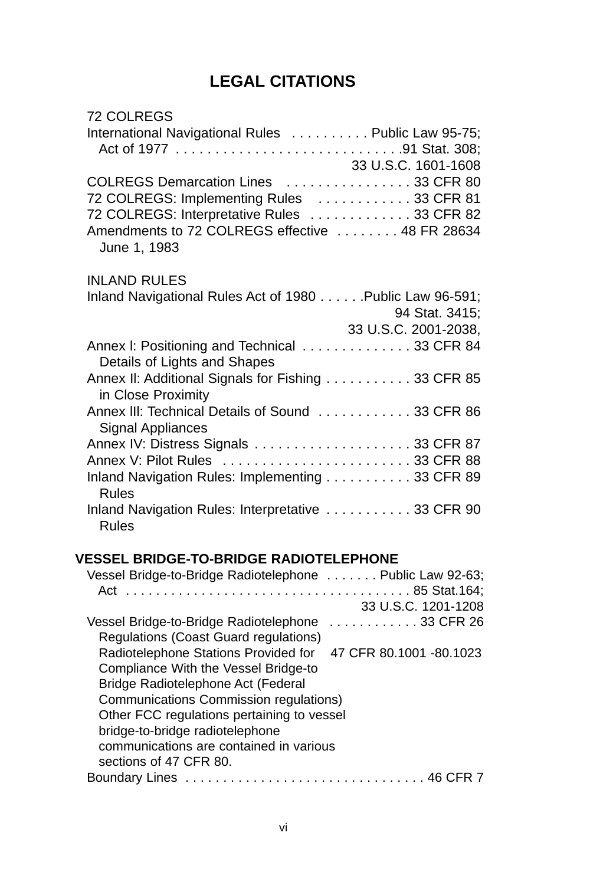# LEGAL CITATIONS

72 COLREGS

| | |
|---|---|
| International Navigational Rules Act of 1977 | Public Law 95-75; 91 Stat. 308; 33 U.S.C. 1601-1608 |
| COLREGS Demarcation Lines | 33 CFR 80 |
| 72 COLREGS: Implementing Rules | 33 CFR 81 |
| 72 COLREGS: Interpretative Rules | 33 CFR 82 |
| Amendments to 72 COLREGS effective June 1, 1983 | 48 FR 28634 |

INLAND RULES

| | |
|---|---|
| Inland Navigational Rules Act of 1980 | Public Law 96-591; 94 Stat. 3415; 33 U.S.C. 2001-2038, |
| Annex I: Positioning and Technical Details of Lights and Shapes | 33 CFR 84 |
| Annex II: Additional Signals for Fishing in Close Proximity | 33 CFR 85 |
| Annex III: Technical Details of Sound Signal Appliances | 33 CFR 86 |
| Annex IV: Distress Signals | 33 CFR 87 |
| Annex V: Pilot Rules | 33 CFR 88 |
| Inland Navigation Rules: Implementing Rules | 33 CFR 89 |
| Inland Navigation Rules: Interpretative Rules | 33 CFR 90 |

**VESSEL BRIDGE-TO-BRIDGE RADIOTELEPHONE**

| | |
|---|---|
| Vessel Bridge-to-Bridge Radiotelephone Act | Public Law 92-63; 85 Stat.164; 33 U.S.C. 1201-1208 |
| Vessel Bridge-to-Bridge Radiotelephone Regulations (Coast Guard regulations) | 33 CFR 26 |
| Radiotelephone Stations Provided for Compliance With the Vessel Bridge-to Bridge Radiotelephone Act (Federal Communications Commission regulations) | 47 CFR 80.1001 -80.1023 |

Other FCC regulations pertaining to vessel bridge-to-bridge radiotelephone communications are contained in various sections of 47 CFR 80.

| | |
|---|---|
| Boundary Lines | 46 CFR 7 |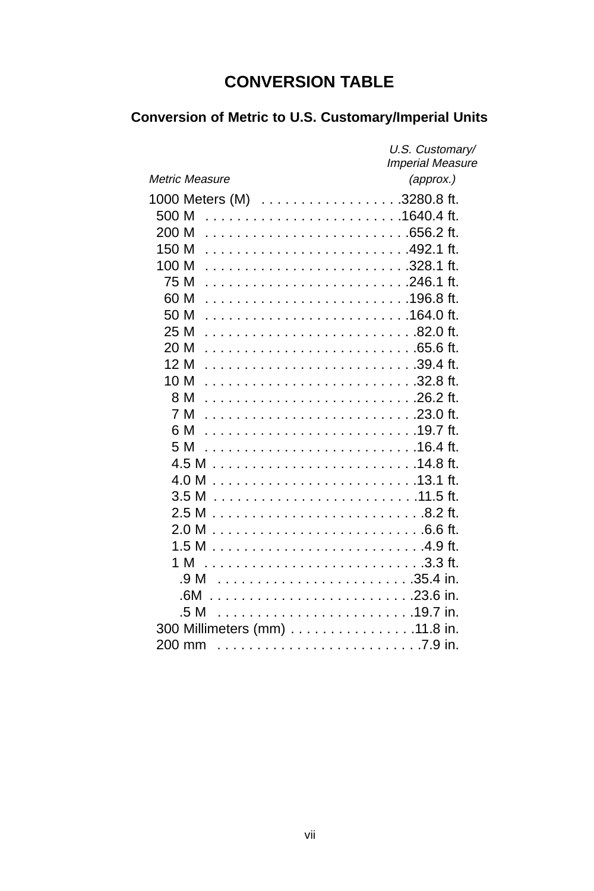# CONVERSION TABLE

## Conversion of Metric to U.S. Customary/Imperial Units

| *Metric Measure* | *U.S. Customary/ Imperial Measure (approx.)* |
|---|---|
| 1000 Meters (M) | 3280.8 ft. |
| 500 M | 1640.4 ft. |
| 200 M | 656.2 ft. |
| 150 M | 492.1 ft. |
| 100 M | 328.1 ft. |
| 75 M | 246.1 ft. |
| 60 M | 196.8 ft. |
| 50 M | 164.0 ft. |
| 25 M | 82.0 ft. |
| 20 M | 65.6 ft. |
| 12 M | 39.4 ft. |
| 10 M | 32.8 ft. |
| 8 M | 26.2 ft. |
| 7 M | 23.0 ft. |
| 6 M | 19.7 ft. |
| 5 M | 16.4 ft. |
| 4.5 M | 14.8 ft. |
| 4.0 M | 13.1 ft. |
| 3.5 M | 11.5 ft. |
| 2.5 M | 8.2 ft. |
| 2.0 M | 6.6 ft. |
| 1.5 M | 4.9 ft. |
| 1 M | 3.3 ft. |
| .9 M | 35.4 in. |
| .6M | 23.6 in. |
| .5 M | 19.7 in. |
| 300 Millimeters (mm) | 11.8 in. |
| 200 mm | 7.9 in. |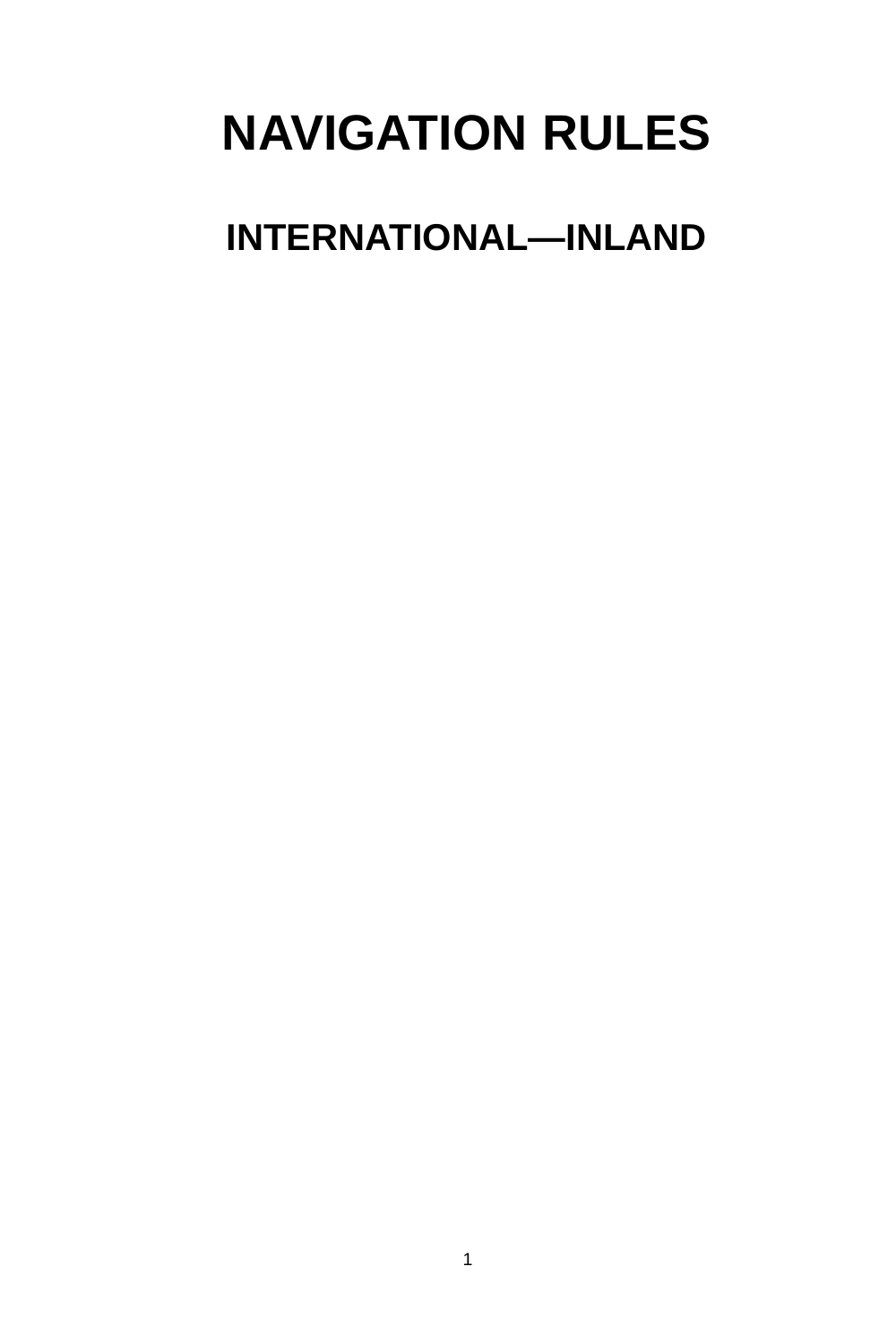# NAVIGATION RULES

## INTERNATIONAL—INLAND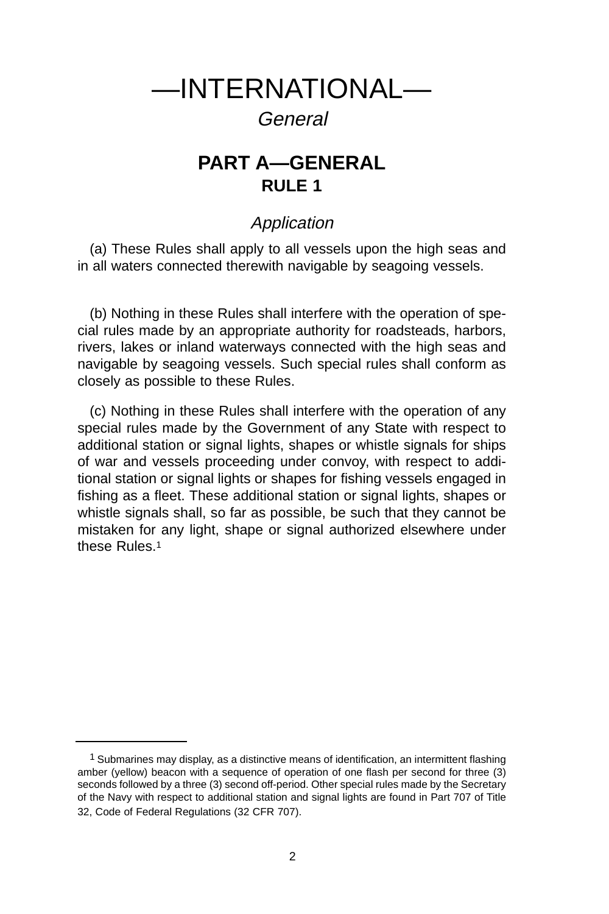# —INTERNATIONAL—

*General*

## PART A—GENERAL

### RULE 1

*Application*

(a) These Rules shall apply to all vessels upon the high seas and in all waters connected therewith navigable by seagoing vessels.

(b) Nothing in these Rules shall interfere with the operation of special rules made by an appropriate authority for roadsteads, harbors, rivers, lakes or inland waterways connected with the high seas and navigable by seagoing vessels. Such special rules shall conform as closely as possible to these Rules.

(c) Nothing in these Rules shall interfere with the operation of any special rules made by the Government of any State with respect to additional station or signal lights, shapes or whistle signals for ships of war and vessels proceeding under convoy, with respect to additional station or signal lights or shapes for fishing vessels engaged in fishing as a fleet. These additional station or signal lights, shapes or whistle signals shall, so far as possible, be such that they cannot be mistaken for any light, shape or signal authorized elsewhere under these Rules.[1]

---

[1] Submarines may display, as a distinctive means of identification, an intermittent flashing amber (yellow) beacon with a sequence of operation of one flash per second for three (3) seconds followed by a three (3) second off-period. Other special rules made by the Secretary of the Navy with respect to additional station and signal lights are found in Part 707 of Title 32, Code of Federal Regulations (32 CFR 707).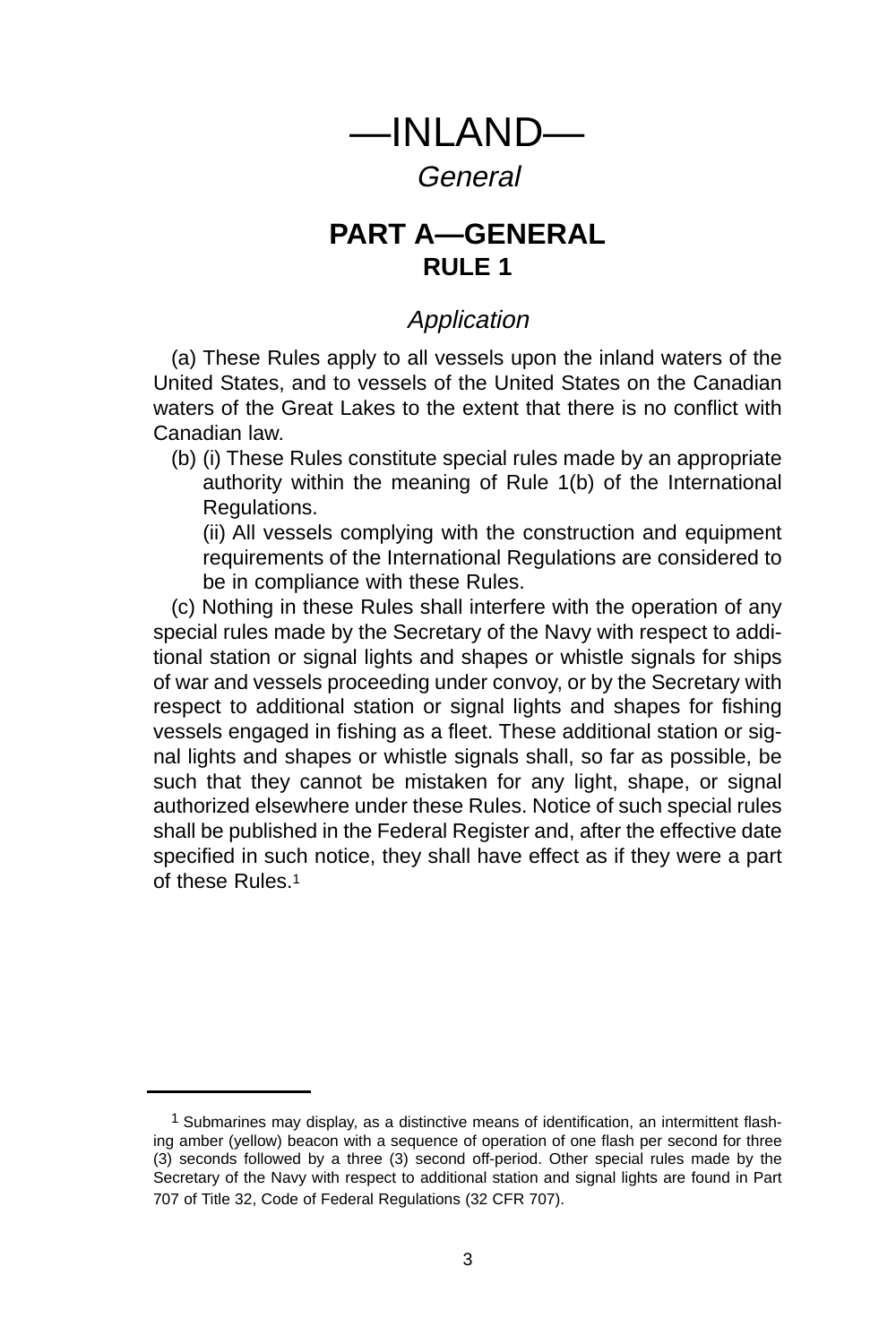# —INLAND—

*General*

## PART A—GENERAL

### RULE 1

*Application*

(a) These Rules apply to all vessels upon the inland waters of the United States, and to vessels of the United States on the Canadian waters of the Great Lakes to the extent that there is no conflict with Canadian law.

(b) (i) These Rules constitute special rules made by an appropriate authority within the meaning of Rule 1(b) of the International Regulations.

(ii) All vessels complying with the construction and equipment requirements of the International Regulations are considered to be in compliance with these Rules.

(c) Nothing in these Rules shall interfere with the operation of any special rules made by the Secretary of the Navy with respect to additional station or signal lights and shapes or whistle signals for ships of war and vessels proceeding under convoy, or by the Secretary with respect to additional station or signal lights and shapes for fishing vessels engaged in fishing as a fleet. These additional station or signal lights and shapes or whistle signals shall, so far as possible, be such that they cannot be mistaken for any light, shape, or signal authorized elsewhere under these Rules. Notice of such special rules shall be published in the Federal Register and, after the effective date specified in such notice, they shall have effect as if they were a part of these Rules.[1]

---

[1] Submarines may display, as a distinctive means of identification, an intermittent flashing amber (yellow) beacon with a sequence of operation of one flash per second for three (3) seconds followed by a three (3) second off-period. Other special rules made by the Secretary of the Navy with respect to additional station and signal lights are found in Part 707 of Title 32, Code of Federal Regulations (32 CFR 707).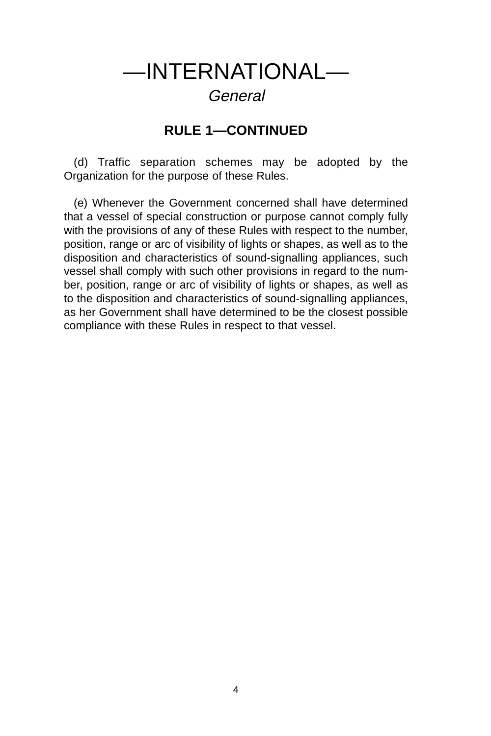# —INTERNATIONAL—

*General*

## RULE 1—CONTINUED

(d) Traffic separation schemes may be adopted by the Organization for the purpose of these Rules.

(e) Whenever the Government concerned shall have determined that a vessel of special construction or purpose cannot comply fully with the provisions of any of these Rules with respect to the number, position, range or arc of visibility of lights or shapes, as well as to the disposition and characteristics of sound-signalling appliances, such vessel shall comply with such other provisions in regard to the number, position, range or arc of visibility of lights or shapes, as well as to the disposition and characteristics of sound-signalling appliances, as her Government shall have determined to be the closest possible compliance with these Rules in respect to that vessel.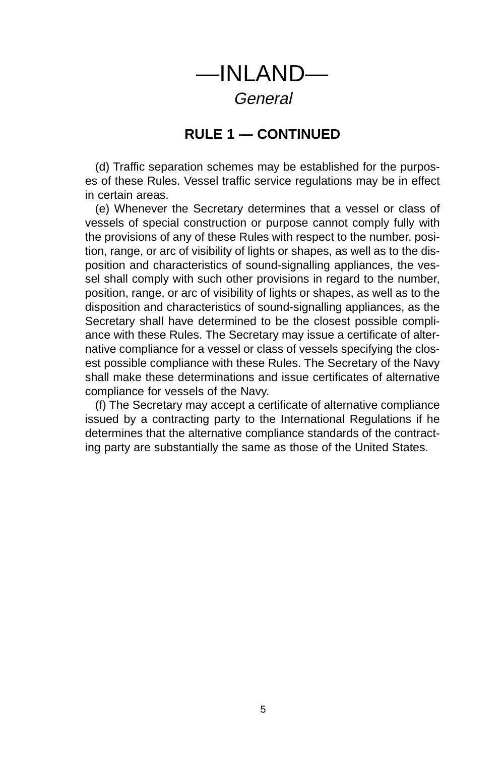# —INLAND—

*General*

## RULE 1 — CONTINUED

(d) Traffic separation schemes may be established for the purposes of these Rules. Vessel traffic service regulations may be in effect in certain areas.

(e) Whenever the Secretary determines that a vessel or class of vessels of special construction or purpose cannot comply fully with the provisions of any of these Rules with respect to the number, position, range, or arc of visibility of lights or shapes, as well as to the disposition and characteristics of sound-signalling appliances, the vessel shall comply with such other provisions in regard to the number, position, range, or arc of visibility of lights or shapes, as well as to the disposition and characteristics of sound-signalling appliances, as the Secretary shall have determined to be the closest possible compliance with these Rules. The Secretary may issue a certificate of alternative compliance for a vessel or class of vessels specifying the closest possible compliance with these Rules. The Secretary of the Navy shall make these determinations and issue certificates of alternative compliance for vessels of the Navy.

(f) The Secretary may accept a certificate of alternative compliance issued by a contracting party to the International Regulations if he determines that the alternative compliance standards of the contracting party are substantially the same as those of the United States.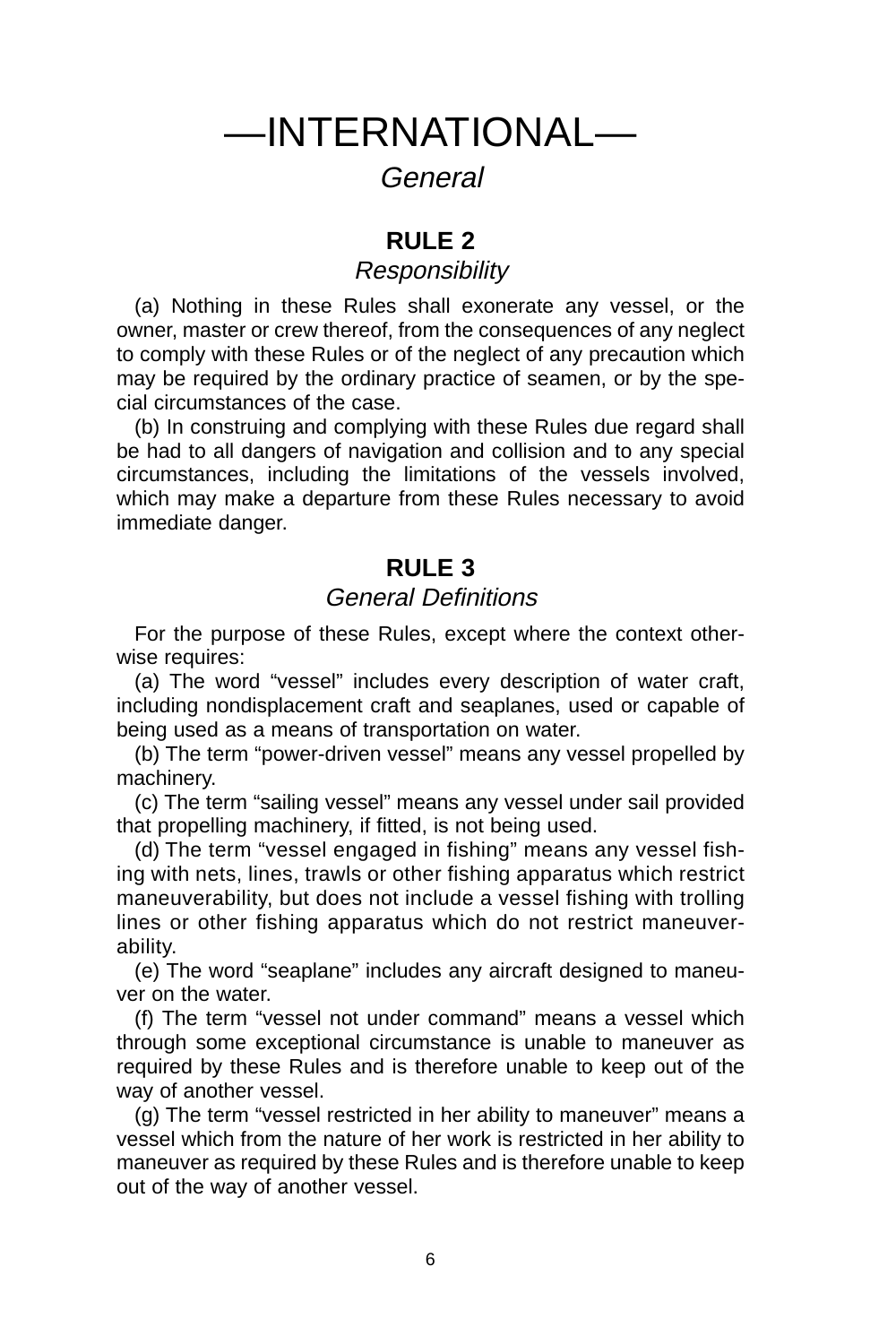# —INTERNATIONAL—

## *General*

### RULE 2

*Responsibility*

(a) Nothing in these Rules shall exonerate any vessel, or the owner, master or crew thereof, from the consequences of any neglect to comply with these Rules or of the neglect of any precaution which may be required by the ordinary practice of seamen, or by the special circumstances of the case.

(b) In construing and complying with these Rules due regard shall be had to all dangers of navigation and collision and to any special circumstances, including the limitations of the vessels involved, which may make a departure from these Rules necessary to avoid immediate danger.

### RULE 3

*General Definitions*

For the purpose of these Rules, except where the context otherwise requires:

(a) The word "vessel" includes every description of water craft, including nondisplacement craft and seaplanes, used or capable of being used as a means of transportation on water.

(b) The term "power-driven vessel" means any vessel propelled by machinery.

(c) The term "sailing vessel" means any vessel under sail provided that propelling machinery, if fitted, is not being used.

(d) The term "vessel engaged in fishing" means any vessel fishing with nets, lines, trawls or other fishing apparatus which restrict maneuverability, but does not include a vessel fishing with trolling lines or other fishing apparatus which do not restrict maneuverability.

(e) The word "seaplane" includes any aircraft designed to maneuver on the water.

(f) The term "vessel not under command" means a vessel which through some exceptional circumstance is unable to maneuver as required by these Rules and is therefore unable to keep out of the way of another vessel.

(g) The term "vessel restricted in her ability to maneuver" means a vessel which from the nature of her work is restricted in her ability to maneuver as required by these Rules and is therefore unable to keep out of the way of another vessel.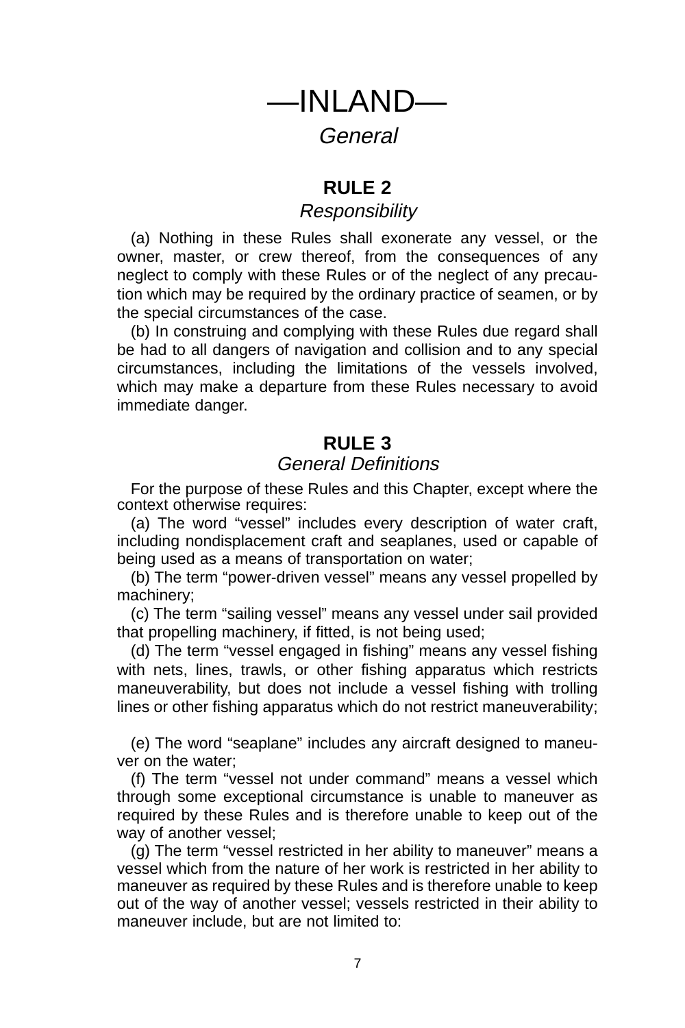# —INLAND—

## *General*

### RULE 2

*Responsibility*

(a) Nothing in these Rules shall exonerate any vessel, or the owner, master, or crew thereof, from the consequences of any neglect to comply with these Rules or of the neglect of any precaution which may be required by the ordinary practice of seamen, or by the special circumstances of the case.

(b) In construing and complying with these Rules due regard shall be had to all dangers of navigation and collision and to any special circumstances, including the limitations of the vessels involved, which may make a departure from these Rules necessary to avoid immediate danger.

### RULE 3

*General Definitions*

For the purpose of these Rules and this Chapter, except where the context otherwise requires:

(a) The word "vessel" includes every description of water craft, including nondisplacement craft and seaplanes, used or capable of being used as a means of transportation on water;

(b) The term "power-driven vessel" means any vessel propelled by machinery;

(c) The term "sailing vessel" means any vessel under sail provided that propelling machinery, if fitted, is not being used;

(d) The term "vessel engaged in fishing" means any vessel fishing with nets, lines, trawls, or other fishing apparatus which restricts maneuverability, but does not include a vessel fishing with trolling lines or other fishing apparatus which do not restrict maneuverability;

(e) The word "seaplane" includes any aircraft designed to maneuver on the water;

(f) The term "vessel not under command" means a vessel which through some exceptional circumstance is unable to maneuver as required by these Rules and is therefore unable to keep out of the way of another vessel;

(g) The term "vessel restricted in her ability to maneuver" means a vessel which from the nature of her work is restricted in her ability to maneuver as required by these Rules and is therefore unable to keep out of the way of another vessel; vessels restricted in their ability to maneuver include, but are not limited to: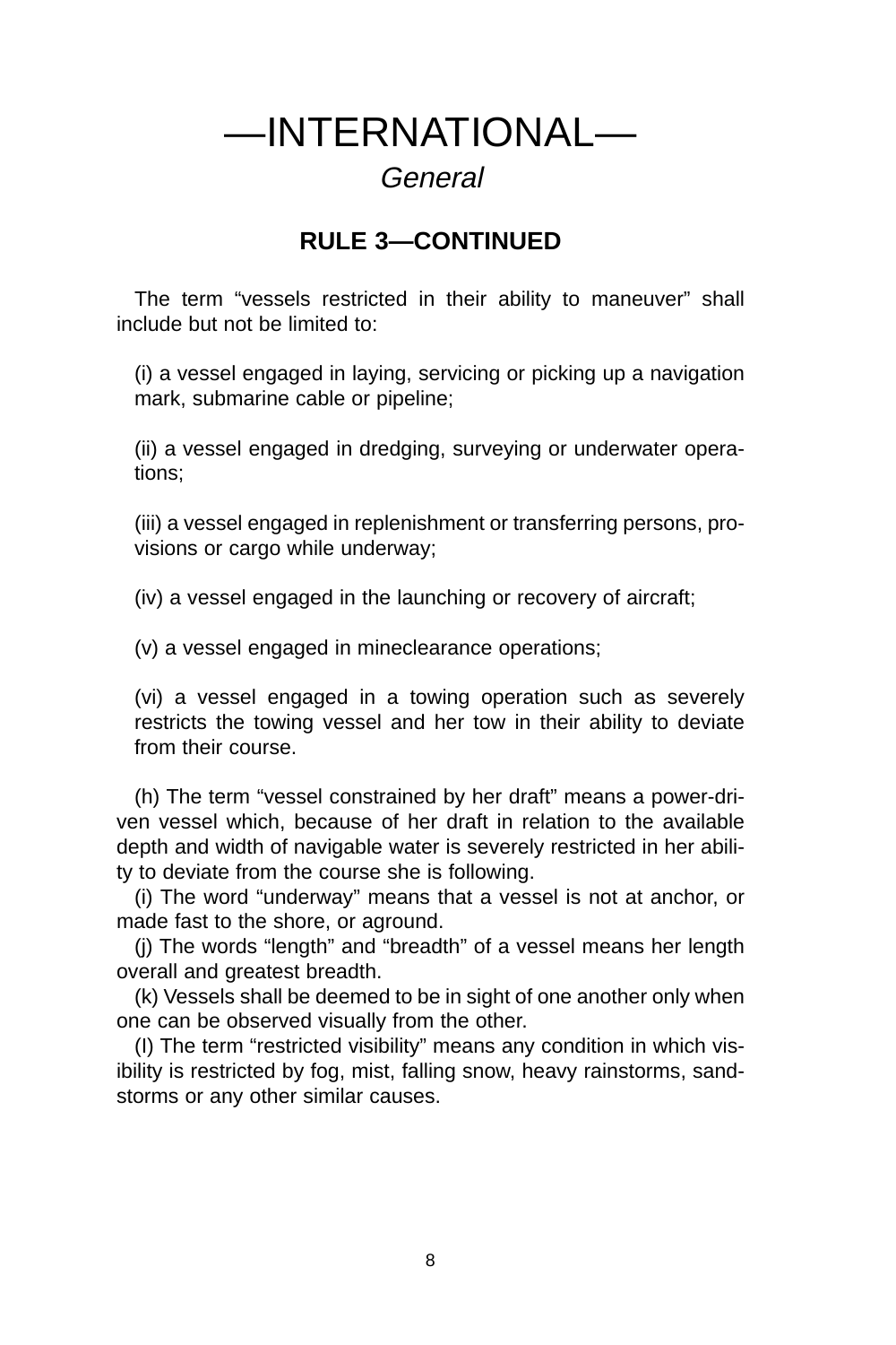# —INTERNATIONAL—

## *General*

### RULE 3—CONTINUED

The term “vessels restricted in their ability to maneuver” shall include but not be limited to:

(i) a vessel engaged in laying, servicing or picking up a navigation mark, submarine cable or pipeline;

(ii) a vessel engaged in dredging, surveying or underwater operations;

(iii) a vessel engaged in replenishment or transferring persons, provisions or cargo while underway;

(iv) a vessel engaged in the launching or recovery of aircraft;

(v) a vessel engaged in mineclearance operations;

(vi) a vessel engaged in a towing operation such as severely restricts the towing vessel and her tow in their ability to deviate from their course.

(h) The term “vessel constrained by her draft” means a power-driven vessel which, because of her draft in relation to the available depth and width of navigable water is severely restricted in her ability to deviate from the course she is following.

(i) The word “underway” means that a vessel is not at anchor, or made fast to the shore, or aground.

(j) The words “length” and “breadth” of a vessel means her length overall and greatest breadth.

(k) Vessels shall be deemed to be in sight of one another only when one can be observed visually from the other.

(l) The term “restricted visibility” means any condition in which visibility is restricted by fog, mist, falling snow, heavy rainstorms, sandstorms or any other similar causes.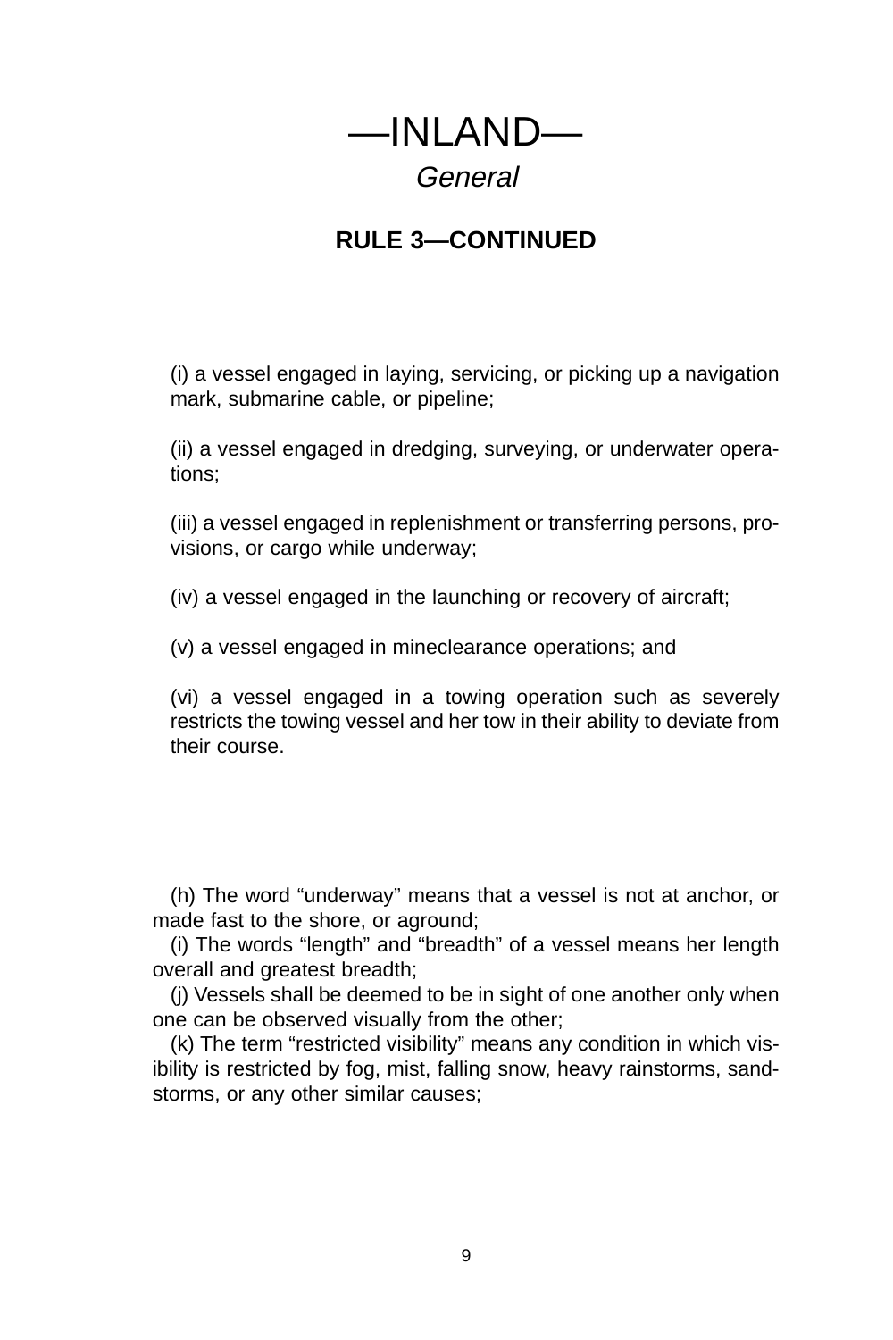# —INLAND—

## *General*

### RULE 3—CONTINUED

(i) a vessel engaged in laying, servicing, or picking up a navigation mark, submarine cable, or pipeline;

(ii) a vessel engaged in dredging, surveying, or underwater operations;

(iii) a vessel engaged in replenishment or transferring persons, provisions, or cargo while underway;

(iv) a vessel engaged in the launching or recovery of aircraft;

(v) a vessel engaged in mineclearance operations; and

(vi) a vessel engaged in a towing operation such as severely restricts the towing vessel and her tow in their ability to deviate from their course.

(h) The word "underway" means that a vessel is not at anchor, or made fast to the shore, or aground;

(i) The words "length" and "breadth" of a vessel means her length overall and greatest breadth;

(j) Vessels shall be deemed to be in sight of one another only when one can be observed visually from the other;

(k) The term "restricted visibility" means any condition in which visibility is restricted by fog, mist, falling snow, heavy rainstorms, sandstorms, or any other similar causes;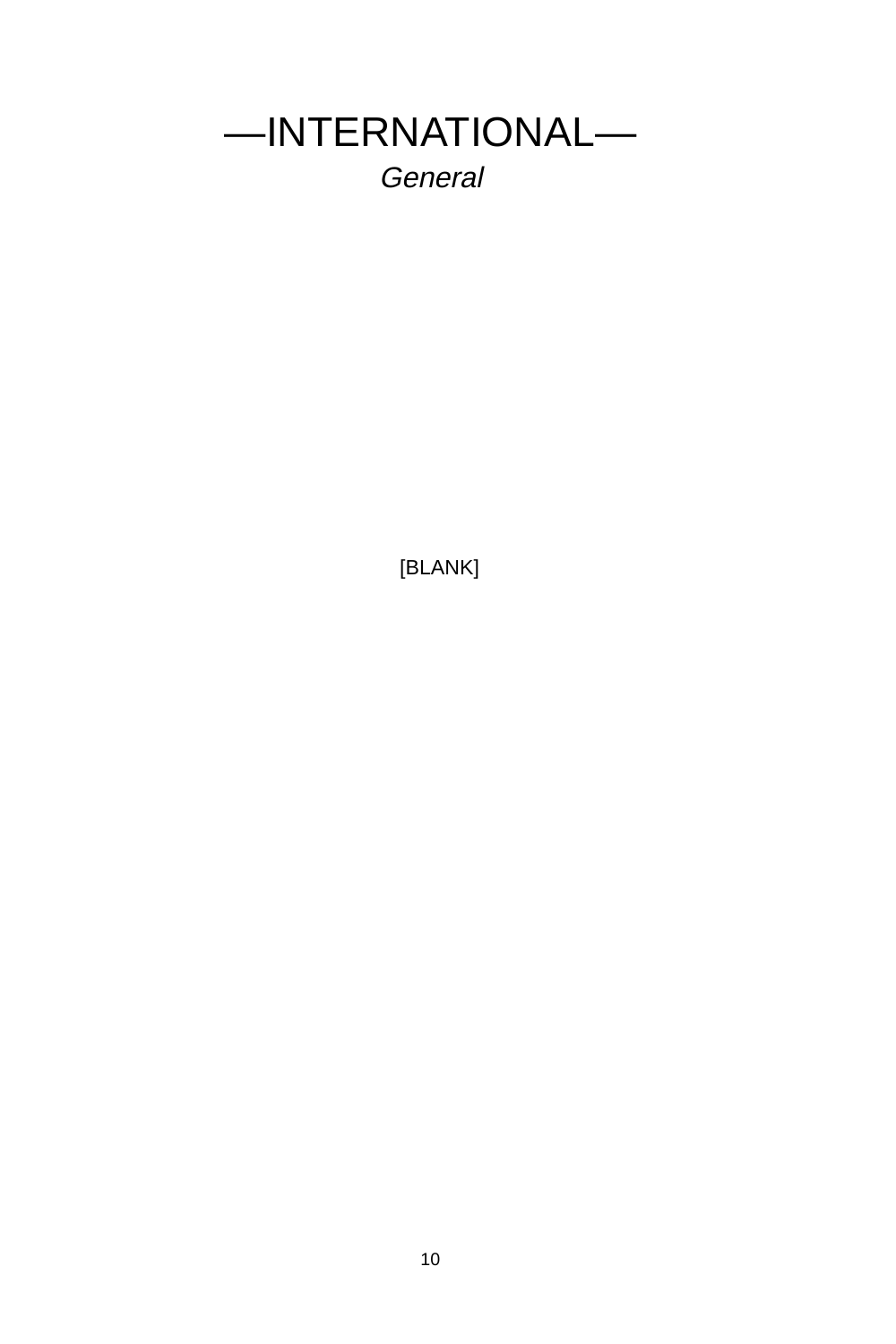# —INTERNATIONAL—

*General*

[BLANK]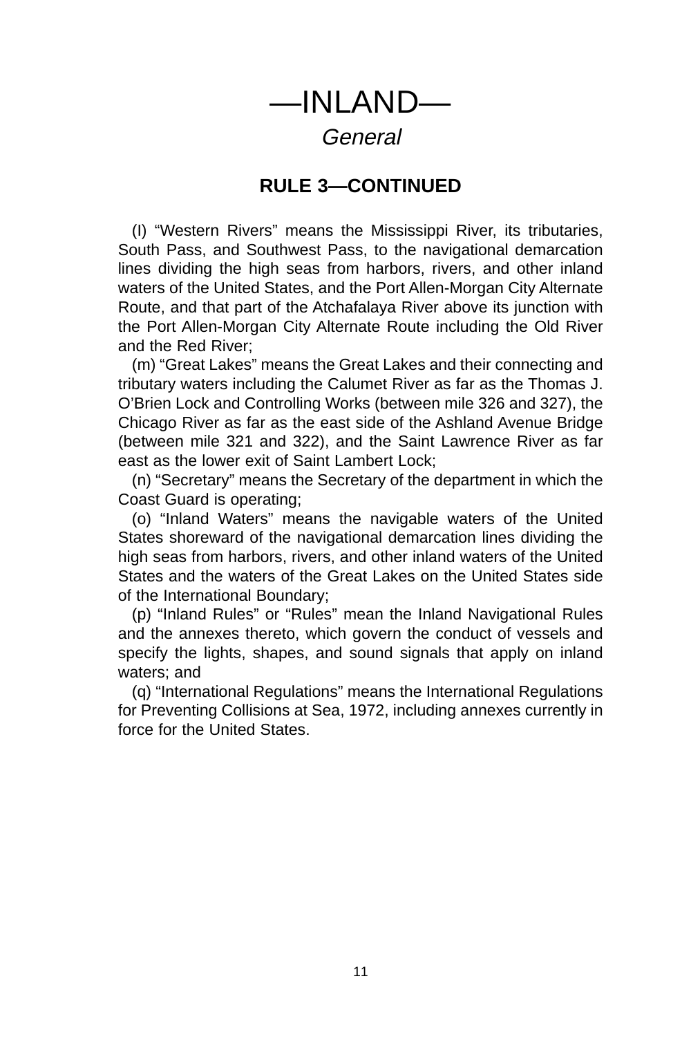# —INLAND—

## *General*

### RULE 3—CONTINUED

(l) “Western Rivers” means the Mississippi River, its tributaries, South Pass, and Southwest Pass, to the navigational demarcation lines dividing the high seas from harbors, rivers, and other inland waters of the United States, and the Port Allen-Morgan City Alternate Route, and that part of the Atchafalaya River above its junction with the Port Allen-Morgan City Alternate Route including the Old River and the Red River;

(m) “Great Lakes” means the Great Lakes and their connecting and tributary waters including the Calumet River as far as the Thomas J. O’Brien Lock and Controlling Works (between mile 326 and 327), the Chicago River as far as the east side of the Ashland Avenue Bridge (between mile 321 and 322), and the Saint Lawrence River as far east as the lower exit of Saint Lambert Lock;

(n) “Secretary” means the Secretary of the department in which the Coast Guard is operating;

(o) “Inland Waters” means the navigable waters of the United States shoreward of the navigational demarcation lines dividing the high seas from harbors, rivers, and other inland waters of the United States and the waters of the Great Lakes on the United States side of the International Boundary;

(p) “Inland Rules” or “Rules” mean the Inland Navigational Rules and the annexes thereto, which govern the conduct of vessels and specify the lights, shapes, and sound signals that apply on inland waters; and

(q) “International Regulations” means the International Regulations for Preventing Collisions at Sea, 1972, including annexes currently in force for the United States.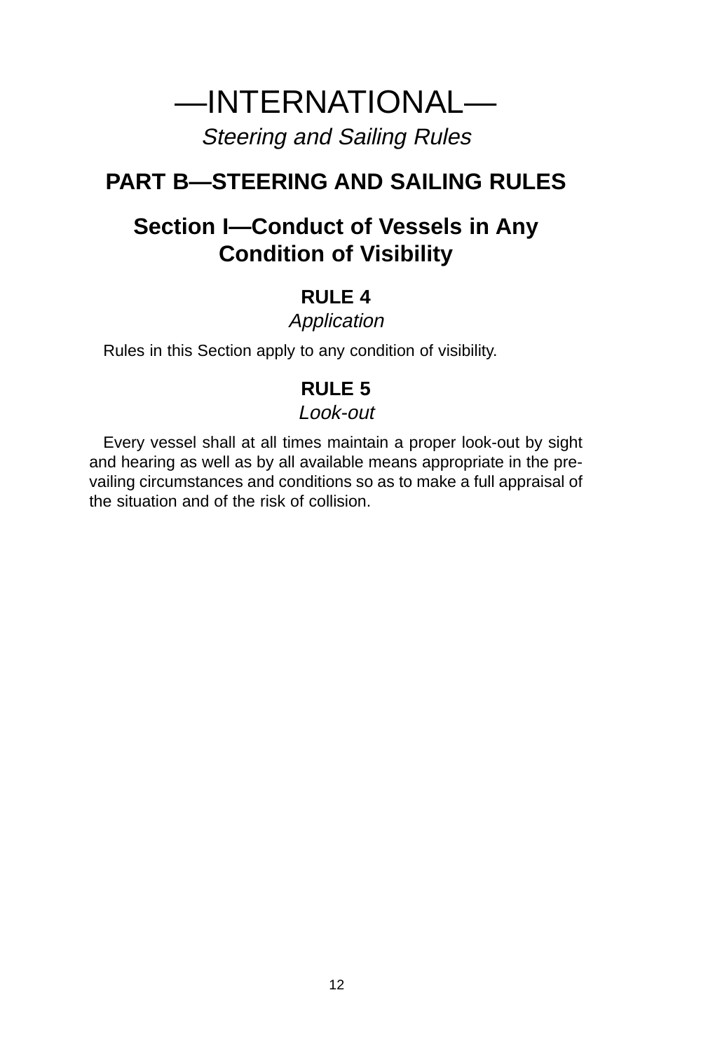# —INTERNATIONAL—

*Steering and Sailing Rules*

## PART B—STEERING AND SAILING RULES

## Section I—Conduct of Vessels in Any Condition of Visibility

### RULE 4

*Application*

Rules in this Section apply to any condition of visibility.

### RULE 5

*Look-out*

Every vessel shall at all times maintain a proper look-out by sight and hearing as well as by all available means appropriate in the prevailing circumstances and conditions so as to make a full appraisal of the situation and of the risk of collision.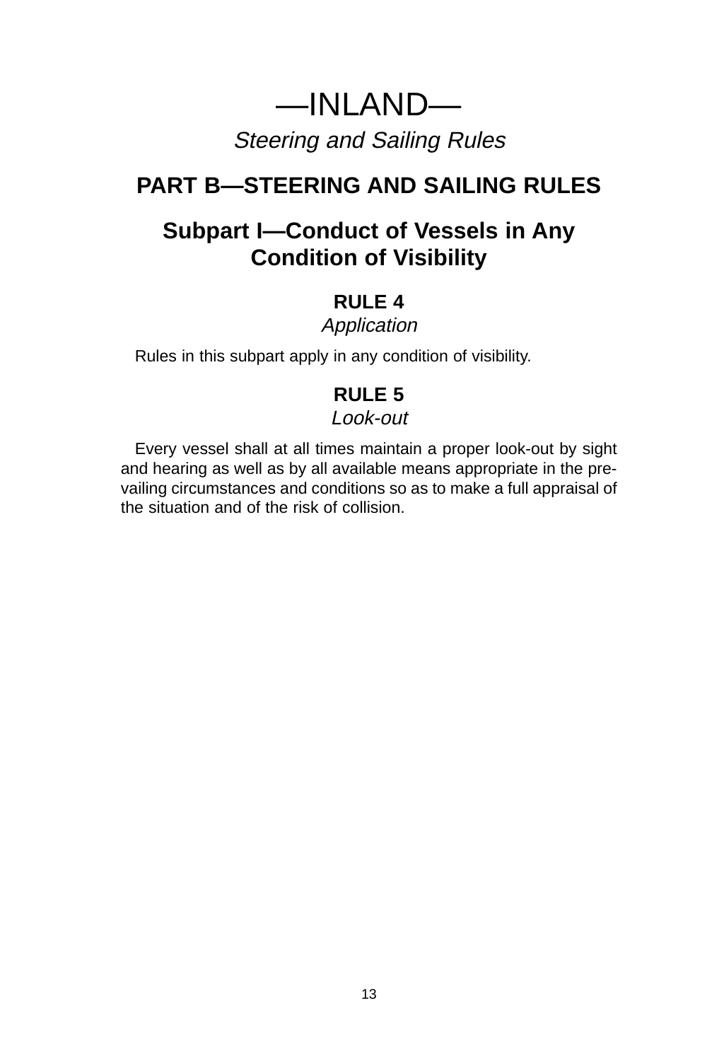# —INLAND—

*Steering and Sailing Rules*

## PART B—STEERING AND SAILING RULES

## Subpart I—Conduct of Vessels in Any Condition of Visibility

### RULE 4

*Application*

Rules in this subpart apply in any condition of visibility.

### RULE 5

*Look-out*

Every vessel shall at all times maintain a proper look-out by sight and hearing as well as by all available means appropriate in the prevailing circumstances and conditions so as to make a full appraisal of the situation and of the risk of collision.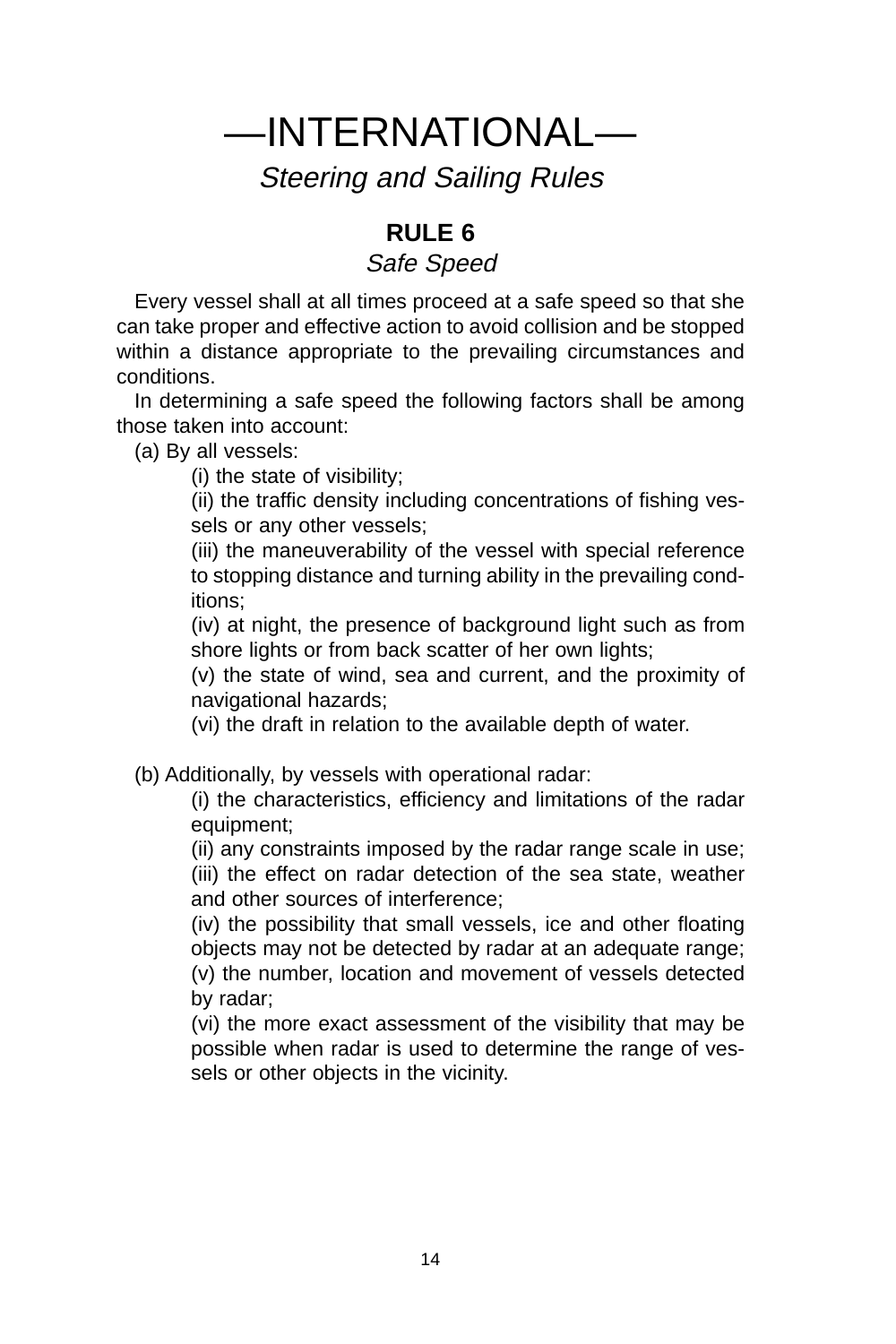# —INTERNATIONAL—

## *Steering and Sailing Rules*

### RULE 6

*Safe Speed*

Every vessel shall at all times proceed at a safe speed so that she can take proper and effective action to avoid collision and be stopped within a distance appropriate to the prevailing circumstances and conditions.

In determining a safe speed the following factors shall be among those taken into account:

(a) By all vessels:

(i) the state of visibility;

(ii) the traffic density including concentrations of fishing vessels or any other vessels;

(iii) the maneuverability of the vessel with special reference to stopping distance and turning ability in the prevailing conditions;

(iv) at night, the presence of background light such as from shore lights or from back scatter of her own lights;

(v) the state of wind, sea and current, and the proximity of navigational hazards;

(vi) the draft in relation to the available depth of water.

(b) Additionally, by vessels with operational radar:

(i) the characteristics, efficiency and limitations of the radar equipment;

(ii) any constraints imposed by the radar range scale in use;

(iii) the effect on radar detection of the sea state, weather and other sources of interference;

(iv) the possibility that small vessels, ice and other floating objects may not be detected by radar at an adequate range;

(v) the number, location and movement of vessels detected by radar;

(vi) the more exact assessment of the visibility that may be possible when radar is used to determine the range of vessels or other objects in the vicinity.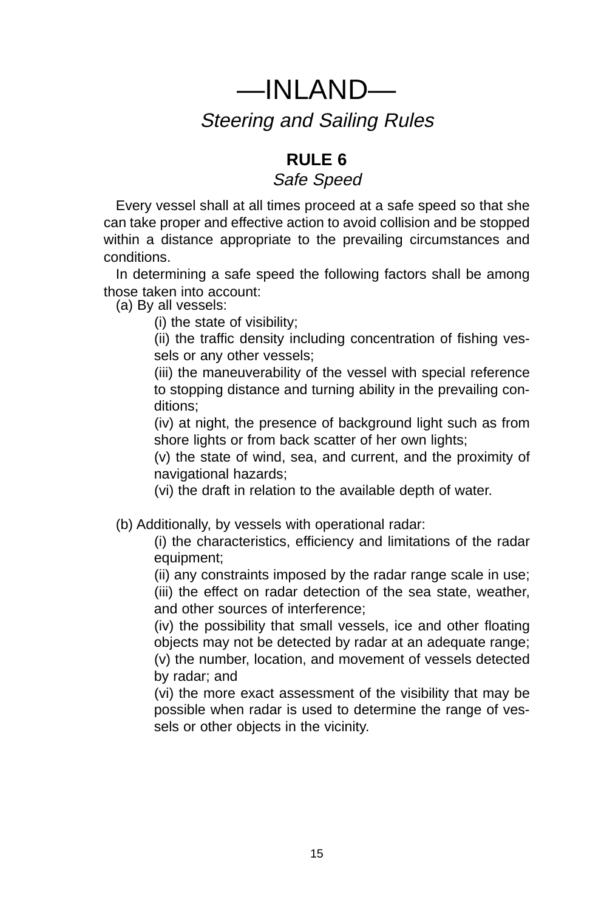# —INLAND—

## *Steering and Sailing Rules*

### RULE 6

*Safe Speed*

Every vessel shall at all times proceed at a safe speed so that she can take proper and effective action to avoid collision and be stopped within a distance appropriate to the prevailing circumstances and conditions.

In determining a safe speed the following factors shall be among those taken into account:

(a) By all vessels:

(i) the state of visibility;

(ii) the traffic density including concentration of fishing vessels or any other vessels;

(iii) the maneuverability of the vessel with special reference to stopping distance and turning ability in the prevailing conditions;

(iv) at night, the presence of background light such as from shore lights or from back scatter of her own lights;

(v) the state of wind, sea, and current, and the proximity of navigational hazards;

(vi) the draft in relation to the available depth of water.

(b) Additionally, by vessels with operational radar:

(i) the characteristics, efficiency and limitations of the radar equipment;

(ii) any constraints imposed by the radar range scale in use;

(iii) the effect on radar detection of the sea state, weather, and other sources of interference;

(iv) the possibility that small vessels, ice and other floating objects may not be detected by radar at an adequate range;

(v) the number, location, and movement of vessels detected by radar; and

(vi) the more exact assessment of the visibility that may be possible when radar is used to determine the range of vessels or other objects in the vicinity.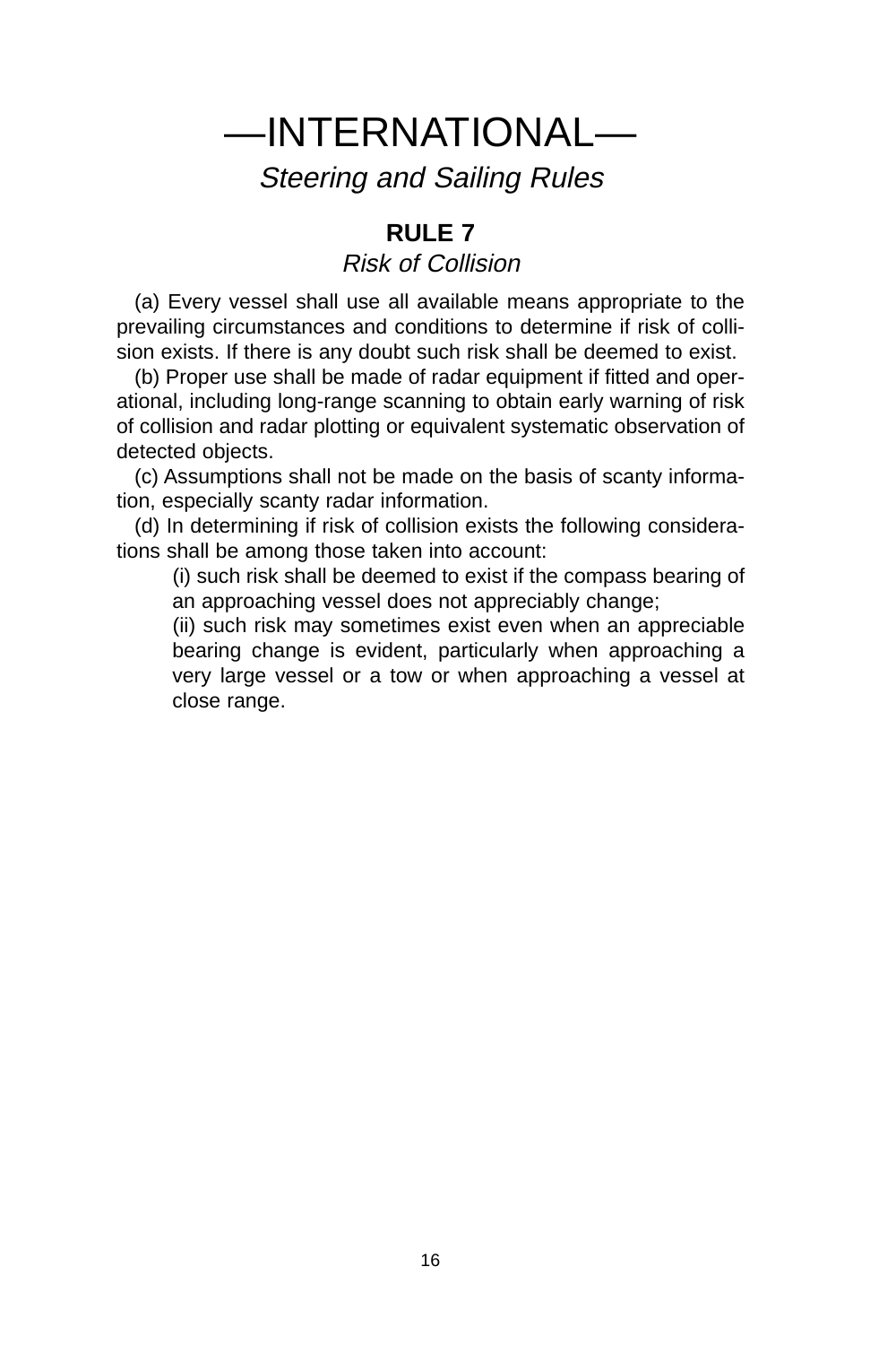# —INTERNATIONAL—

*Steering and Sailing Rules*

## RULE 7

*Risk of Collision*

(a) Every vessel shall use all available means appropriate to the prevailing circumstances and conditions to determine if risk of collision exists. If there is any doubt such risk shall be deemed to exist.

(b) Proper use shall be made of radar equipment if fitted and operational, including long-range scanning to obtain early warning of risk of collision and radar plotting or equivalent systematic observation of detected objects.

(c) Assumptions shall not be made on the basis of scanty information, especially scanty radar information.

(d) In determining if risk of collision exists the following considerations shall be among those taken into account:

(i) such risk shall be deemed to exist if the compass bearing of an approaching vessel does not appreciably change;

(ii) such risk may sometimes exist even when an appreciable bearing change is evident, particularly when approaching a very large vessel or a tow or when approaching a vessel at close range.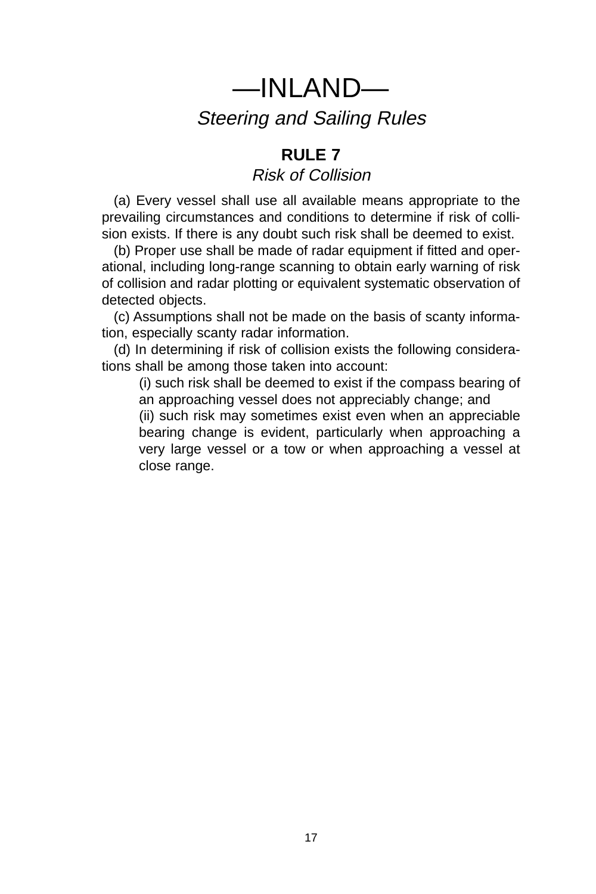# —INLAND—

## *Steering and Sailing Rules*

### RULE 7

*Risk of Collision*

(a) Every vessel shall use all available means appropriate to the prevailing circumstances and conditions to determine if risk of collision exists. If there is any doubt such risk shall be deemed to exist.

(b) Proper use shall be made of radar equipment if fitted and operational, including long-range scanning to obtain early warning of risk of collision and radar plotting or equivalent systematic observation of detected objects.

(c) Assumptions shall not be made on the basis of scanty information, especially scanty radar information.

(d) In determining if risk of collision exists the following considerations shall be among those taken into account:

(i) such risk shall be deemed to exist if the compass bearing of an approaching vessel does not appreciably change; and

(ii) such risk may sometimes exist even when an appreciable bearing change is evident, particularly when approaching a very large vessel or a tow or when approaching a vessel at close range.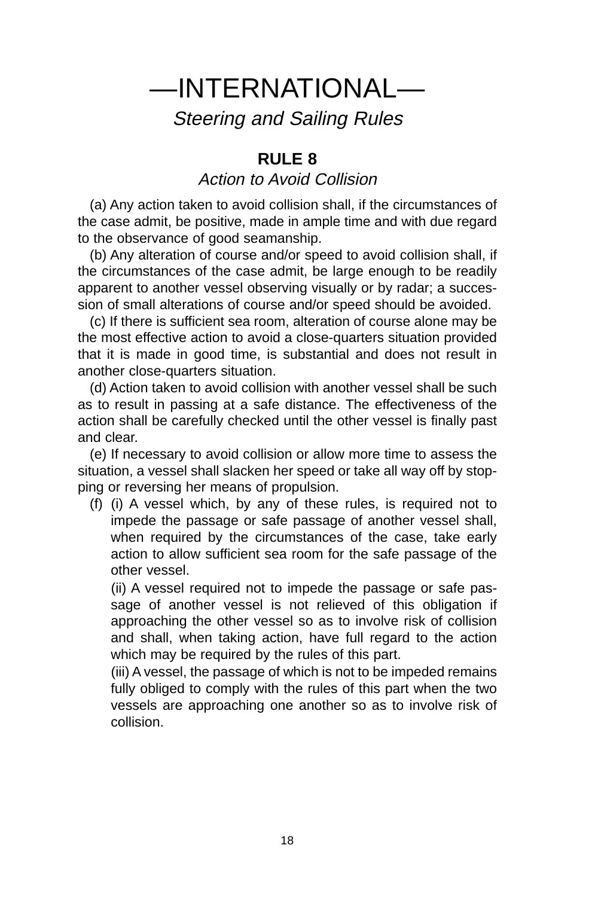# —INTERNATIONAL—

*Steering and Sailing Rules*

## RULE 8

*Action to Avoid Collision*

(a) Any action taken to avoid collision shall, if the circumstances of the case admit, be positive, made in ample time and with due regard to the observance of good seamanship.

(b) Any alteration of course and/or speed to avoid collision shall, if the circumstances of the case admit, be large enough to be readily apparent to another vessel observing visually or by radar; a succession of small alterations of course and/or speed should be avoided.

(c) If there is sufficient sea room, alteration of course alone may be the most effective action to avoid a close-quarters situation provided that it is made in good time, is substantial and does not result in another close-quarters situation.

(d) Action taken to avoid collision with another vessel shall be such as to result in passing at a safe distance. The effectiveness of the action shall be carefully checked until the other vessel is finally past and clear.

(e) If necessary to avoid collision or allow more time to assess the situation, a vessel shall slacken her speed or take all way off by stopping or reversing her means of propulsion.

(f) (i) A vessel which, by any of these rules, is required not to impede the passage or safe passage of another vessel shall, when required by the circumstances of the case, take early action to allow sufficient sea room for the safe passage of the other vessel.

(ii) A vessel required not to impede the passage or safe passage of another vessel is not relieved of this obligation if approaching the other vessel so as to involve risk of collision and shall, when taking action, have full regard to the action which may be required by the rules of this part.

(iii) A vessel, the passage of which is not to be impeded remains fully obliged to comply with the rules of this part when the two vessels are approaching one another so as to involve risk of collision.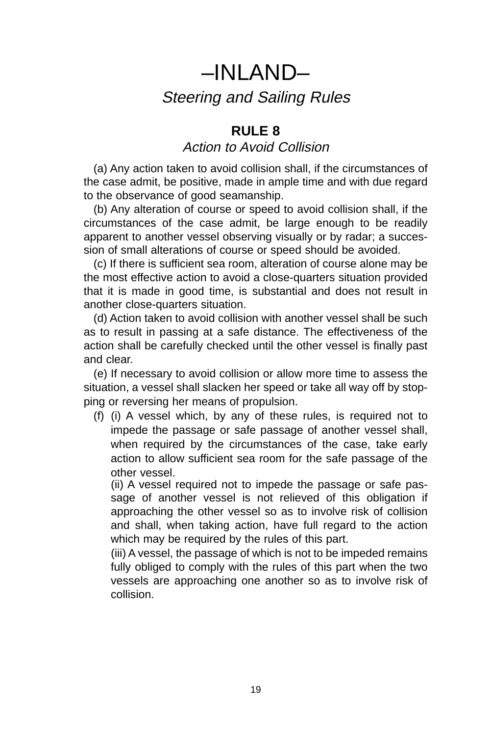# –INLAND–

*Steering and Sailing Rules*

## RULE 8

*Action to Avoid Collision*

(a) Any action taken to avoid collision shall, if the circumstances of the case admit, be positive, made in ample time and with due regard to the observance of good seamanship.

(b) Any alteration of course or speed to avoid collision shall, if the circumstances of the case admit, be large enough to be readily apparent to another vessel observing visually or by radar; a succession of small alterations of course or speed should be avoided.

(c) If there is sufficient sea room, alteration of course alone may be the most effective action to avoid a close-quarters situation provided that it is made in good time, is substantial and does not result in another close-quarters situation.

(d) Action taken to avoid collision with another vessel shall be such as to result in passing at a safe distance. The effectiveness of the action shall be carefully checked until the other vessel is finally past and clear.

(e) If necessary to avoid collision or allow more time to assess the situation, a vessel shall slacken her speed or take all way off by stopping or reversing her means of propulsion.

(f) (i) A vessel which, by any of these rules, is required not to impede the passage or safe passage of another vessel shall, when required by the circumstances of the case, take early action to allow sufficient sea room for the safe passage of the other vessel.

(ii) A vessel required not to impede the passage or safe passage of another vessel is not relieved of this obligation if approaching the other vessel so as to involve risk of collision and shall, when taking action, have full regard to the action which may be required by the rules of this part.

(iii) A vessel, the passage of which is not to be impeded remains fully obliged to comply with the rules of this part when the two vessels are approaching one another so as to involve risk of collision.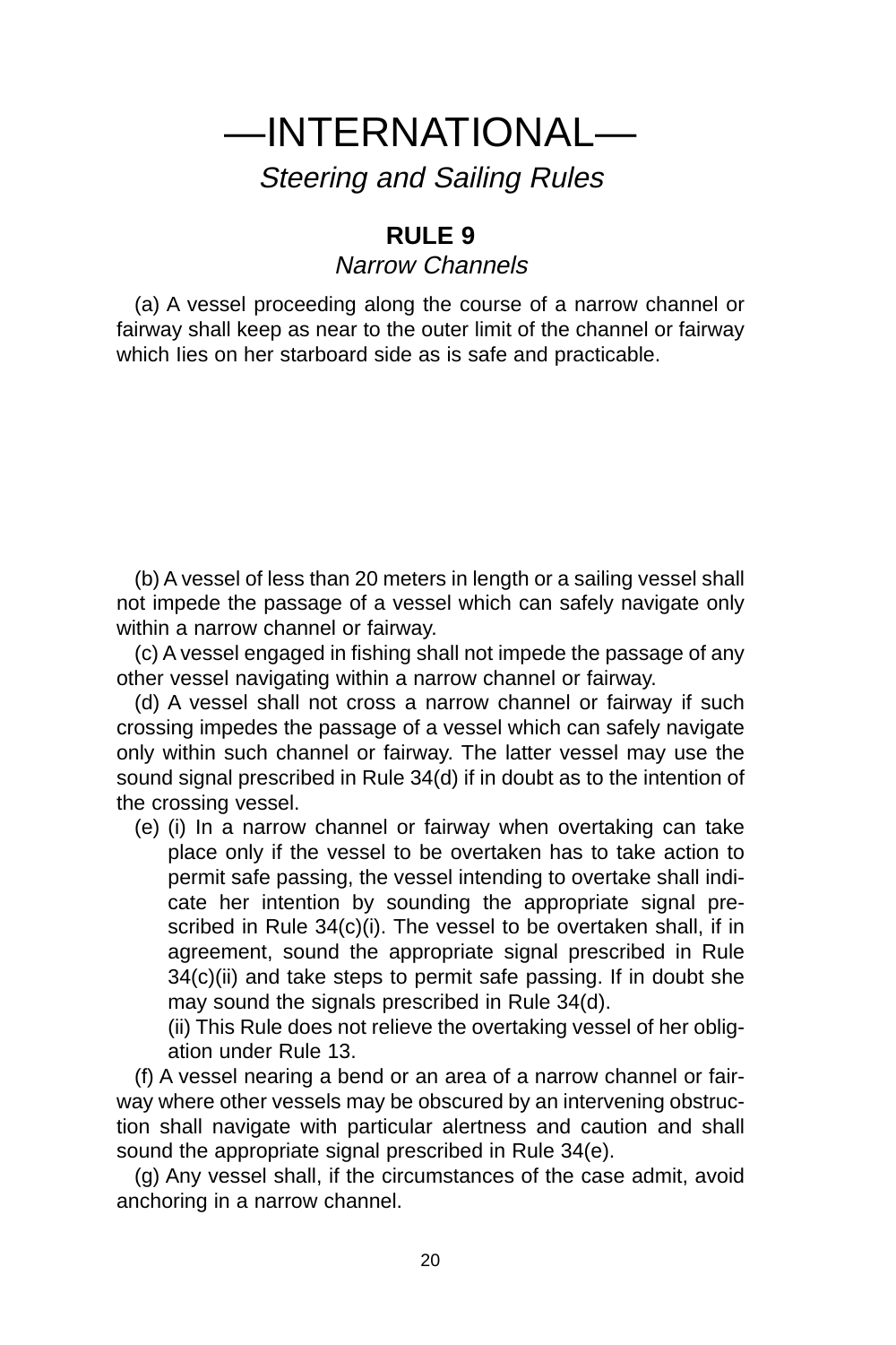# —INTERNATIONAL—

*Steering and Sailing Rules*

## RULE 9

*Narrow Channels*

(a) A vessel proceeding along the course of a narrow channel or fairway shall keep as near to the outer limit of the channel or fairway which lies on her starboard side as is safe and practicable.

(b) A vessel of less than 20 meters in length or a sailing vessel shall not impede the passage of a vessel which can safely navigate only within a narrow channel or fairway.

(c) A vessel engaged in fishing shall not impede the passage of any other vessel navigating within a narrow channel or fairway.

(d) A vessel shall not cross a narrow channel or fairway if such crossing impedes the passage of a vessel which can safely navigate only within such channel or fairway. The latter vessel may use the sound signal prescribed in Rule 34(d) if in doubt as to the intention of the crossing vessel.

(e) (i) In a narrow channel or fairway when overtaking can take place only if the vessel to be overtaken has to take action to permit safe passing, the vessel intending to overtake shall indicate her intention by sounding the appropriate signal prescribed in Rule 34(c)(i). The vessel to be overtaken shall, if in agreement, sound the appropriate signal prescribed in Rule 34(c)(ii) and take steps to permit safe passing. If in doubt she may sound the signals prescribed in Rule 34(d).

(ii) This Rule does not relieve the overtaking vessel of her obligation under Rule 13.

(f) A vessel nearing a bend or an area of a narrow channel or fairway where other vessels may be obscured by an intervening obstruction shall navigate with particular alertness and caution and shall sound the appropriate signal prescribed in Rule 34(e).

(g) Any vessel shall, if the circumstances of the case admit, avoid anchoring in a narrow channel.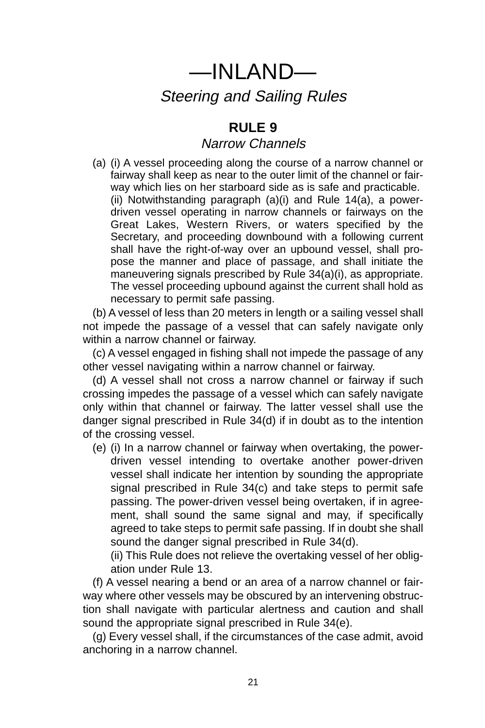# —INLAND—

*Steering and Sailing Rules*

## RULE 9

*Narrow Channels*

(a) (i) A vessel proceeding along the course of a narrow channel or fairway shall keep as near to the outer limit of the channel or fairway which lies on her starboard side as is safe and practicable.

(ii) Notwithstanding paragraph (a)(i) and Rule 14(a), a power-driven vessel operating in narrow channels or fairways on the Great Lakes, Western Rivers, or waters specified by the Secretary, and proceeding downbound with a following current shall have the right-of-way over an upbound vessel, shall propose the manner and place of passage, and shall initiate the maneuvering signals prescribed by Rule 34(a)(i), as appropriate. The vessel proceeding upbound against the current shall hold as necessary to permit safe passing.

(b) A vessel of less than 20 meters in length or a sailing vessel shall not impede the passage of a vessel that can safely navigate only within a narrow channel or fairway.

(c) A vessel engaged in fishing shall not impede the passage of any other vessel navigating within a narrow channel or fairway.

(d) A vessel shall not cross a narrow channel or fairway if such crossing impedes the passage of a vessel which can safely navigate only within that channel or fairway. The latter vessel shall use the danger signal prescribed in Rule 34(d) if in doubt as to the intention of the crossing vessel.

(e) (i) In a narrow channel or fairway when overtaking, the power-driven vessel intending to overtake another power-driven vessel shall indicate her intention by sounding the appropriate signal prescribed in Rule 34(c) and take steps to permit safe passing. The power-driven vessel being overtaken, if in agreement, shall sound the same signal and may, if specifically agreed to take steps to permit safe passing. If in doubt she shall sound the danger signal prescribed in Rule 34(d).

(ii) This Rule does not relieve the overtaking vessel of her obligation under Rule 13.

(f) A vessel nearing a bend or an area of a narrow channel or fairway where other vessels may be obscured by an intervening obstruction shall navigate with particular alertness and caution and shall sound the appropriate signal prescribed in Rule 34(e).

(g) Every vessel shall, if the circumstances of the case admit, avoid anchoring in a narrow channel.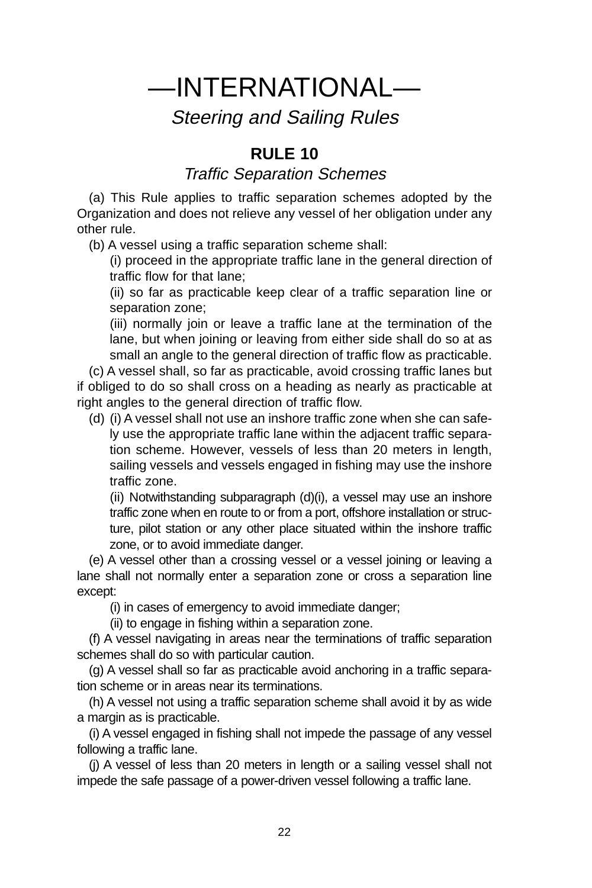# —INTERNATIONAL—

## *Steering and Sailing Rules*

### RULE 10

*Traffic Separation Schemes*

(a) This Rule applies to traffic separation schemes adopted by the Organization and does not relieve any vessel of her obligation under any other rule.

(b) A vessel using a traffic separation scheme shall:

(i) proceed in the appropriate traffic lane in the general direction of traffic flow for that lane;

(ii) so far as practicable keep clear of a traffic separation line or separation zone;

(iii) normally join or leave a traffic lane at the termination of the lane, but when joining or leaving from either side shall do so at as small an angle to the general direction of traffic flow as practicable.

(c) A vessel shall, so far as practicable, avoid crossing traffic lanes but if obliged to do so shall cross on a heading as nearly as practicable at right angles to the general direction of traffic flow.

(d) (i) A vessel shall not use an inshore traffic zone when she can safely use the appropriate traffic lane within the adjacent traffic separation scheme. However, vessels of less than 20 meters in length, sailing vessels and vessels engaged in fishing may use the inshore traffic zone.

(ii) Notwithstanding subparagraph (d)(i), a vessel may use an inshore traffic zone when en route to or from a port, offshore installation or structure, pilot station or any other place situated within the inshore traffic zone, or to avoid immediate danger.

(e) A vessel other than a crossing vessel or a vessel joining or leaving a lane shall not normally enter a separation zone or cross a separation line except:

(i) in cases of emergency to avoid immediate danger;

(ii) to engage in fishing within a separation zone.

(f) A vessel navigating in areas near the terminations of traffic separation schemes shall do so with particular caution.

(g) A vessel shall so far as practicable avoid anchoring in a traffic separation scheme or in areas near its terminations.

(h) A vessel not using a traffic separation scheme shall avoid it by as wide a margin as is practicable.

(i) A vessel engaged in fishing shall not impede the passage of any vessel following a traffic lane.

(j) A vessel of less than 20 meters in length or a sailing vessel shall not impede the safe passage of a power-driven vessel following a traffic lane.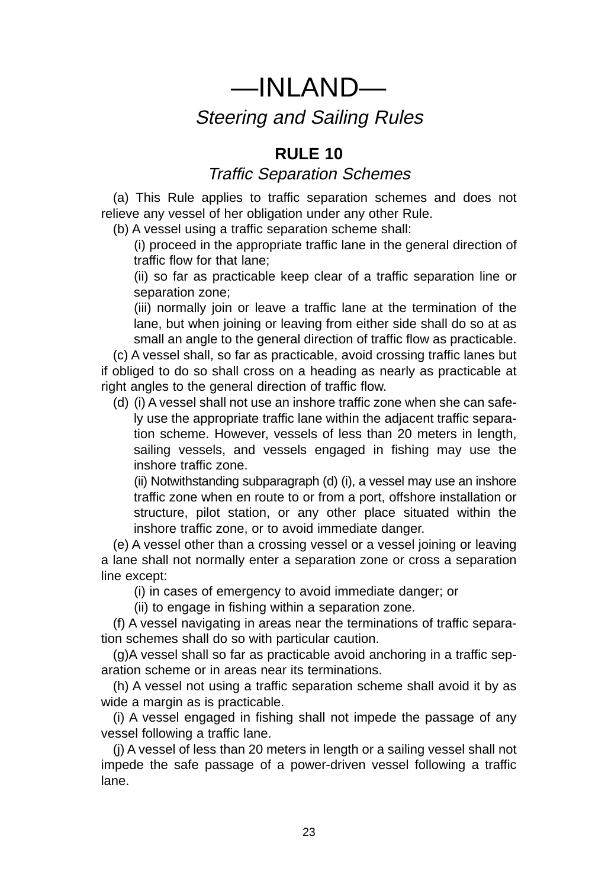# —INLAND—

## *Steering and Sailing Rules*

### RULE 10

*Traffic Separation Schemes*

(a) This Rule applies to traffic separation schemes and does not relieve any vessel of her obligation under any other Rule.

(b) A vessel using a traffic separation scheme shall:

(i) proceed in the appropriate traffic lane in the general direction of traffic flow for that lane;

(ii) so far as practicable keep clear of a traffic separation line or separation zone;

(iii) normally join or leave a traffic lane at the termination of the lane, but when joining or leaving from either side shall do so at as small an angle to the general direction of traffic flow as practicable.

(c) A vessel shall, so far as practicable, avoid crossing traffic lanes but if obliged to do so shall cross on a heading as nearly as practicable at right angles to the general direction of traffic flow.

(d) (i) A vessel shall not use an inshore traffic zone when she can safely use the appropriate traffic lane within the adjacent traffic separation scheme. However, vessels of less than 20 meters in length, sailing vessels, and vessels engaged in fishing may use the inshore traffic zone.

(ii) Notwithstanding subparagraph (d) (i), a vessel may use an inshore traffic zone when en route to or from a port, offshore installation or structure, pilot station, or any other place situated within the inshore traffic zone, or to avoid immediate danger.

(e) A vessel other than a crossing vessel or a vessel joining or leaving a lane shall not normally enter a separation zone or cross a separation line except:

(i) in cases of emergency to avoid immediate danger; or

(ii) to engage in fishing within a separation zone.

(f) A vessel navigating in areas near the terminations of traffic separation schemes shall do so with particular caution.

(g)A vessel shall so far as practicable avoid anchoring in a traffic separation scheme or in areas near its terminations.

(h) A vessel not using a traffic separation scheme shall avoid it by as wide a margin as is practicable.

(i) A vessel engaged in fishing shall not impede the passage of any vessel following a traffic lane.

(j) A vessel of less than 20 meters in length or a sailing vessel shall not impede the safe passage of a power-driven vessel following a traffic lane.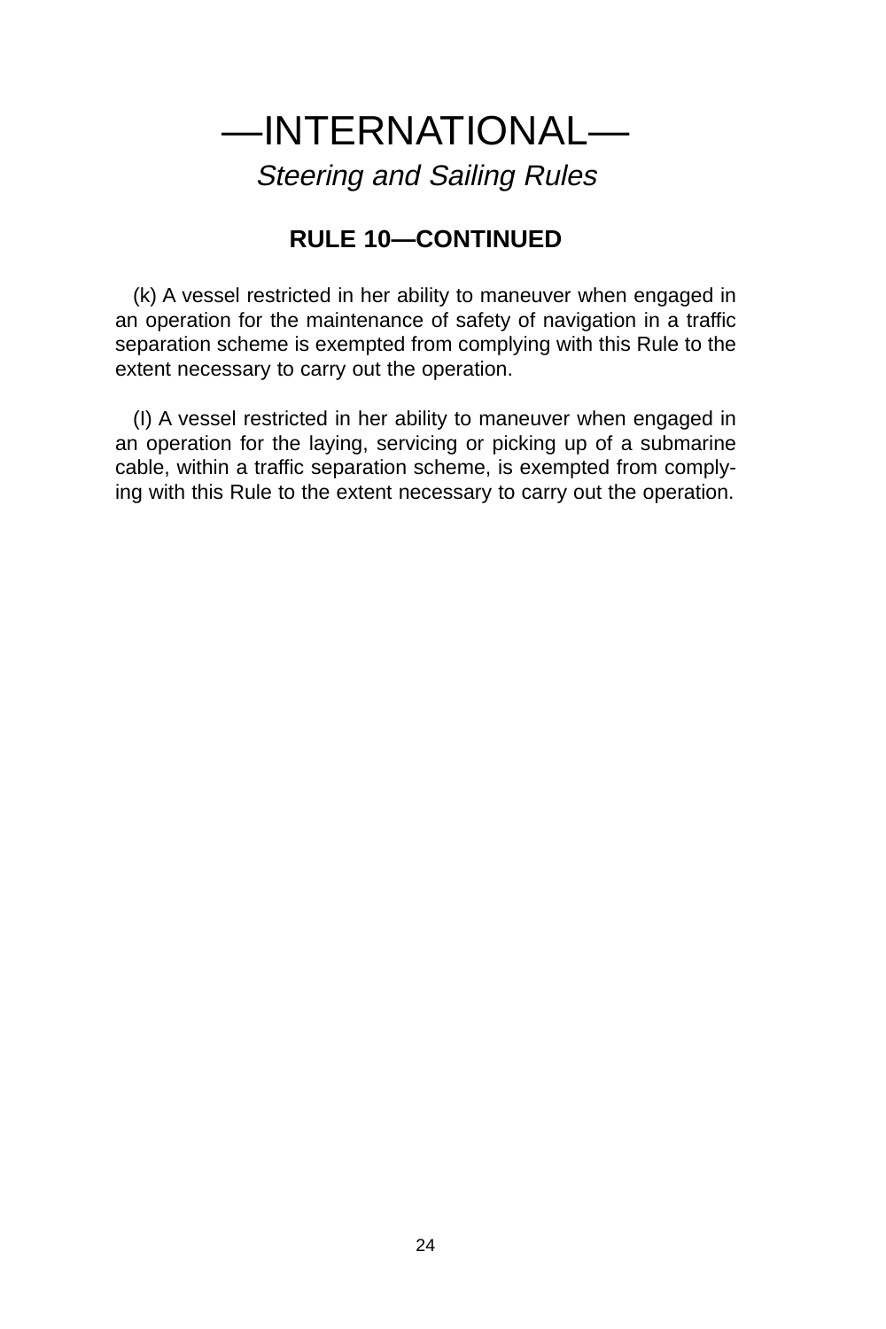# —INTERNATIONAL—

*Steering and Sailing Rules*

## RULE 10—CONTINUED

(k) A vessel restricted in her ability to maneuver when engaged in an operation for the maintenance of safety of navigation in a traffic separation scheme is exempted from complying with this Rule to the extent necessary to carry out the operation.

(l) A vessel restricted in her ability to maneuver when engaged in an operation for the laying, servicing or picking up of a submarine cable, within a traffic separation scheme, is exempted from complying with this Rule to the extent necessary to carry out the operation.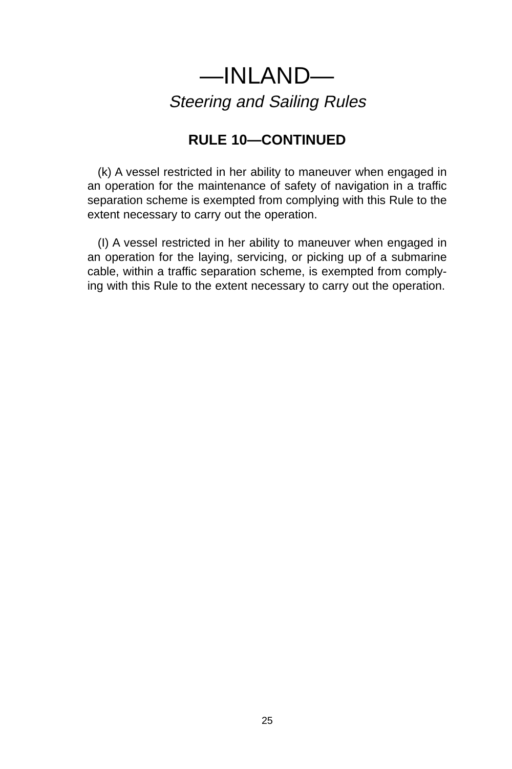# —INLAND—

*Steering and Sailing Rules*

## RULE 10—CONTINUED

(k) A vessel restricted in her ability to maneuver when engaged in an operation for the maintenance of safety of navigation in a traffic separation scheme is exempted from complying with this Rule to the extent necessary to carry out the operation.

(l) A vessel restricted in her ability to maneuver when engaged in an operation for the laying, servicing, or picking up of a submarine cable, within a traffic separation scheme, is exempted from complying with this Rule to the extent necessary to carry out the operation.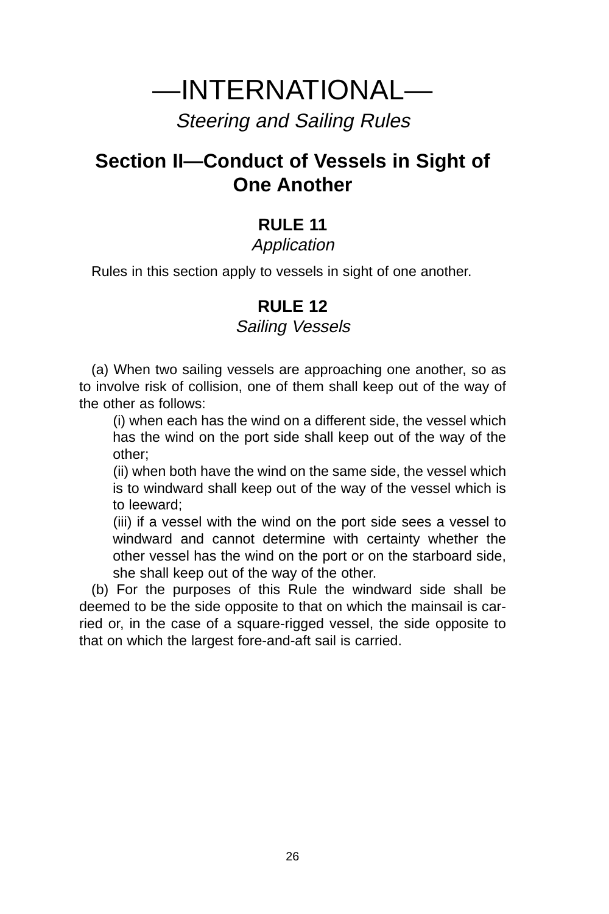# —INTERNATIONAL—

*Steering and Sailing Rules*

## Section II—Conduct of Vessels in Sight of One Another

### RULE 11

*Application*

Rules in this section apply to vessels in sight of one another.

### RULE 12

*Sailing Vessels*

(a) When two sailing vessels are approaching one another, so as to involve risk of collision, one of them shall keep out of the way of the other as follows:

(i) when each has the wind on a different side, the vessel which has the wind on the port side shall keep out of the way of the other;

(ii) when both have the wind on the same side, the vessel which is to windward shall keep out of the way of the vessel which is to leeward;

(iii) if a vessel with the wind on the port side sees a vessel to windward and cannot determine with certainty whether the other vessel has the wind on the port or on the starboard side, she shall keep out of the way of the other.

(b) For the purposes of this Rule the windward side shall be deemed to be the side opposite to that on which the mainsail is carried or, in the case of a square-rigged vessel, the side opposite to that on which the largest fore-and-aft sail is carried.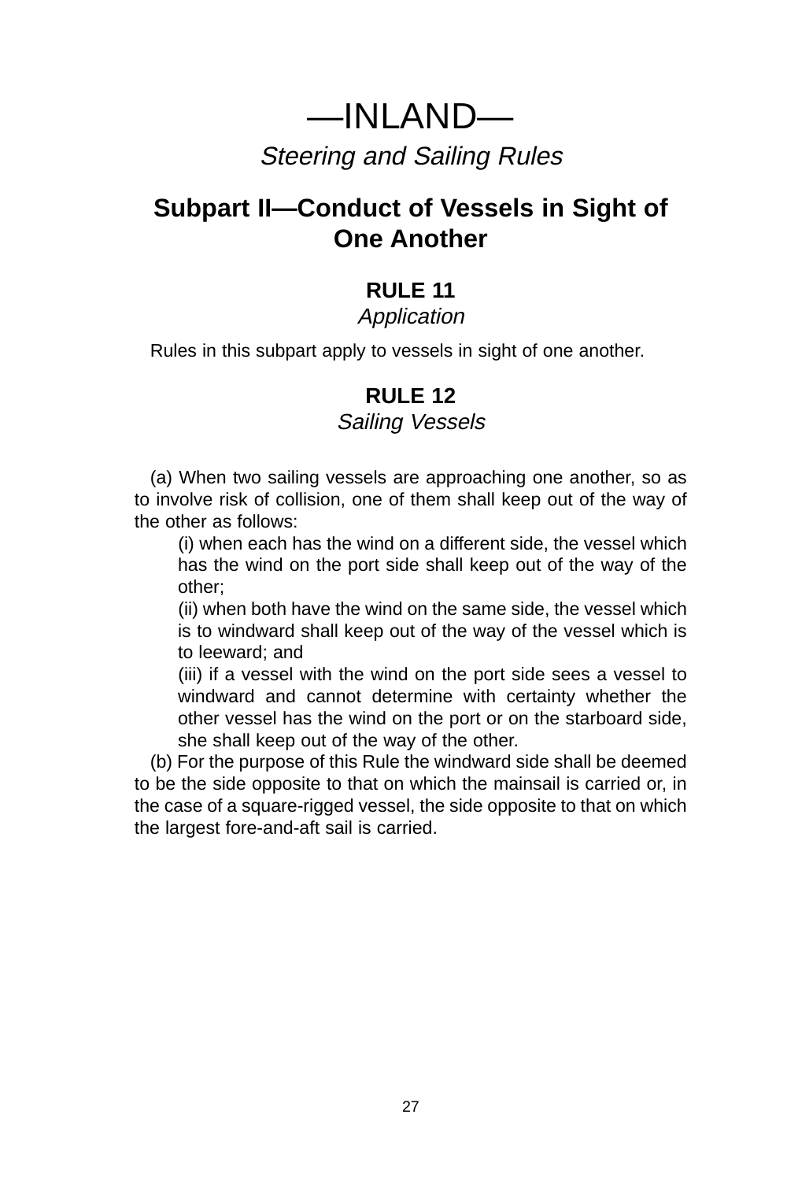# —INLAND—

*Steering and Sailing Rules*

## Subpart II—Conduct of Vessels in Sight of One Another

### RULE 11

*Application*

Rules in this subpart apply to vessels in sight of one another.

### RULE 12

*Sailing Vessels*

(a) When two sailing vessels are approaching one another, so as to involve risk of collision, one of them shall keep out of the way of the other as follows:

- (i) when each has the wind on a different side, the vessel which has the wind on the port side shall keep out of the way of the other;
- (ii) when both have the wind on the same side, the vessel which is to windward shall keep out of the way of the vessel which is to leeward; and
- (iii) if a vessel with the wind on the port side sees a vessel to windward and cannot determine with certainty whether the other vessel has the wind on the port or on the starboard side, she shall keep out of the way of the other.

(b) For the purpose of this Rule the windward side shall be deemed to be the side opposite to that on which the mainsail is carried or, in the case of a square-rigged vessel, the side opposite to that on which the largest fore-and-aft sail is carried.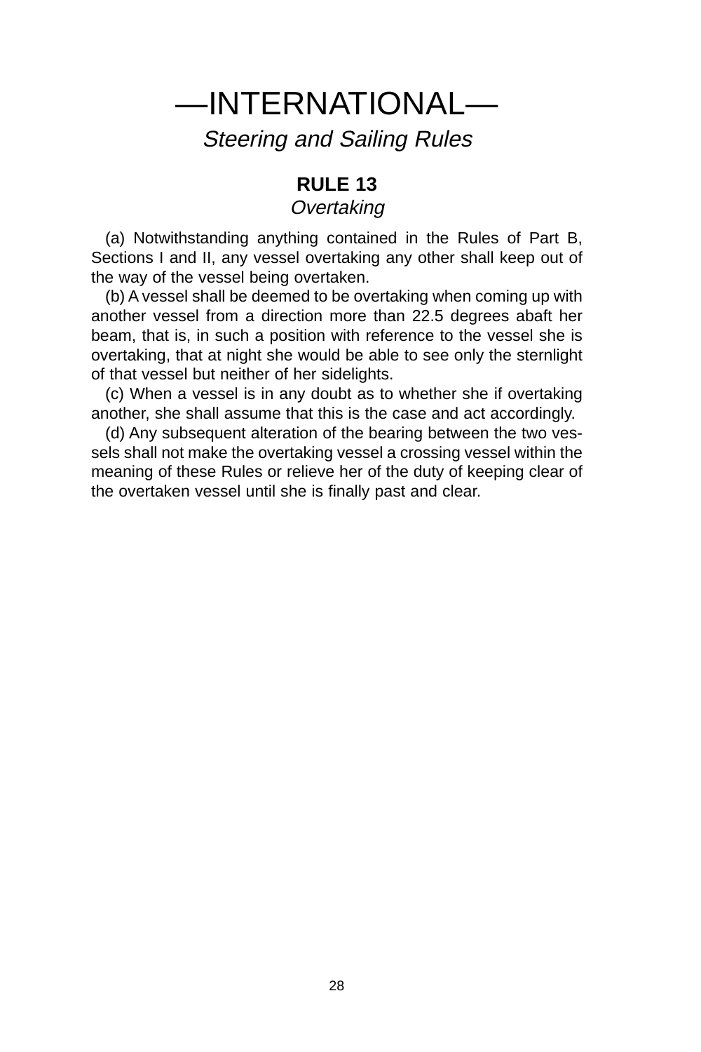# —INTERNATIONAL—

*Steering and Sailing Rules*

## RULE 13

*Overtaking*

(a) Notwithstanding anything contained in the Rules of Part B, Sections I and II, any vessel overtaking any other shall keep out of the way of the vessel being overtaken.

(b) A vessel shall be deemed to be overtaking when coming up with another vessel from a direction more than 22.5 degrees abaft her beam, that is, in such a position with reference to the vessel she is overtaking, that at night she would be able to see only the sternlight of that vessel but neither of her sidelights.

(c) When a vessel is in any doubt as to whether she if overtaking another, she shall assume that this is the case and act accordingly.

(d) Any subsequent alteration of the bearing between the two vessels shall not make the overtaking vessel a crossing vessel within the meaning of these Rules or relieve her of the duty of keeping clear of the overtaken vessel until she is finally past and clear.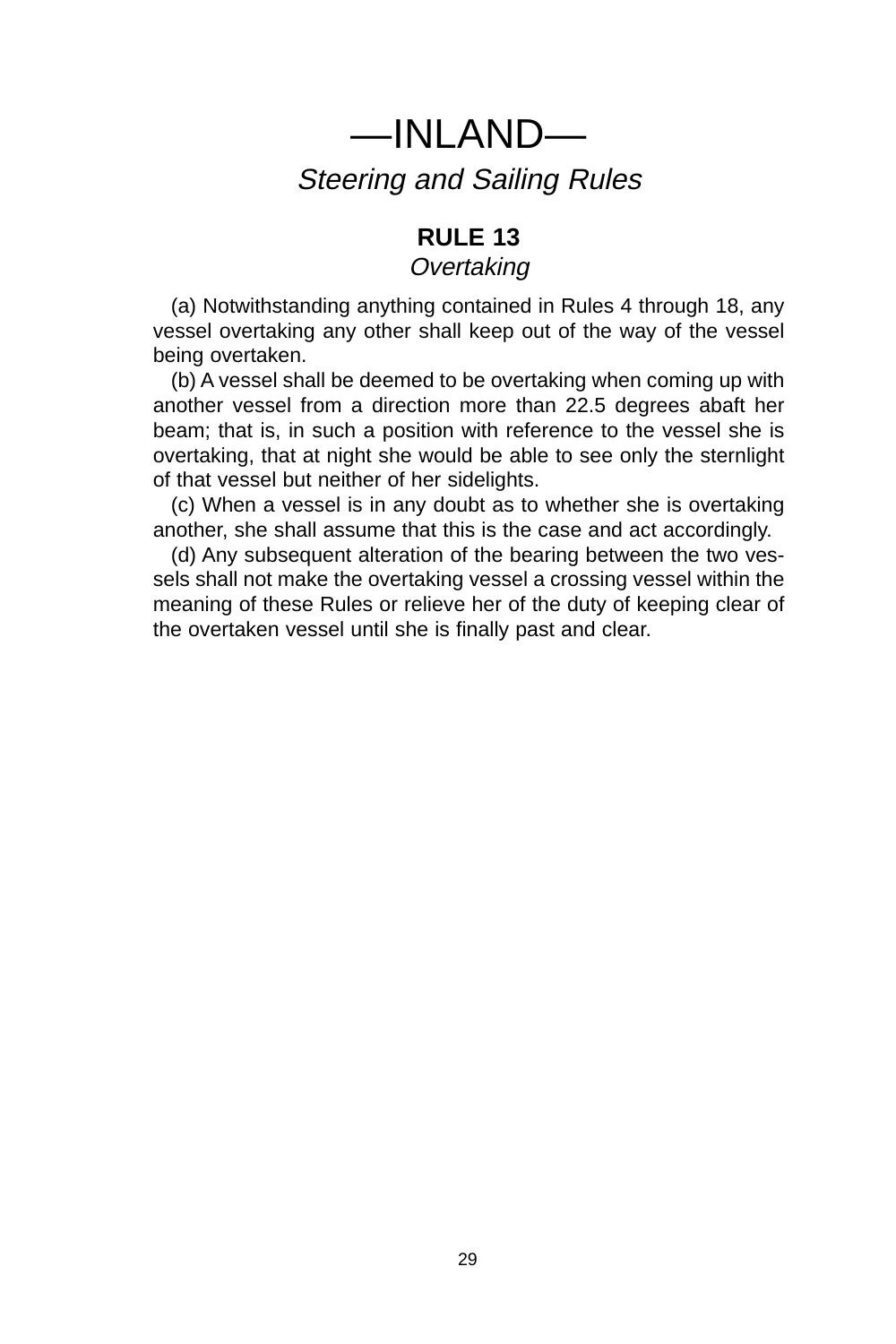# —INLAND—

*Steering and Sailing Rules*

## RULE 13

*Overtaking*

(a) Notwithstanding anything contained in Rules 4 through 18, any vessel overtaking any other shall keep out of the way of the vessel being overtaken.

(b) A vessel shall be deemed to be overtaking when coming up with another vessel from a direction more than 22.5 degrees abaft her beam; that is, in such a position with reference to the vessel she is overtaking, that at night she would be able to see only the sternlight of that vessel but neither of her sidelights.

(c) When a vessel is in any doubt as to whether she is overtaking another, she shall assume that this is the case and act accordingly.

(d) Any subsequent alteration of the bearing between the two vessels shall not make the overtaking vessel a crossing vessel within the meaning of these Rules or relieve her of the duty of keeping clear of the overtaken vessel until she is finally past and clear.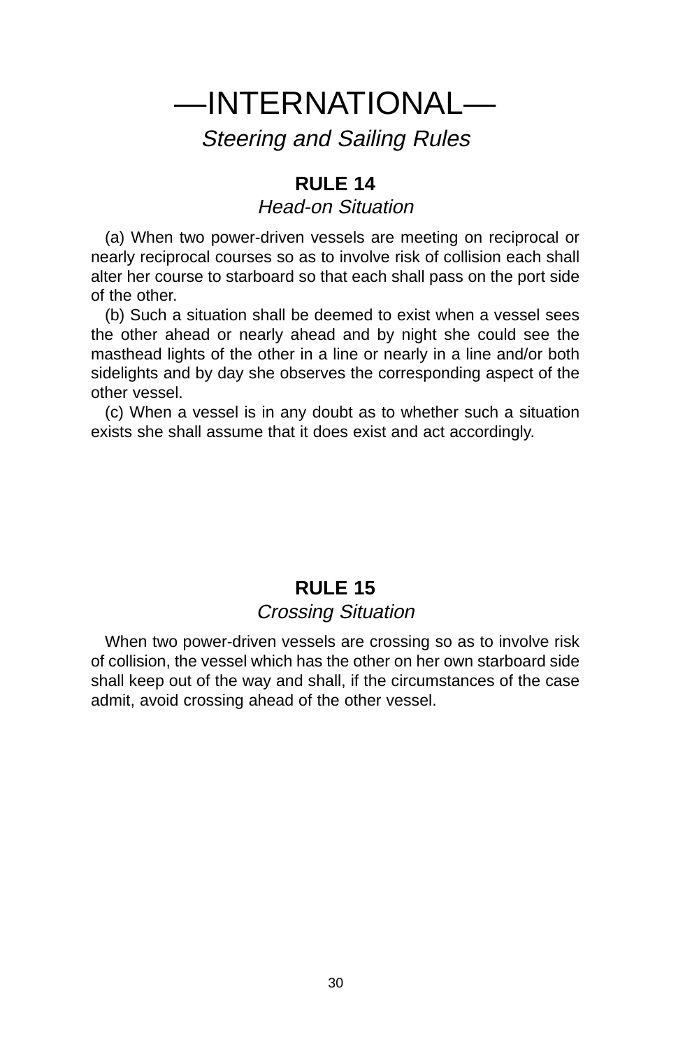# —INTERNATIONAL—

## *Steering and Sailing Rules*

### RULE 14

*Head-on Situation*

(a) When two power-driven vessels are meeting on reciprocal or nearly reciprocal courses so as to involve risk of collision each shall alter her course to starboard so that each shall pass on the port side of the other.

(b) Such a situation shall be deemed to exist when a vessel sees the other ahead or nearly ahead and by night she could see the masthead lights of the other in a line or nearly in a line and/or both sidelights and by day she observes the corresponding aspect of the other vessel.

(c) When a vessel is in any doubt as to whether such a situation exists she shall assume that it does exist and act accordingly.

### RULE 15

*Crossing Situation*

When two power-driven vessels are crossing so as to involve risk of collision, the vessel which has the other on her own starboard side shall keep out of the way and shall, if the circumstances of the case admit, avoid crossing ahead of the other vessel.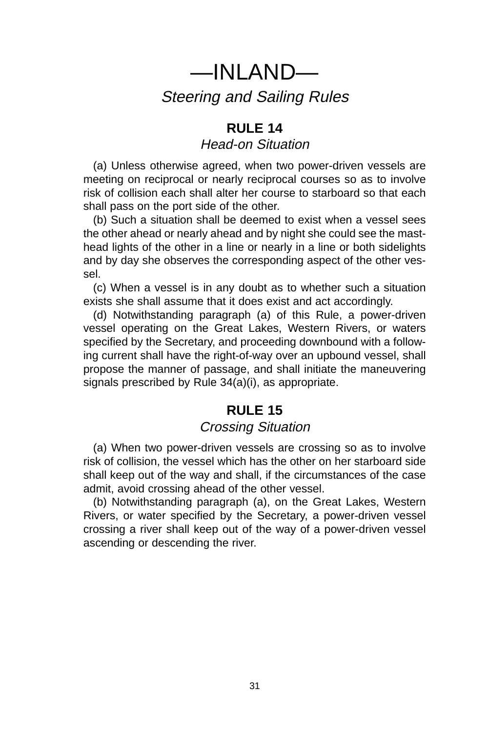# —INLAND—

*Steering and Sailing Rules*

## RULE 14

*Head-on Situation*

(a) Unless otherwise agreed, when two power-driven vessels are meeting on reciprocal or nearly reciprocal courses so as to involve risk of collision each shall alter her course to starboard so that each shall pass on the port side of the other.

(b) Such a situation shall be deemed to exist when a vessel sees the other ahead or nearly ahead and by night she could see the masthead lights of the other in a line or nearly in a line or both sidelights and by day she observes the corresponding aspect of the other vessel.

(c) When a vessel is in any doubt as to whether such a situation exists she shall assume that it does exist and act accordingly.

(d) Notwithstanding paragraph (a) of this Rule, a power-driven vessel operating on the Great Lakes, Western Rivers, or waters specified by the Secretary, and proceeding downbound with a following current shall have the right-of-way over an upbound vessel, shall propose the manner of passage, and shall initiate the maneuvering signals prescribed by Rule 34(a)(i), as appropriate.

## RULE 15

*Crossing Situation*

(a) When two power-driven vessels are crossing so as to involve risk of collision, the vessel which has the other on her starboard side shall keep out of the way and shall, if the circumstances of the case admit, avoid crossing ahead of the other vessel.

(b) Notwithstanding paragraph (a), on the Great Lakes, Western Rivers, or water specified by the Secretary, a power-driven vessel crossing a river shall keep out of the way of a power-driven vessel ascending or descending the river.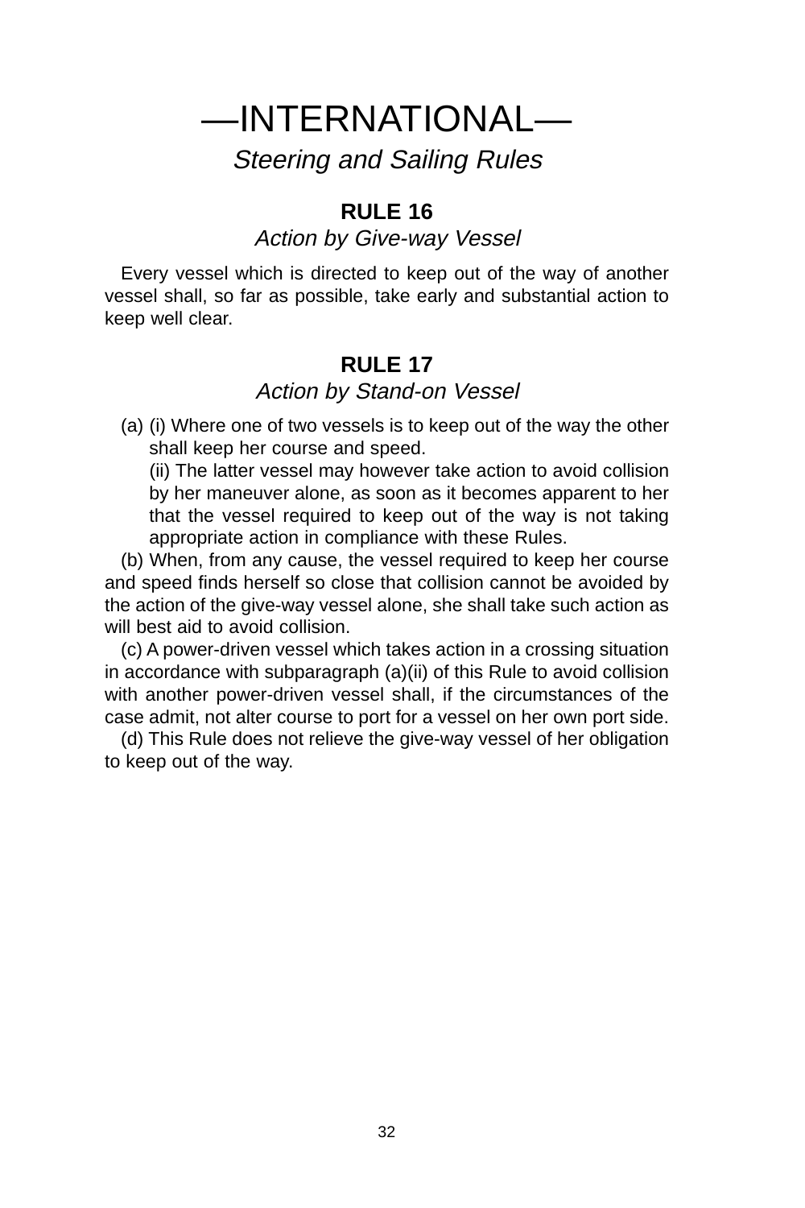# —INTERNATIONAL—

*Steering and Sailing Rules*

## RULE 16

*Action by Give-way Vessel*

Every vessel which is directed to keep out of the way of another vessel shall, so far as possible, take early and substantial action to keep well clear.

## RULE 17

*Action by Stand-on Vessel*

(a) (i) Where one of two vessels is to keep out of the way the other shall keep her course and speed.

(ii) The latter vessel may however take action to avoid collision by her maneuver alone, as soon as it becomes apparent to her that the vessel required to keep out of the way is not taking appropriate action in compliance with these Rules.

(b) When, from any cause, the vessel required to keep her course and speed finds herself so close that collision cannot be avoided by the action of the give-way vessel alone, she shall take such action as will best aid to avoid collision.

(c) A power-driven vessel which takes action in a crossing situation in accordance with subparagraph (a)(ii) of this Rule to avoid collision with another power-driven vessel shall, if the circumstances of the case admit, not alter course to port for a vessel on her own port side.

(d) This Rule does not relieve the give-way vessel of her obligation to keep out of the way.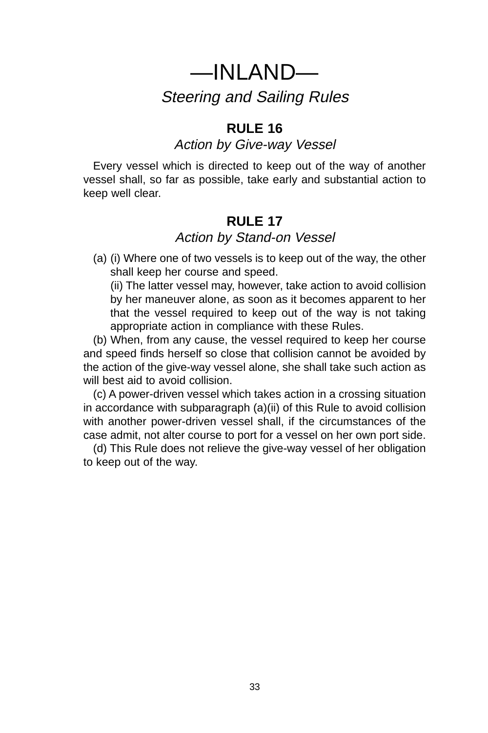# —INLAND—

## *Steering and Sailing Rules*

### RULE 16

*Action by Give-way Vessel*

Every vessel which is directed to keep out of the way of another vessel shall, so far as possible, take early and substantial action to keep well clear.

### RULE 17

*Action by Stand-on Vessel*

(a) (i) Where one of two vessels is to keep out of the way, the other shall keep her course and speed.

(ii) The latter vessel may, however, take action to avoid collision by her maneuver alone, as soon as it becomes apparent to her that the vessel required to keep out of the way is not taking appropriate action in compliance with these Rules.

(b) When, from any cause, the vessel required to keep her course and speed finds herself so close that collision cannot be avoided by the action of the give-way vessel alone, she shall take such action as will best aid to avoid collision.

(c) A power-driven vessel which takes action in a crossing situation in accordance with subparagraph (a)(ii) of this Rule to avoid collision with another power-driven vessel shall, if the circumstances of the case admit, not alter course to port for a vessel on her own port side.

(d) This Rule does not relieve the give-way vessel of her obligation to keep out of the way.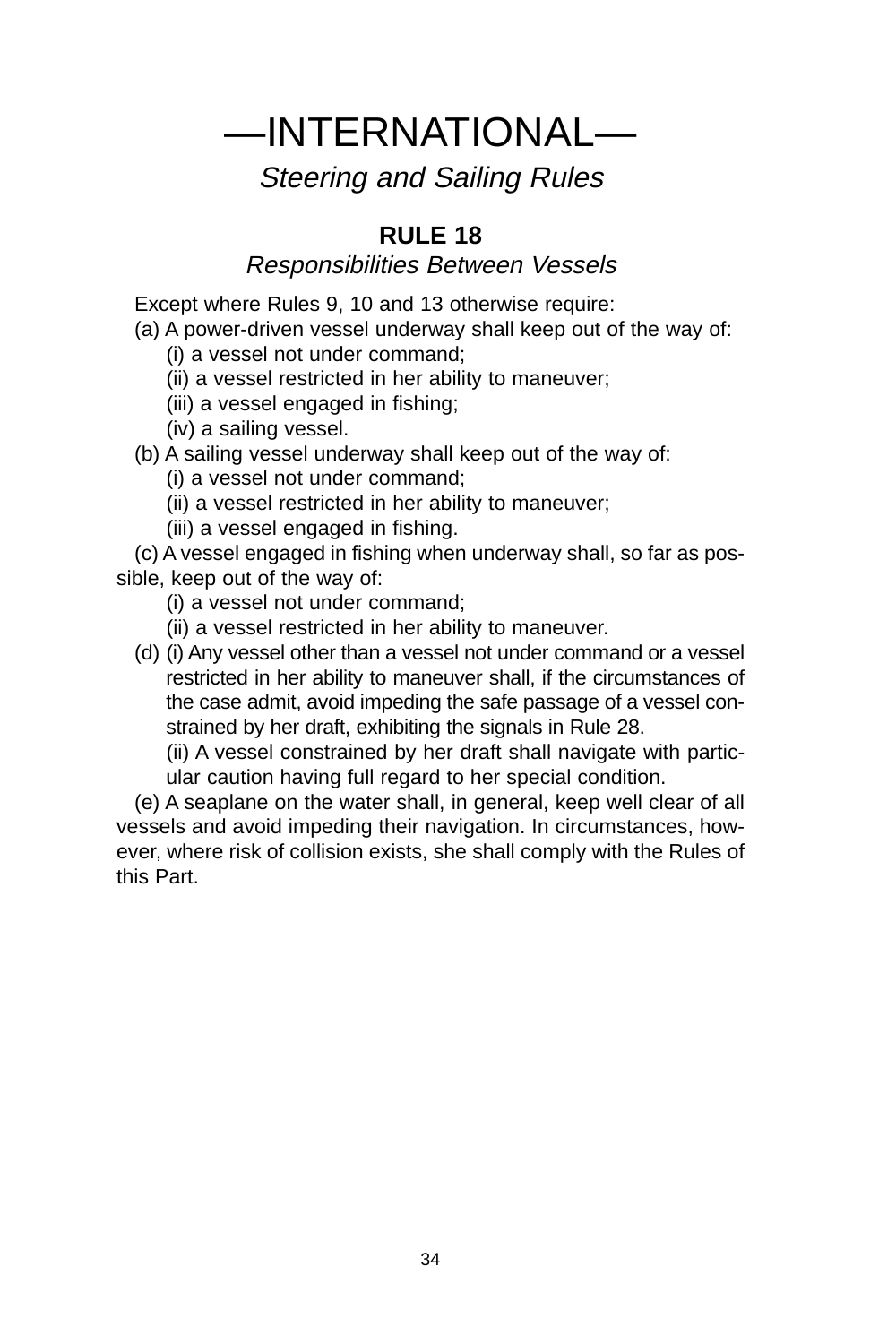# —INTERNATIONAL—

## *Steering and Sailing Rules*

### RULE 18

*Responsibilities Between Vessels*

Except where Rules 9, 10 and 13 otherwise require:

(a) A power-driven vessel underway shall keep out of the way of:

- (i) a vessel not under command;
- (ii) a vessel restricted in her ability to maneuver;
- (iii) a vessel engaged in fishing;
- (iv) a sailing vessel.

(b) A sailing vessel underway shall keep out of the way of:

- (i) a vessel not under command;
- (ii) a vessel restricted in her ability to maneuver;
- (iii) a vessel engaged in fishing.

(c) A vessel engaged in fishing when underway shall, so far as possible, keep out of the way of:

- (i) a vessel not under command;
- (ii) a vessel restricted in her ability to maneuver.

(d) (i) Any vessel other than a vessel not under command or a vessel restricted in her ability to maneuver shall, if the circumstances of the case admit, avoid impeding the safe passage of a vessel constrained by her draft, exhibiting the signals in Rule 28.

(ii) A vessel constrained by her draft shall navigate with particular caution having full regard to her special condition.

(e) A seaplane on the water shall, in general, keep well clear of all vessels and avoid impeding their navigation. In circumstances, however, where risk of collision exists, she shall comply with the Rules of this Part.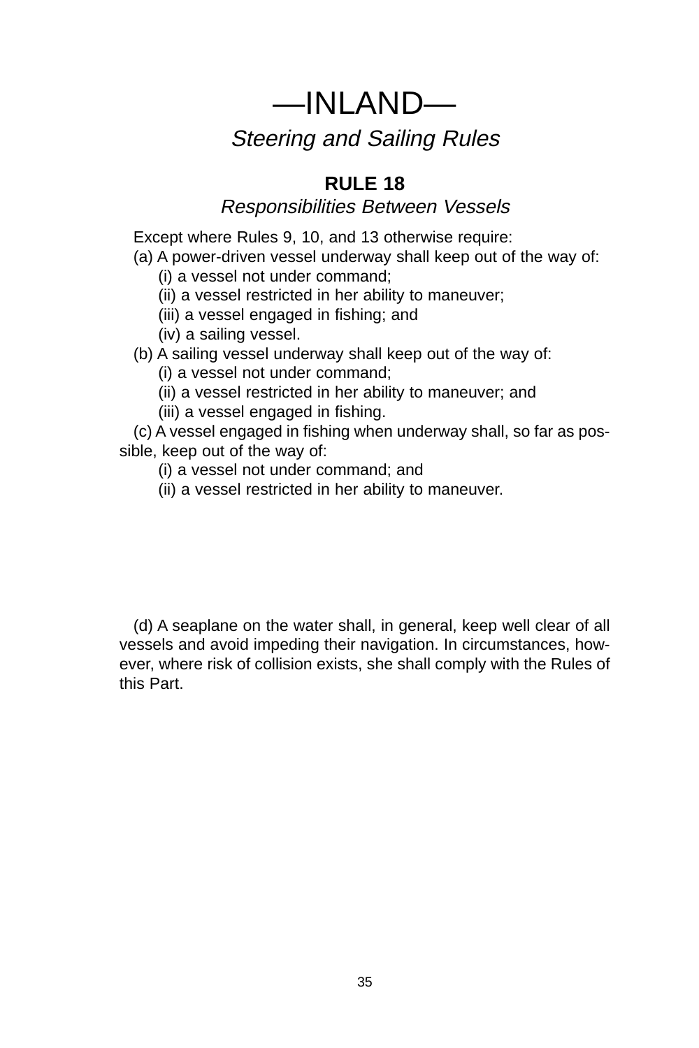# —INLAND—

*Steering and Sailing Rules*

## RULE 18

*Responsibilities Between Vessels*

Except where Rules 9, 10, and 13 otherwise require:

(a) A power-driven vessel underway shall keep out of the way of:

(i) a vessel not under command;

(ii) a vessel restricted in her ability to maneuver;

(iii) a vessel engaged in fishing; and

(iv) a sailing vessel.

(b) A sailing vessel underway shall keep out of the way of:

(i) a vessel not under command;

(ii) a vessel restricted in her ability to maneuver; and

(iii) a vessel engaged in fishing.

(c) A vessel engaged in fishing when underway shall, so far as possible, keep out of the way of:

(i) a vessel not under command; and

(ii) a vessel restricted in her ability to maneuver.

(d) A seaplane on the water shall, in general, keep well clear of all vessels and avoid impeding their navigation. In circumstances, however, where risk of collision exists, she shall comply with the Rules of this Part.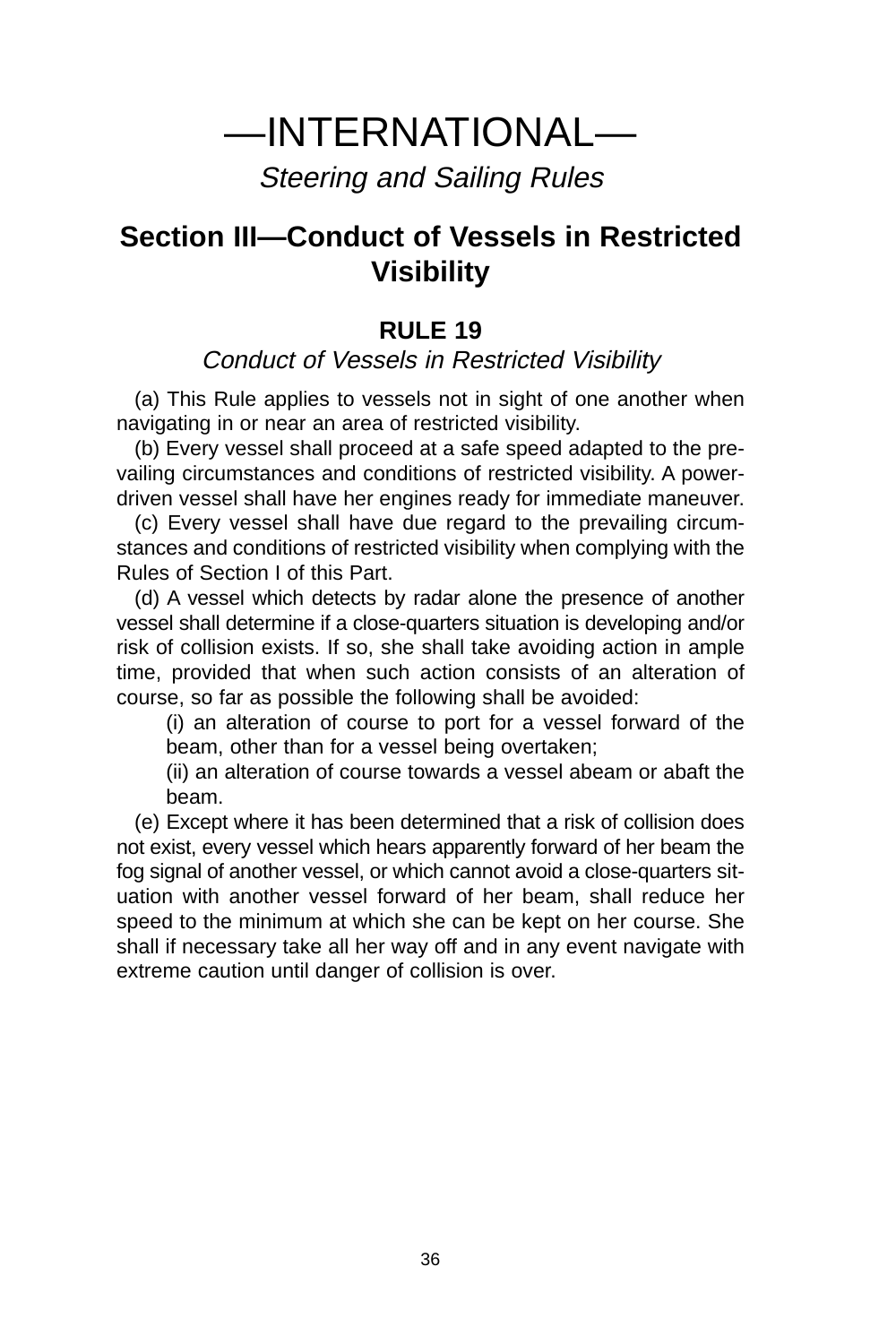# —INTERNATIONAL—

*Steering and Sailing Rules*

## Section III—Conduct of Vessels in Restricted Visibility

### RULE 19

*Conduct of Vessels in Restricted Visibility*

(a) This Rule applies to vessels not in sight of one another when navigating in or near an area of restricted visibility.

(b) Every vessel shall proceed at a safe speed adapted to the prevailing circumstances and conditions of restricted visibility. A power-driven vessel shall have her engines ready for immediate maneuver.

(c) Every vessel shall have due regard to the prevailing circumstances and conditions of restricted visibility when complying with the Rules of Section I of this Part.

(d) A vessel which detects by radar alone the presence of another vessel shall determine if a close-quarters situation is developing and/or risk of collision exists. If so, she shall take avoiding action in ample time, provided that when such action consists of an alteration of course, so far as possible the following shall be avoided:

> (i) an alteration of course to port for a vessel forward of the beam, other than for a vessel being overtaken;
>
> (ii) an alteration of course towards a vessel abeam or abaft the beam.

(e) Except where it has been determined that a risk of collision does not exist, every vessel which hears apparently forward of her beam the fog signal of another vessel, or which cannot avoid a close-quarters situation with another vessel forward of her beam, shall reduce her speed to the minimum at which she can be kept on her course. She shall if necessary take all her way off and in any event navigate with extreme caution until danger of collision is over.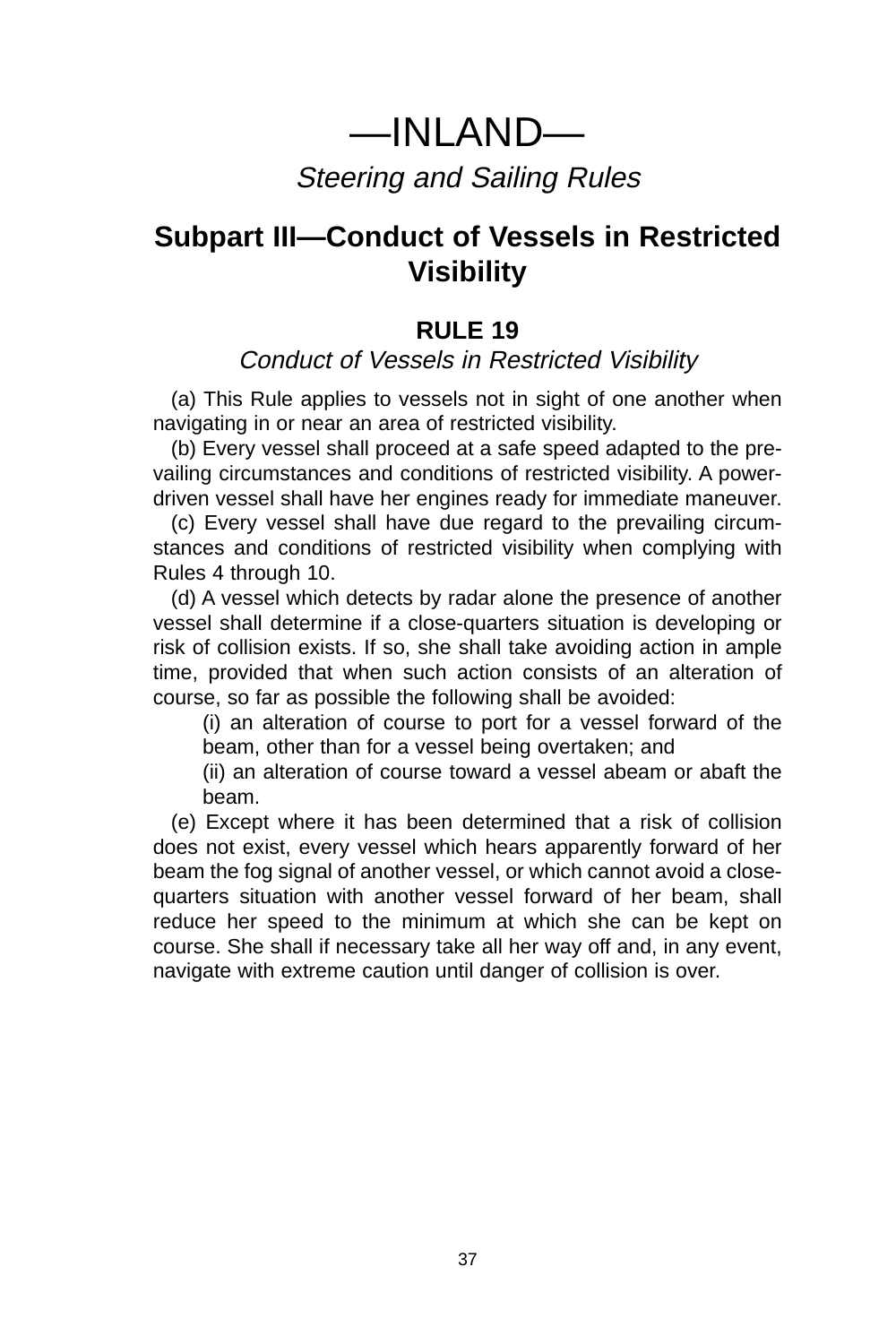# —INLAND—

*Steering and Sailing Rules*

## Subpart III—Conduct of Vessels in Restricted Visibility

### RULE 19

*Conduct of Vessels in Restricted Visibility*

(a) This Rule applies to vessels not in sight of one another when navigating in or near an area of restricted visibility.

(b) Every vessel shall proceed at a safe speed adapted to the prevailing circumstances and conditions of restricted visibility. A power-driven vessel shall have her engines ready for immediate maneuver.

(c) Every vessel shall have due regard to the prevailing circumstances and conditions of restricted visibility when complying with Rules 4 through 10.

(d) A vessel which detects by radar alone the presence of another vessel shall determine if a close-quarters situation is developing or risk of collision exists. If so, she shall take avoiding action in ample time, provided that when such action consists of an alteration of course, so far as possible the following shall be avoided:

(i) an alteration of course to port for a vessel forward of the beam, other than for a vessel being overtaken; and

(ii) an alteration of course toward a vessel abeam or abaft the beam.

(e) Except where it has been determined that a risk of collision does not exist, every vessel which hears apparently forward of her beam the fog signal of another vessel, or which cannot avoid a close-quarters situation with another vessel forward of her beam, shall reduce her speed to the minimum at which she can be kept on course. She shall if necessary take all her way off and, in any event, navigate with extreme caution until danger of collision is over.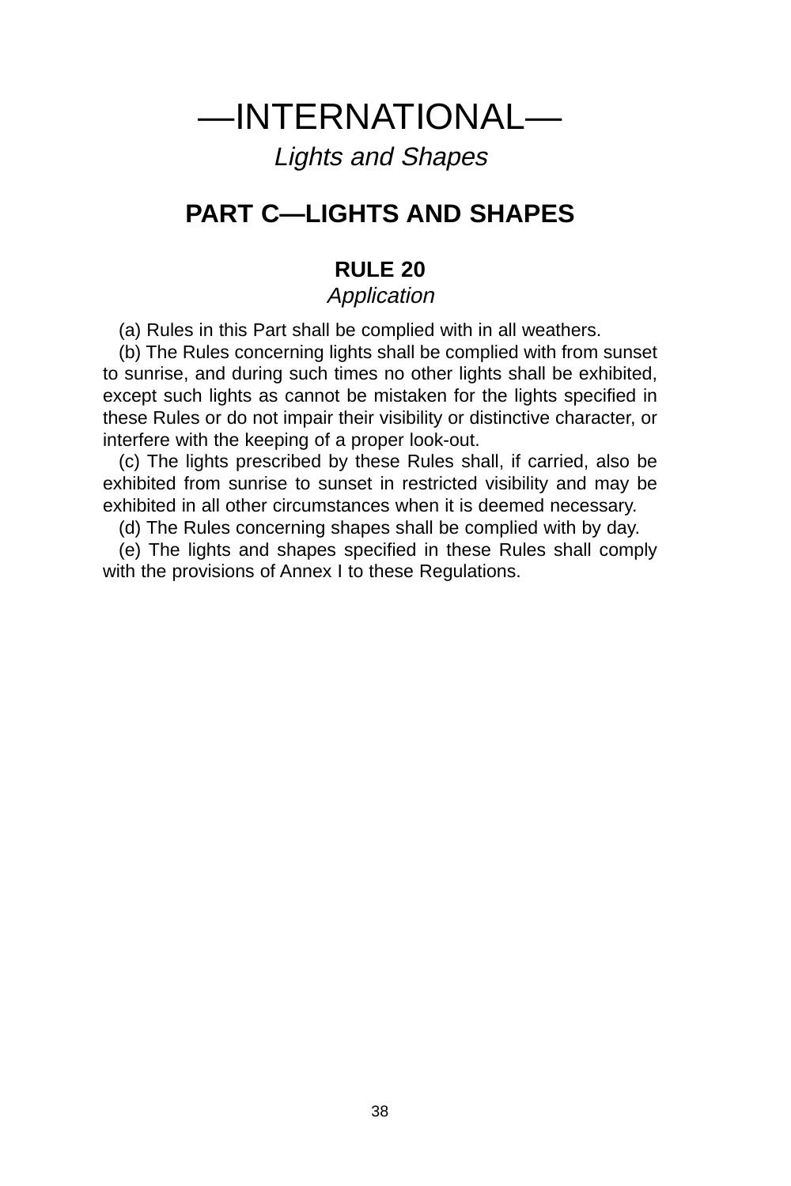# —INTERNATIONAL—

*Lights and Shapes*

## PART C—LIGHTS AND SHAPES

### RULE 20

*Application*

(a) Rules in this Part shall be complied with in all weathers.

(b) The Rules concerning lights shall be complied with from sunset to sunrise, and during such times no other lights shall be exhibited, except such lights as cannot be mistaken for the lights specified in these Rules or do not impair their visibility or distinctive character, or interfere with the keeping of a proper look-out.

(c) The lights prescribed by these Rules shall, if carried, also be exhibited from sunrise to sunset in restricted visibility and may be exhibited in all other circumstances when it is deemed necessary.

(d) The Rules concerning shapes shall be complied with by day.

(e) The lights and shapes specified in these Rules shall comply with the provisions of Annex I to these Regulations.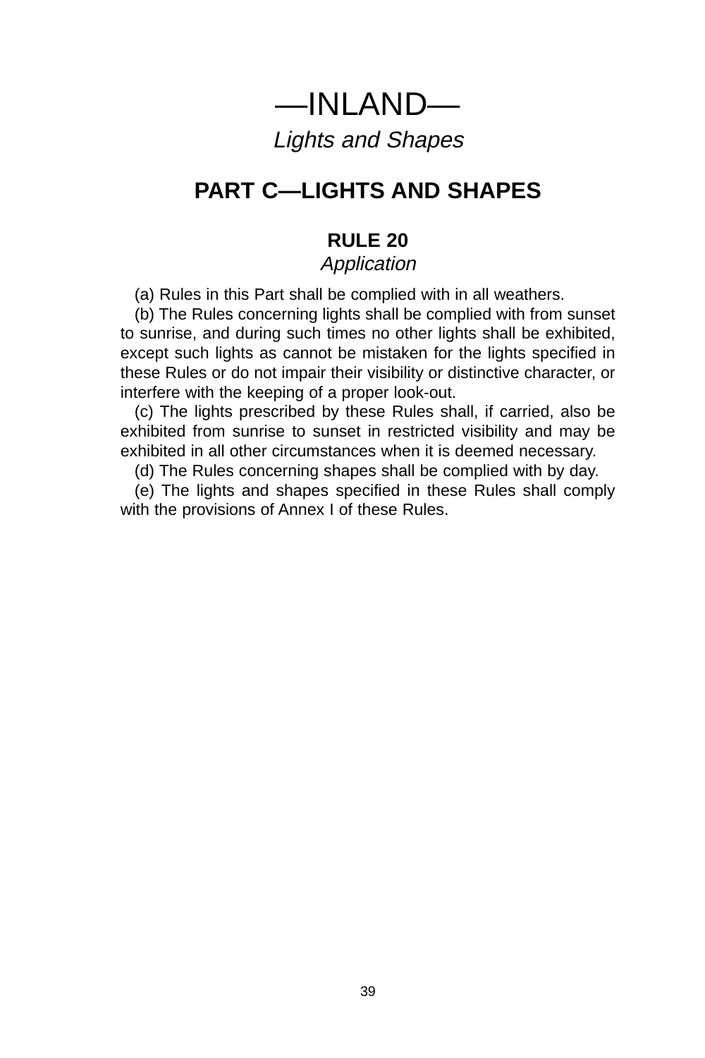# —INLAND—

*Lights and Shapes*

## PART C—LIGHTS AND SHAPES

### RULE 20

*Application*

(a) Rules in this Part shall be complied with in all weathers.

(b) The Rules concerning lights shall be complied with from sunset to sunrise, and during such times no other lights shall be exhibited, except such lights as cannot be mistaken for the lights specified in these Rules or do not impair their visibility or distinctive character, or interfere with the keeping of a proper look-out.

(c) The lights prescribed by these Rules shall, if carried, also be exhibited from sunrise to sunset in restricted visibility and may be exhibited in all other circumstances when it is deemed necessary.

(d) The Rules concerning shapes shall be complied with by day.

(e) The lights and shapes specified in these Rules shall comply with the provisions of Annex I of these Rules.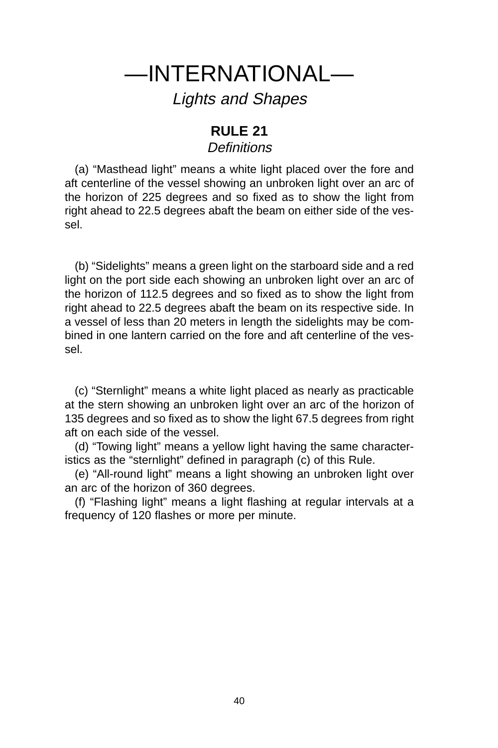# —INTERNATIONAL—

## *Lights and Shapes*

### RULE 21

*Definitions*

(a) "Masthead light" means a white light placed over the fore and aft centerline of the vessel showing an unbroken light over an arc of the horizon of 225 degrees and so fixed as to show the light from right ahead to 22.5 degrees abaft the beam on either side of the vessel.

(b) "Sidelights" means a green light on the starboard side and a red light on the port side each showing an unbroken light over an arc of the horizon of 112.5 degrees and so fixed as to show the light from right ahead to 22.5 degrees abaft the beam on its respective side. In a vessel of less than 20 meters in length the sidelights may be combined in one lantern carried on the fore and aft centerline of the vessel.

(c) "Sternlight" means a white light placed as nearly as practicable at the stern showing an unbroken light over an arc of the horizon of 135 degrees and so fixed as to show the light 67.5 degrees from right aft on each side of the vessel.

(d) "Towing light" means a yellow light having the same characteristics as the "sternlight" defined in paragraph (c) of this Rule.

(e) "All-round light" means a light showing an unbroken light over an arc of the horizon of 360 degrees.

(f) "Flashing light" means a light flashing at regular intervals at a frequency of 120 flashes or more per minute.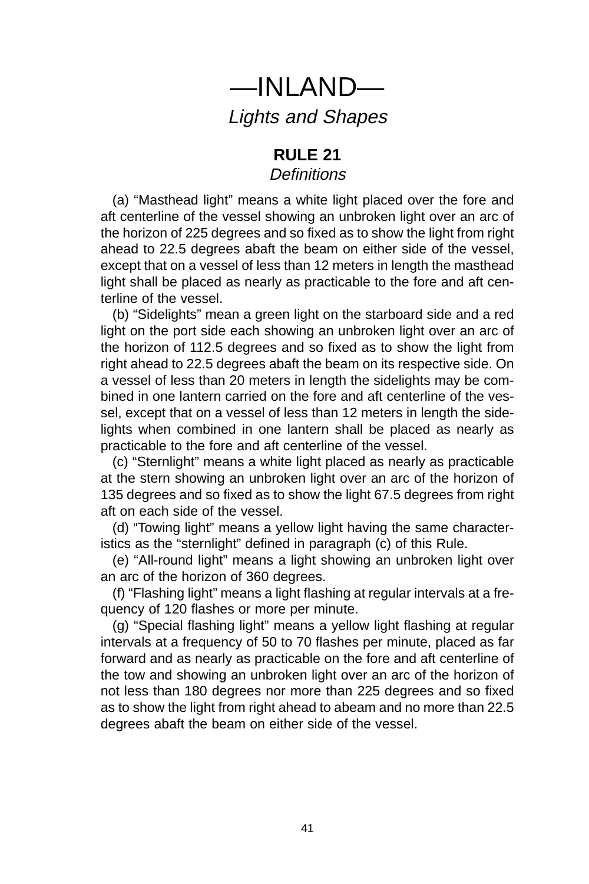# —INLAND—

*Lights and Shapes*

## RULE 21

*Definitions*

(a) "Masthead light" means a white light placed over the fore and aft centerline of the vessel showing an unbroken light over an arc of the horizon of 225 degrees and so fixed as to show the light from right ahead to 22.5 degrees abaft the beam on either side of the vessel, except that on a vessel of less than 12 meters in length the masthead light shall be placed as nearly as practicable to the fore and aft centerline of the vessel.

(b) "Sidelights" mean a green light on the starboard side and a red light on the port side each showing an unbroken light over an arc of the horizon of 112.5 degrees and so fixed as to show the light from right ahead to 22.5 degrees abaft the beam on its respective side. On a vessel of less than 20 meters in length the sidelights may be combined in one lantern carried on the fore and aft centerline of the vessel, except that on a vessel of less than 12 meters in length the sidelights when combined in one lantern shall be placed as nearly as practicable to the fore and aft centerline of the vessel.

(c) "Sternlight" means a white light placed as nearly as practicable at the stern showing an unbroken light over an arc of the horizon of 135 degrees and so fixed as to show the light 67.5 degrees from right aft on each side of the vessel.

(d) "Towing light" means a yellow light having the same characteristics as the "sternlight" defined in paragraph (c) of this Rule.

(e) "All-round light" means a light showing an unbroken light over an arc of the horizon of 360 degrees.

(f) "Flashing light" means a light flashing at regular intervals at a frequency of 120 flashes or more per minute.

(g) "Special flashing light" means a yellow light flashing at regular intervals at a frequency of 50 to 70 flashes per minute, placed as far forward and as nearly as practicable on the fore and aft centerline of the tow and showing an unbroken light over an arc of the horizon of not less than 180 degrees nor more than 225 degrees and so fixed as to show the light from right ahead to abeam and no more than 22.5 degrees abaft the beam on either side of the vessel.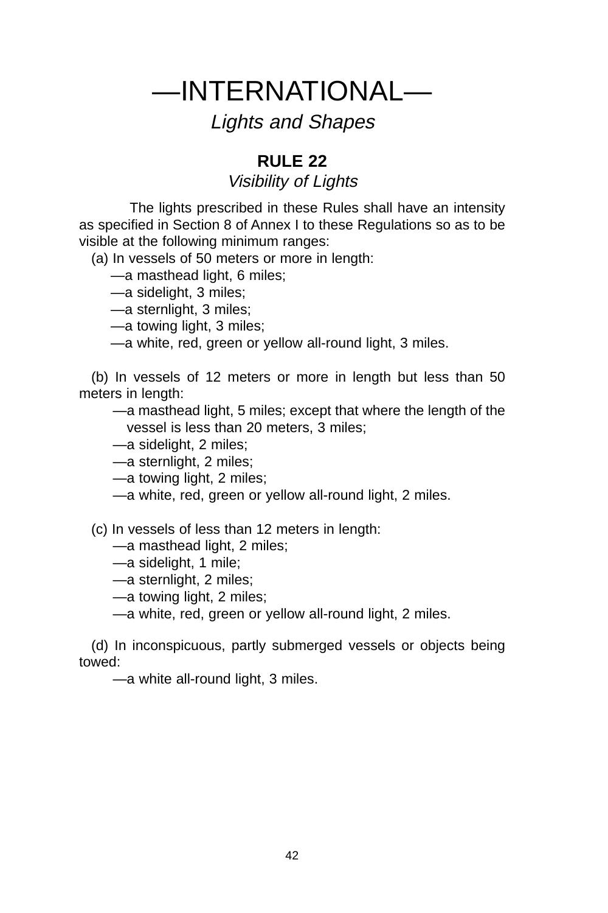# —INTERNATIONAL—

## *Lights and Shapes*

### RULE 22

*Visibility of Lights*

The lights prescribed in these Rules shall have an intensity as specified in Section 8 of Annex I to these Regulations so as to be visible at the following minimum ranges:

(a) In vessels of 50 meters or more in length:

—a masthead light, 6 miles;
—a sidelight, 3 miles;
—a sternlight, 3 miles;
—a towing light, 3 miles;
—a white, red, green or yellow all-round light, 3 miles.

(b) In vessels of 12 meters or more in length but less than 50 meters in length:

—a masthead light, 5 miles; except that where the length of the vessel is less than 20 meters, 3 miles;
—a sidelight, 2 miles;
—a sternlight, 2 miles;
—a towing light, 2 miles;
—a white, red, green or yellow all-round light, 2 miles.

(c) In vessels of less than 12 meters in length:

—a masthead light, 2 miles;
—a sidelight, 1 mile;
—a sternlight, 2 miles;
—a towing light, 2 miles;
—a white, red, green or yellow all-round light, 2 miles.

(d) In inconspicuous, partly submerged vessels or objects being towed:

—a white all-round light, 3 miles.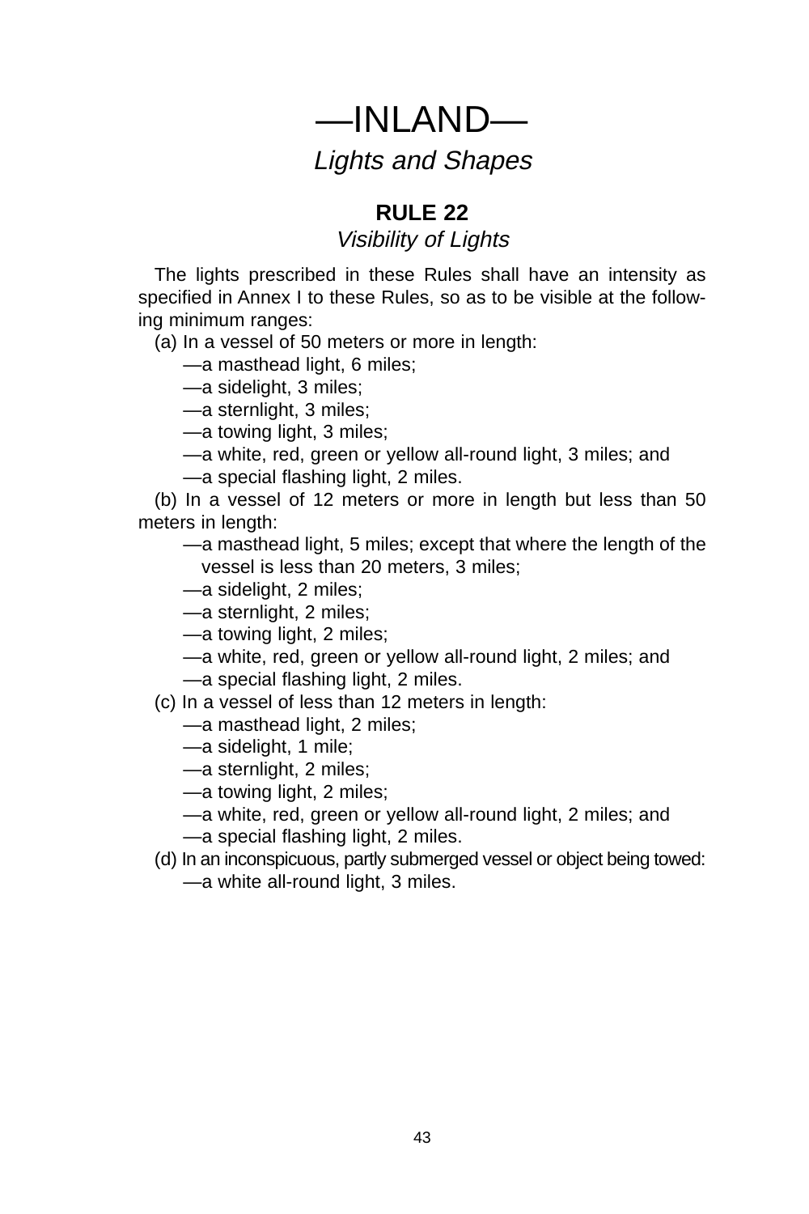# —INLAND—

*Lights and Shapes*

## RULE 22

*Visibility of Lights*

The lights prescribed in these Rules shall have an intensity as specified in Annex I to these Rules, so as to be visible at the following minimum ranges:

(a) In a vessel of 50 meters or more in length:

—a masthead light, 6 miles;

—a sidelight, 3 miles;

—a sternlight, 3 miles;

—a towing light, 3 miles;

—a white, red, green or yellow all-round light, 3 miles; and

—a special flashing light, 2 miles.

(b) In a vessel of 12 meters or more in length but less than 50 meters in length:

—a masthead light, 5 miles; except that where the length of the vessel is less than 20 meters, 3 miles;

—a sidelight, 2 miles;

—a sternlight, 2 miles;

—a towing light, 2 miles;

—a white, red, green or yellow all-round light, 2 miles; and

—a special flashing light, 2 miles.

(c) In a vessel of less than 12 meters in length:

—a masthead light, 2 miles;

—a sidelight, 1 mile;

—a sternlight, 2 miles;

—a towing light, 2 miles;

—a white, red, green or yellow all-round light, 2 miles; and

—a special flashing light, 2 miles.

(d) In an inconspicuous, partly submerged vessel or object being towed:

—a white all-round light, 3 miles.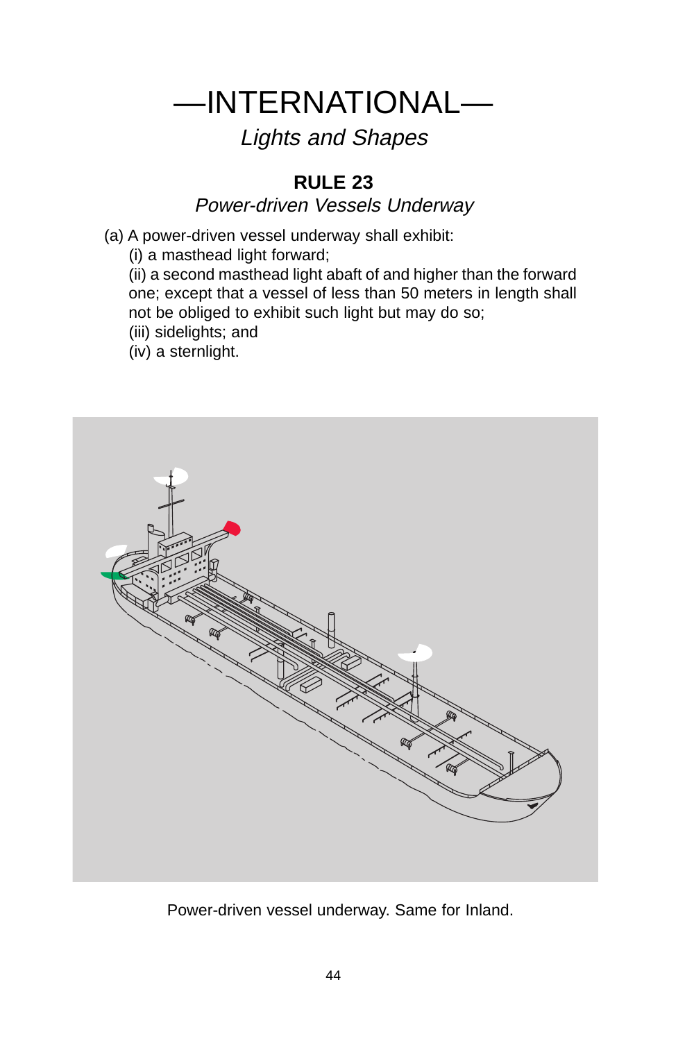# —INTERNATIONAL—

*Lights and Shapes*

## RULE 23

*Power-driven Vessels Underway*

(a) A power-driven vessel underway shall exhibit:

(i) a masthead light forward;

(ii) a second masthead light abaft of and higher than the forward one; except that a vessel of less than 50 meters in length shall not be obliged to exhibit such light but may do so;

(iii) sidelights; and

(iv) a sternlight.

Power-driven vessel underway. Same for Inland.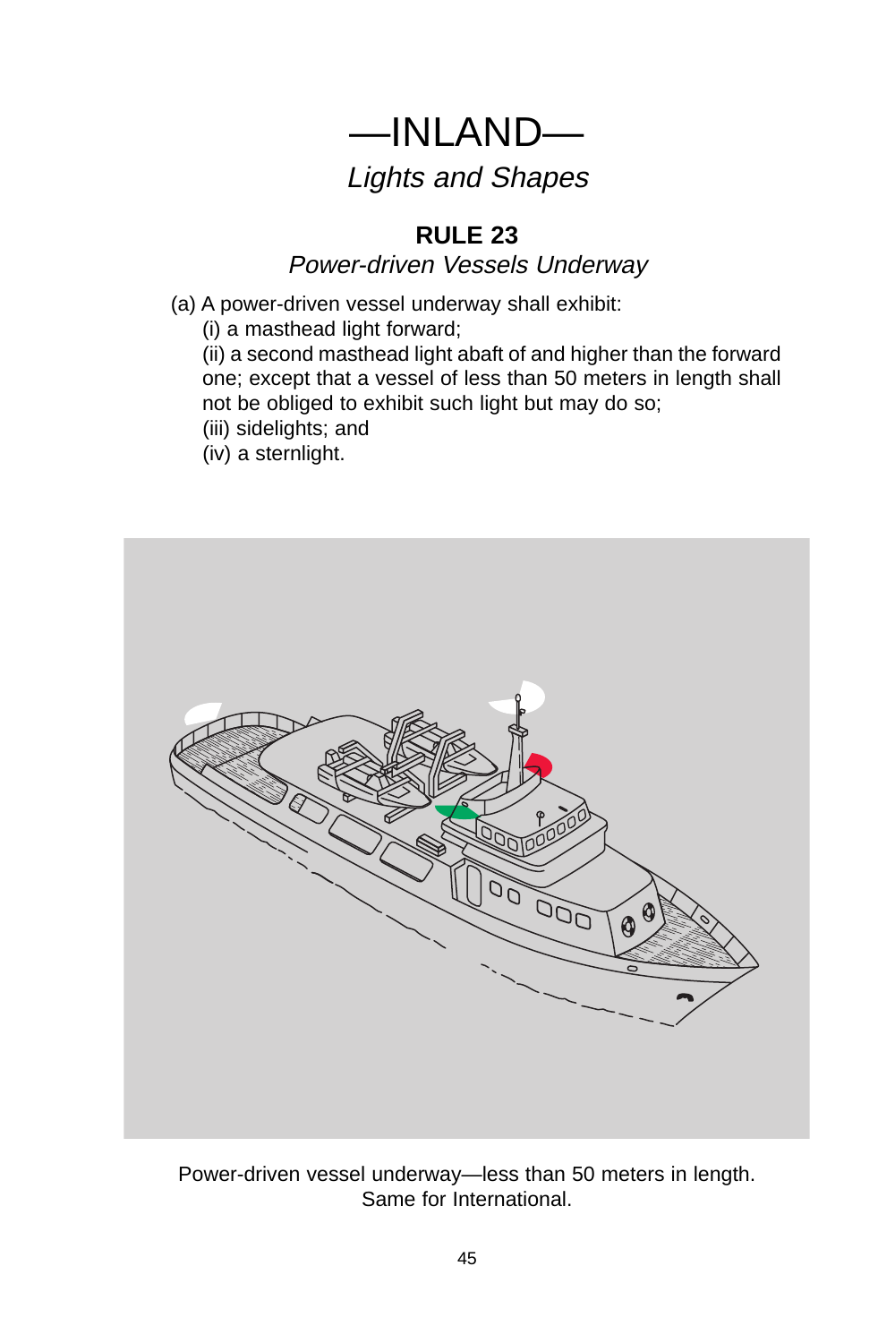# —INLAND—

## *Lights and Shapes*

### RULE 23

*Power-driven Vessels Underway*

(a) A power-driven vessel underway shall exhibit:

(i) a masthead light forward;

(ii) a second masthead light abaft of and higher than the forward one; except that a vessel of less than 50 meters in length shall not be obliged to exhibit such light but may do so;

(iii) sidelights; and

(iv) a sternlight.

Power-driven vessel underway—less than 50 meters in length. Same for International.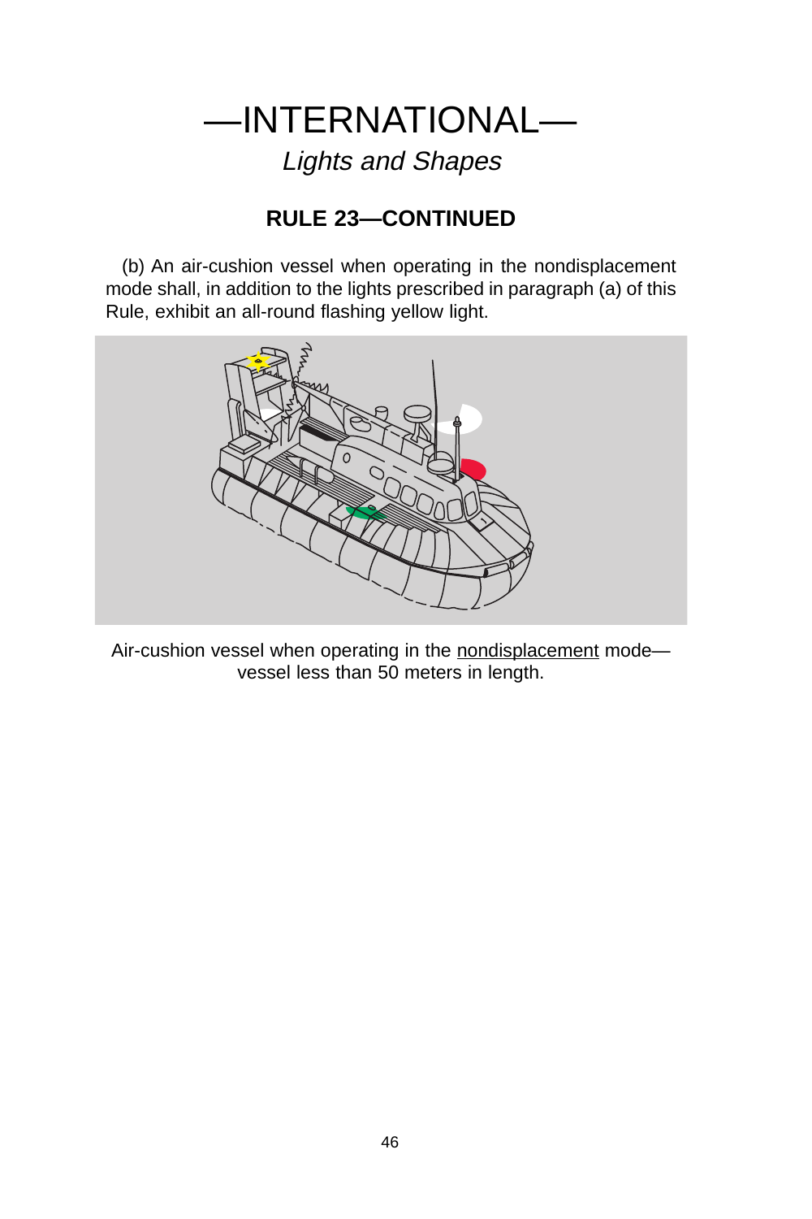# —INTERNATIONAL—

*Lights and Shapes*

## RULE 23—CONTINUED

(b) An air-cushion vessel when operating in the nondisplacement mode shall, in addition to the lights prescribed in paragraph (a) of this Rule, exhibit an all-round flashing yellow light.

Air-cushion vessel when operating in the nondisplacement mode—vessel less than 50 meters in length.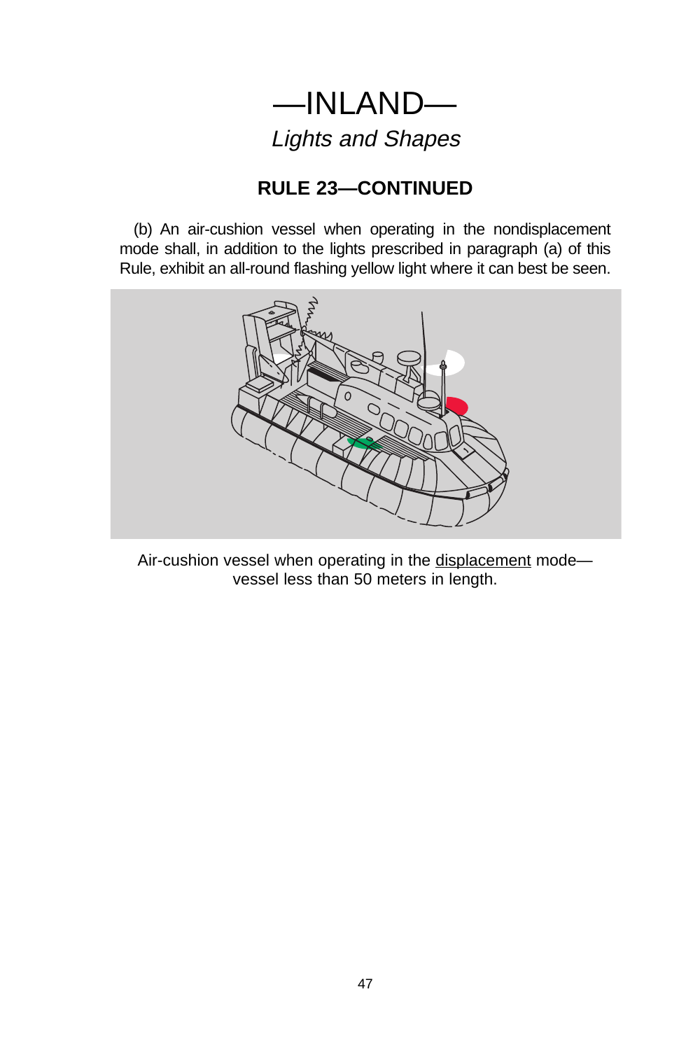# —INLAND—

*Lights and Shapes*

## RULE 23—CONTINUED

(b) An air-cushion vessel when operating in the nondisplacement mode shall, in addition to the lights prescribed in paragraph (a) of this Rule, exhibit an all-round flashing yellow light where it can best be seen.

Air-cushion vessel when operating in the displacement mode—vessel less than 50 meters in length.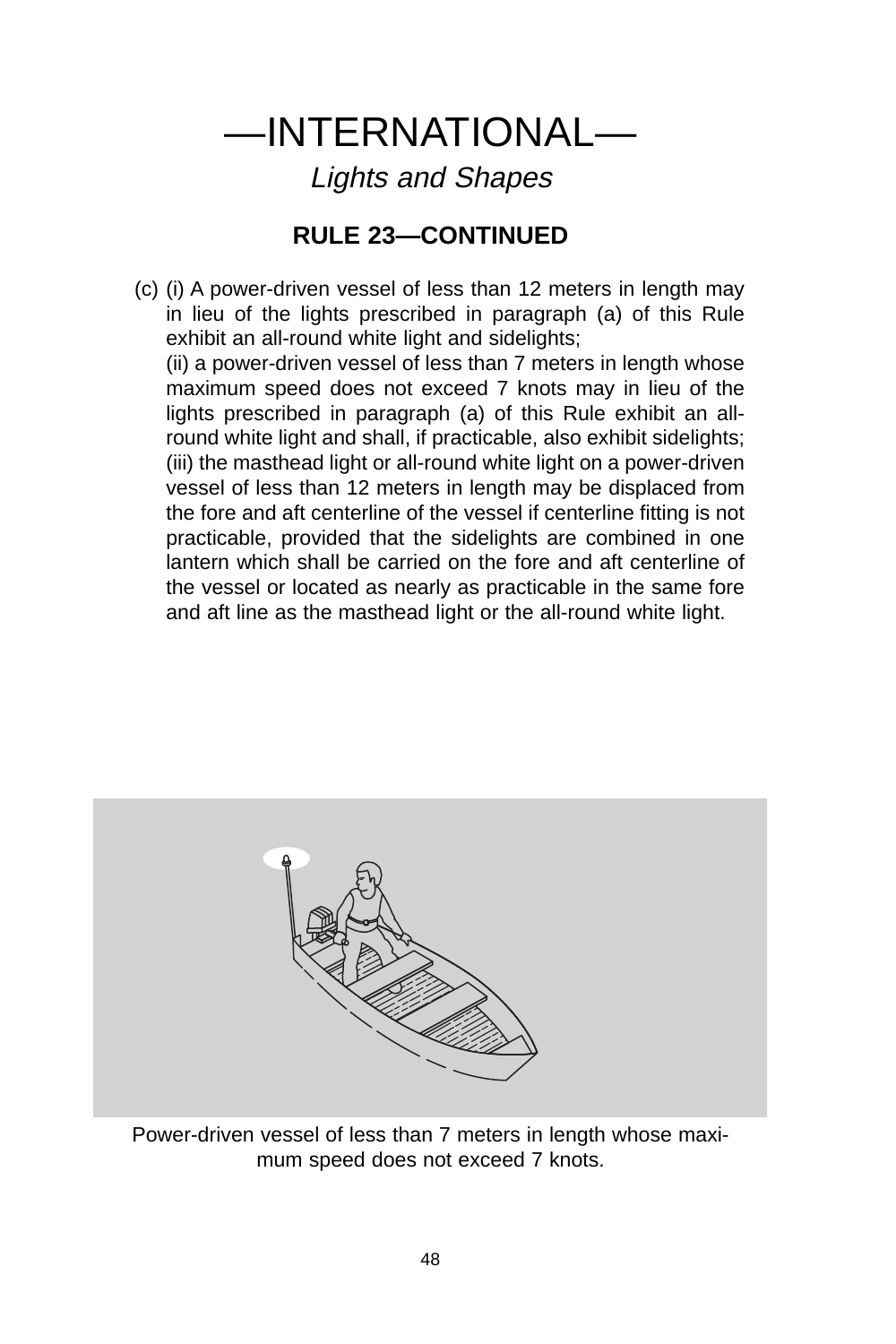# —INTERNATIONAL—

*Lights and Shapes*

## RULE 23—CONTINUED

(c) (i) A power-driven vessel of less than 12 meters in length may in lieu of the lights prescribed in paragraph (a) of this Rule exhibit an all-round white light and sidelights;

(ii) a power-driven vessel of less than 7 meters in length whose maximum speed does not exceed 7 knots may in lieu of the lights prescribed in paragraph (a) of this Rule exhibit an all-round white light and shall, if practicable, also exhibit sidelights;

(iii) the masthead light or all-round white light on a power-driven vessel of less than 12 meters in length may be displaced from the fore and aft centerline of the vessel if centerline fitting is not practicable, provided that the sidelights are combined in one lantern which shall be carried on the fore and aft centerline of the vessel or located as nearly as practicable in the same fore and aft line as the masthead light or the all-round white light.

Power-driven vessel of less than 7 meters in length whose maximum speed does not exceed 7 knots.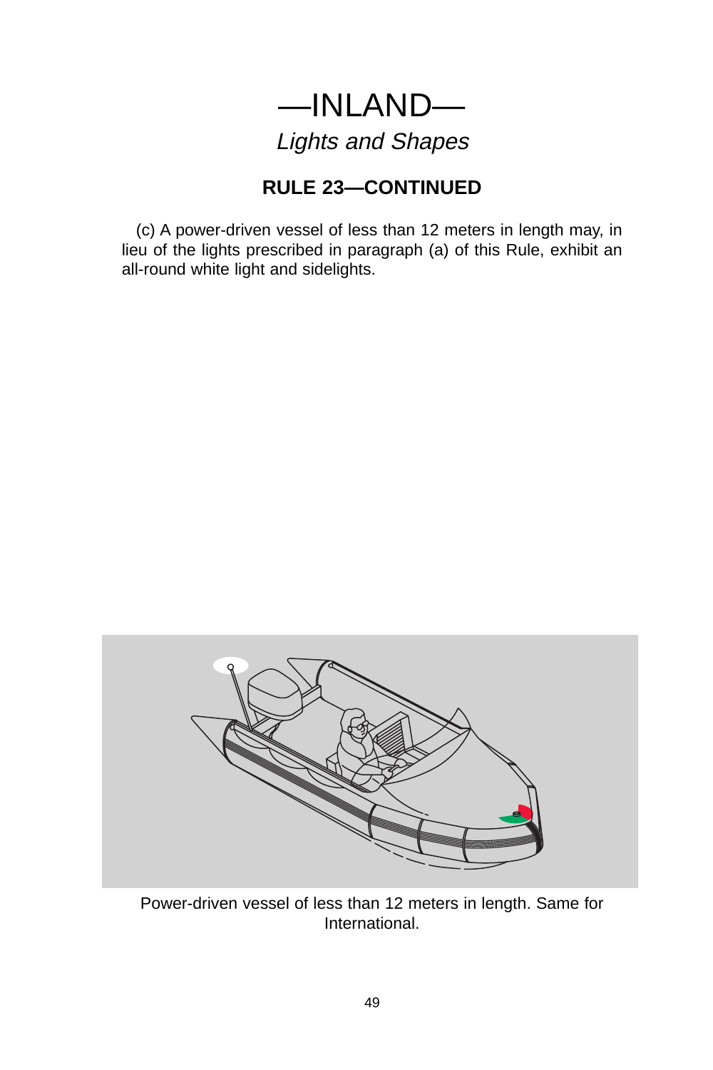# —INLAND—

*Lights and Shapes*

## RULE 23—CONTINUED

(c) A power-driven vessel of less than 12 meters in length may, in lieu of the lights prescribed in paragraph (a) of this Rule, exhibit an all-round white light and sidelights.

Power-driven vessel of less than 12 meters in length. Same for International.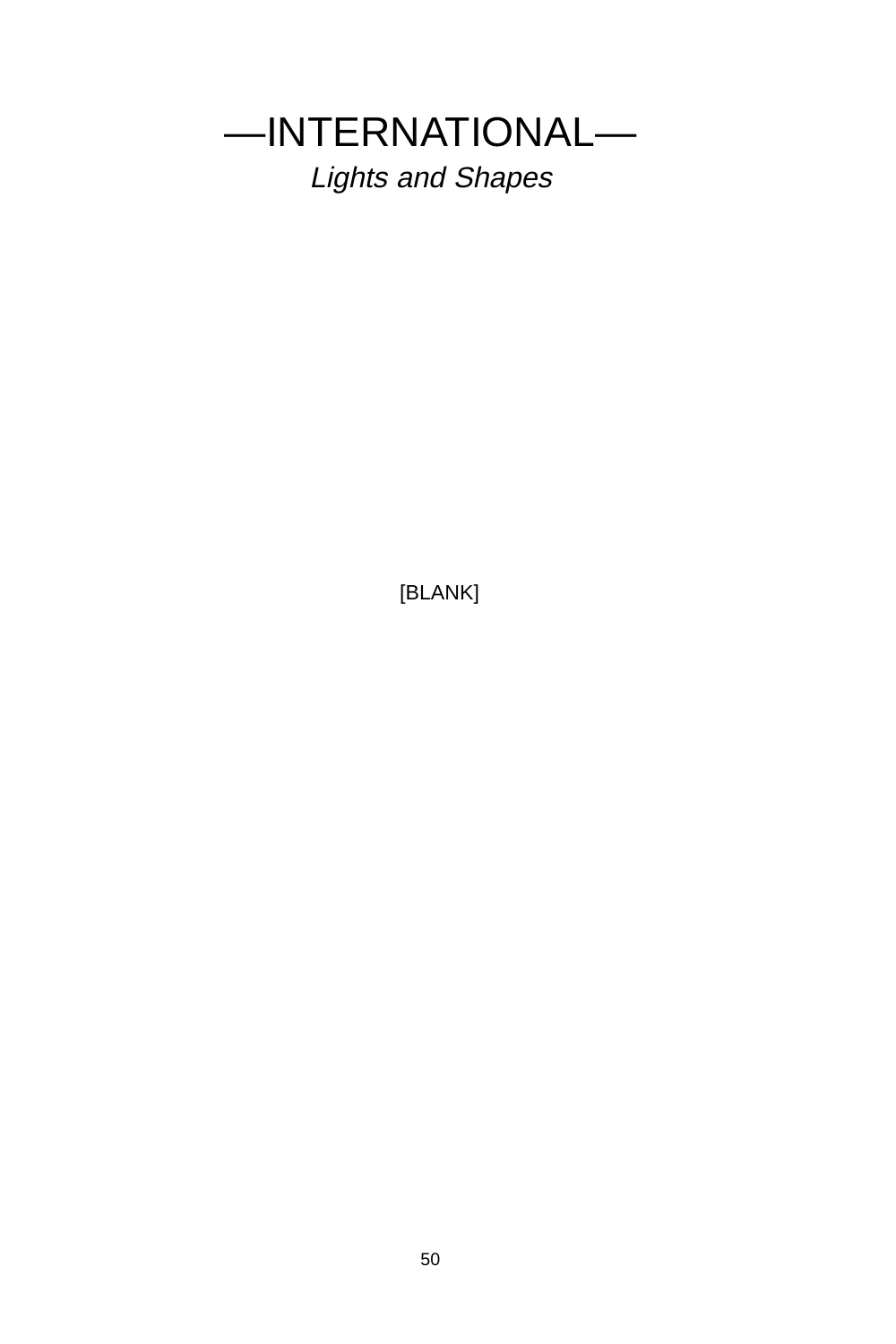# —INTERNATIONAL—

*Lights and Shapes*

[BLANK]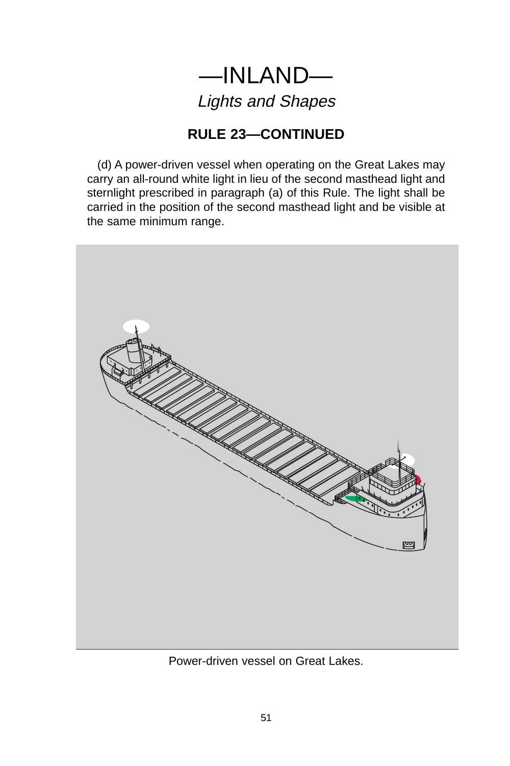# —INLAND—

*Lights and Shapes*

## RULE 23—CONTINUED

(d) A power-driven vessel when operating on the Great Lakes may carry an all-round white light in lieu of the second masthead light and sternlight prescribed in paragraph (a) of this Rule. The light shall be carried in the position of the second masthead light and be visible at the same minimum range.

Power-driven vessel on Great Lakes.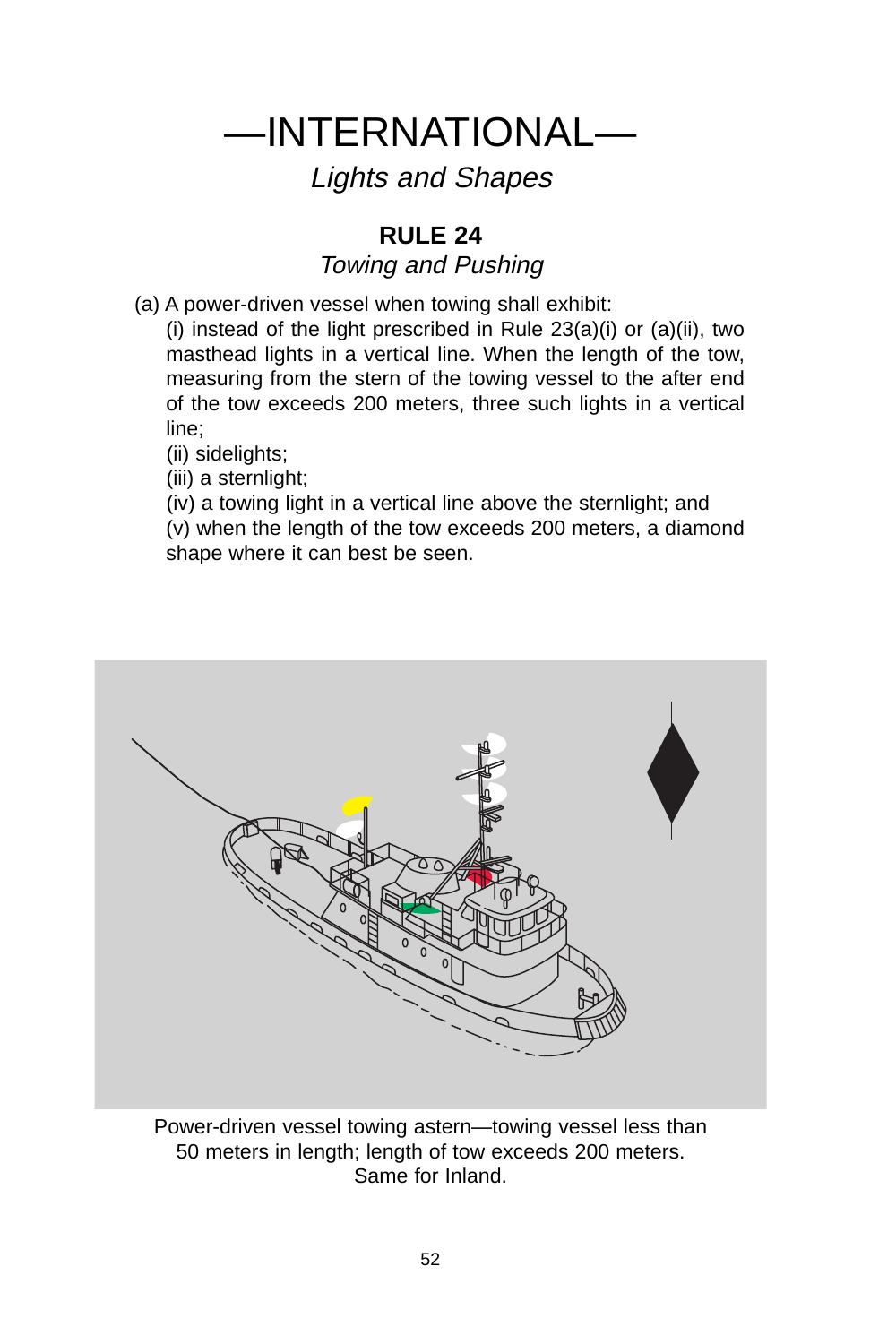# —INTERNATIONAL—

*Lights and Shapes*

## RULE 24

*Towing and Pushing*

(a) A power-driven vessel when towing shall exhibit:

(i) instead of the light prescribed in Rule 23(a)(i) or (a)(ii), two masthead lights in a vertical line. When the length of the tow, measuring from the stern of the towing vessel to the after end of the tow exceeds 200 meters, three such lights in a vertical line;

(ii) sidelights;

(iii) a sternlight;

(iv) a towing light in a vertical line above the sternlight; and

(v) when the length of the tow exceeds 200 meters, a diamond shape where it can best be seen.

Power-driven vessel towing astern—towing vessel less than 50 meters in length; length of tow exceeds 200 meters. Same for Inland.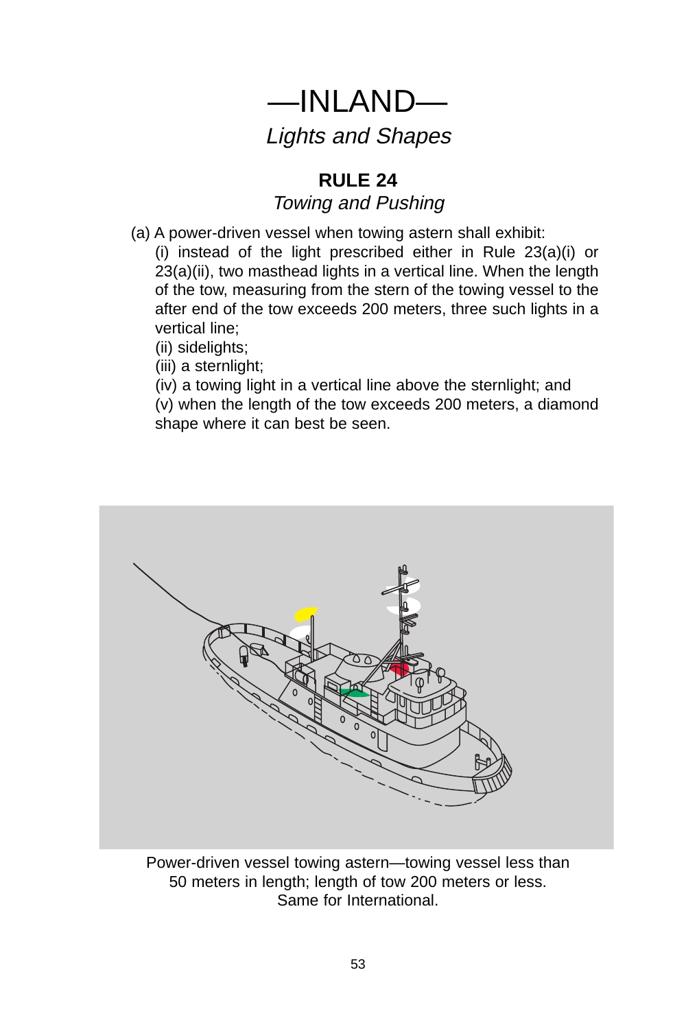# —INLAND—

*Lights and Shapes*

## RULE 24

*Towing and Pushing*

(a) A power-driven vessel when towing astern shall exhibit:

(i) instead of the light prescribed either in Rule 23(a)(i) or 23(a)(ii), two masthead lights in a vertical line. When the length of the tow, measuring from the stern of the towing vessel to the after end of the tow exceeds 200 meters, three such lights in a vertical line;

(ii) sidelights;

(iii) a sternlight;

(iv) a towing light in a vertical line above the sternlight; and

(v) when the length of the tow exceeds 200 meters, a diamond shape where it can best be seen.

Power-driven vessel towing astern—towing vessel less than 50 meters in length; length of tow 200 meters or less. Same for International.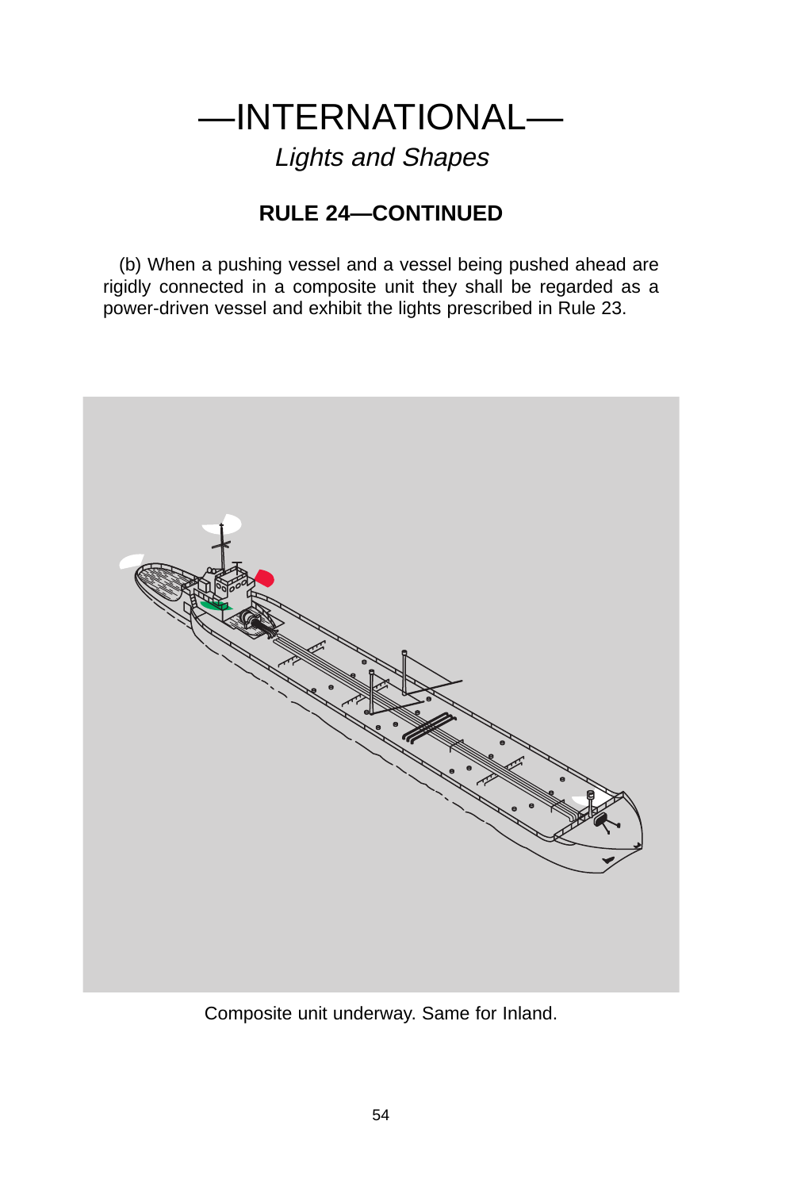# —INTERNATIONAL—

*Lights and Shapes*

## RULE 24—CONTINUED

(b) When a pushing vessel and a vessel being pushed ahead are rigidly connected in a composite unit they shall be regarded as a power-driven vessel and exhibit the lights prescribed in Rule 23.

Composite unit underway. Same for Inland.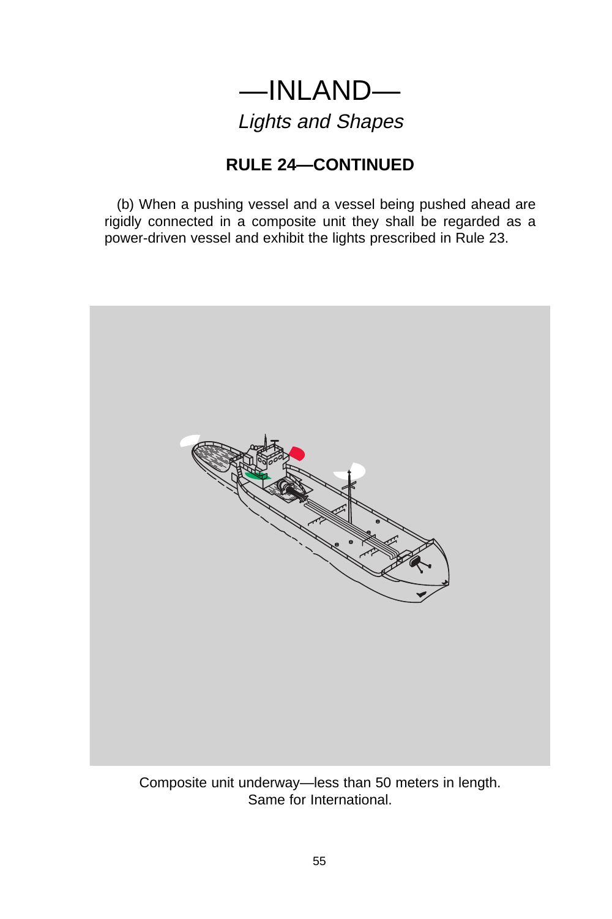# —INLAND—

*Lights and Shapes*

## RULE 24—CONTINUED

(b) When a pushing vessel and a vessel being pushed ahead are rigidly connected in a composite unit they shall be regarded as a power-driven vessel and exhibit the lights prescribed in Rule 23.

Composite unit underway—less than 50 meters in length.
Same for International.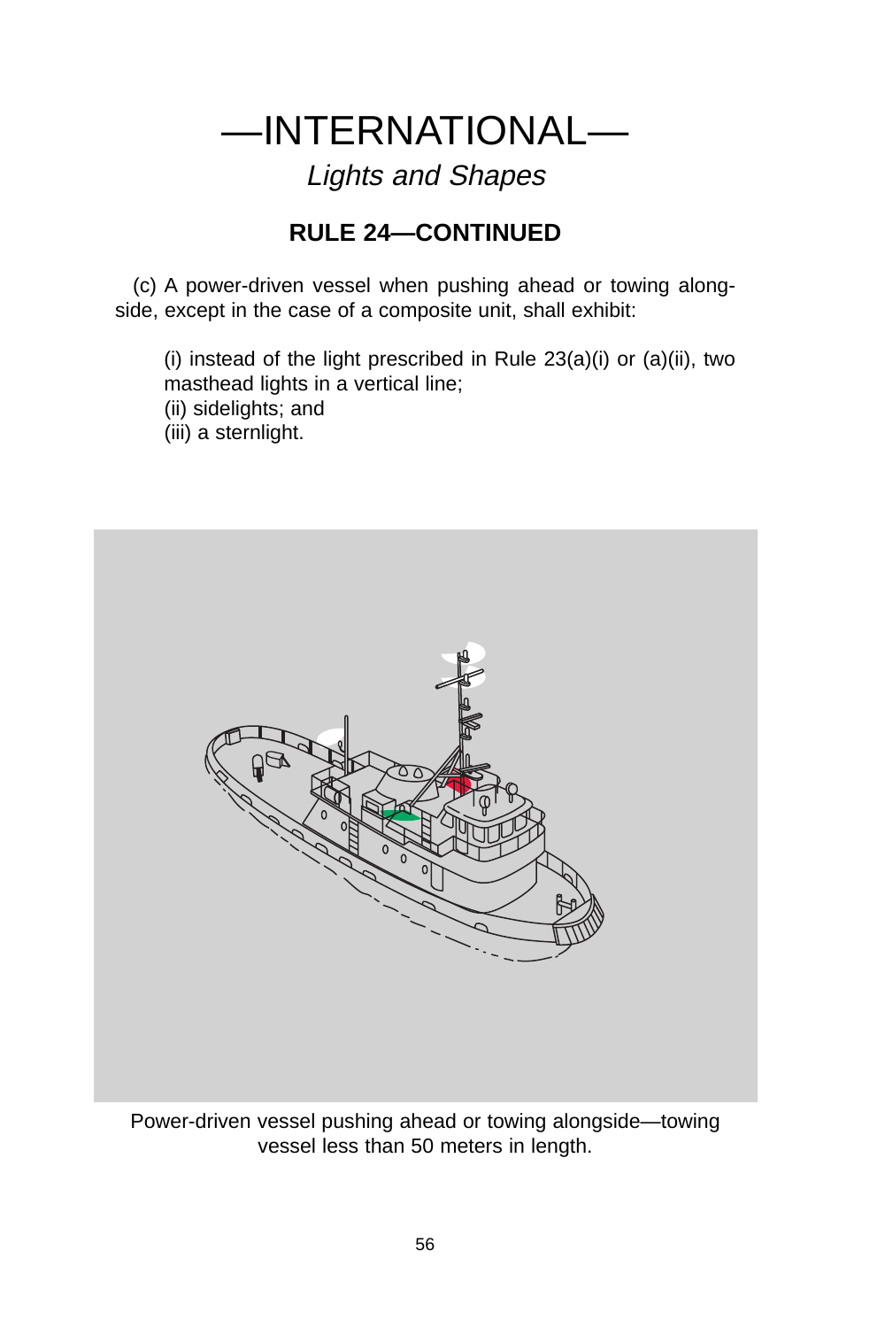# —INTERNATIONAL—

*Lights and Shapes*

## RULE 24—CONTINUED

(c) A power-driven vessel when pushing ahead or towing alongside, except in the case of a composite unit, shall exhibit:

(i) instead of the light prescribed in Rule 23(a)(i) or (a)(ii), two masthead lights in a vertical line;
(ii) sidelights; and
(iii) a sternlight.

Power-driven vessel pushing ahead or towing alongside—towing vessel less than 50 meters in length.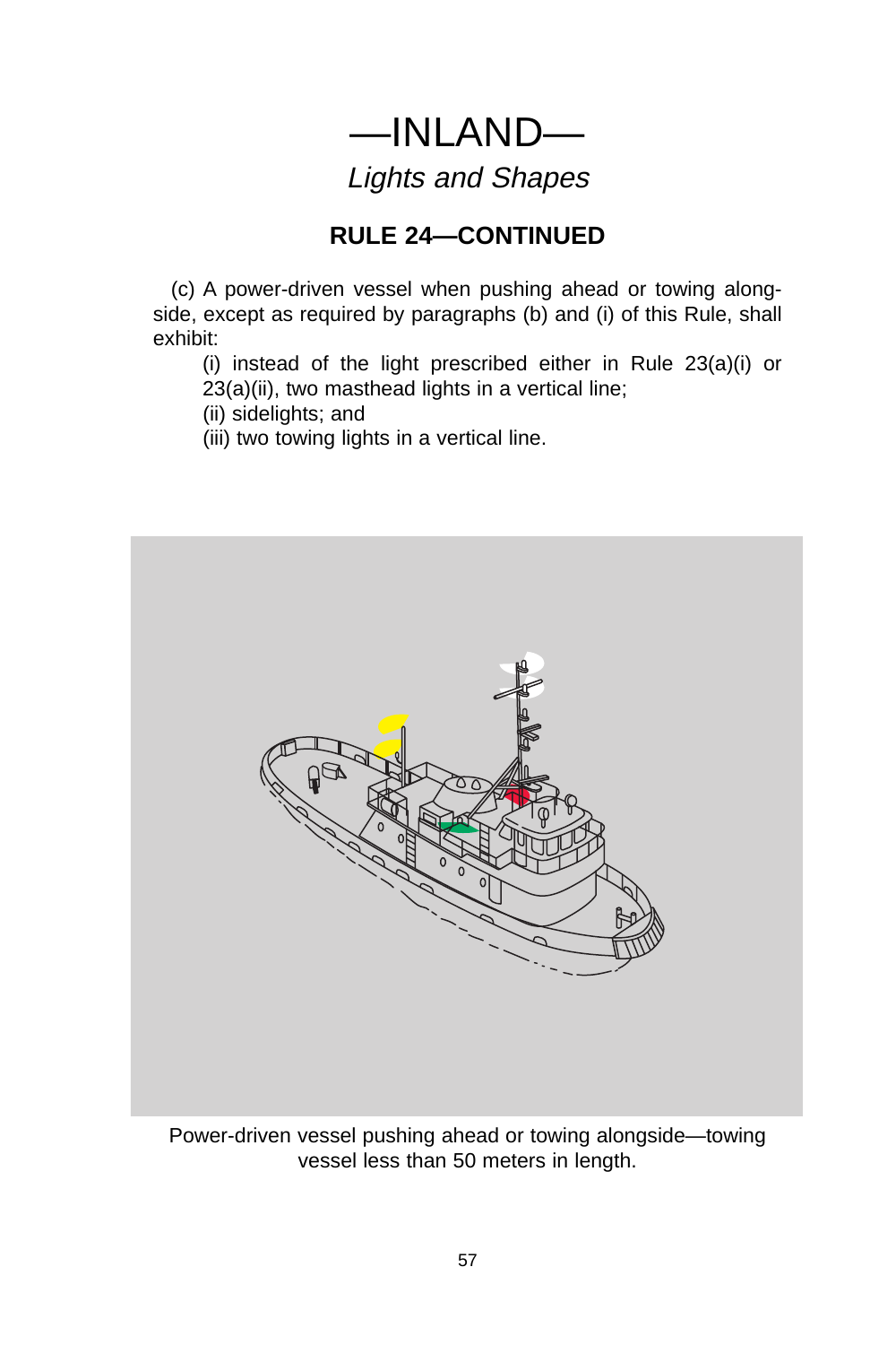# —INLAND—

*Lights and Shapes*

## RULE 24—CONTINUED

(c) A power-driven vessel when pushing ahead or towing alongside, except as required by paragraphs (b) and (i) of this Rule, shall exhibit:

(i) instead of the light prescribed either in Rule 23(a)(i) or 23(a)(ii), two masthead lights in a vertical line;

(ii) sidelights; and

(iii) two towing lights in a vertical line.

Power-driven vessel pushing ahead or towing alongside—towing vessel less than 50 meters in length.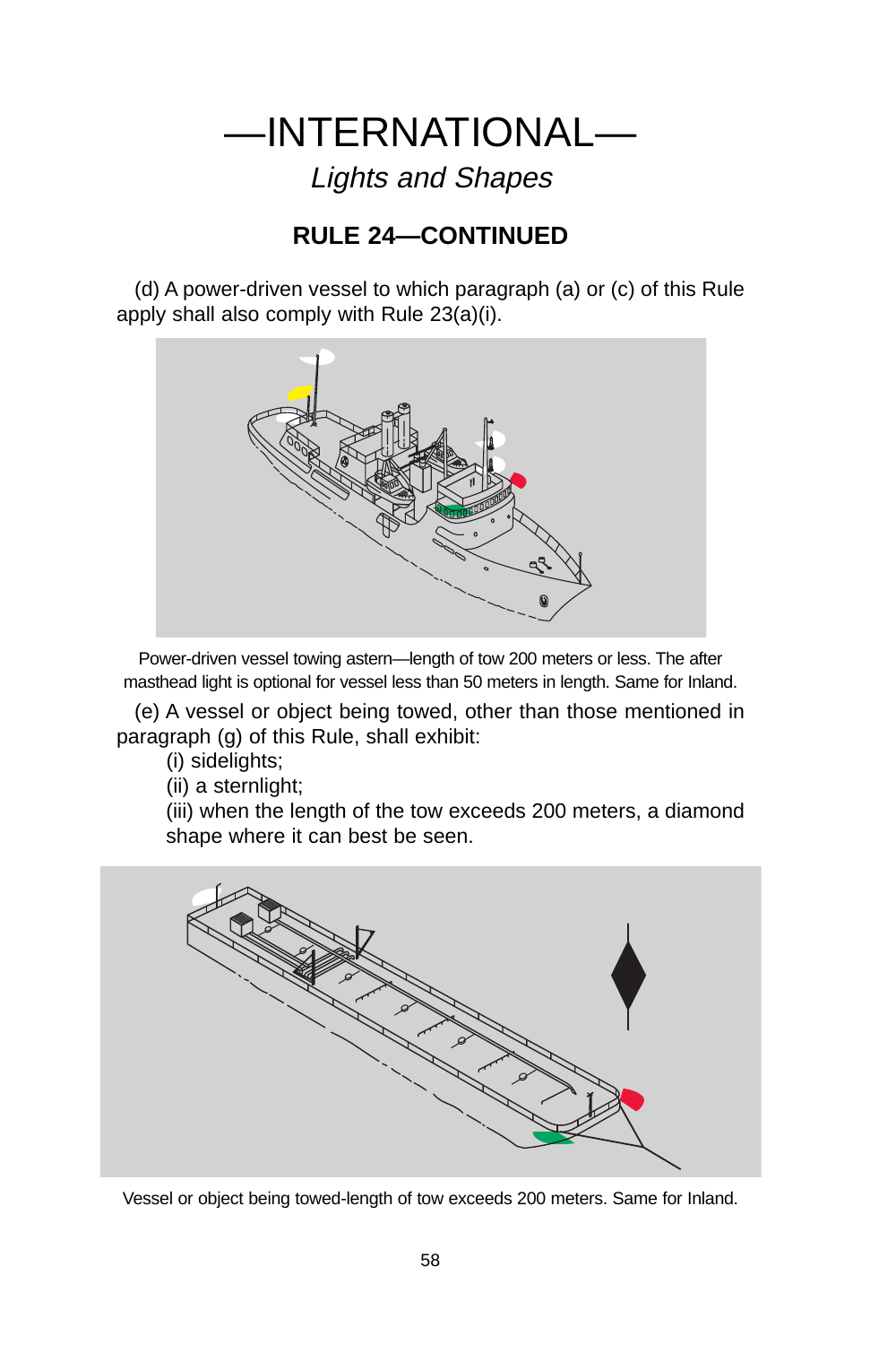# —INTERNATIONAL—

*Lights and Shapes*

## RULE 24—CONTINUED

(d) A power-driven vessel to which paragraph (a) or (c) of this Rule apply shall also comply with Rule 23(a)(i).

Power-driven vessel towing astern—length of tow 200 meters or less. The after masthead light is optional for vessel less than 50 meters in length. Same for Inland.

(e) A vessel or object being towed, other than those mentioned in paragraph (g) of this Rule, shall exhibit:

(i) sidelights;

(ii) a sternlight;

(iii) when the length of the tow exceeds 200 meters, a diamond shape where it can best be seen.

Vessel or object being towed-length of tow exceeds 200 meters. Same for Inland.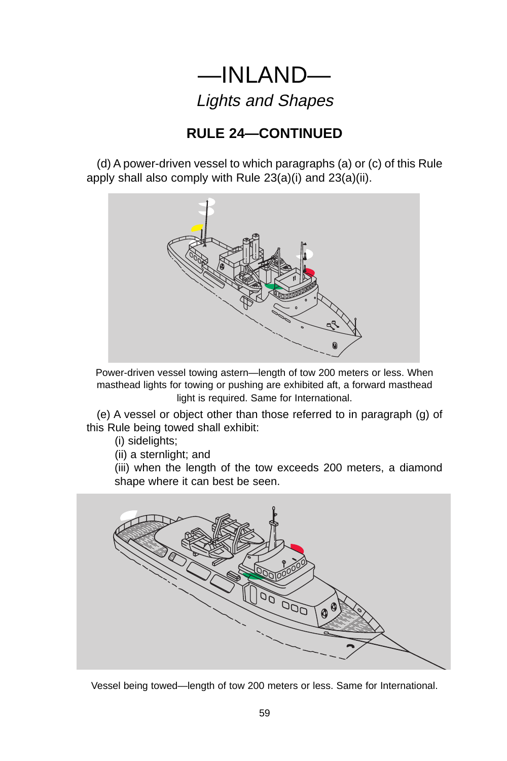# —INLAND—

*Lights and Shapes*

## RULE 24—CONTINUED

(d) A power-driven vessel to which paragraphs (a) or (c) of this Rule apply shall also comply with Rule 23(a)(i) and 23(a)(ii).

Power-driven vessel towing astern—length of tow 200 meters or less. When masthead lights for towing or pushing are exhibited aft, a forward masthead light is required. Same for International.

(e) A vessel or object other than those referred to in paragraph (g) of this Rule being towed shall exhibit:

(i) sidelights;

(ii) a sternlight; and

(iii) when the length of the tow exceeds 200 meters, a diamond shape where it can best be seen.

Vessel being towed—length of tow 200 meters or less. Same for International.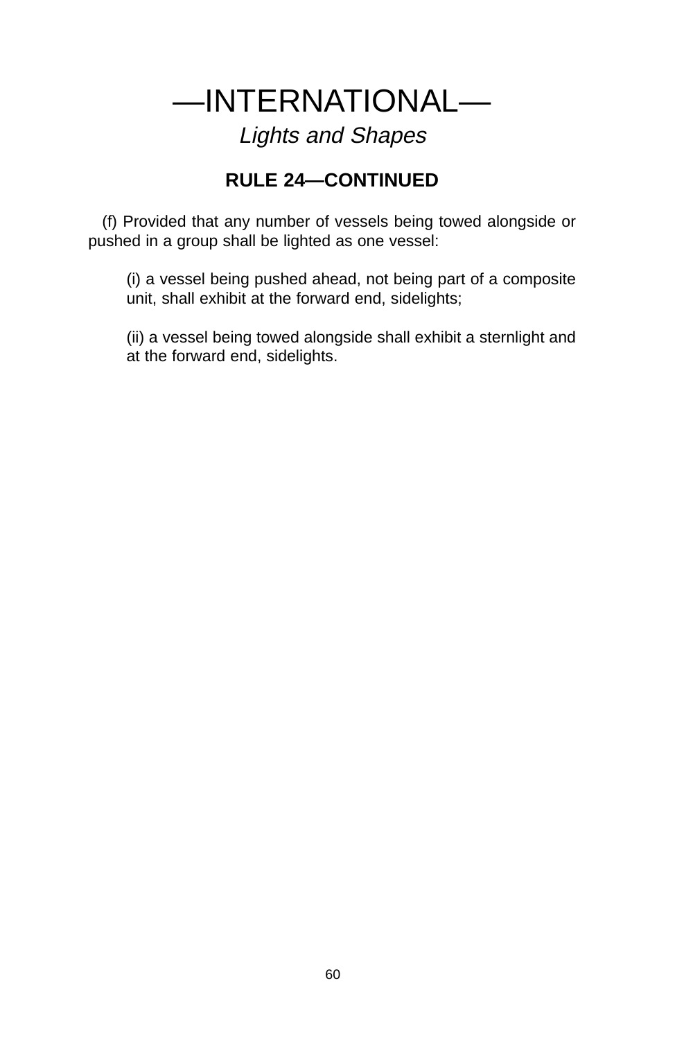# —INTERNATIONAL—

*Lights and Shapes*

## RULE 24—CONTINUED

(f) Provided that any number of vessels being towed alongside or pushed in a group shall be lighted as one vessel:

(i) a vessel being pushed ahead, not being part of a composite unit, shall exhibit at the forward end, sidelights;

(ii) a vessel being towed alongside shall exhibit a sternlight and at the forward end, sidelights.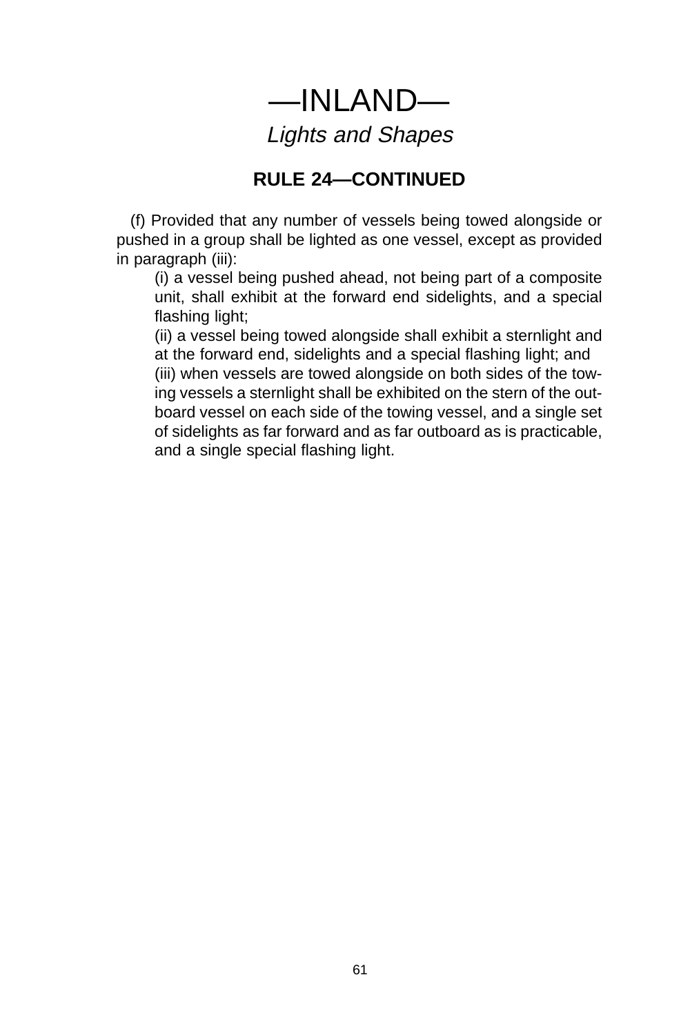# —INLAND—

## *Lights and Shapes*

### RULE 24—CONTINUED

(f) Provided that any number of vessels being towed alongside or pushed in a group shall be lighted as one vessel, except as provided in paragraph (iii):

(i) a vessel being pushed ahead, not being part of a composite unit, shall exhibit at the forward end sidelights, and a special flashing light;

(ii) a vessel being towed alongside shall exhibit a sternlight and at the forward end, sidelights and a special flashing light; and

(iii) when vessels are towed alongside on both sides of the towing vessels a sternlight shall be exhibited on the stern of the outboard vessel on each side of the towing vessel, and a single set of sidelights as far forward and as far outboard as is practicable, and a single special flashing light.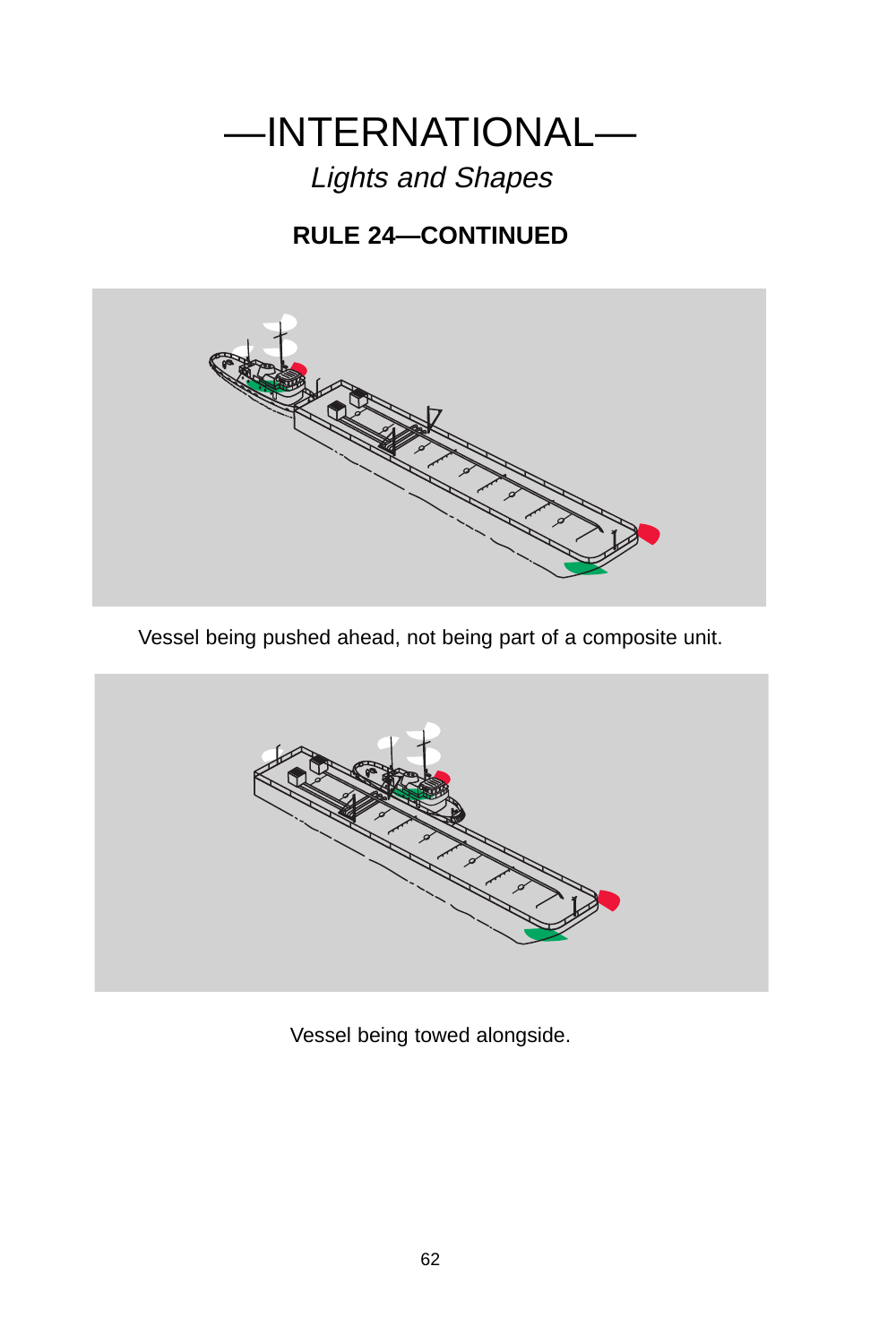# —INTERNATIONAL—

*Lights and Shapes*

## RULE 24—CONTINUED

Vessel being pushed ahead, not being part of a composite unit.

Vessel being towed alongside.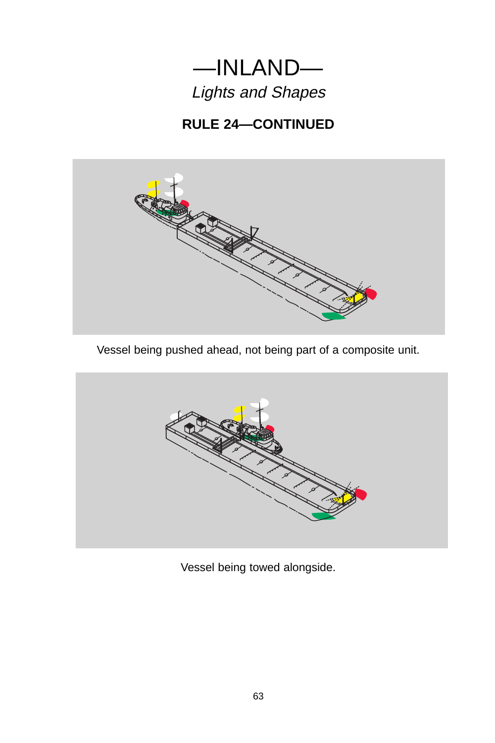# —INLAND—

*Lights and Shapes*

## RULE 24—CONTINUED

Vessel being pushed ahead, not being part of a composite unit.

Vessel being towed alongside.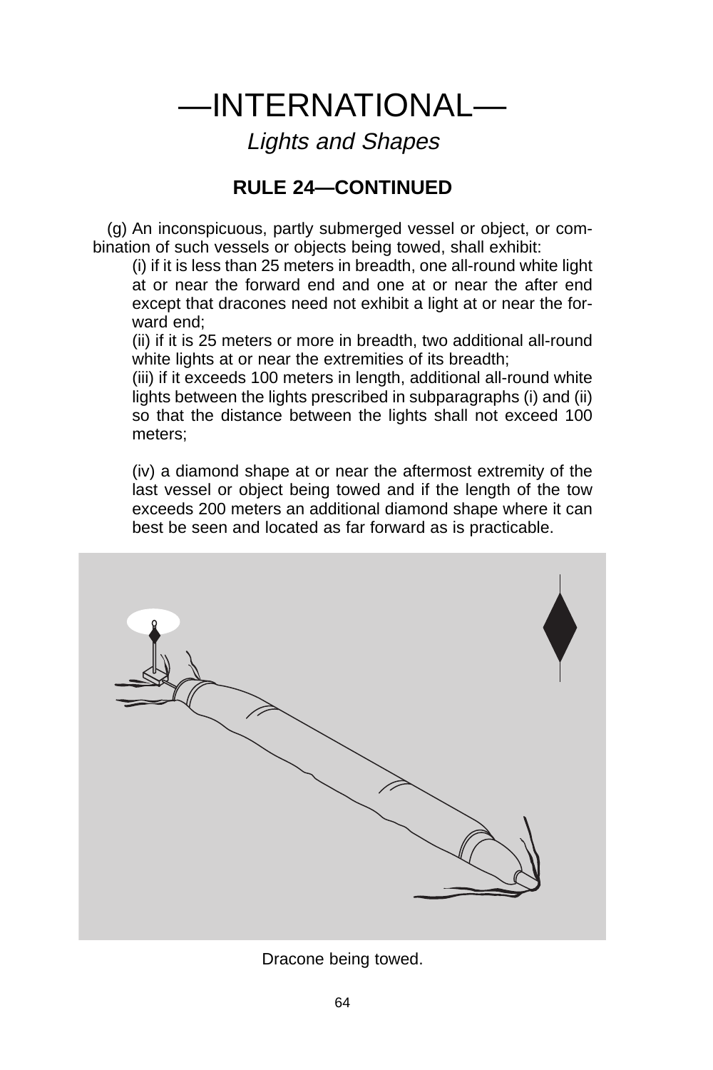# —INTERNATIONAL—

## *Lights and Shapes*

### RULE 24—CONTINUED

(g) An inconspicuous, partly submerged vessel or object, or combination of such vessels or objects being towed, shall exhibit:

(i) if it is less than 25 meters in breadth, one all-round white light at or near the forward end and one at or near the after end except that dracones need not exhibit a light at or near the forward end;

(ii) if it is 25 meters or more in breadth, two additional all-round white lights at or near the extremities of its breadth;

(iii) if it exceeds 100 meters in length, additional all-round white lights between the lights prescribed in subparagraphs (i) and (ii) so that the distance between the lights shall not exceed 100 meters;

(iv) a diamond shape at or near the aftermost extremity of the last vessel or object being towed and if the length of the tow exceeds 200 meters an additional diamond shape where it can best be seen and located as far forward as is practicable.

Dracone being towed.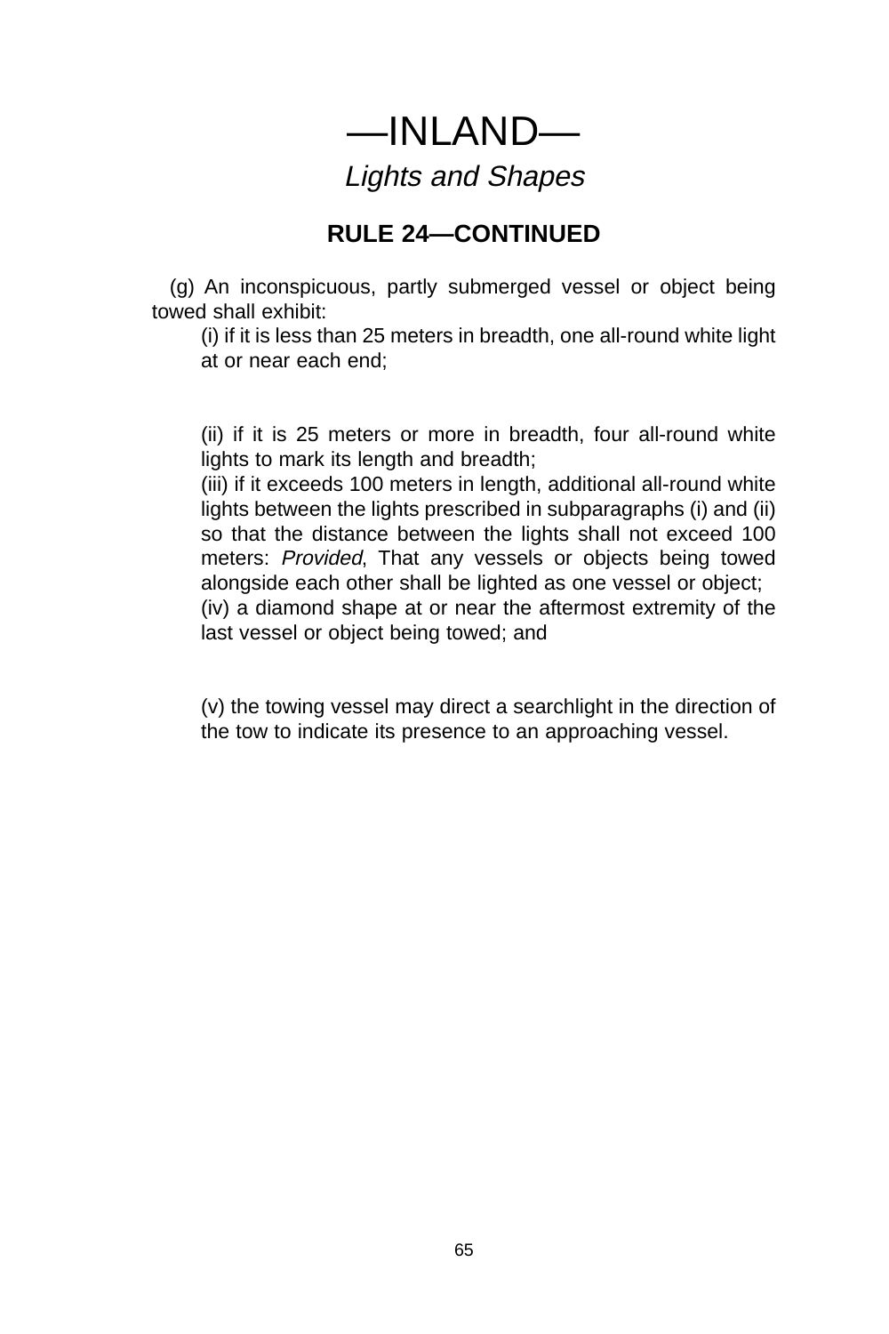# —INLAND—

## *Lights and Shapes*

### RULE 24—CONTINUED

(g) An inconspicuous, partly submerged vessel or object being towed shall exhibit:

(i) if it is less than 25 meters in breadth, one all-round white light at or near each end;

(ii) if it is 25 meters or more in breadth, four all-round white lights to mark its length and breadth;

(iii) if it exceeds 100 meters in length, additional all-round white lights between the lights prescribed in subparagraphs (i) and (ii) so that the distance between the lights shall not exceed 100 meters: *Provided*, That any vessels or objects being towed alongside each other shall be lighted as one vessel or object;

(iv) a diamond shape at or near the aftermost extremity of the last vessel or object being towed; and

(v) the towing vessel may direct a searchlight in the direction of the tow to indicate its presence to an approaching vessel.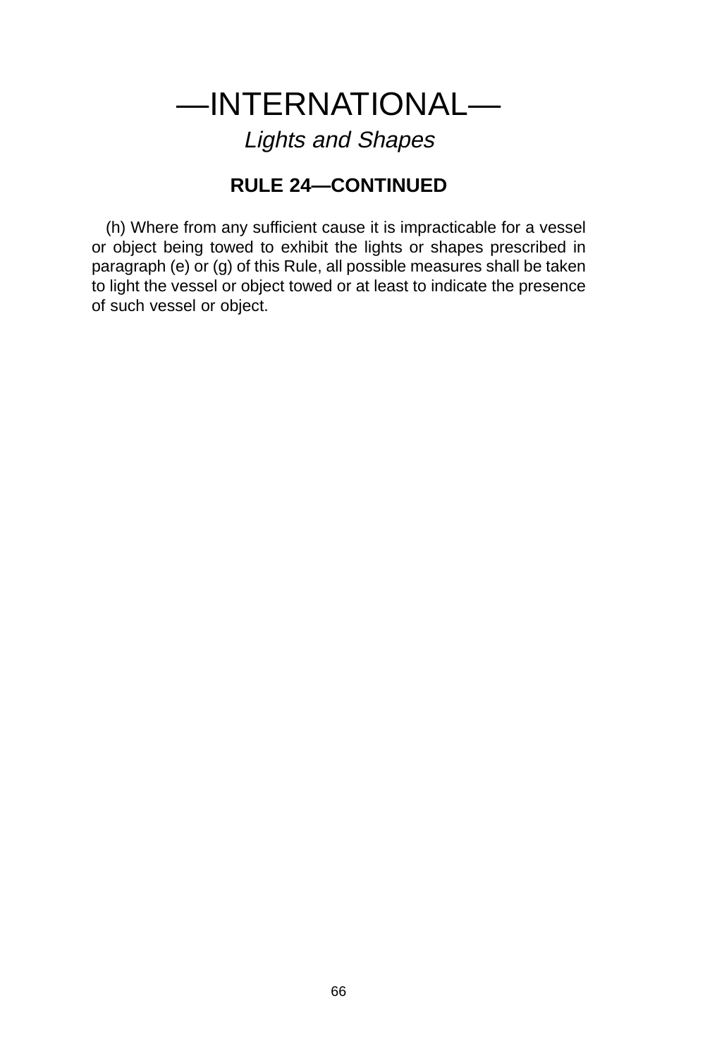# —INTERNATIONAL—

*Lights and Shapes*

## RULE 24—CONTINUED

(h) Where from any sufficient cause it is impracticable for a vessel or object being towed to exhibit the lights or shapes prescribed in paragraph (e) or (g) of this Rule, all possible measures shall be taken to light the vessel or object towed or at least to indicate the presence of such vessel or object.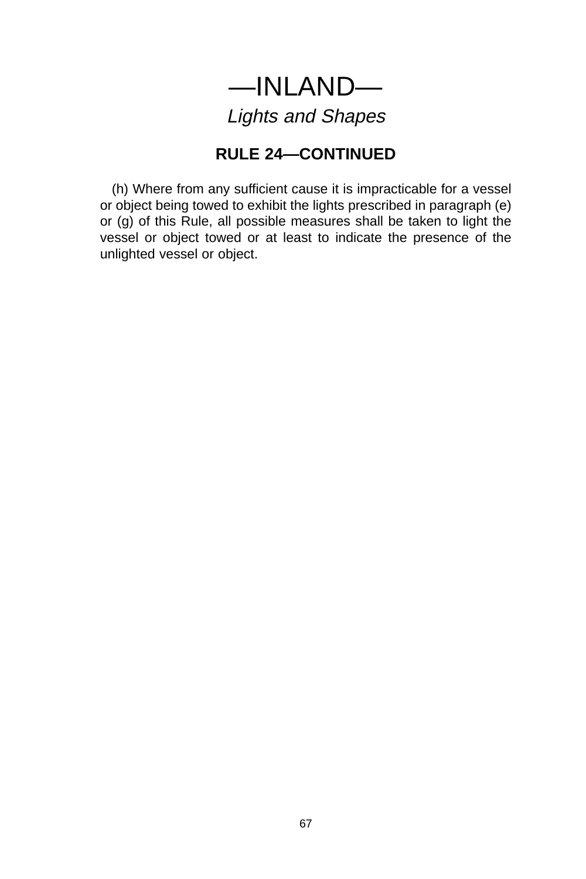# —INLAND—

## *Lights and Shapes*

### RULE 24—CONTINUED

(h) Where from any sufficient cause it is impracticable for a vessel or object being towed to exhibit the lights prescribed in paragraph (e) or (g) of this Rule, all possible measures shall be taken to light the vessel or object towed or at least to indicate the presence of the unlighted vessel or object.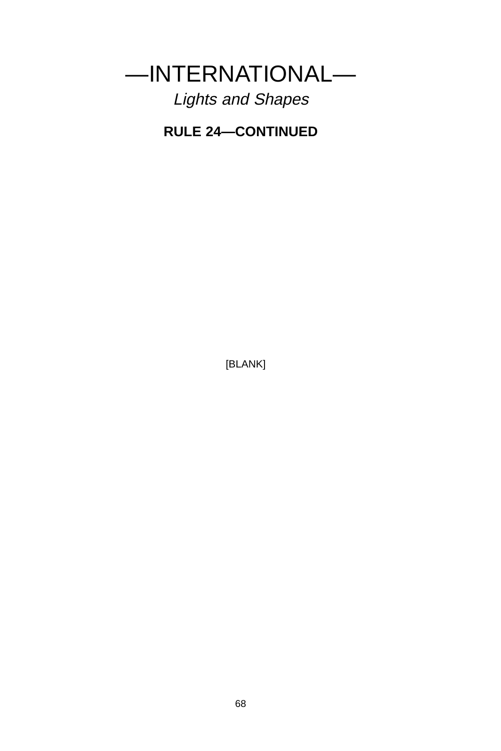# —INTERNATIONAL—

*Lights and Shapes*

**RULE 24—CONTINUED**

[BLANK]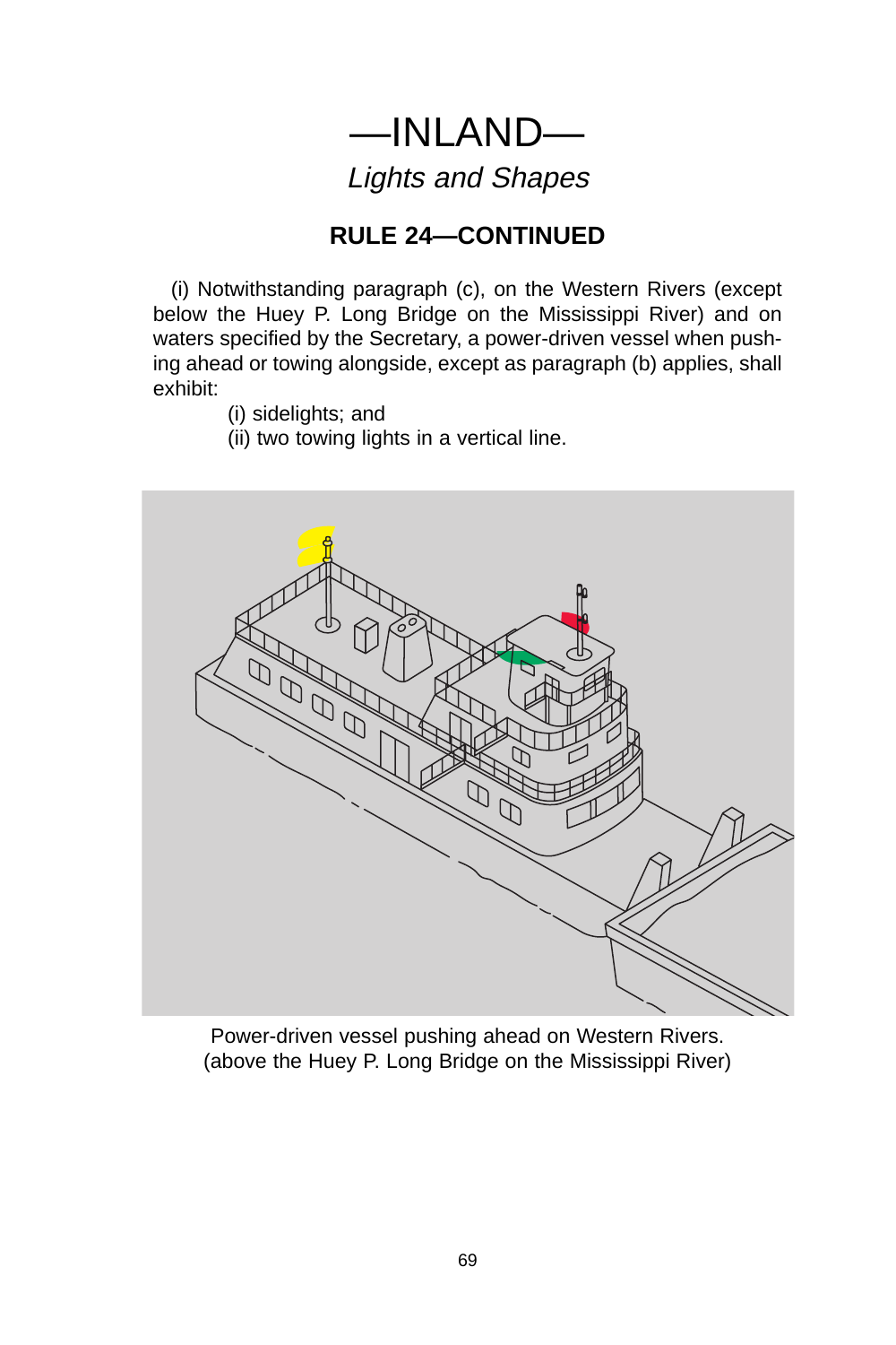# —INLAND—

*Lights and Shapes*

## RULE 24—CONTINUED

(i) Notwithstanding paragraph (c), on the Western Rivers (except below the Huey P. Long Bridge on the Mississippi River) and on waters specified by the Secretary, a power-driven vessel when pushing ahead or towing alongside, except as paragraph (b) applies, shall exhibit:

(i) sidelights; and
(ii) two towing lights in a vertical line.

Power-driven vessel pushing ahead on Western Rivers.
(above the Huey P. Long Bridge on the Mississippi River)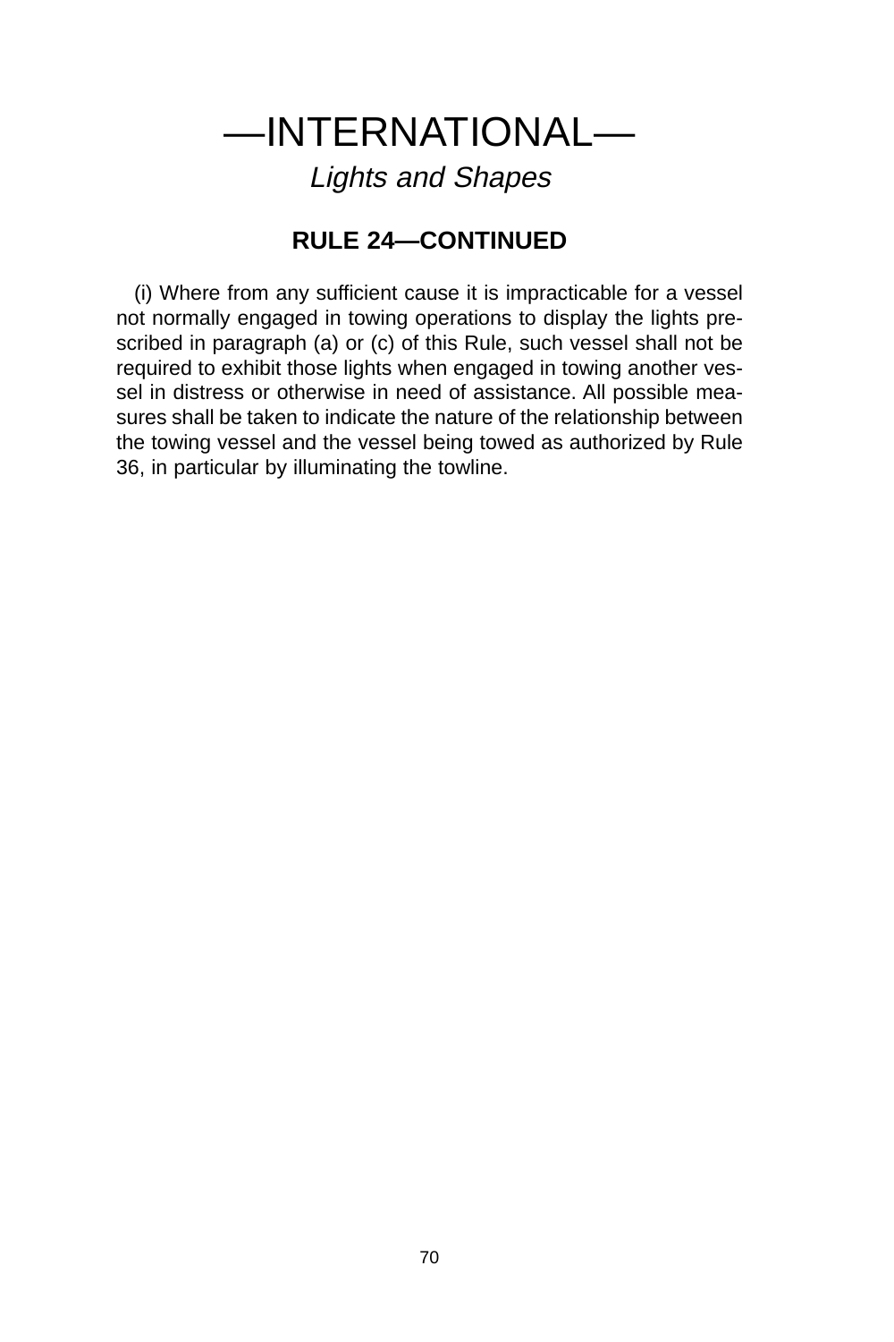# —INTERNATIONAL—

*Lights and Shapes*

## RULE 24—CONTINUED

(i) Where from any sufficient cause it is impracticable for a vessel not normally engaged in towing operations to display the lights prescribed in paragraph (a) or (c) of this Rule, such vessel shall not be required to exhibit those lights when engaged in towing another vessel in distress or otherwise in need of assistance. All possible measures shall be taken to indicate the nature of the relationship between the towing vessel and the vessel being towed as authorized by Rule 36, in particular by illuminating the towline.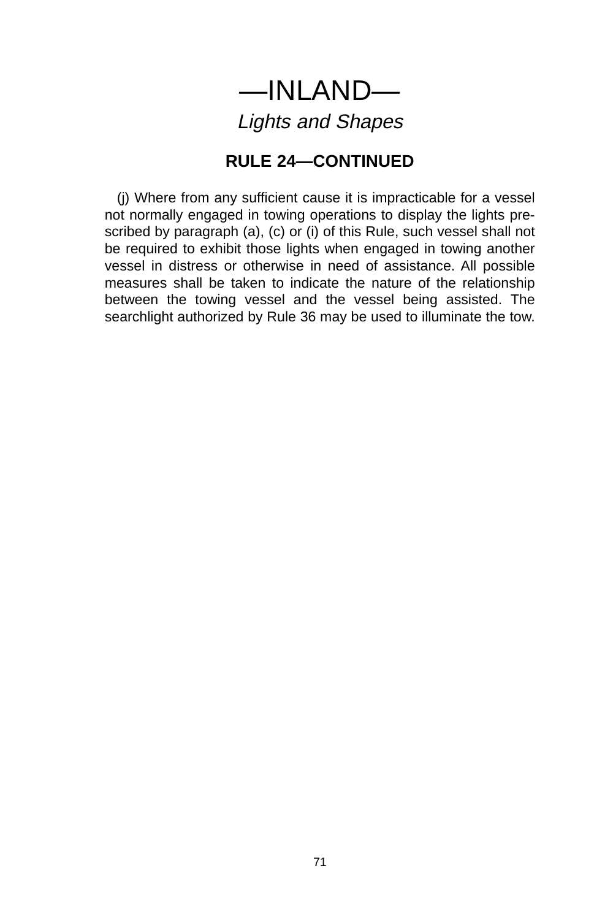# —INLAND—

*Lights and Shapes*

## RULE 24—CONTINUED

(j) Where from any sufficient cause it is impracticable for a vessel not normally engaged in towing operations to display the lights prescribed by paragraph (a), (c) or (i) of this Rule, such vessel shall not be required to exhibit those lights when engaged in towing another vessel in distress or otherwise in need of assistance. All possible measures shall be taken to indicate the nature of the relationship between the towing vessel and the vessel being assisted. The searchlight authorized by Rule 36 may be used to illuminate the tow.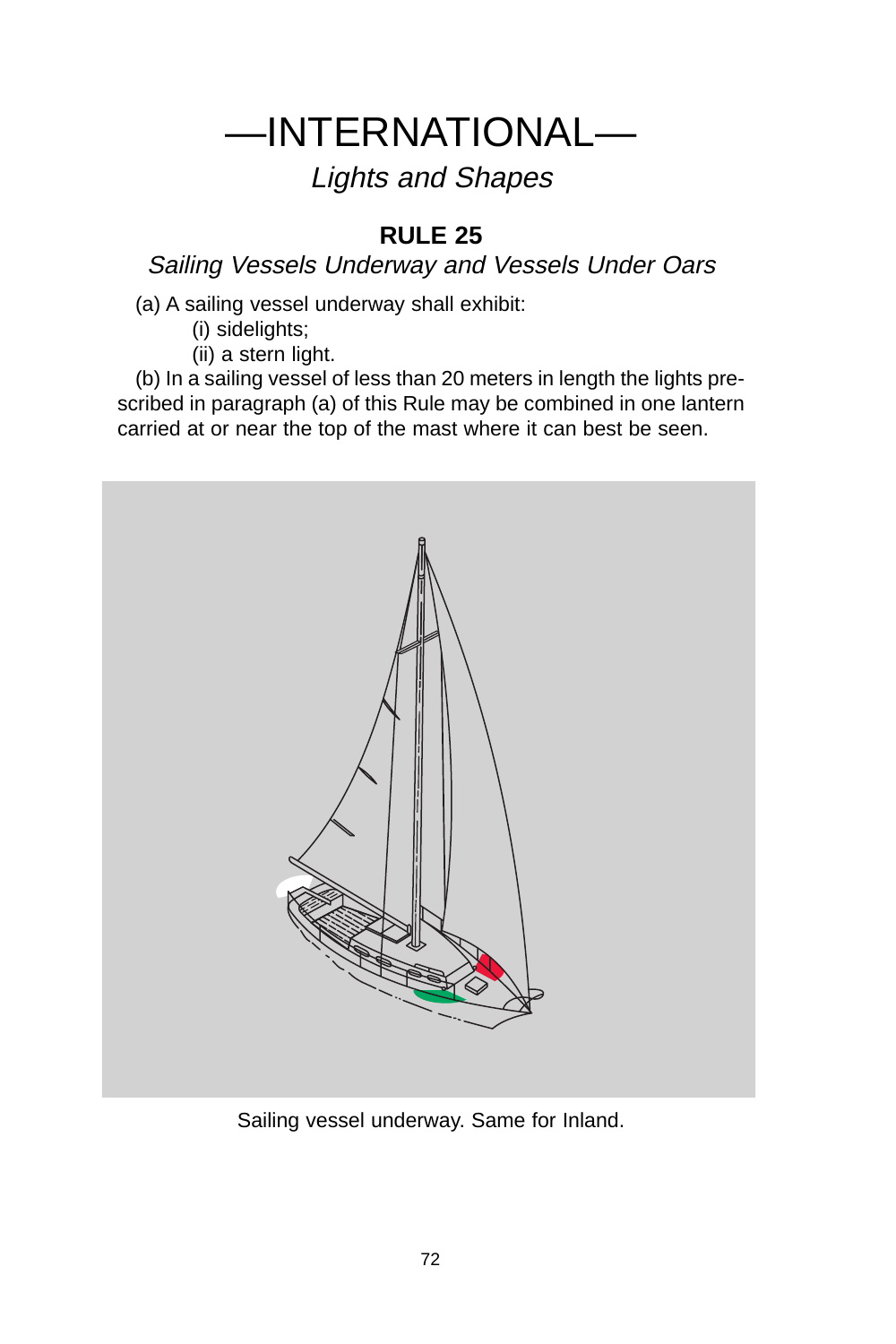# —INTERNATIONAL—

*Lights and Shapes*

## RULE 25

*Sailing Vessels Underway and Vessels Under Oars*

(a) A sailing vessel underway shall exhibit:

(i) sidelights;

(ii) a stern light.

(b) In a sailing vessel of less than 20 meters in length the lights prescribed in paragraph (a) of this Rule may be combined in one lantern carried at or near the top of the mast where it can best be seen.

Sailing vessel underway. Same for Inland.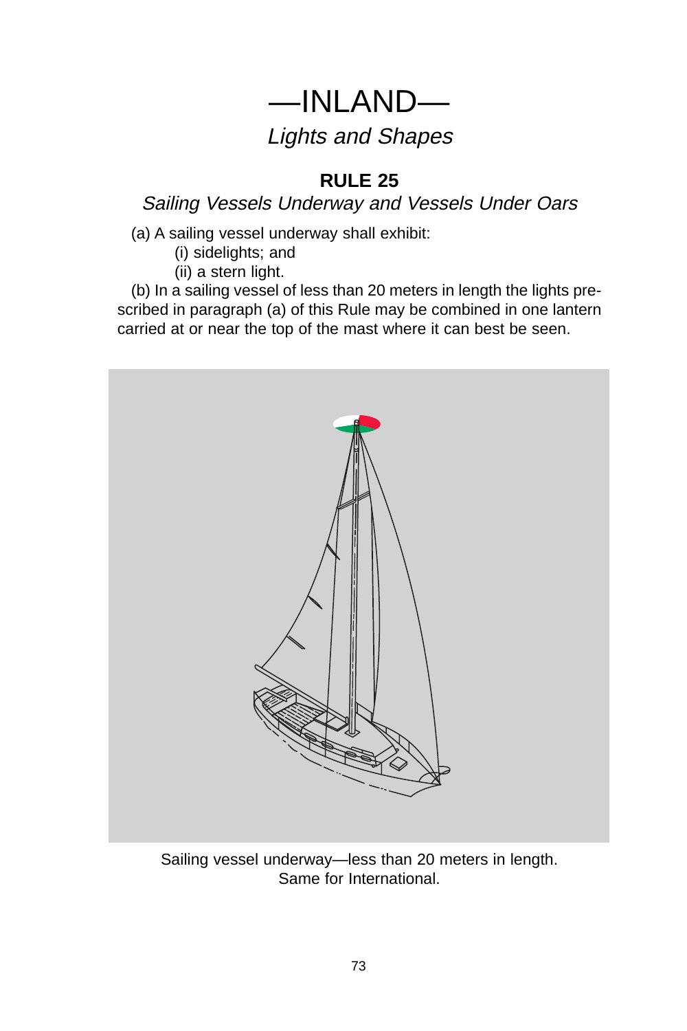# —INLAND—

## *Lights and Shapes*

### RULE 25

*Sailing Vessels Underway and Vessels Under Oars*

(a) A sailing vessel underway shall exhibit:

(i) sidelights; and

(ii) a stern light.

(b) In a sailing vessel of less than 20 meters in length the lights prescribed in paragraph (a) of this Rule may be combined in one lantern carried at or near the top of the mast where it can best be seen.

Sailing vessel underway—less than 20 meters in length.
Same for International.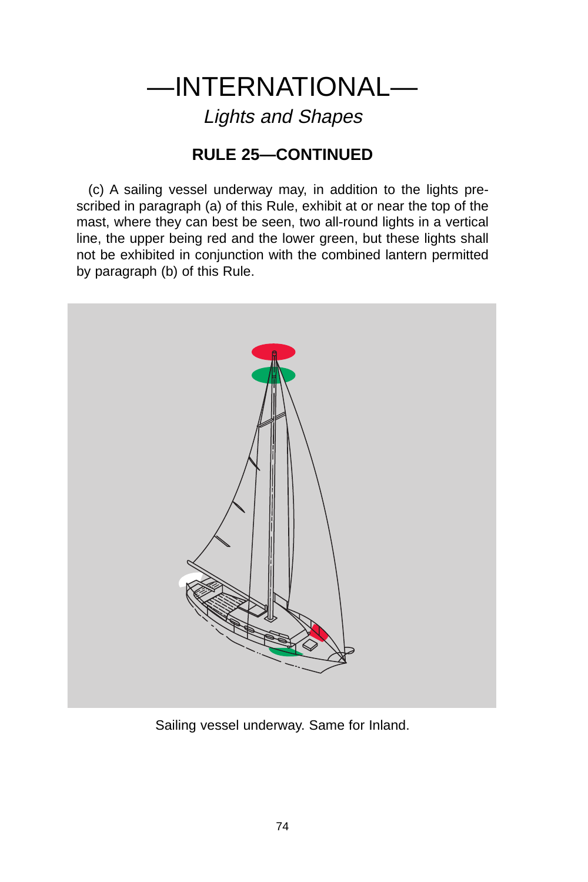# —INTERNATIONAL—

## *Lights and Shapes*

### RULE 25—CONTINUED

(c) A sailing vessel underway may, in addition to the lights prescribed in paragraph (a) of this Rule, exhibit at or near the top of the mast, where they can best be seen, two all-round lights in a vertical line, the upper being red and the lower green, but these lights shall not be exhibited in conjunction with the combined lantern permitted by paragraph (b) of this Rule.

Sailing vessel underway. Same for Inland.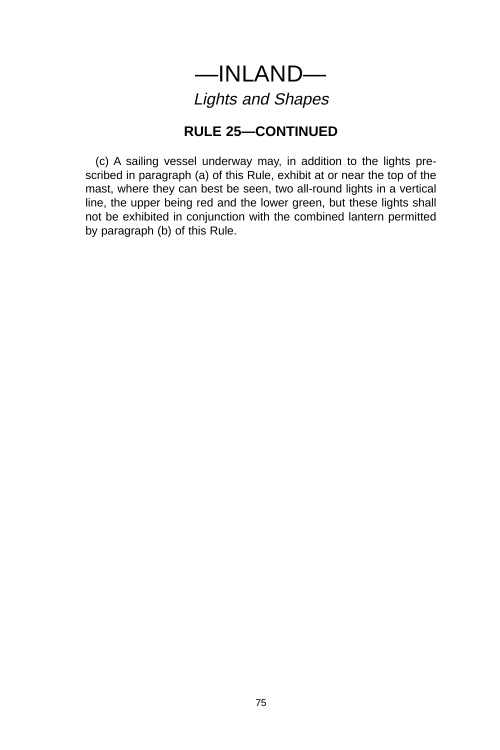# —INLAND—

*Lights and Shapes*

## RULE 25—CONTINUED

(c) A sailing vessel underway may, in addition to the lights prescribed in paragraph (a) of this Rule, exhibit at or near the top of the mast, where they can best be seen, two all-round lights in a vertical line, the upper being red and the lower green, but these lights shall not be exhibited in conjunction with the combined lantern permitted by paragraph (b) of this Rule.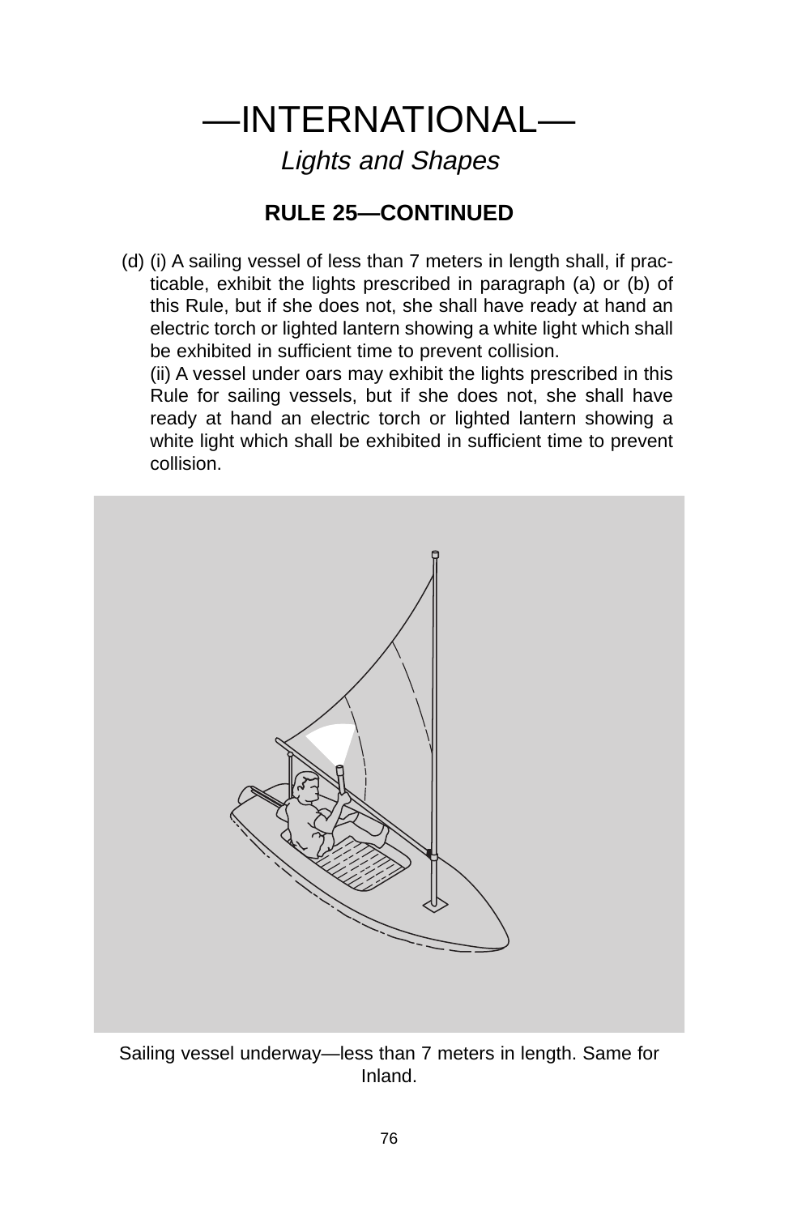# —INTERNATIONAL—

*Lights and Shapes*

## RULE 25—CONTINUED

(d) (i) A sailing vessel of less than 7 meters in length shall, if practicable, exhibit the lights prescribed in paragraph (a) or (b) of this Rule, but if she does not, she shall have ready at hand an electric torch or lighted lantern showing a white light which shall be exhibited in sufficient time to prevent collision.

(ii) A vessel under oars may exhibit the lights prescribed in this Rule for sailing vessels, but if she does not, she shall have ready at hand an electric torch or lighted lantern showing a white light which shall be exhibited in sufficient time to prevent collision.

Sailing vessel underway—less than 7 meters in length. Same for Inland.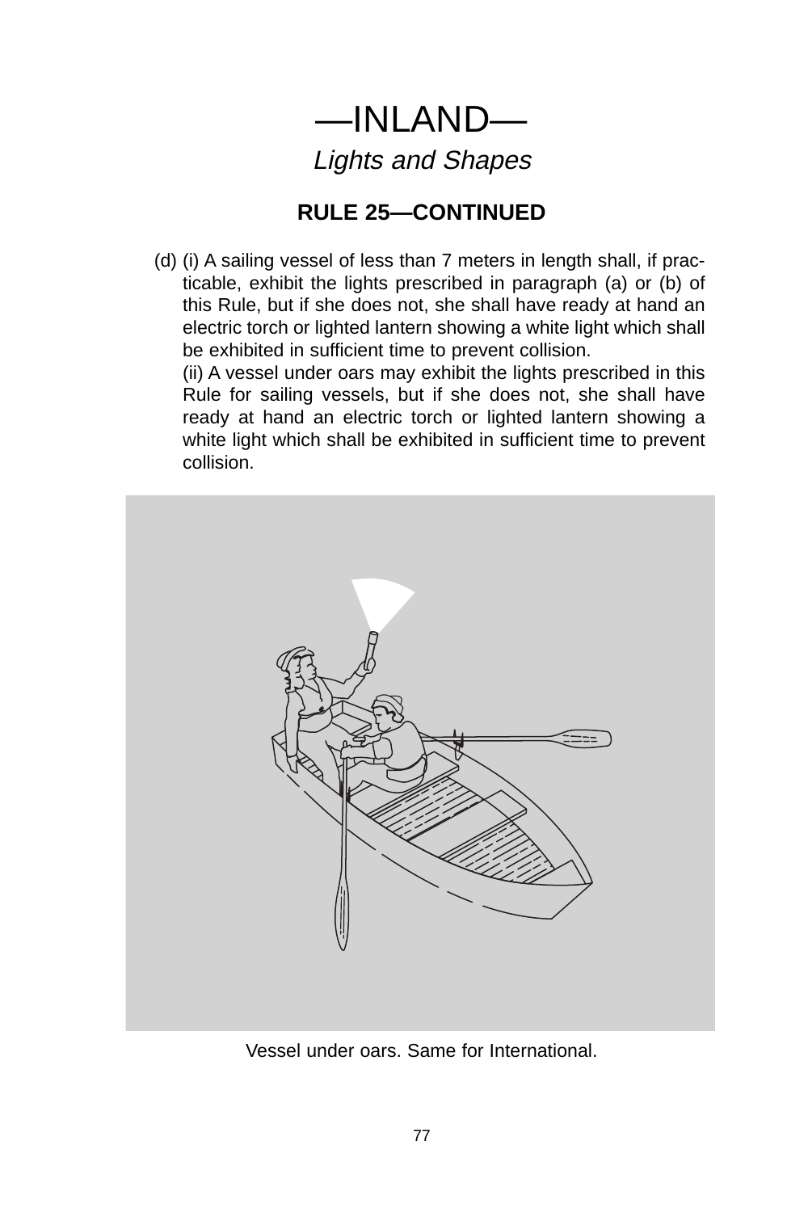# —INLAND—

*Lights and Shapes*

## RULE 25—CONTINUED

(d) (i) A sailing vessel of less than 7 meters in length shall, if practicable, exhibit the lights prescribed in paragraph (a) or (b) of this Rule, but if she does not, she shall have ready at hand an electric torch or lighted lantern showing a white light which shall be exhibited in sufficient time to prevent collision.

(ii) A vessel under oars may exhibit the lights prescribed in this Rule for sailing vessels, but if she does not, she shall have ready at hand an electric torch or lighted lantern showing a white light which shall be exhibited in sufficient time to prevent collision.

Vessel under oars. Same for International.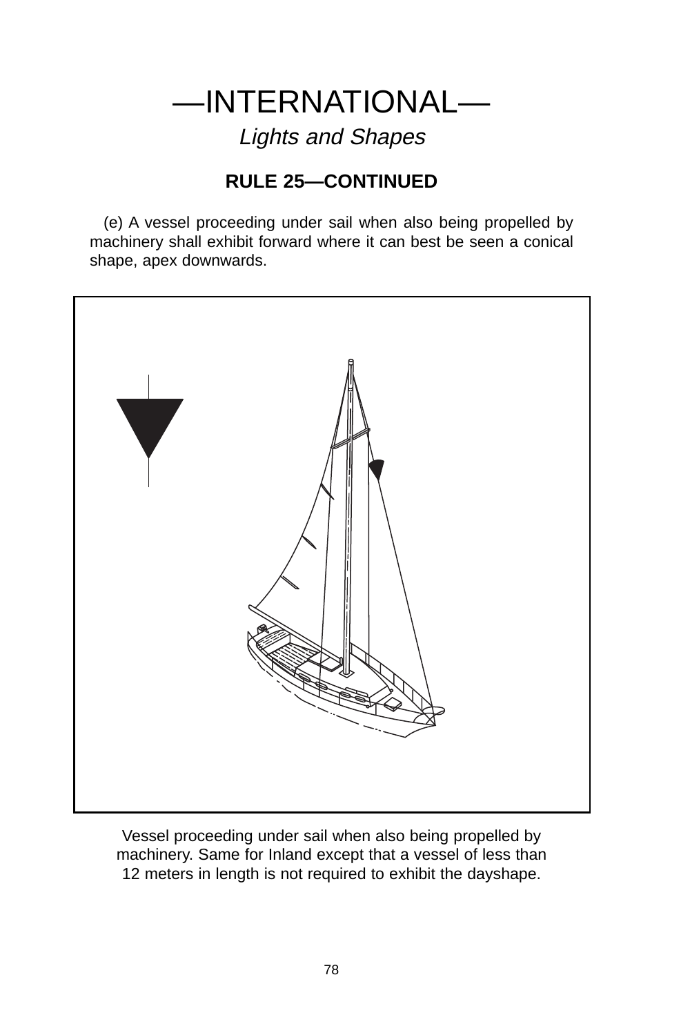# —INTERNATIONAL—

*Lights and Shapes*

## RULE 25—CONTINUED

(e) A vessel proceeding under sail when also being propelled by machinery shall exhibit forward where it can best be seen a conical shape, apex downwards.

Vessel proceeding under sail when also being propelled by machinery. Same for Inland except that a vessel of less than 12 meters in length is not required to exhibit the dayshape.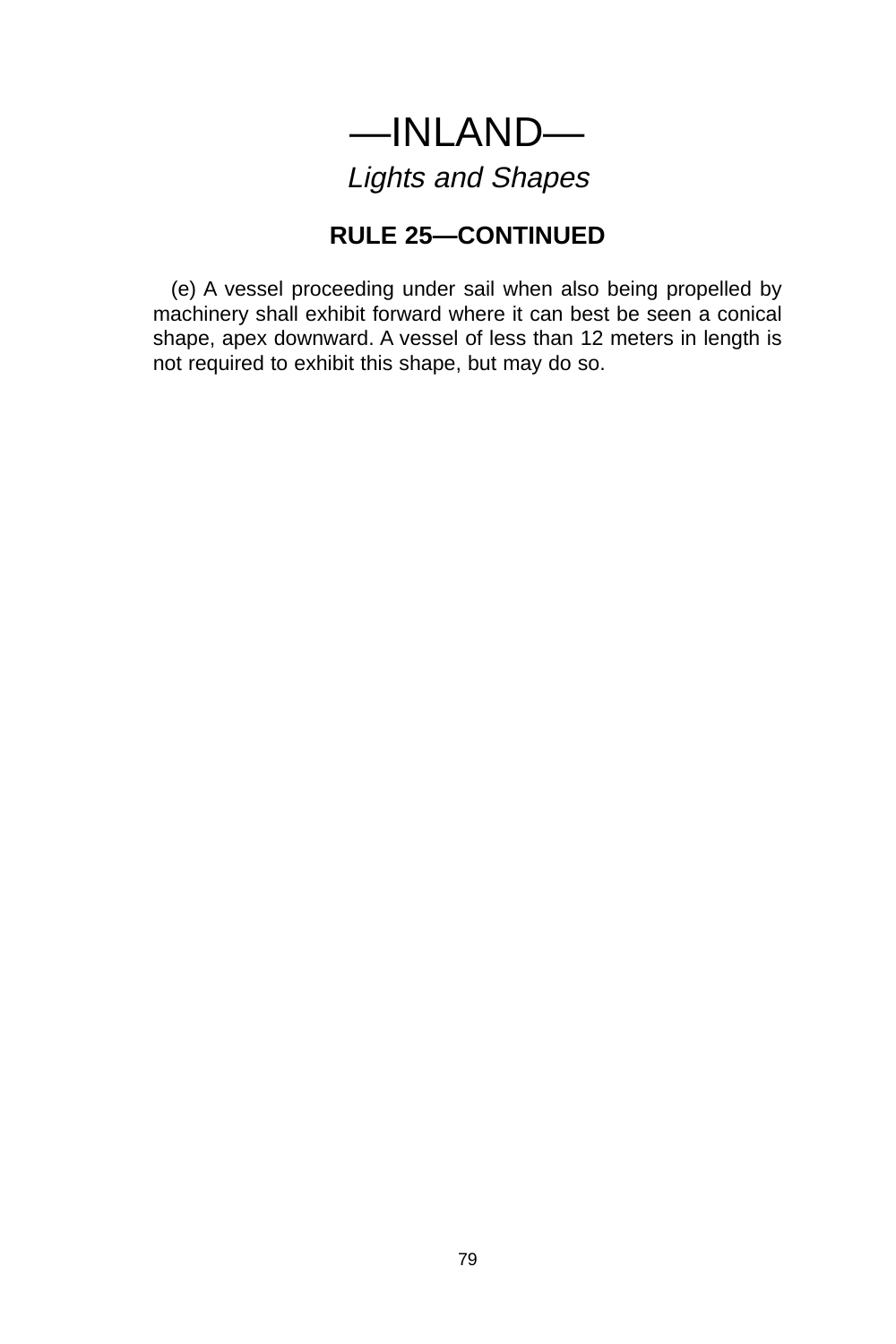# —INLAND—

## *Lights and Shapes*

### RULE 25—CONTINUED

(e) A vessel proceeding under sail when also being propelled by machinery shall exhibit forward where it can best be seen a conical shape, apex downward. A vessel of less than 12 meters in length is not required to exhibit this shape, but may do so.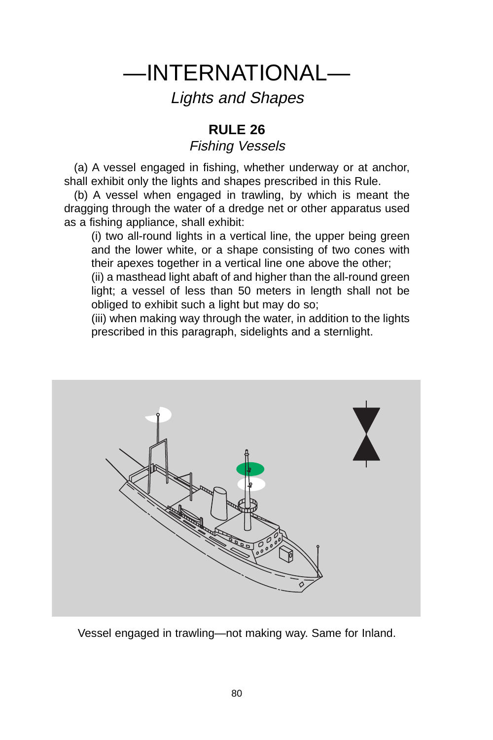# —INTERNATIONAL—

*Lights and Shapes*

## RULE 26

*Fishing Vessels*

(a) A vessel engaged in fishing, whether underway or at anchor, shall exhibit only the lights and shapes prescribed in this Rule.

(b) A vessel when engaged in trawling, by which is meant the dragging through the water of a dredge net or other apparatus used as a fishing appliance, shall exhibit:

(i) two all-round lights in a vertical line, the upper being green and the lower white, or a shape consisting of two cones with their apexes together in a vertical line one above the other;

(ii) a masthead light abaft of and higher than the all-round green light; a vessel of less than 50 meters in length shall not be obliged to exhibit such a light but may do so;

(iii) when making way through the water, in addition to the lights prescribed in this paragraph, sidelights and a sternlight.

Vessel engaged in trawling—not making way. Same for Inland.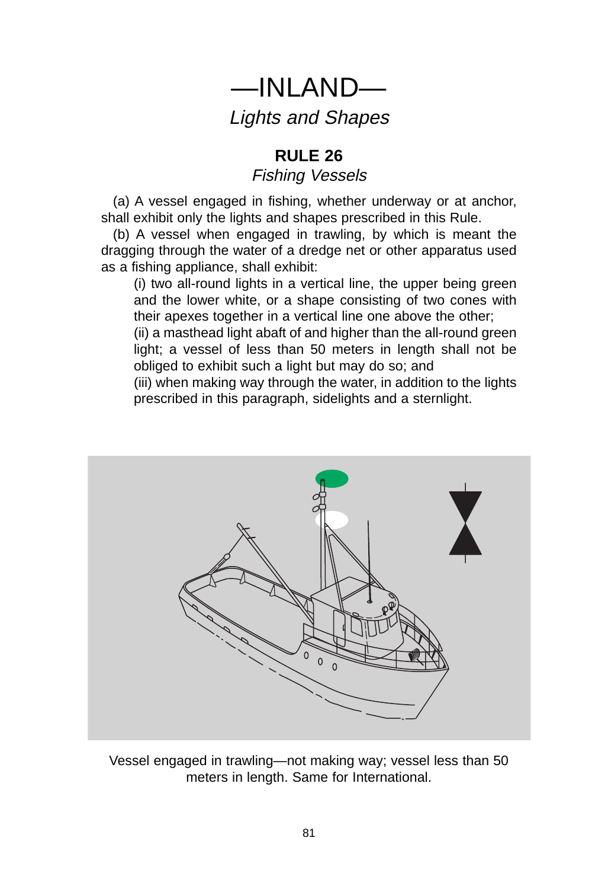# —INLAND—

*Lights and Shapes*

## RULE 26

*Fishing Vessels*

(a) A vessel engaged in fishing, whether underway or at anchor, shall exhibit only the lights and shapes prescribed in this Rule.

(b) A vessel when engaged in trawling, by which is meant the dragging through the water of a dredge net or other apparatus used as a fishing appliance, shall exhibit:

(i) two all-round lights in a vertical line, the upper being green and the lower white, or a shape consisting of two cones with their apexes together in a vertical line one above the other;

(ii) a masthead light abaft of and higher than the all-round green light; a vessel of less than 50 meters in length shall not be obliged to exhibit such a light but may do so; and

(iii) when making way through the water, in addition to the lights prescribed in this paragraph, sidelights and a sternlight.

Vessel engaged in trawling—not making way; vessel less than 50 meters in length. Same for International.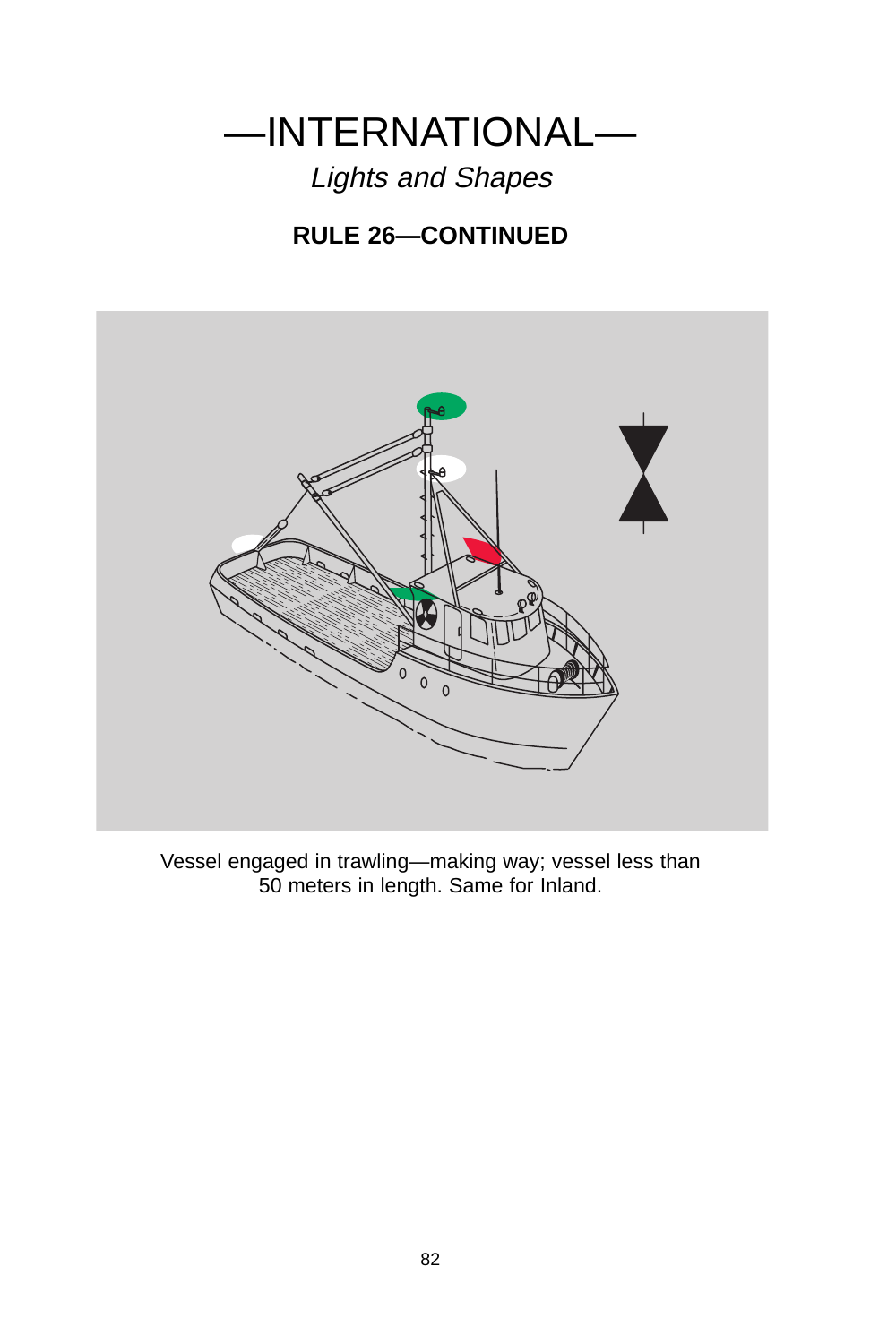# —INTERNATIONAL—

*Lights and Shapes*

**RULE 26—CONTINUED**

Vessel engaged in trawling—making way; vessel less than 50 meters in length. Same for Inland.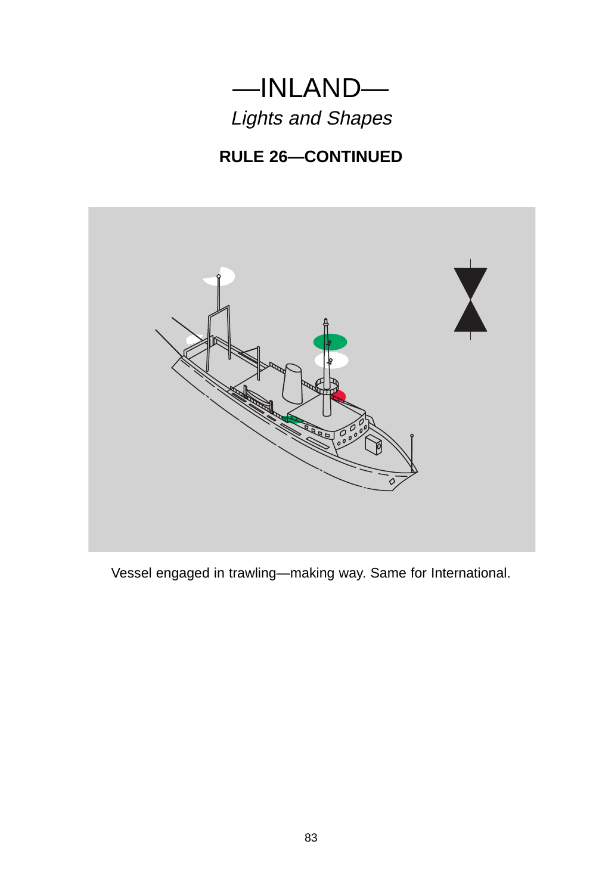# —INLAND—

*Lights and Shapes*

## RULE 26—CONTINUED

Vessel engaged in trawling—making way. Same for International.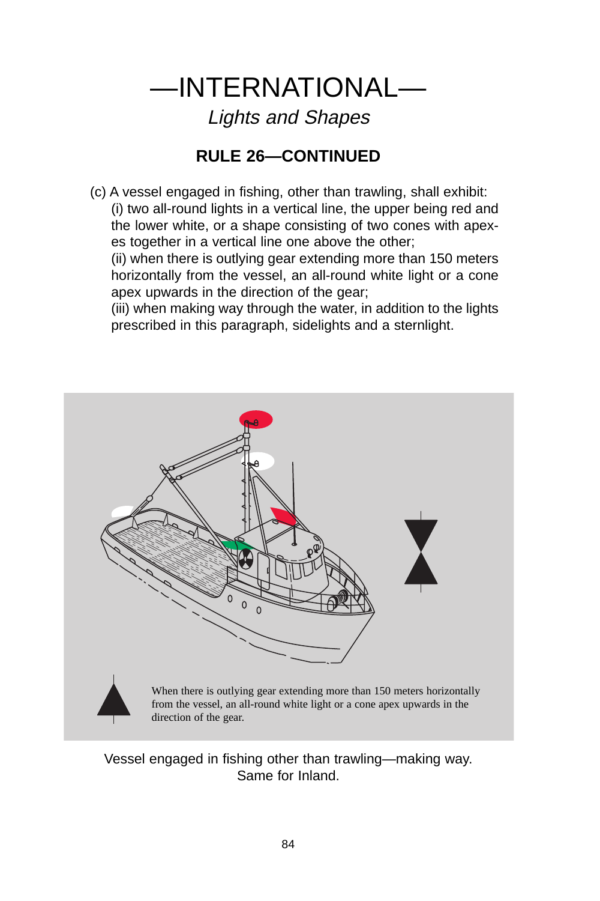# —INTERNATIONAL—

*Lights and Shapes*

## RULE 26—CONTINUED

(c) A vessel engaged in fishing, other than trawling, shall exhibit:

(i) two all-round lights in a vertical line, the upper being red and the lower white, or a shape consisting of two cones with apexes together in a vertical line one above the other;

(ii) when there is outlying gear extending more than 150 meters horizontally from the vessel, an all-round white light or a cone apex upwards in the direction of the gear;

(iii) when making way through the water, in addition to the lights prescribed in this paragraph, sidelights and a sternlight.

When there is outlying gear extending more than 150 meters horizontally from the vessel, an all-round white light or a cone apex upwards in the direction of the gear.

Vessel engaged in fishing other than trawling—making way.
Same for Inland.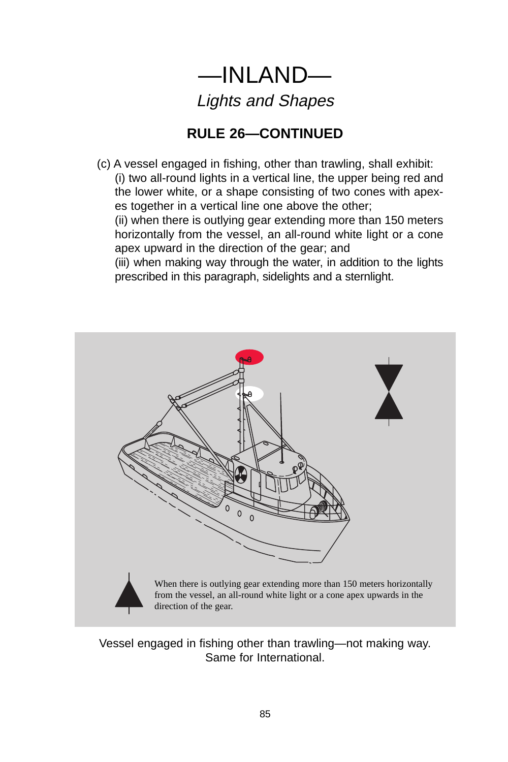# —INLAND—

*Lights and Shapes*

## RULE 26—CONTINUED

(c) A vessel engaged in fishing, other than trawling, shall exhibit:
  (i) two all-round lights in a vertical line, the upper being red and the lower white, or a shape consisting of two cones with apexes together in a vertical line one above the other;
  (ii) when there is outlying gear extending more than 150 meters horizontally from the vessel, an all-round white light or a cone apex upward in the direction of the gear; and
  (iii) when making way through the water, in addition to the lights prescribed in this paragraph, sidelights and a sternlight.

When there is outlying gear extending more than 150 meters horizontally from the vessel, an all-round white light or a cone apex upwards in the direction of the gear.

Vessel engaged in fishing other than trawling—not making way.
Same for International.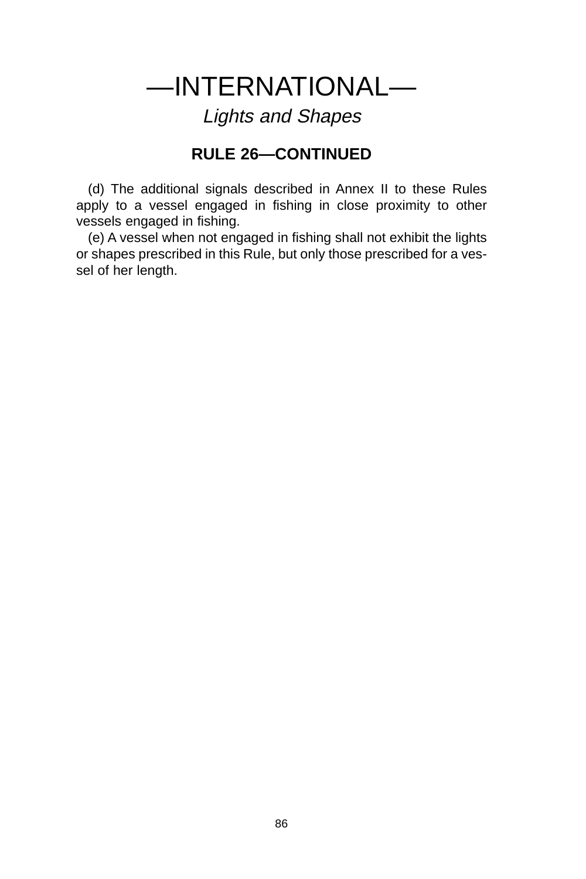# —INTERNATIONAL—

*Lights and Shapes*

## RULE 26—CONTINUED

(d) The additional signals described in Annex II to these Rules apply to a vessel engaged in fishing in close proximity to other vessels engaged in fishing.

(e) A vessel when not engaged in fishing shall not exhibit the lights or shapes prescribed in this Rule, but only those prescribed for a vessel of her length.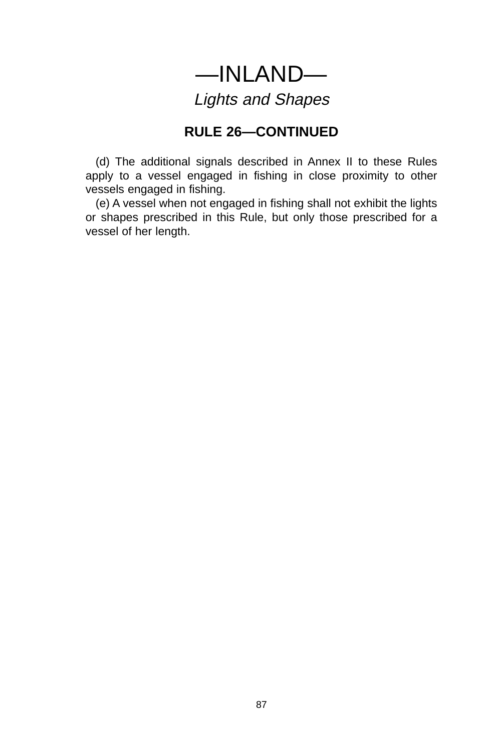# —INLAND—

*Lights and Shapes*

## RULE 26—CONTINUED

(d) The additional signals described in Annex II to these Rules apply to a vessel engaged in fishing in close proximity to other vessels engaged in fishing.

(e) A vessel when not engaged in fishing shall not exhibit the lights or shapes prescribed in this Rule, but only those prescribed for a vessel of her length.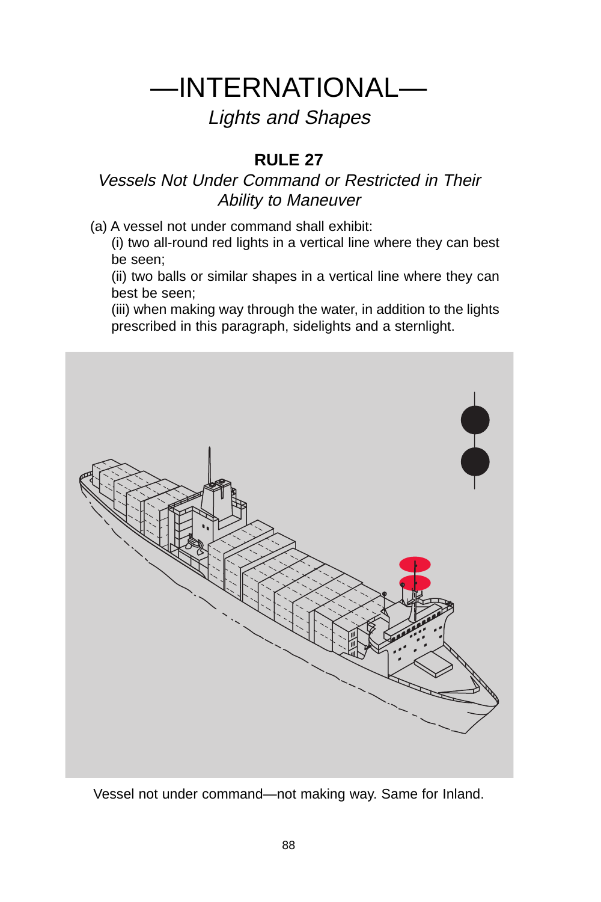# —INTERNATIONAL—

*Lights and Shapes*

## RULE 27

*Vessels Not Under Command or Restricted in Their Ability to Maneuver*

(a) A vessel not under command shall exhibit:

(i) two all-round red lights in a vertical line where they can best be seen;

(ii) two balls or similar shapes in a vertical line where they can best be seen;

(iii) when making way through the water, in addition to the lights prescribed in this paragraph, sidelights and a sternlight.

Vessel not under command—not making way. Same for Inland.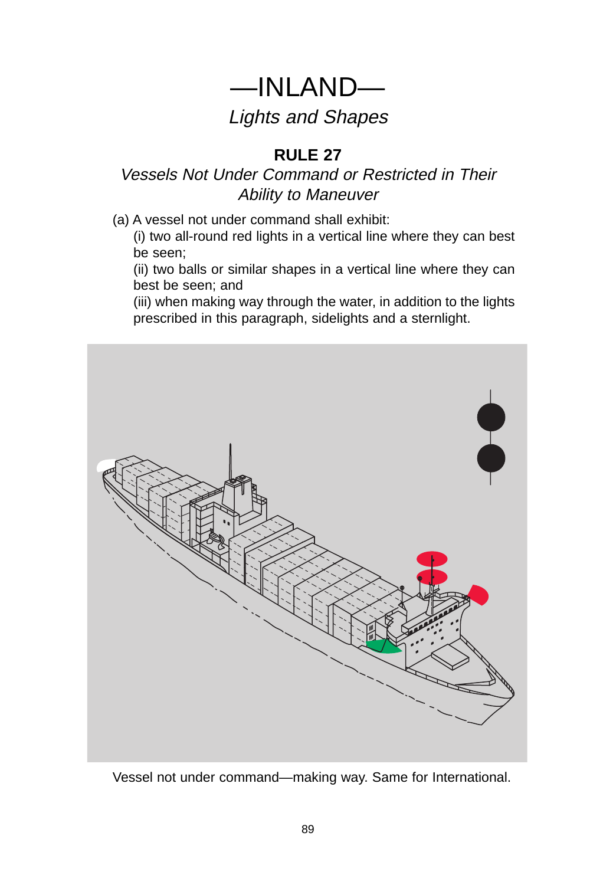# —INLAND—

*Lights and Shapes*

## RULE 27

*Vessels Not Under Command or Restricted in Their Ability to Maneuver*

(a) A vessel not under command shall exhibit:

(i) two all-round red lights in a vertical line where they can best be seen;

(ii) two balls or similar shapes in a vertical line where they can best be seen; and

(iii) when making way through the water, in addition to the lights prescribed in this paragraph, sidelights and a sternlight.

Vessel not under command—making way. Same for International.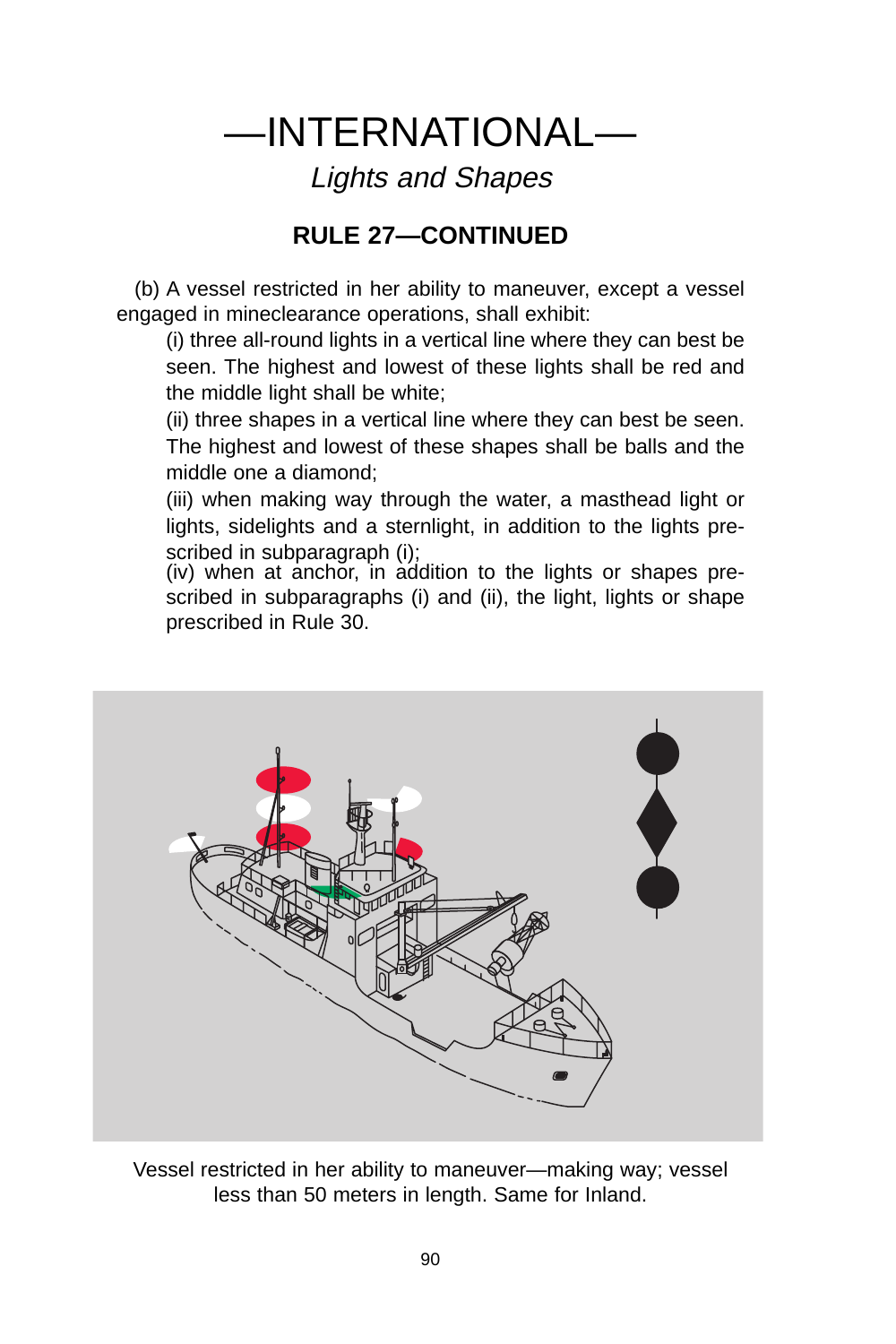# —INTERNATIONAL—

*Lights and Shapes*

## RULE 27—CONTINUED

(b) A vessel restricted in her ability to maneuver, except a vessel engaged in mineclearance operations, shall exhibit:

(i) three all-round lights in a vertical line where they can best be seen. The highest and lowest of these lights shall be red and the middle light shall be white;

(ii) three shapes in a vertical line where they can best be seen. The highest and lowest of these shapes shall be balls and the middle one a diamond;

(iii) when making way through the water, a masthead light or lights, sidelights and a sternlight, in addition to the lights prescribed in subparagraph (i);

(iv) when at anchor, in addition to the lights or shapes prescribed in subparagraphs (i) and (ii), the light, lights or shape prescribed in Rule 30.

Vessel restricted in her ability to maneuver—making way; vessel less than 50 meters in length. Same for Inland.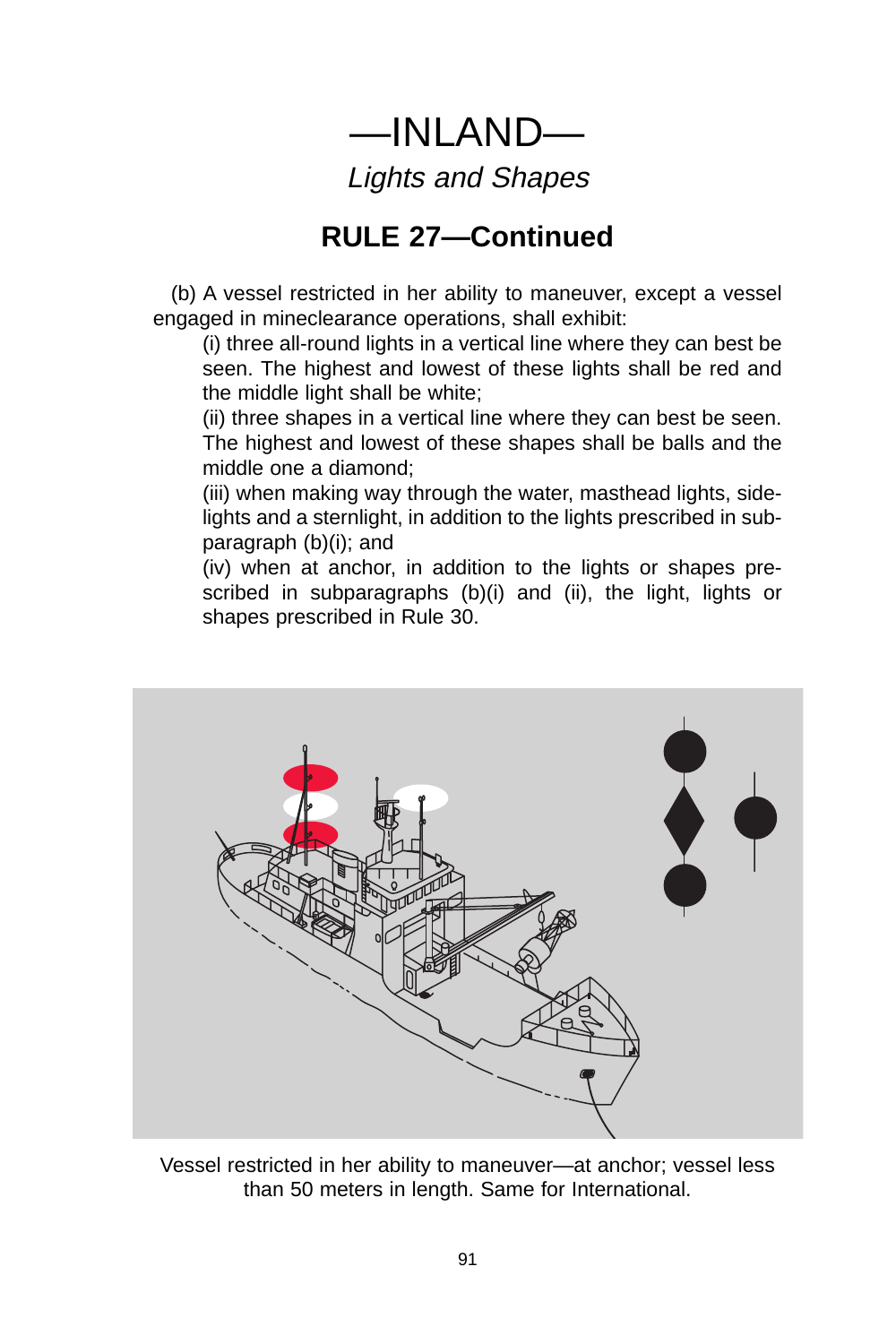# —INLAND—

*Lights and Shapes*

## RULE 27—Continued

(b) A vessel restricted in her ability to maneuver, except a vessel engaged in mineclearance operations, shall exhibit:

(i) three all-round lights in a vertical line where they can best be seen. The highest and lowest of these lights shall be red and the middle light shall be white;

(ii) three shapes in a vertical line where they can best be seen. The highest and lowest of these shapes shall be balls and the middle one a diamond;

(iii) when making way through the water, masthead lights, sidelights and a sternlight, in addition to the lights prescribed in subparagraph (b)(i); and

(iv) when at anchor, in addition to the lights or shapes prescribed in subparagraphs (b)(i) and (ii), the light, lights or shapes prescribed in Rule 30.

Vessel restricted in her ability to maneuver—at anchor; vessel less than 50 meters in length. Same for International.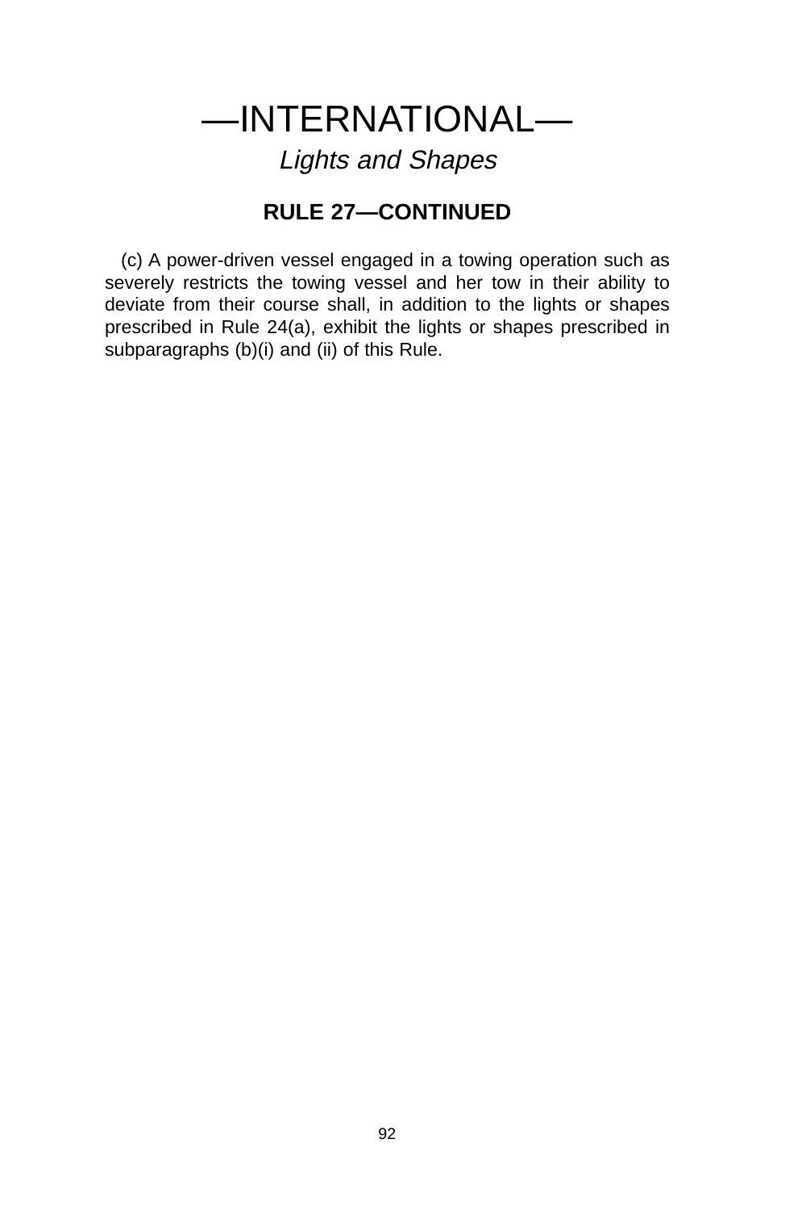# —INTERNATIONAL—

*Lights and Shapes*

## RULE 27—CONTINUED

(c) A power-driven vessel engaged in a towing operation such as severely restricts the towing vessel and her tow in their ability to deviate from their course shall, in addition to the lights or shapes prescribed in Rule 24(a), exhibit the lights or shapes prescribed in subparagraphs (b)(i) and (ii) of this Rule.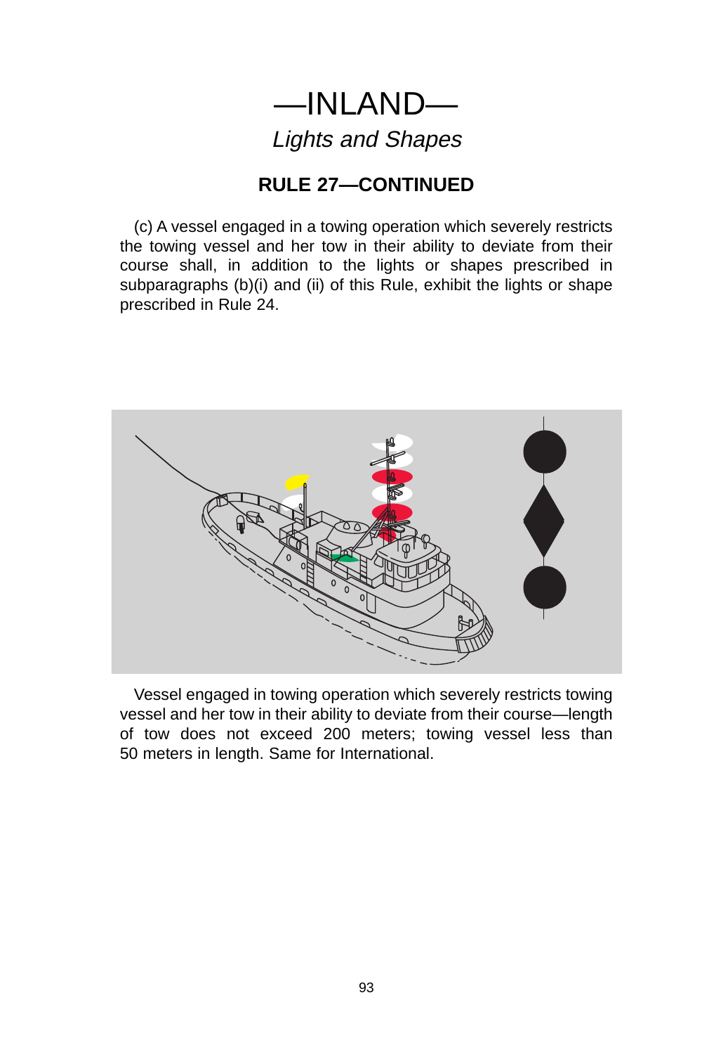# —INLAND—

*Lights and Shapes*

## RULE 27—CONTINUED

(c) A vessel engaged in a towing operation which severely restricts the towing vessel and her tow in their ability to deviate from their course shall, in addition to the lights or shapes prescribed in subparagraphs (b)(i) and (ii) of this Rule, exhibit the lights or shape prescribed in Rule 24.

Vessel engaged in towing operation which severely restricts towing vessel and her tow in their ability to deviate from their course—length of tow does not exceed 200 meters; towing vessel less than 50 meters in length. Same for International.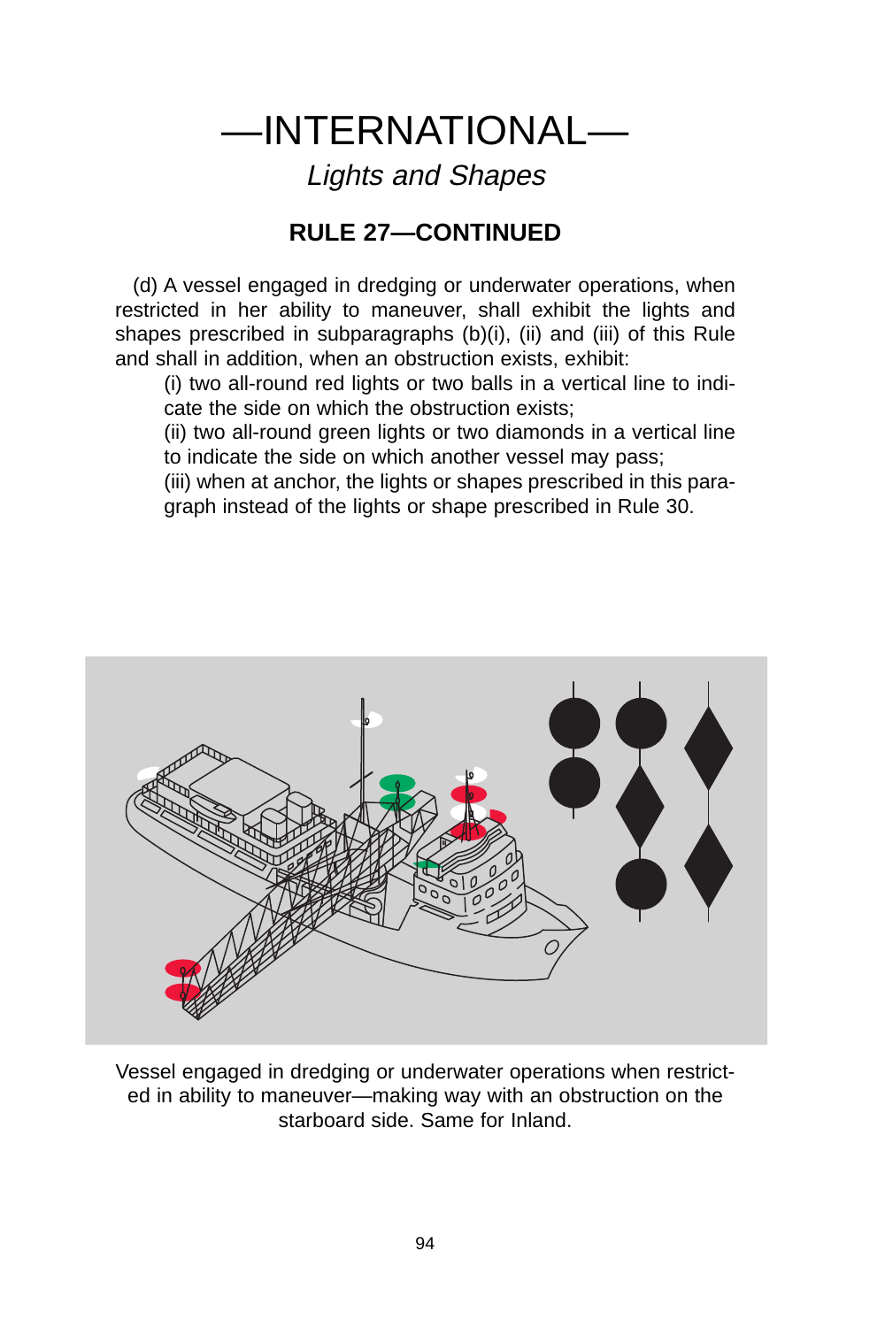# —INTERNATIONAL—

*Lights and Shapes*

## RULE 27—CONTINUED

(d) A vessel engaged in dredging or underwater operations, when restricted in her ability to maneuver, shall exhibit the lights and shapes prescribed in subparagraphs (b)(i), (ii) and (iii) of this Rule and shall in addition, when an obstruction exists, exhibit:

(i) two all-round red lights or two balls in a vertical line to indicate the side on which the obstruction exists;

(ii) two all-round green lights or two diamonds in a vertical line to indicate the side on which another vessel may pass;

(iii) when at anchor, the lights or shapes prescribed in this paragraph instead of the lights or shape prescribed in Rule 30.

Vessel engaged in dredging or underwater operations when restricted in ability to maneuver—making way with an obstruction on the starboard side. Same for Inland.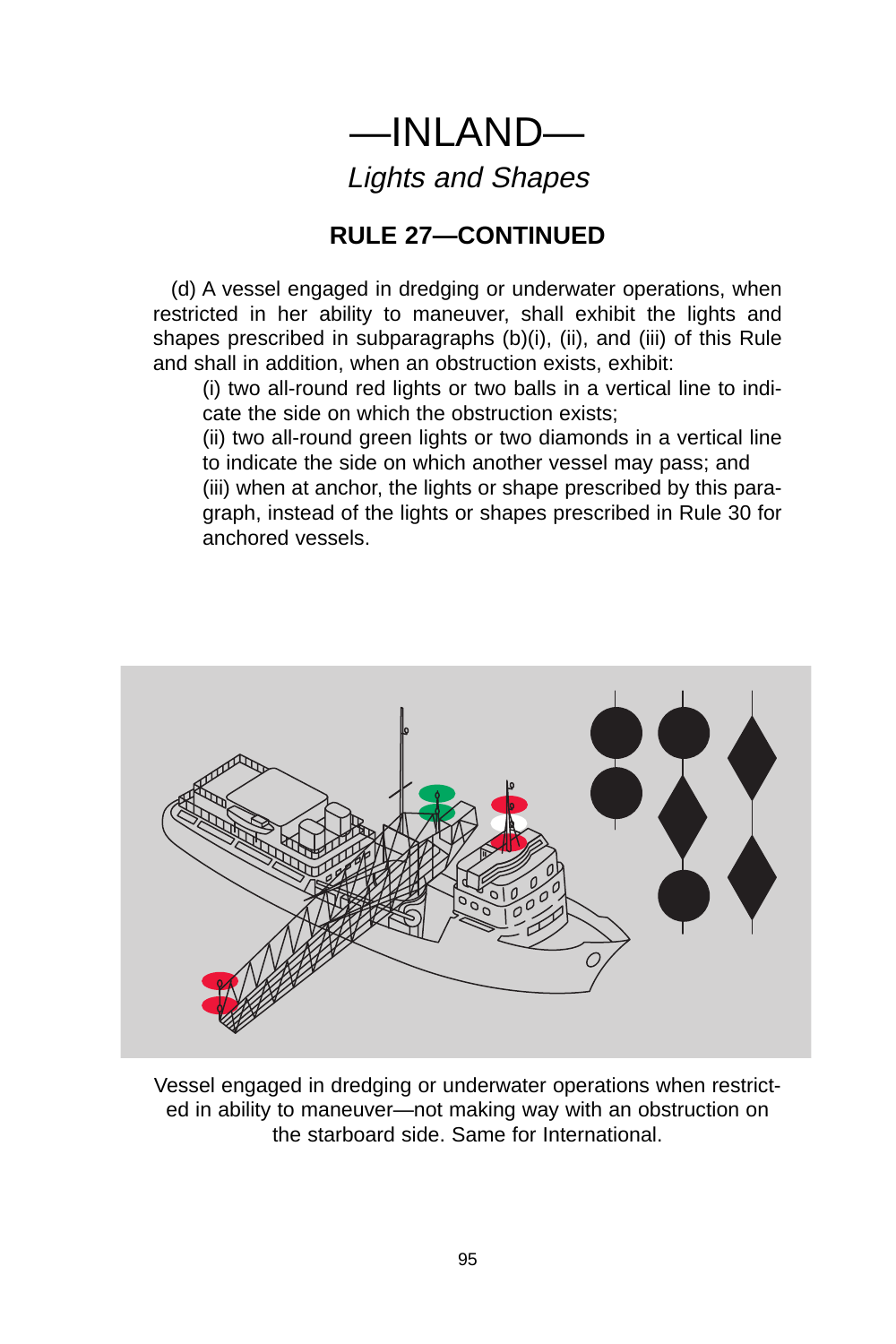# —INLAND—

*Lights and Shapes*

## RULE 27—CONTINUED

(d) A vessel engaged in dredging or underwater operations, when restricted in her ability to maneuver, shall exhibit the lights and shapes prescribed in subparagraphs (b)(i), (ii), and (iii) of this Rule and shall in addition, when an obstruction exists, exhibit:

(i) two all-round red lights or two balls in a vertical line to indicate the side on which the obstruction exists;

(ii) two all-round green lights or two diamonds in a vertical line to indicate the side on which another vessel may pass; and

(iii) when at anchor, the lights or shape prescribed by this paragraph, instead of the lights or shapes prescribed in Rule 30 for anchored vessels.

Vessel engaged in dredging or underwater operations when restricted in ability to maneuver—not making way with an obstruction on the starboard side. Same for International.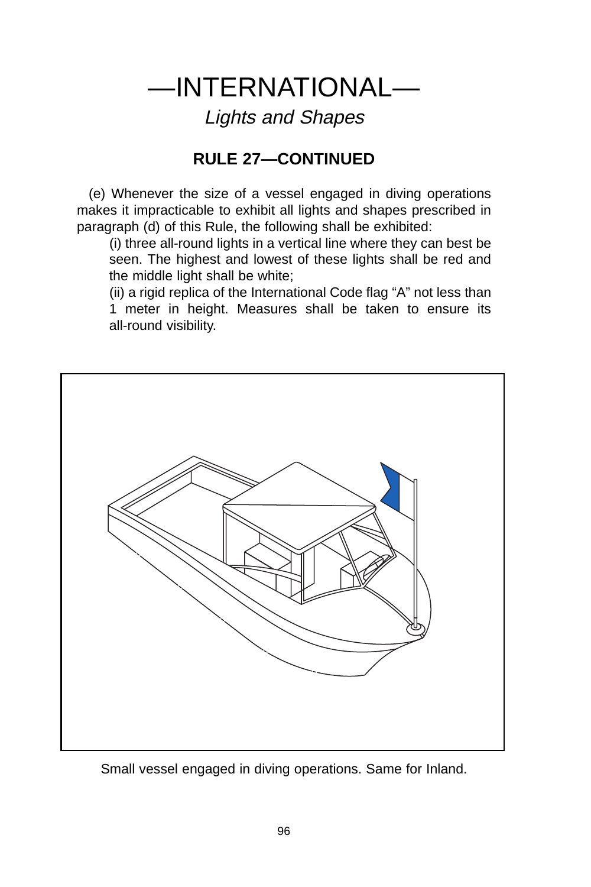# —INTERNATIONAL—

*Lights and Shapes*

## RULE 27—CONTINUED

(e) Whenever the size of a vessel engaged in diving operations makes it impracticable to exhibit all lights and shapes prescribed in paragraph (d) of this Rule, the following shall be exhibited:

(i) three all-round lights in a vertical line where they can best be seen. The highest and lowest of these lights shall be red and the middle light shall be white;

(ii) a rigid replica of the International Code flag "A" not less than 1 meter in height. Measures shall be taken to ensure its all-round visibility.

Small vessel engaged in diving operations. Same for Inland.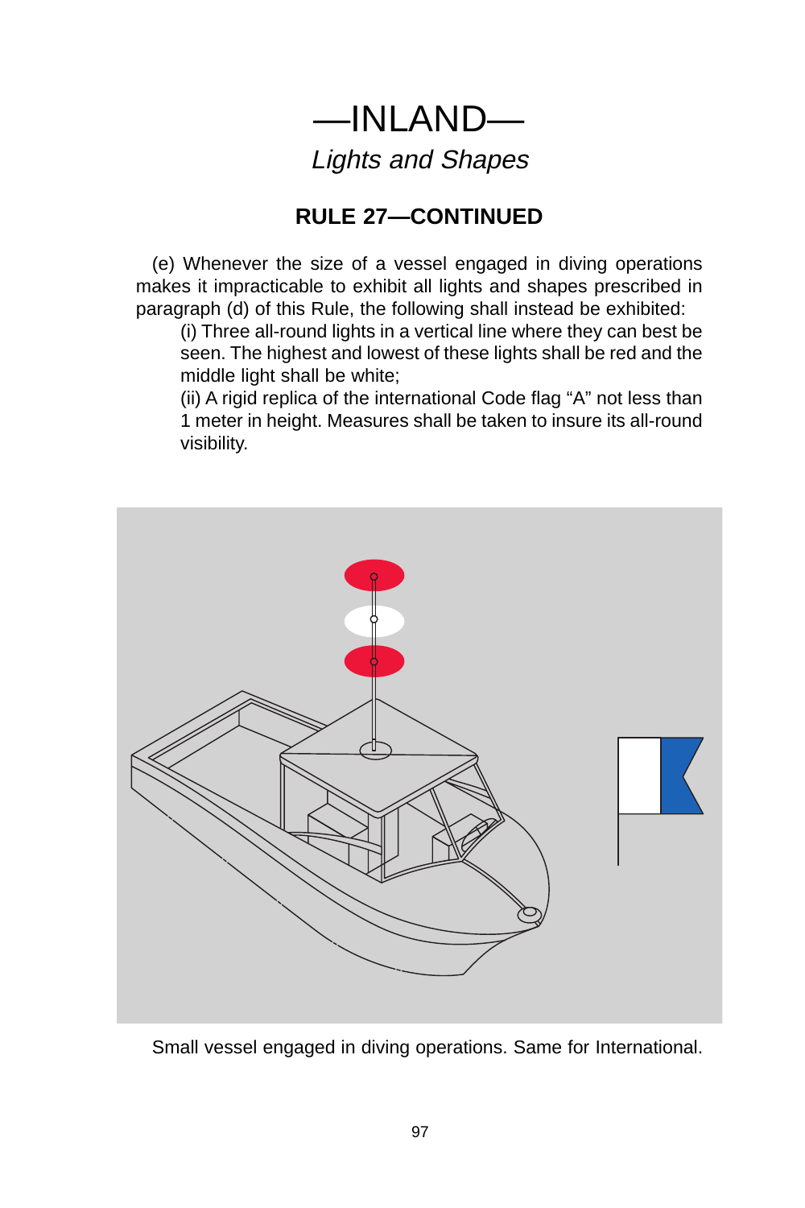# —INLAND—

*Lights and Shapes*

## RULE 27—CONTINUED

(e) Whenever the size of a vessel engaged in diving operations makes it impracticable to exhibit all lights and shapes prescribed in paragraph (d) of this Rule, the following shall instead be exhibited:

(i) Three all-round lights in a vertical line where they can best be seen. The highest and lowest of these lights shall be red and the middle light shall be white;

(ii) A rigid replica of the international Code flag "A" not less than 1 meter in height. Measures shall be taken to insure its all-round visibility.

Small vessel engaged in diving operations. Same for International.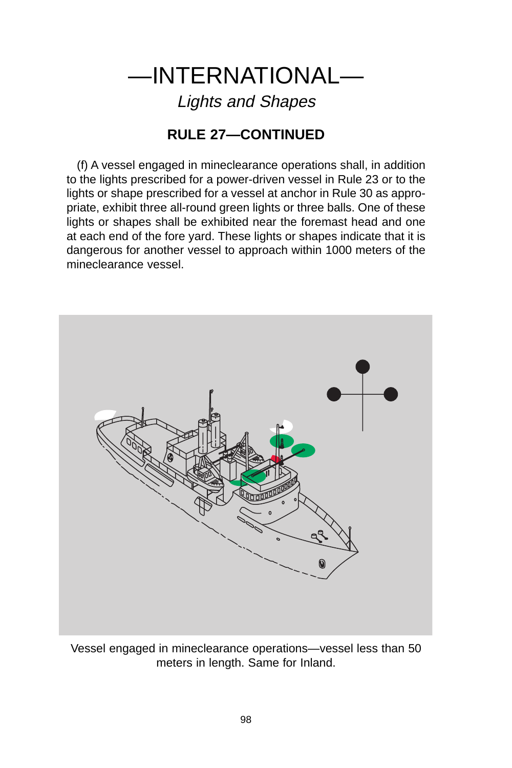# —INTERNATIONAL—

*Lights and Shapes*

## RULE 27—CONTINUED

(f) A vessel engaged in mineclearance operations shall, in addition to the lights prescribed for a power-driven vessel in Rule 23 or to the lights or shape prescribed for a vessel at anchor in Rule 30 as appropriate, exhibit three all-round green lights or three balls. One of these lights or shapes shall be exhibited near the foremast head and one at each end of the fore yard. These lights or shapes indicate that it is dangerous for another vessel to approach within 1000 meters of the mineclearance vessel.

Vessel engaged in mineclearance operations—vessel less than 50 meters in length. Same for Inland.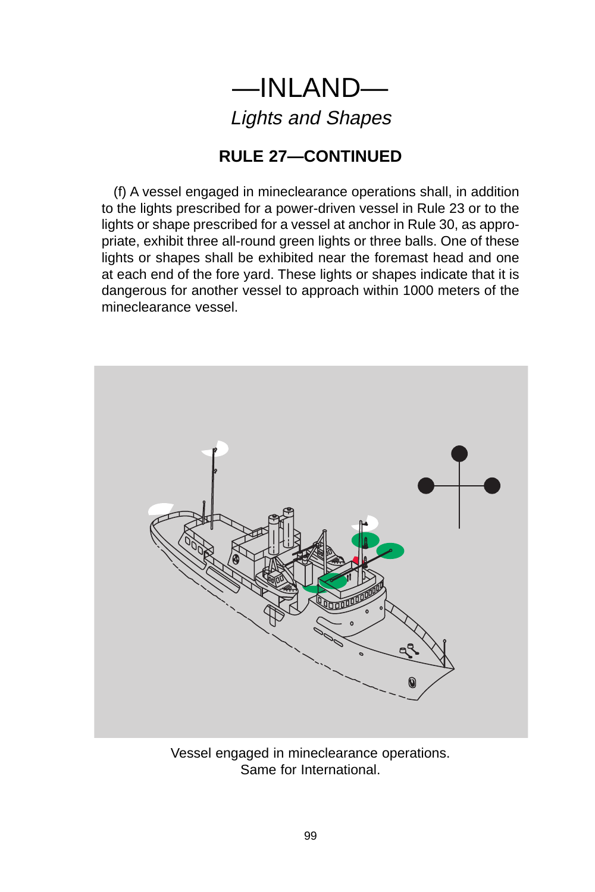# —INLAND—

*Lights and Shapes*

## RULE 27—CONTINUED

(f) A vessel engaged in mineclearance operations shall, in addition to the lights prescribed for a power-driven vessel in Rule 23 or to the lights or shape prescribed for a vessel at anchor in Rule 30, as appropriate, exhibit three all-round green lights or three balls. One of these lights or shapes shall be exhibited near the foremast head and one at each end of the fore yard. These lights or shapes indicate that it is dangerous for another vessel to approach within 1000 meters of the mineclearance vessel.

Vessel engaged in mineclearance operations.
Same for International.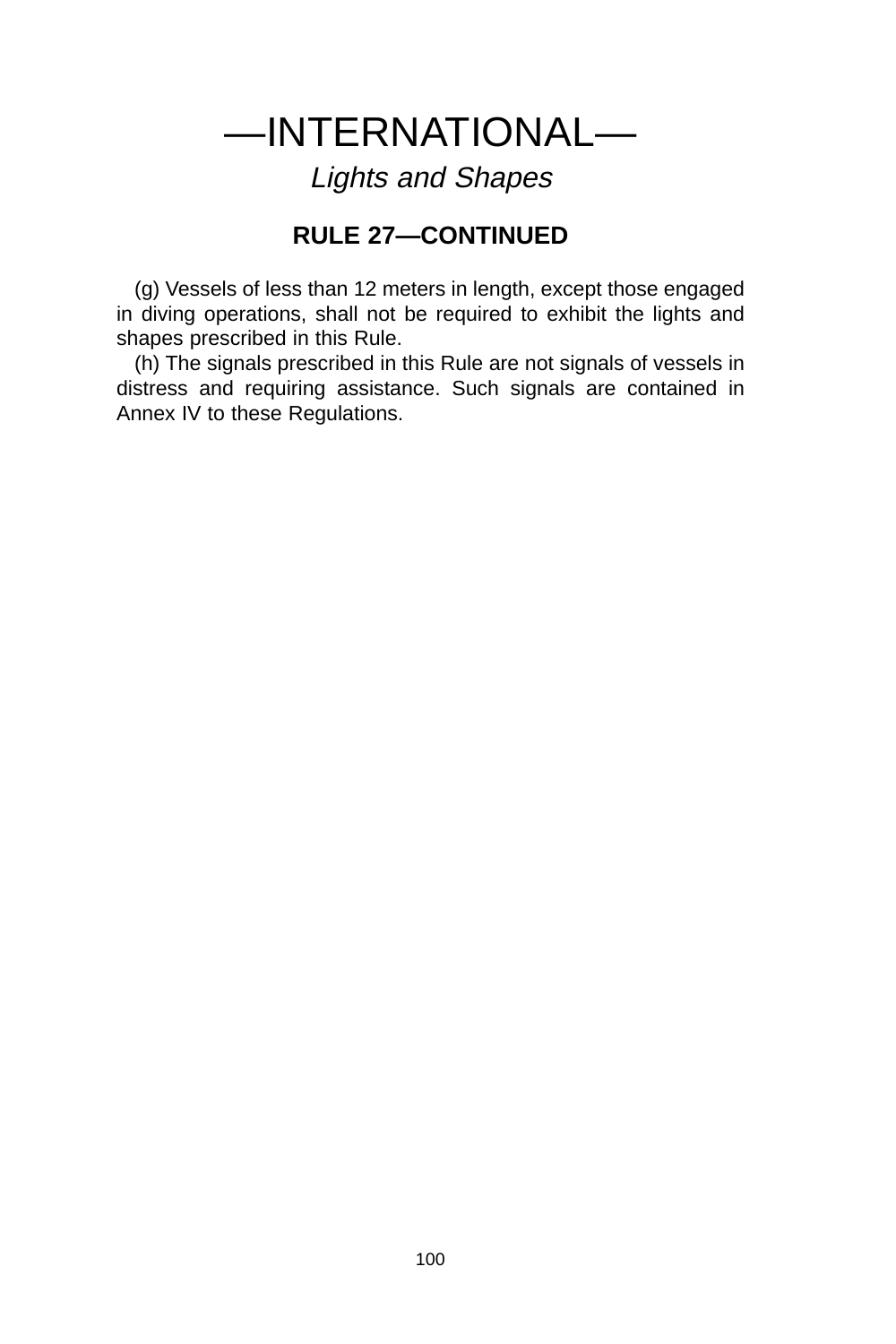# —INTERNATIONAL—

## *Lights and Shapes*

### RULE 27—CONTINUED

(g) Vessels of less than 12 meters in length, except those engaged in diving operations, shall not be required to exhibit the lights and shapes prescribed in this Rule.

(h) The signals prescribed in this Rule are not signals of vessels in distress and requiring assistance. Such signals are contained in Annex IV to these Regulations.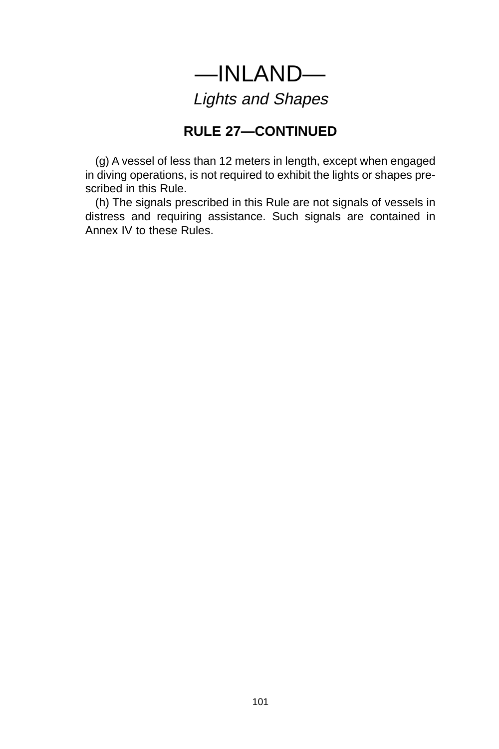# —INLAND—

## *Lights and Shapes*

### RULE 27—CONTINUED

(g) A vessel of less than 12 meters in length, except when engaged in diving operations, is not required to exhibit the lights or shapes prescribed in this Rule.

(h) The signals prescribed in this Rule are not signals of vessels in distress and requiring assistance. Such signals are contained in Annex IV to these Rules.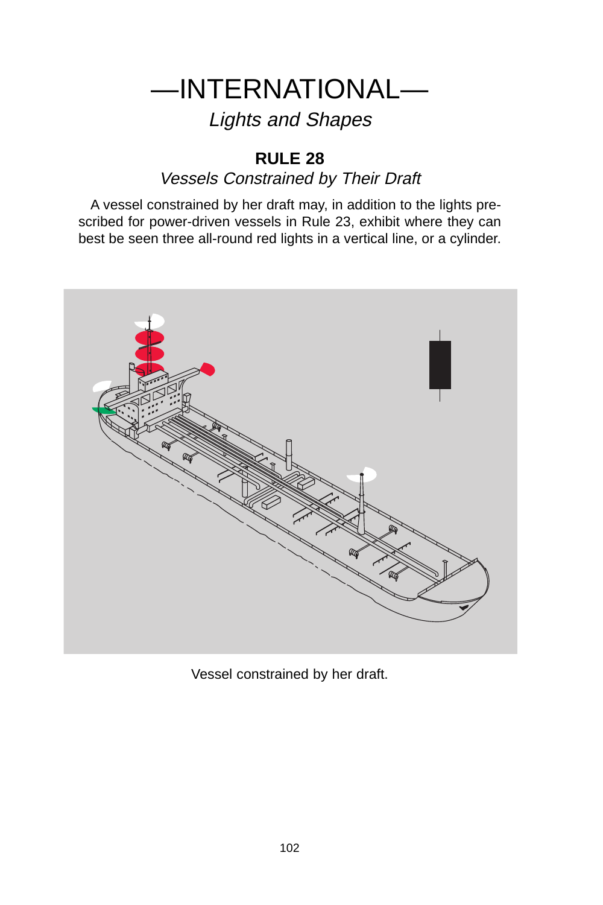# —INTERNATIONAL—

*Lights and Shapes*

## RULE 28

*Vessels Constrained by Their Draft*

A vessel constrained by her draft may, in addition to the lights prescribed for power-driven vessels in Rule 23, exhibit where they can best be seen three all-round red lights in a vertical line, or a cylinder.

Vessel constrained by her draft.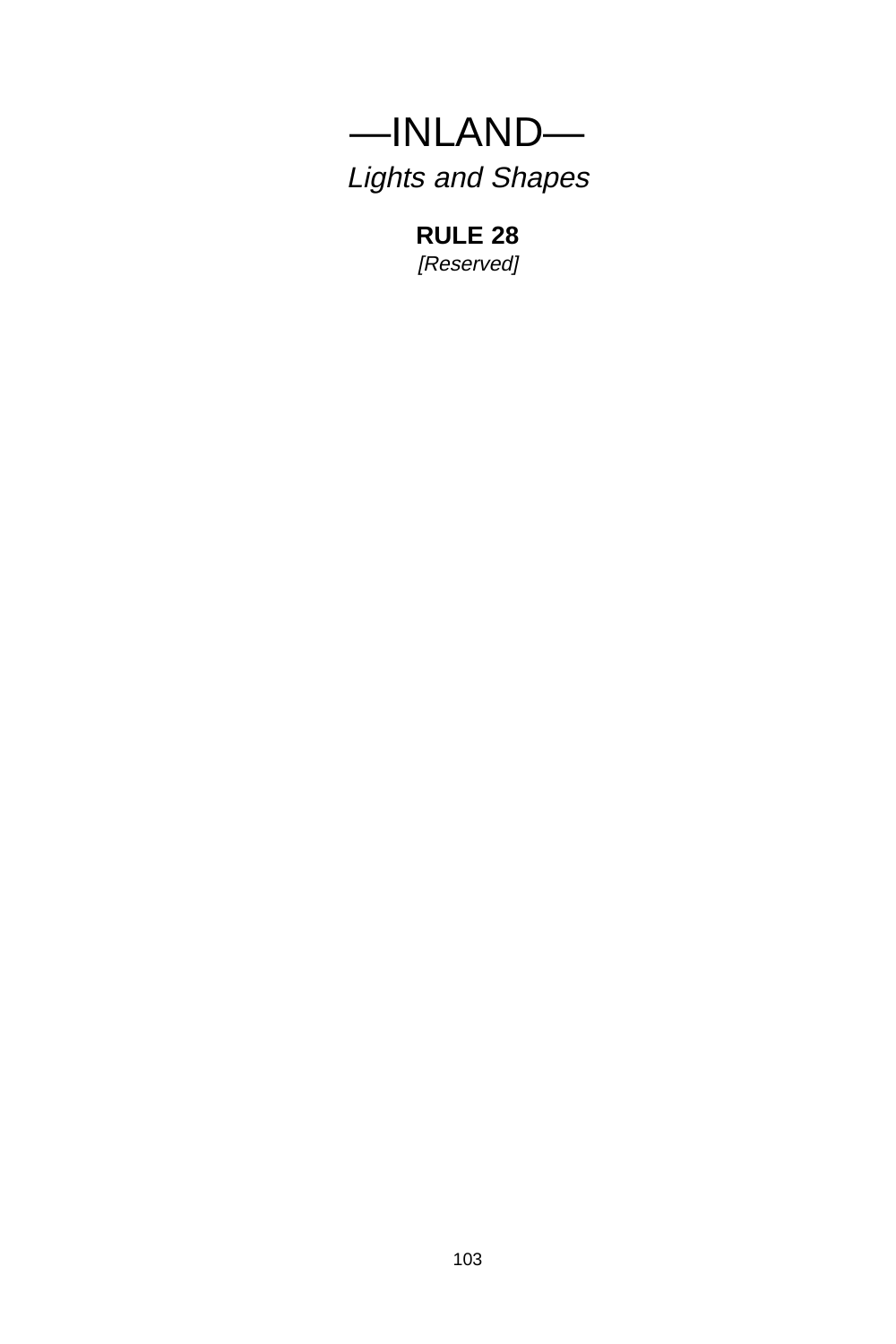# —INLAND—

*Lights and Shapes*

## RULE 28

*[Reserved]*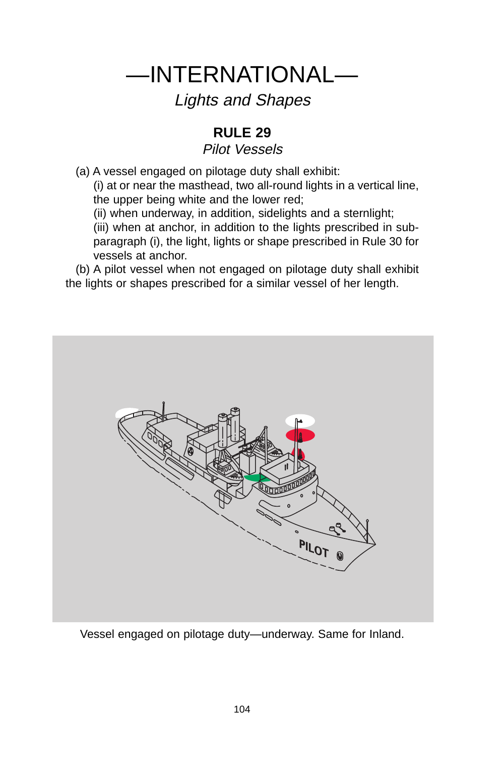# —INTERNATIONAL—

*Lights and Shapes*

## RULE 29

*Pilot Vessels*

(a) A vessel engaged on pilotage duty shall exhibit:

(i) at or near the masthead, two all-round lights in a vertical line, the upper being white and the lower red;

(ii) when underway, in addition, sidelights and a sternlight;

(iii) when at anchor, in addition to the lights prescribed in sub-paragraph (i), the light, lights or shape prescribed in Rule 30 for vessels at anchor.

(b) A pilot vessel when not engaged on pilotage duty shall exhibit the lights or shapes prescribed for a similar vessel of her length.

Vessel engaged on pilotage duty—underway. Same for Inland.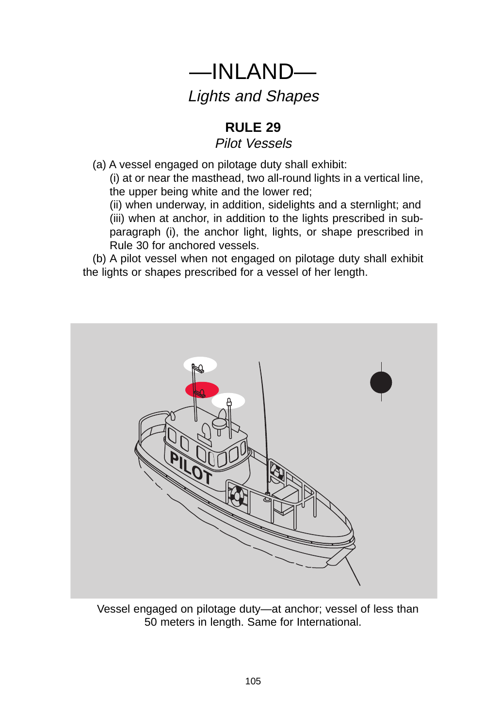# —INLAND—

*Lights and Shapes*

## RULE 29

*Pilot Vessels*

(a) A vessel engaged on pilotage duty shall exhibit:

(i) at or near the masthead, two all-round lights in a vertical line, the upper being white and the lower red;

(ii) when underway, in addition, sidelights and a sternlight; and

(iii) when at anchor, in addition to the lights prescribed in subparagraph (i), the anchor light, lights, or shape prescribed in Rule 30 for anchored vessels.

(b) A pilot vessel when not engaged on pilotage duty shall exhibit the lights or shapes prescribed for a vessel of her length.

Vessel engaged on pilotage duty—at anchor; vessel of less than 50 meters in length. Same for International.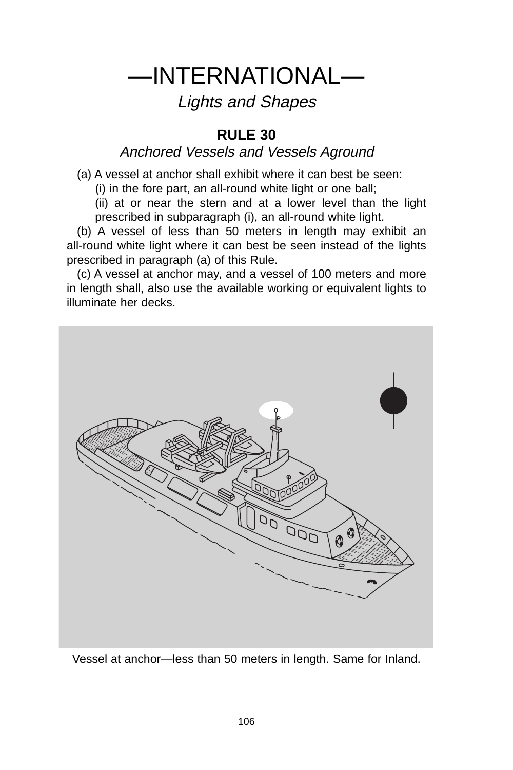# —INTERNATIONAL—

*Lights and Shapes*

## RULE 30

*Anchored Vessels and Vessels Aground*

(a) A vessel at anchor shall exhibit where it can best be seen:

(i) in the fore part, an all-round white light or one ball;

(ii) at or near the stern and at a lower level than the light prescribed in subparagraph (i), an all-round white light.

(b) A vessel of less than 50 meters in length may exhibit an all-round white light where it can best be seen instead of the lights prescribed in paragraph (a) of this Rule.

(c) A vessel at anchor may, and a vessel of 100 meters and more in length shall, also use the available working or equivalent lights to illuminate her decks.

Vessel at anchor—less than 50 meters in length. Same for Inland.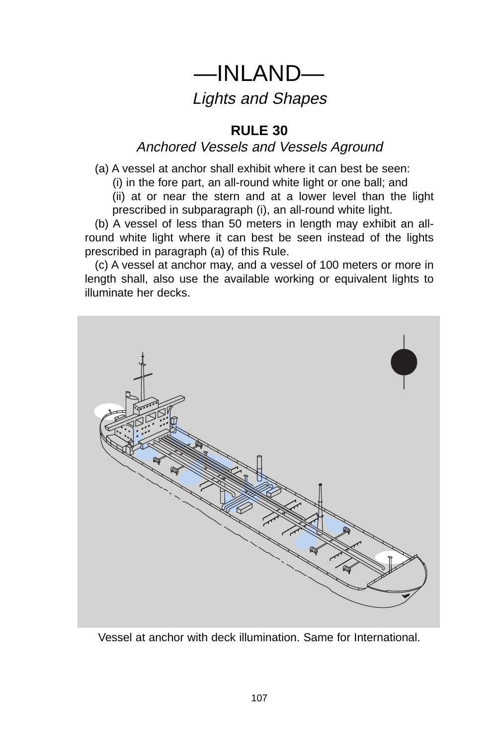# —INLAND—

*Lights and Shapes*

## RULE 30

*Anchored Vessels and Vessels Aground*

(a) A vessel at anchor shall exhibit where it can best be seen:

(i) in the fore part, an all-round white light or one ball; and

(ii) at or near the stern and at a lower level than the light prescribed in subparagraph (i), an all-round white light.

(b) A vessel of less than 50 meters in length may exhibit an all-round white light where it can best be seen instead of the lights prescribed in paragraph (a) of this Rule.

(c) A vessel at anchor may, and a vessel of 100 meters or more in length shall, also use the available working or equivalent lights to illuminate her decks.

Vessel at anchor with deck illumination. Same for International.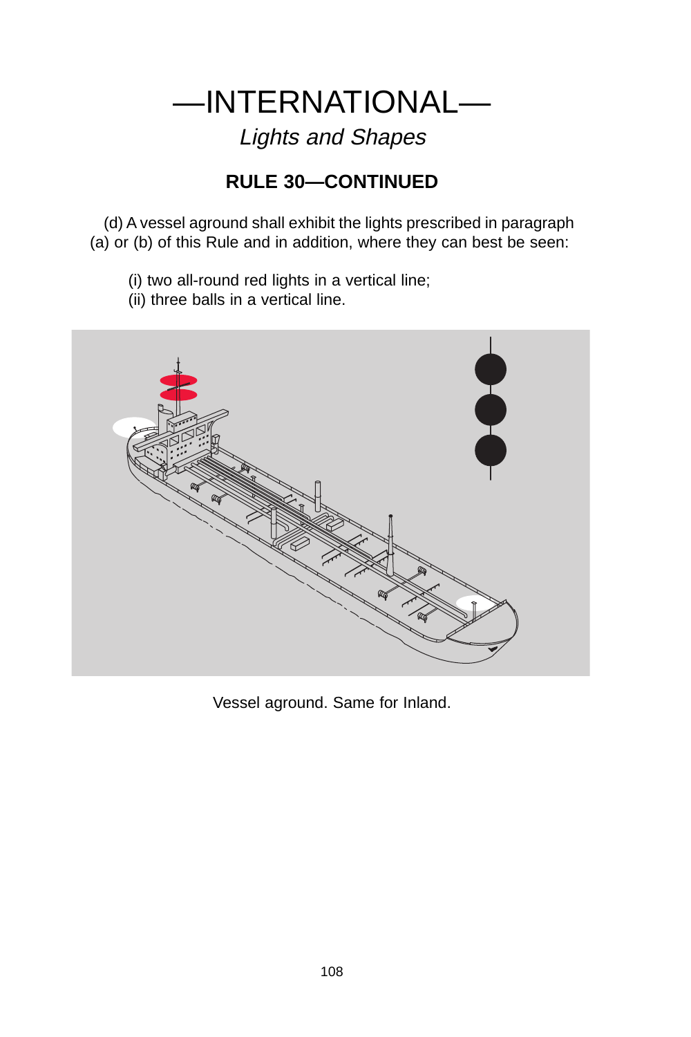# —INTERNATIONAL—

*Lights and Shapes*

## RULE 30—CONTINUED

(d) A vessel aground shall exhibit the lights prescribed in paragraph (a) or (b) of this Rule and in addition, where they can best be seen:

(i) two all-round red lights in a vertical line;
(ii) three balls in a vertical line.

Vessel aground. Same for Inland.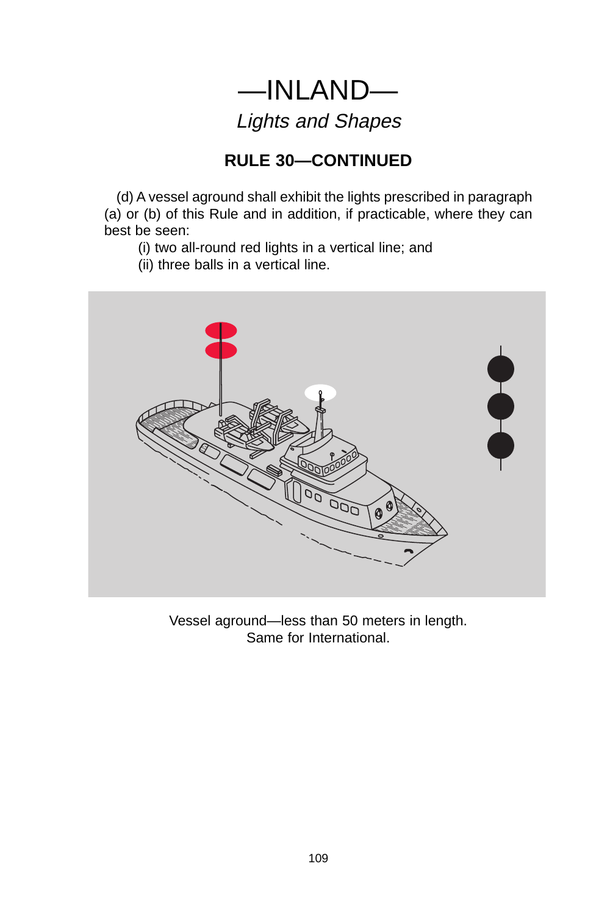# —INLAND—

*Lights and Shapes*

## RULE 30—CONTINUED

(d) A vessel aground shall exhibit the lights prescribed in paragraph (a) or (b) of this Rule and in addition, if practicable, where they can best be seen:

(i) two all-round red lights in a vertical line; and

(ii) three balls in a vertical line.

Vessel aground—less than 50 meters in length.
Same for International.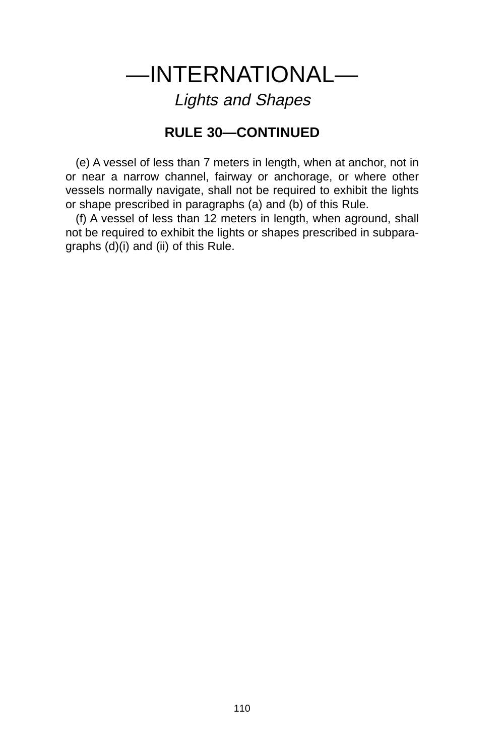# —INTERNATIONAL—

*Lights and Shapes*

## RULE 30—CONTINUED

(e) A vessel of less than 7 meters in length, when at anchor, not in or near a narrow channel, fairway or anchorage, or where other vessels normally navigate, shall not be required to exhibit the lights or shape prescribed in paragraphs (a) and (b) of this Rule.

(f) A vessel of less than 12 meters in length, when aground, shall not be required to exhibit the lights or shapes prescribed in subparagraphs (d)(i) and (ii) of this Rule.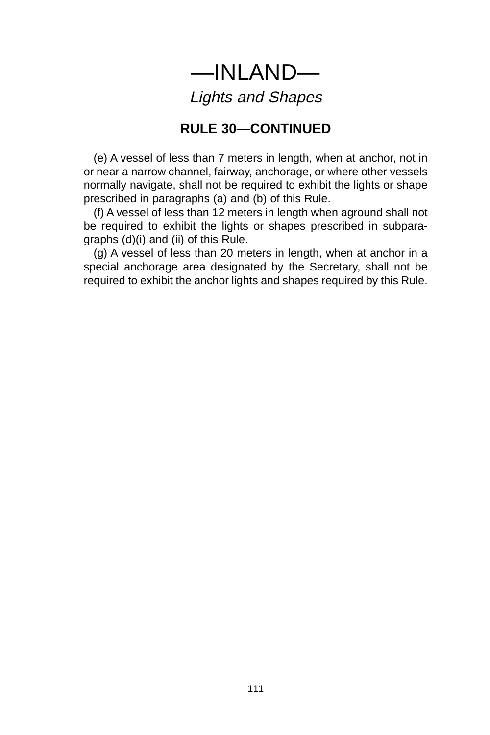# —INLAND—

*Lights and Shapes*

## RULE 30—CONTINUED

(e) A vessel of less than 7 meters in length, when at anchor, not in or near a narrow channel, fairway, anchorage, or where other vessels normally navigate, shall not be required to exhibit the lights or shape prescribed in paragraphs (a) and (b) of this Rule.

(f) A vessel of less than 12 meters in length when aground shall not be required to exhibit the lights or shapes prescribed in subparagraphs (d)(i) and (ii) of this Rule.

(g) A vessel of less than 20 meters in length, when at anchor in a special anchorage area designated by the Secretary, shall not be required to exhibit the anchor lights and shapes required by this Rule.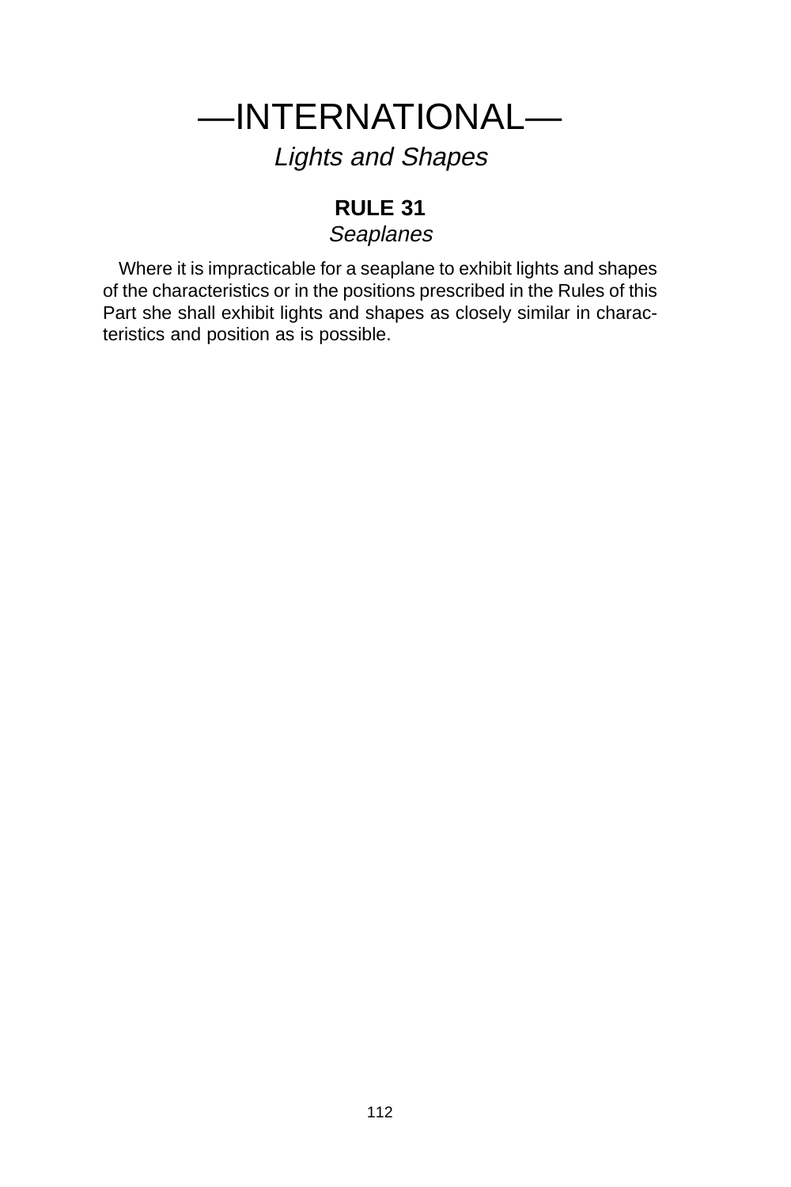# —INTERNATIONAL—

*Lights and Shapes*

## RULE 31

*Seaplanes*

Where it is impracticable for a seaplane to exhibit lights and shapes of the characteristics or in the positions prescribed in the Rules of this Part she shall exhibit lights and shapes as closely similar in characteristics and position as is possible.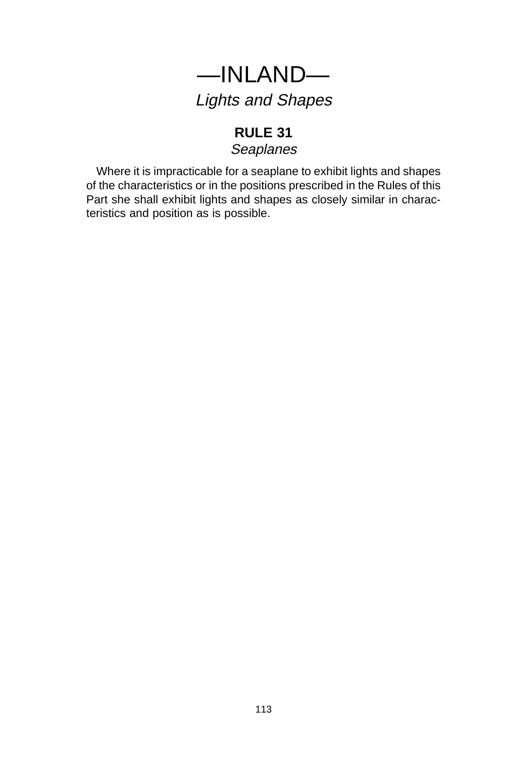# —INLAND—

*Lights and Shapes*

## RULE 31

*Seaplanes*

Where it is impracticable for a seaplane to exhibit lights and shapes of the characteristics or in the positions prescribed in the Rules of this Part she shall exhibit lights and shapes as closely similar in characteristics and position as is possible.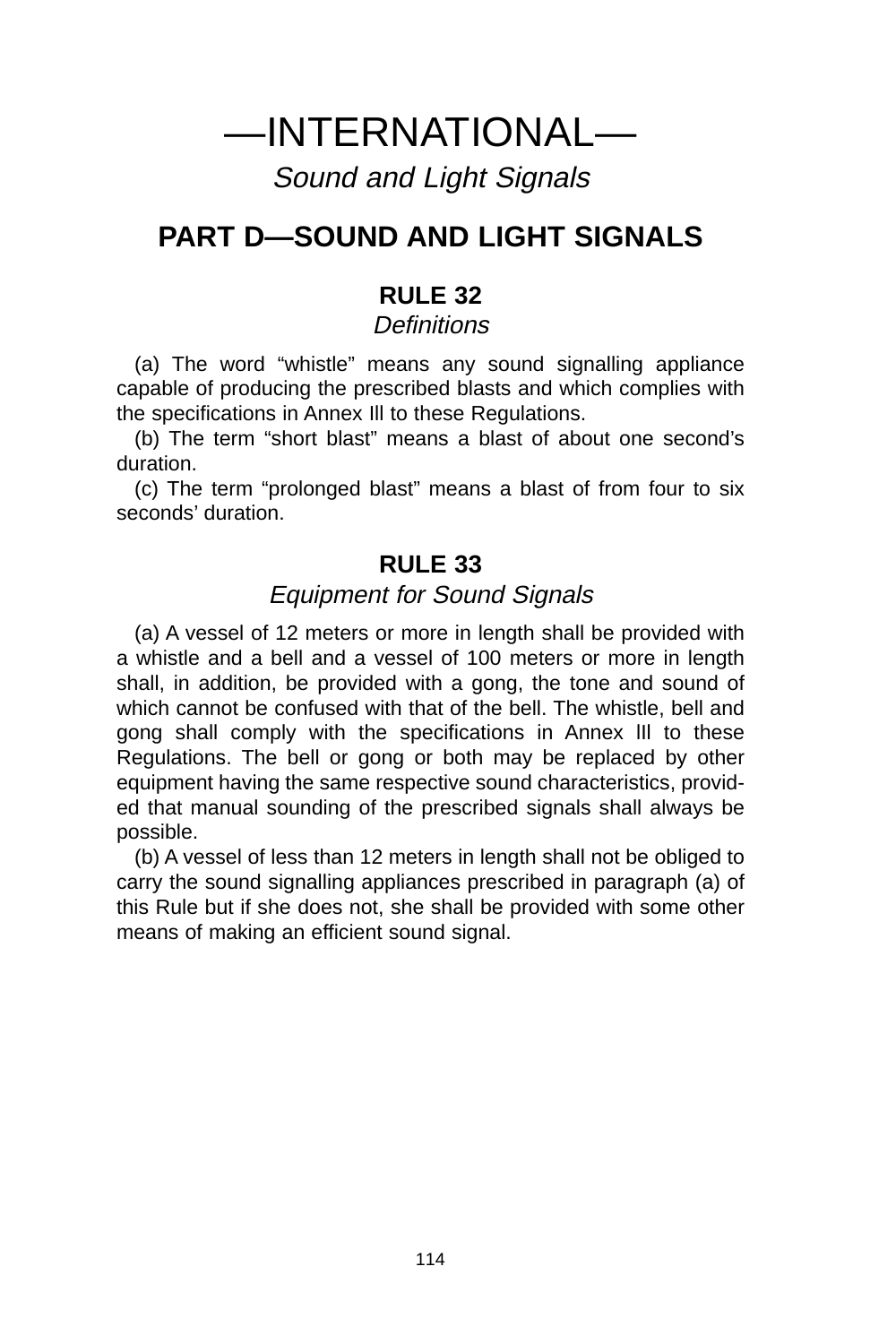# —INTERNATIONAL—

*Sound and Light Signals*

## PART D—SOUND AND LIGHT SIGNALS

### RULE 32

*Definitions*

(a) The word “whistle” means any sound signalling appliance capable of producing the prescribed blasts and which complies with the specifications in Annex Ill to these Regulations.

(b) The term “short blast” means a blast of about one second’s duration.

(c) The term “prolonged blast” means a blast of from four to six seconds’ duration.

### RULE 33

*Equipment for Sound Signals*

(a) A vessel of 12 meters or more in length shall be provided with a whistle and a bell and a vessel of 100 meters or more in length shall, in addition, be provided with a gong, the tone and sound of which cannot be confused with that of the bell. The whistle, bell and gong shall comply with the specifications in Annex III to these Regulations. The bell or gong or both may be replaced by other equipment having the same respective sound characteristics, provided that manual sounding of the prescribed signals shall always be possible.

(b) A vessel of less than 12 meters in length shall not be obliged to carry the sound signalling appliances prescribed in paragraph (a) of this Rule but if she does not, she shall be provided with some other means of making an efficient sound signal.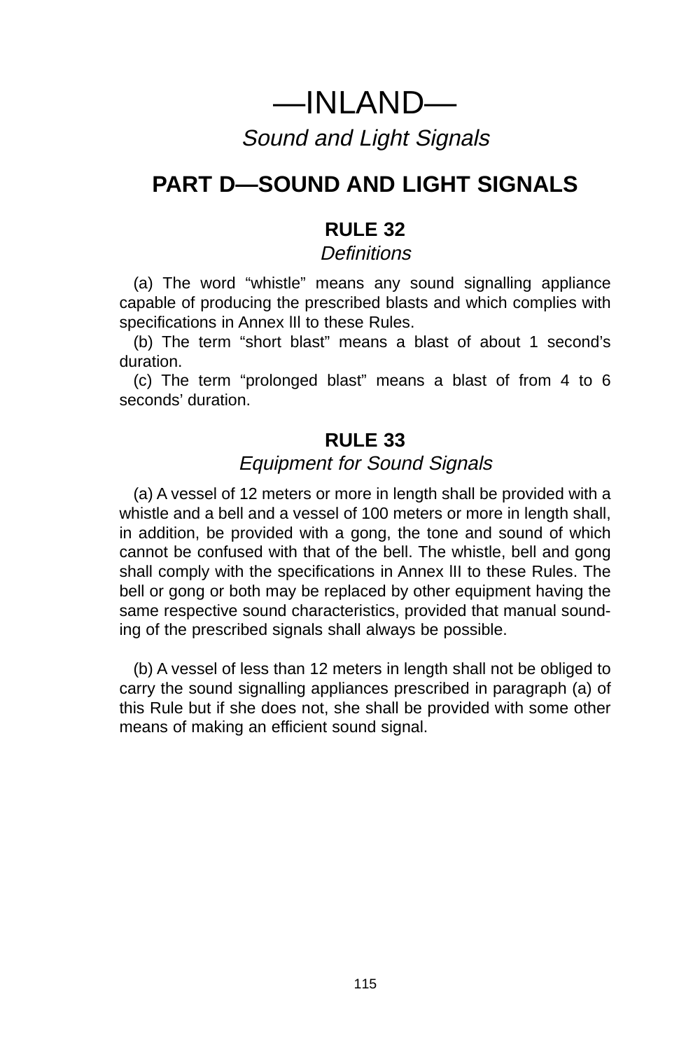# —INLAND—

*Sound and Light Signals*

## PART D—SOUND AND LIGHT SIGNALS

### RULE 32

*Definitions*

(a) The word “whistle” means any sound signalling appliance capable of producing the prescribed blasts and which complies with specifications in Annex III to these Rules.

(b) The term “short blast” means a blast of about 1 second’s duration.

(c) The term “prolonged blast” means a blast of from 4 to 6 seconds’ duration.

### RULE 33

*Equipment for Sound Signals*

(a) A vessel of 12 meters or more in length shall be provided with a whistle and a bell and a vessel of 100 meters or more in length shall, in addition, be provided with a gong, the tone and sound of which cannot be confused with that of the bell. The whistle, bell and gong shall comply with the specifications in Annex III to these Rules. The bell or gong or both may be replaced by other equipment having the same respective sound characteristics, provided that manual sounding of the prescribed signals shall always be possible.

(b) A vessel of less than 12 meters in length shall not be obliged to carry the sound signalling appliances prescribed in paragraph (a) of this Rule but if she does not, she shall be provided with some other means of making an efficient sound signal.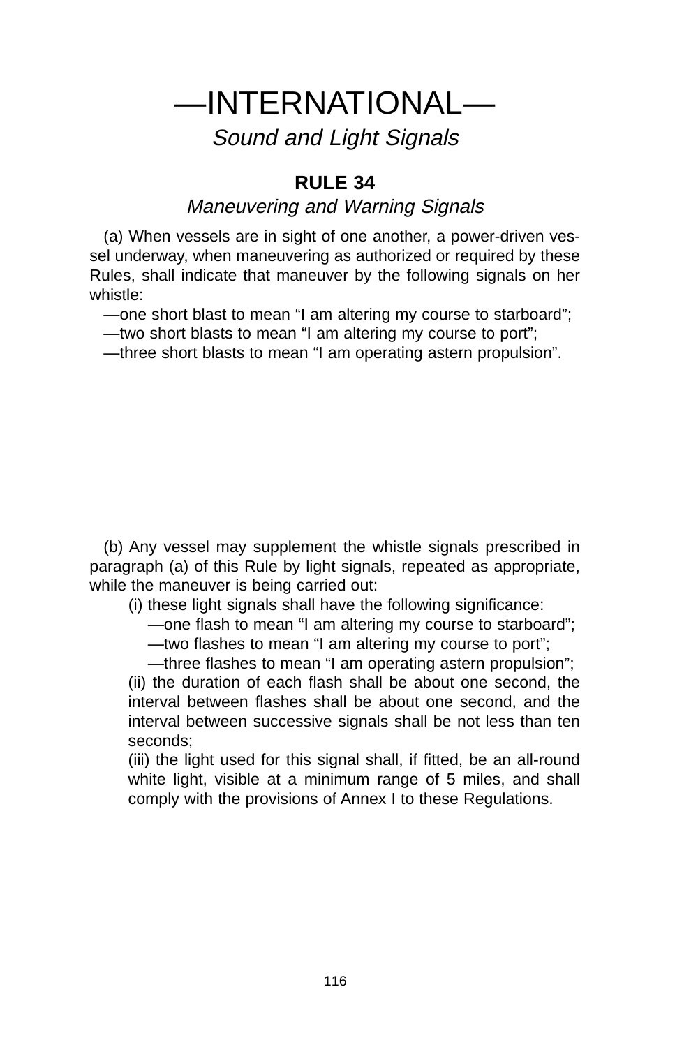# —INTERNATIONAL—

*Sound and Light Signals*

## RULE 34

*Maneuvering and Warning Signals*

(a) When vessels are in sight of one another, a power-driven vessel underway, when maneuvering as authorized or required by these Rules, shall indicate that maneuver by the following signals on her whistle:

—one short blast to mean "I am altering my course to starboard";
—two short blasts to mean "I am altering my course to port";
—three short blasts to mean "I am operating astern propulsion".

(b) Any vessel may supplement the whistle signals prescribed in paragraph (a) of this Rule by light signals, repeated as appropriate, while the maneuver is being carried out:

(i) these light signals shall have the following significance:

—one flash to mean "I am altering my course to starboard";
—two flashes to mean "I am altering my course to port";
—three flashes to mean "I am operating astern propulsion";

(ii) the duration of each flash shall be about one second, the interval between flashes shall be about one second, and the interval between successive signals shall be not less than ten seconds;

(iii) the light used for this signal shall, if fitted, be an all-round white light, visible at a minimum range of 5 miles, and shall comply with the provisions of Annex I to these Regulations.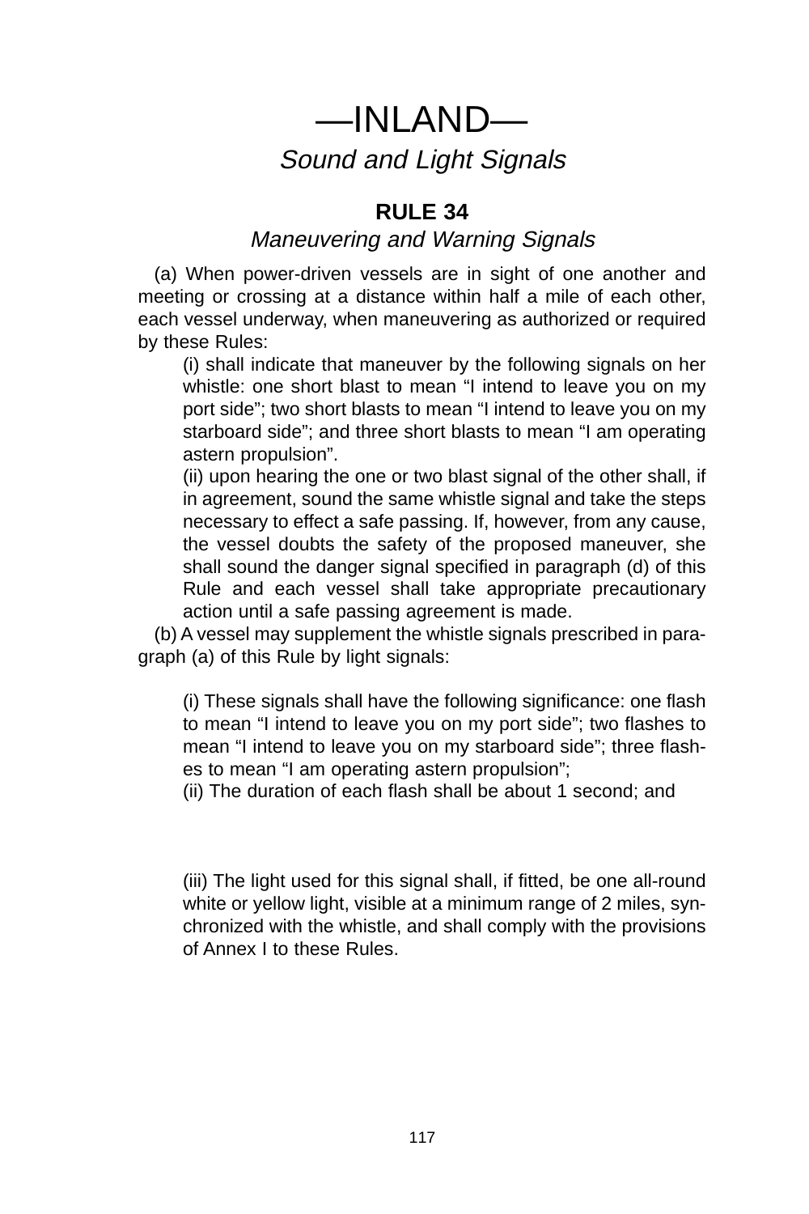# —INLAND—

*Sound and Light Signals*

## RULE 34

*Maneuvering and Warning Signals*

(a) When power-driven vessels are in sight of one another and meeting or crossing at a distance within half a mile of each other, each vessel underway, when maneuvering as authorized or required by these Rules:

(i) shall indicate that maneuver by the following signals on her whistle: one short blast to mean "I intend to leave you on my port side"; two short blasts to mean "I intend to leave you on my starboard side"; and three short blasts to mean "I am operating astern propulsion".

(ii) upon hearing the one or two blast signal of the other shall, if in agreement, sound the same whistle signal and take the steps necessary to effect a safe passing. If, however, from any cause, the vessel doubts the safety of the proposed maneuver, she shall sound the danger signal specified in paragraph (d) of this Rule and each vessel shall take appropriate precautionary action until a safe passing agreement is made.

(b) A vessel may supplement the whistle signals prescribed in paragraph (a) of this Rule by light signals:

(i) These signals shall have the following significance: one flash to mean "I intend to leave you on my port side"; two flashes to mean "I intend to leave you on my starboard side"; three flashes to mean "I am operating astern propulsion";

(ii) The duration of each flash shall be about 1 second; and

(iii) The light used for this signal shall, if fitted, be one all-round white or yellow light, visible at a minimum range of 2 miles, synchronized with the whistle, and shall comply with the provisions of Annex I to these Rules.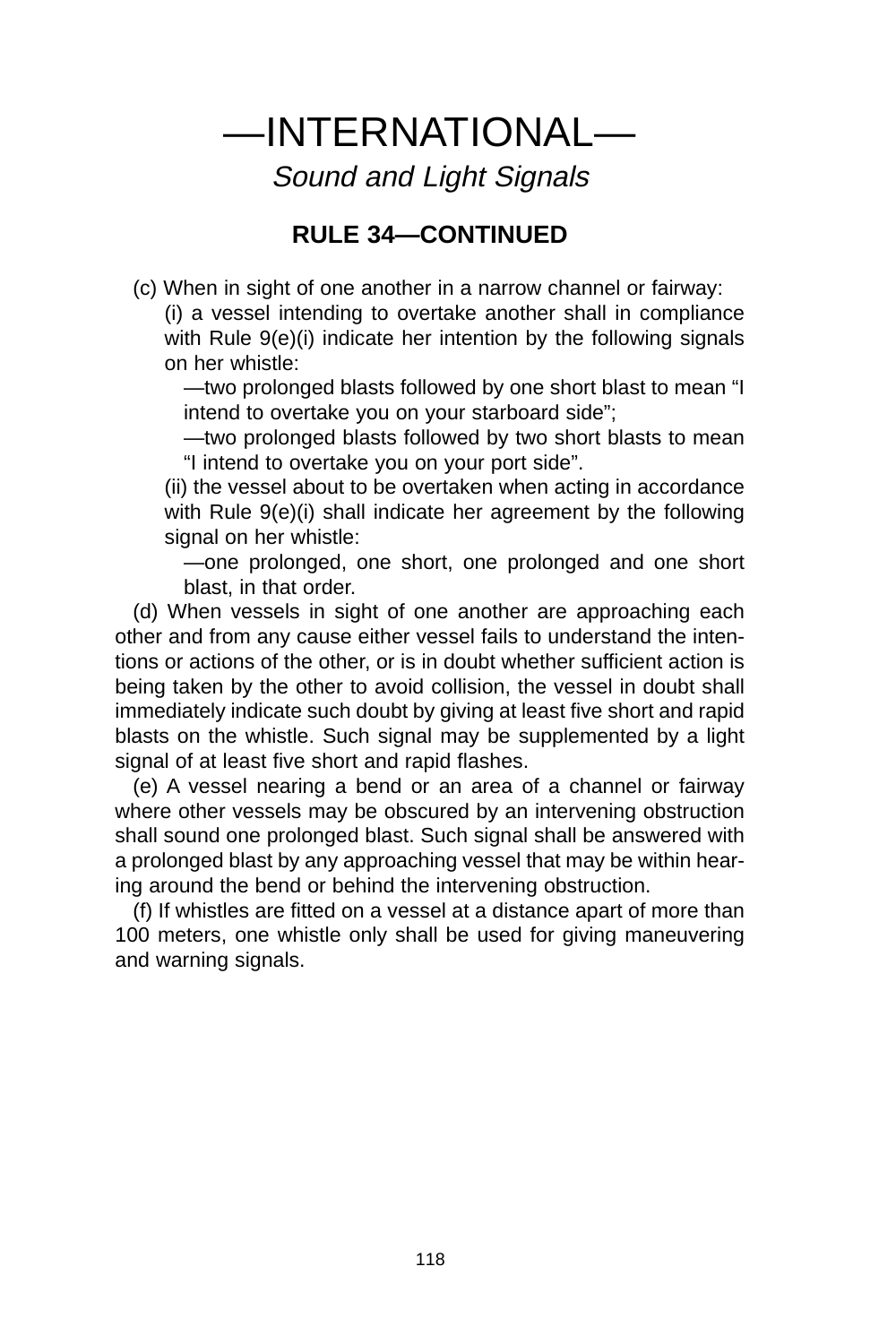# —INTERNATIONAL—

## *Sound and Light Signals*

### RULE 34—CONTINUED

(c) When in sight of one another in a narrow channel or fairway:

(i) a vessel intending to overtake another shall in compliance with Rule 9(e)(i) indicate her intention by the following signals on her whistle:

—two prolonged blasts followed by one short blast to mean "I intend to overtake you on your starboard side";

—two prolonged blasts followed by two short blasts to mean "I intend to overtake you on your port side".

(ii) the vessel about to be overtaken when acting in accordance with Rule 9(e)(i) shall indicate her agreement by the following signal on her whistle:

—one prolonged, one short, one prolonged and one short blast, in that order.

(d) When vessels in sight of one another are approaching each other and from any cause either vessel fails to understand the intentions or actions of the other, or is in doubt whether sufficient action is being taken by the other to avoid collision, the vessel in doubt shall immediately indicate such doubt by giving at least five short and rapid blasts on the whistle. Such signal may be supplemented by a light signal of at least five short and rapid flashes.

(e) A vessel nearing a bend or an area of a channel or fairway where other vessels may be obscured by an intervening obstruction shall sound one prolonged blast. Such signal shall be answered with a prolonged blast by any approaching vessel that may be within hearing around the bend or behind the intervening obstruction.

(f) If whistles are fitted on a vessel at a distance apart of more than 100 meters, one whistle only shall be used for giving maneuvering and warning signals.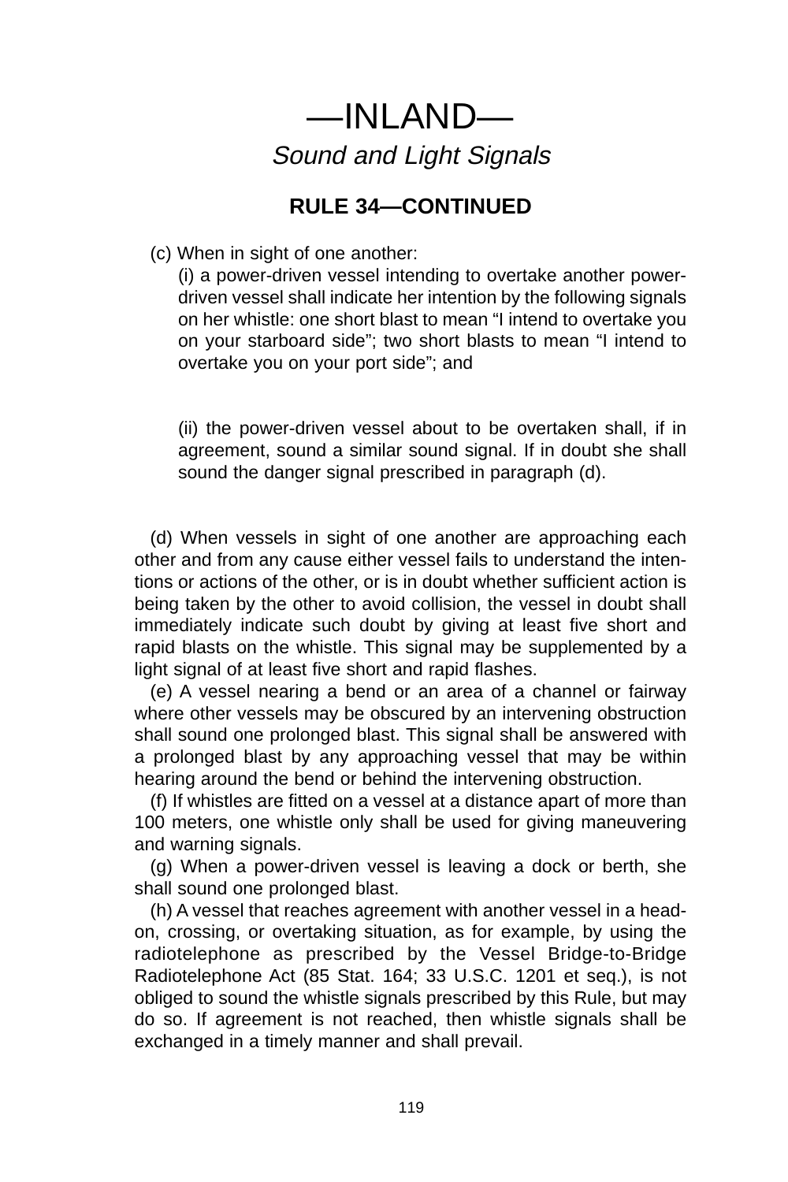# —INLAND—

*Sound and Light Signals*

## RULE 34—CONTINUED

(c) When in sight of one another:

(i) a power-driven vessel intending to overtake another power-driven vessel shall indicate her intention by the following signals on her whistle: one short blast to mean "I intend to overtake you on your starboard side"; two short blasts to mean "I intend to overtake you on your port side"; and

(ii) the power-driven vessel about to be overtaken shall, if in agreement, sound a similar sound signal. If in doubt she shall sound the danger signal prescribed in paragraph (d).

(d) When vessels in sight of one another are approaching each other and from any cause either vessel fails to understand the intentions or actions of the other, or is in doubt whether sufficient action is being taken by the other to avoid collision, the vessel in doubt shall immediately indicate such doubt by giving at least five short and rapid blasts on the whistle. This signal may be supplemented by a light signal of at least five short and rapid flashes.

(e) A vessel nearing a bend or an area of a channel or fairway where other vessels may be obscured by an intervening obstruction shall sound one prolonged blast. This signal shall be answered with a prolonged blast by any approaching vessel that may be within hearing around the bend or behind the intervening obstruction.

(f) If whistles are fitted on a vessel at a distance apart of more than 100 meters, one whistle only shall be used for giving maneuvering and warning signals.

(g) When a power-driven vessel is leaving a dock or berth, she shall sound one prolonged blast.

(h) A vessel that reaches agreement with another vessel in a head-on, crossing, or overtaking situation, as for example, by using the radiotelephone as prescribed by the Vessel Bridge-to-Bridge Radiotelephone Act (85 Stat. 164; 33 U.S.C. 1201 et seq.), is not obliged to sound the whistle signals prescribed by this Rule, but may do so. If agreement is not reached, then whistle signals shall be exchanged in a timely manner and shall prevail.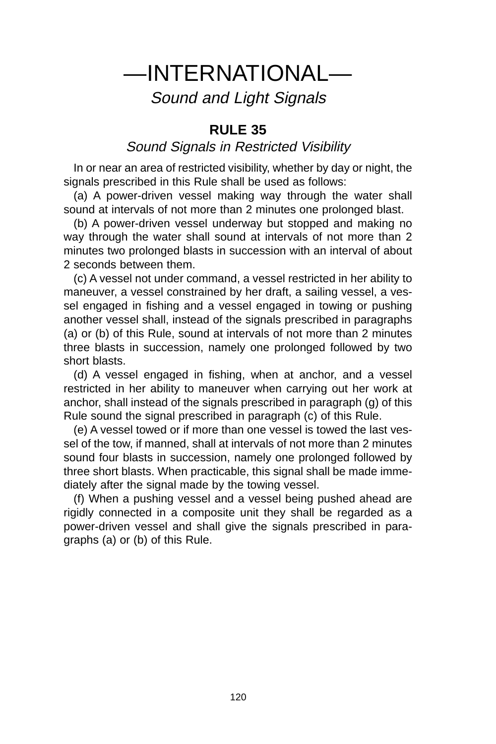# —INTERNATIONAL—

*Sound and Light Signals*

## RULE 35

*Sound Signals in Restricted Visibility*

In or near an area of restricted visibility, whether by day or night, the signals prescribed in this Rule shall be used as follows:

(a) A power-driven vessel making way through the water shall sound at intervals of not more than 2 minutes one prolonged blast.

(b) A power-driven vessel underway but stopped and making no way through the water shall sound at intervals of not more than 2 minutes two prolonged blasts in succession with an interval of about 2 seconds between them.

(c) A vessel not under command, a vessel restricted in her ability to maneuver, a vessel constrained by her draft, a sailing vessel, a vessel engaged in fishing and a vessel engaged in towing or pushing another vessel shall, instead of the signals prescribed in paragraphs (a) or (b) of this Rule, sound at intervals of not more than 2 minutes three blasts in succession, namely one prolonged followed by two short blasts.

(d) A vessel engaged in fishing, when at anchor, and a vessel restricted in her ability to maneuver when carrying out her work at anchor, shall instead of the signals prescribed in paragraph (g) of this Rule sound the signal prescribed in paragraph (c) of this Rule.

(e) A vessel towed or if more than one vessel is towed the last vessel of the tow, if manned, shall at intervals of not more than 2 minutes sound four blasts in succession, namely one prolonged followed by three short blasts. When practicable, this signal shall be made immediately after the signal made by the towing vessel.

(f) When a pushing vessel and a vessel being pushed ahead are rigidly connected in a composite unit they shall be regarded as a power-driven vessel and shall give the signals prescribed in paragraphs (a) or (b) of this Rule.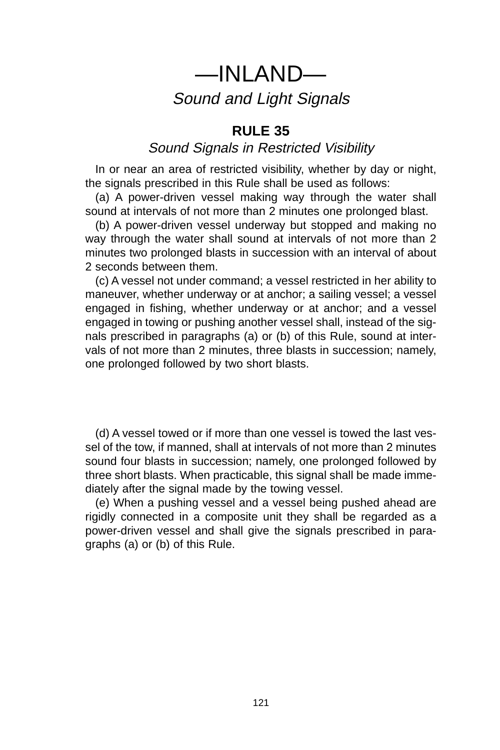# —INLAND—

*Sound and Light Signals*

## RULE 35

*Sound Signals in Restricted Visibility*

In or near an area of restricted visibility, whether by day or night, the signals prescribed in this Rule shall be used as follows:

(a) A power-driven vessel making way through the water shall sound at intervals of not more than 2 minutes one prolonged blast.

(b) A power-driven vessel underway but stopped and making no way through the water shall sound at intervals of not more than 2 minutes two prolonged blasts in succession with an interval of about 2 seconds between them.

(c) A vessel not under command; a vessel restricted in her ability to maneuver, whether underway or at anchor; a sailing vessel; a vessel engaged in fishing, whether underway or at anchor; and a vessel engaged in towing or pushing another vessel shall, instead of the signals prescribed in paragraphs (a) or (b) of this Rule, sound at intervals of not more than 2 minutes, three blasts in succession; namely, one prolonged followed by two short blasts.

(d) A vessel towed or if more than one vessel is towed the last vessel of the tow, if manned, shall at intervals of not more than 2 minutes sound four blasts in succession; namely, one prolonged followed by three short blasts. When practicable, this signal shall be made immediately after the signal made by the towing vessel.

(e) When a pushing vessel and a vessel being pushed ahead are rigidly connected in a composite unit they shall be regarded as a power-driven vessel and shall give the signals prescribed in paragraphs (a) or (b) of this Rule.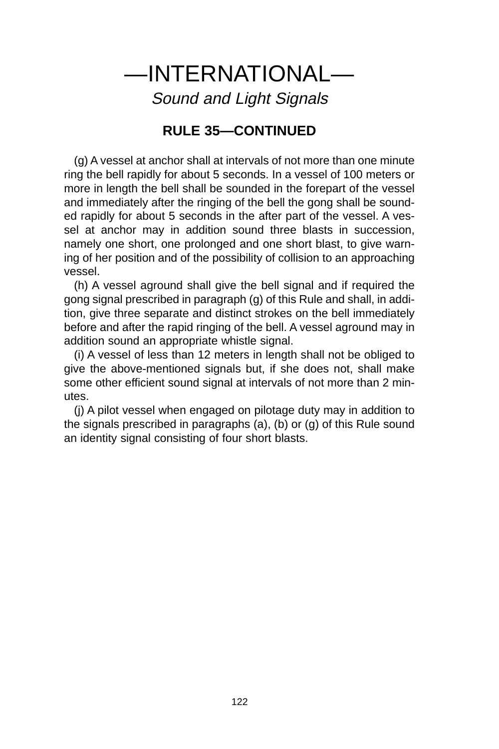# —INTERNATIONAL—

*Sound and Light Signals*

## RULE 35—CONTINUED

(g) A vessel at anchor shall at intervals of not more than one minute ring the bell rapidly for about 5 seconds. In a vessel of 100 meters or more in length the bell shall be sounded in the forepart of the vessel and immediately after the ringing of the bell the gong shall be sounded rapidly for about 5 seconds in the after part of the vessel. A vessel at anchor may in addition sound three blasts in succession, namely one short, one prolonged and one short blast, to give warning of her position and of the possibility of collision to an approaching vessel.

(h) A vessel aground shall give the bell signal and if required the gong signal prescribed in paragraph (g) of this Rule and shall, in addition, give three separate and distinct strokes on the bell immediately before and after the rapid ringing of the bell. A vessel aground may in addition sound an appropriate whistle signal.

(i) A vessel of less than 12 meters in length shall not be obliged to give the above-mentioned signals but, if she does not, shall make some other efficient sound signal at intervals of not more than 2 minutes.

(j) A pilot vessel when engaged on pilotage duty may in addition to the signals prescribed in paragraphs (a), (b) or (g) of this Rule sound an identity signal consisting of four short blasts.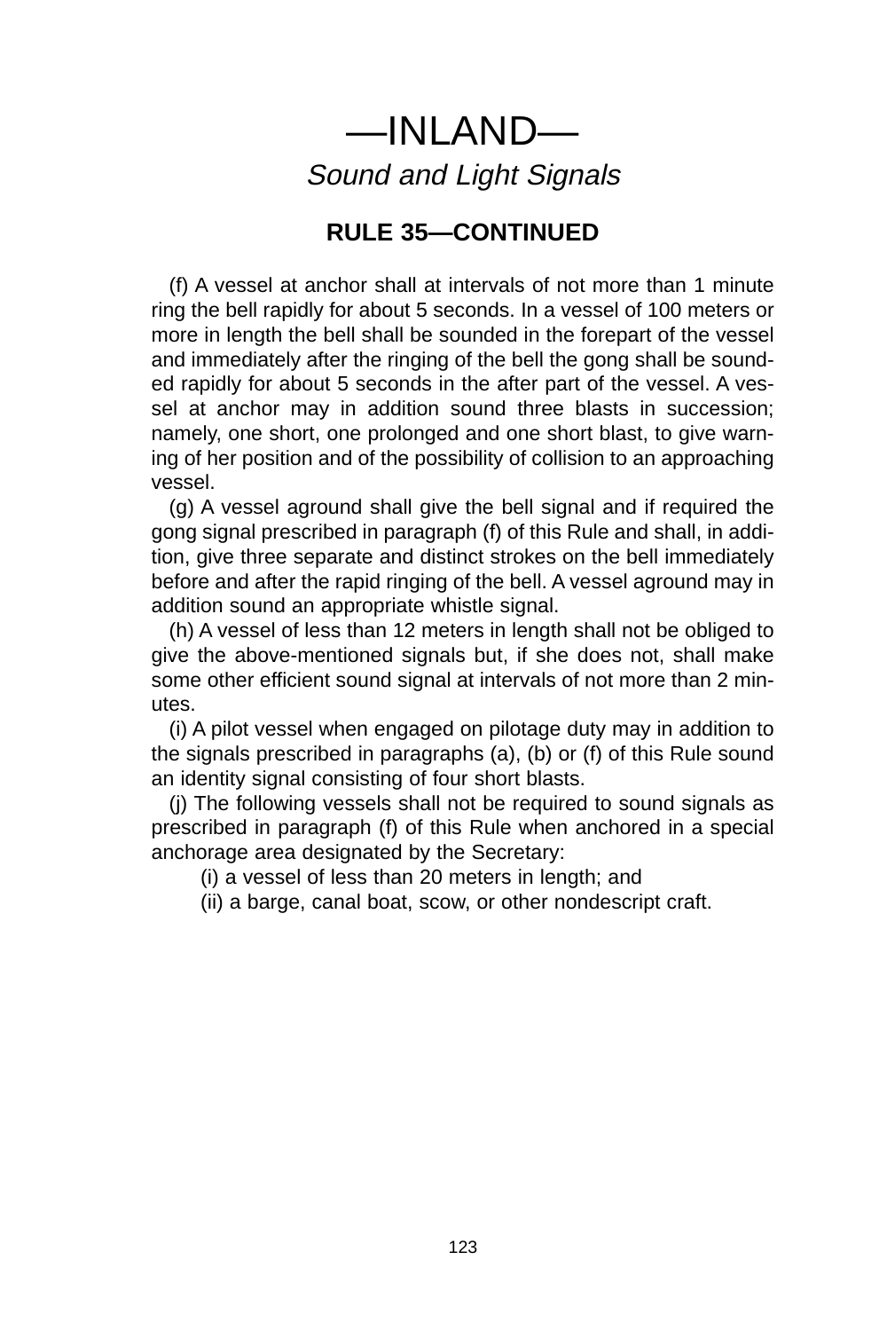# —INLAND—

## *Sound and Light Signals*

### RULE 35—CONTINUED

(f) A vessel at anchor shall at intervals of not more than 1 minute ring the bell rapidly for about 5 seconds. In a vessel of 100 meters or more in length the bell shall be sounded in the forepart of the vessel and immediately after the ringing of the bell the gong shall be sounded rapidly for about 5 seconds in the after part of the vessel. A vessel at anchor may in addition sound three blasts in succession; namely, one short, one prolonged and one short blast, to give warning of her position and of the possibility of collision to an approaching vessel.

(g) A vessel aground shall give the bell signal and if required the gong signal prescribed in paragraph (f) of this Rule and shall, in addition, give three separate and distinct strokes on the bell immediately before and after the rapid ringing of the bell. A vessel aground may in addition sound an appropriate whistle signal.

(h) A vessel of less than 12 meters in length shall not be obliged to give the above-mentioned signals but, if she does not, shall make some other efficient sound signal at intervals of not more than 2 minutes.

(i) A pilot vessel when engaged on pilotage duty may in addition to the signals prescribed in paragraphs (a), (b) or (f) of this Rule sound an identity signal consisting of four short blasts.

(j) The following vessels shall not be required to sound signals as prescribed in paragraph (f) of this Rule when anchored in a special anchorage area designated by the Secretary:

(i) a vessel of less than 20 meters in length; and

(ii) a barge, canal boat, scow, or other nondescript craft.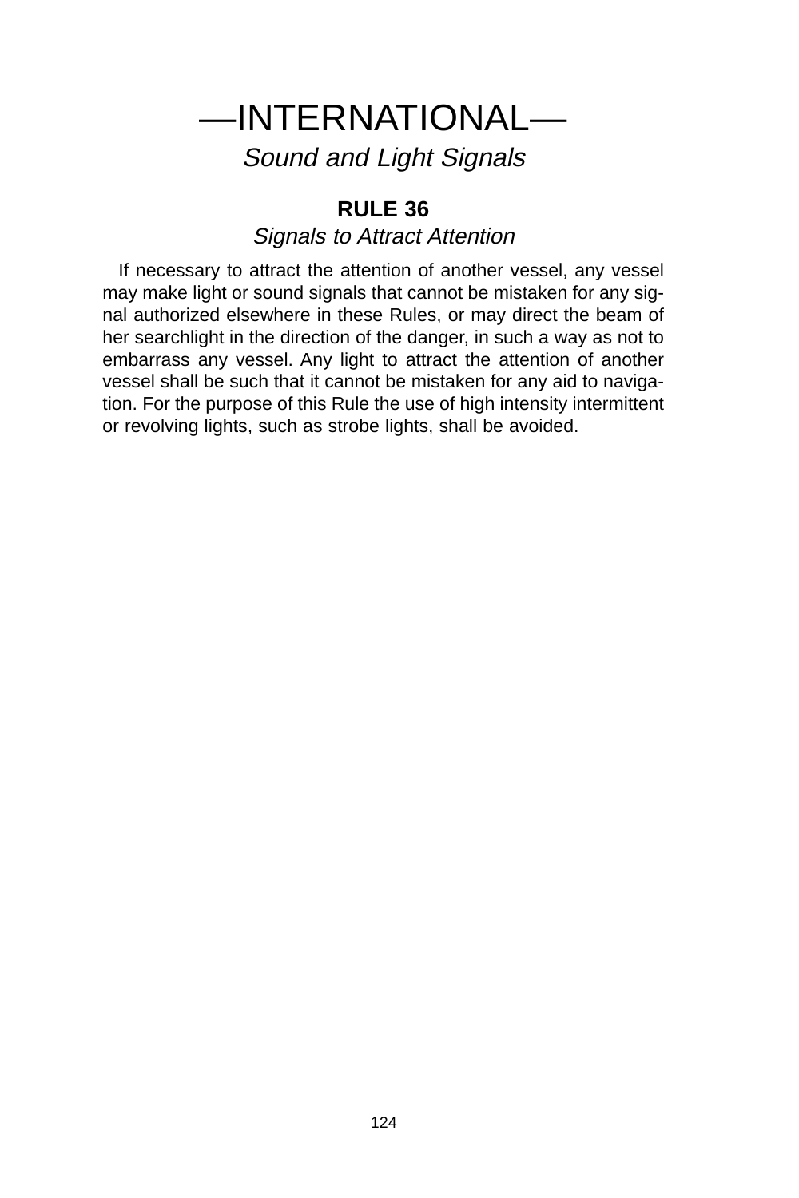# —INTERNATIONAL—

*Sound and Light Signals*

## RULE 36

*Signals to Attract Attention*

If necessary to attract the attention of another vessel, any vessel may make light or sound signals that cannot be mistaken for any signal authorized elsewhere in these Rules, or may direct the beam of her searchlight in the direction of the danger, in such a way as not to embarrass any vessel. Any light to attract the attention of another vessel shall be such that it cannot be mistaken for any aid to navigation. For the purpose of this Rule the use of high intensity intermittent or revolving lights, such as strobe lights, shall be avoided.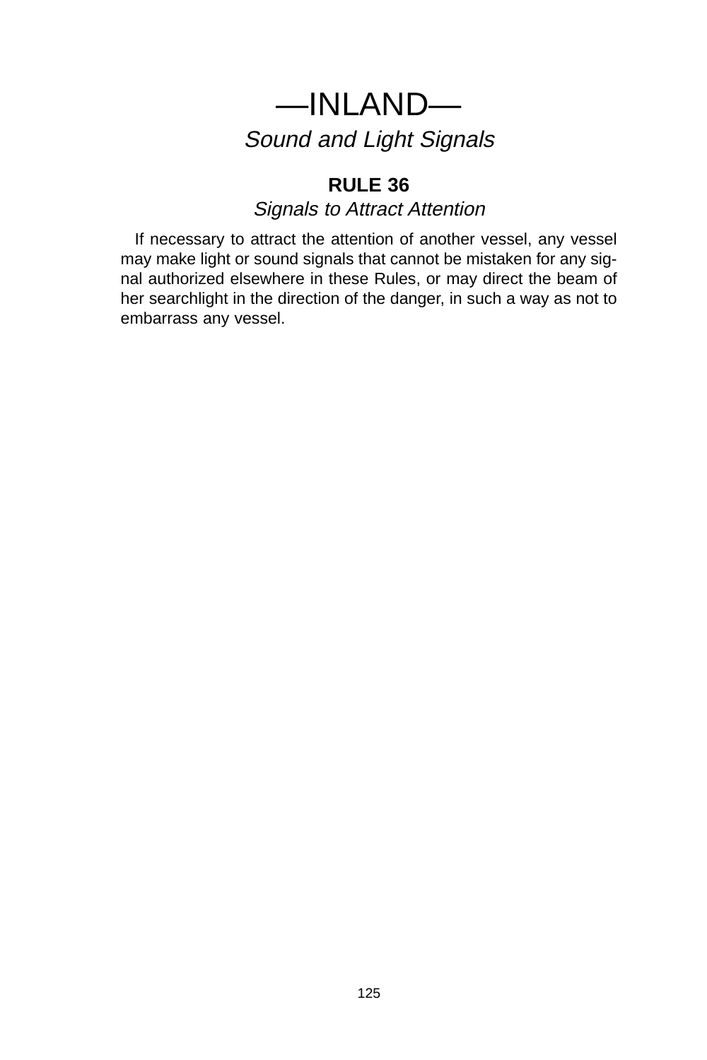# —INLAND—

*Sound and Light Signals*

## RULE 36

*Signals to Attract Attention*

If necessary to attract the attention of another vessel, any vessel may make light or sound signals that cannot be mistaken for any signal authorized elsewhere in these Rules, or may direct the beam of her searchlight in the direction of the danger, in such a way as not to embarrass any vessel.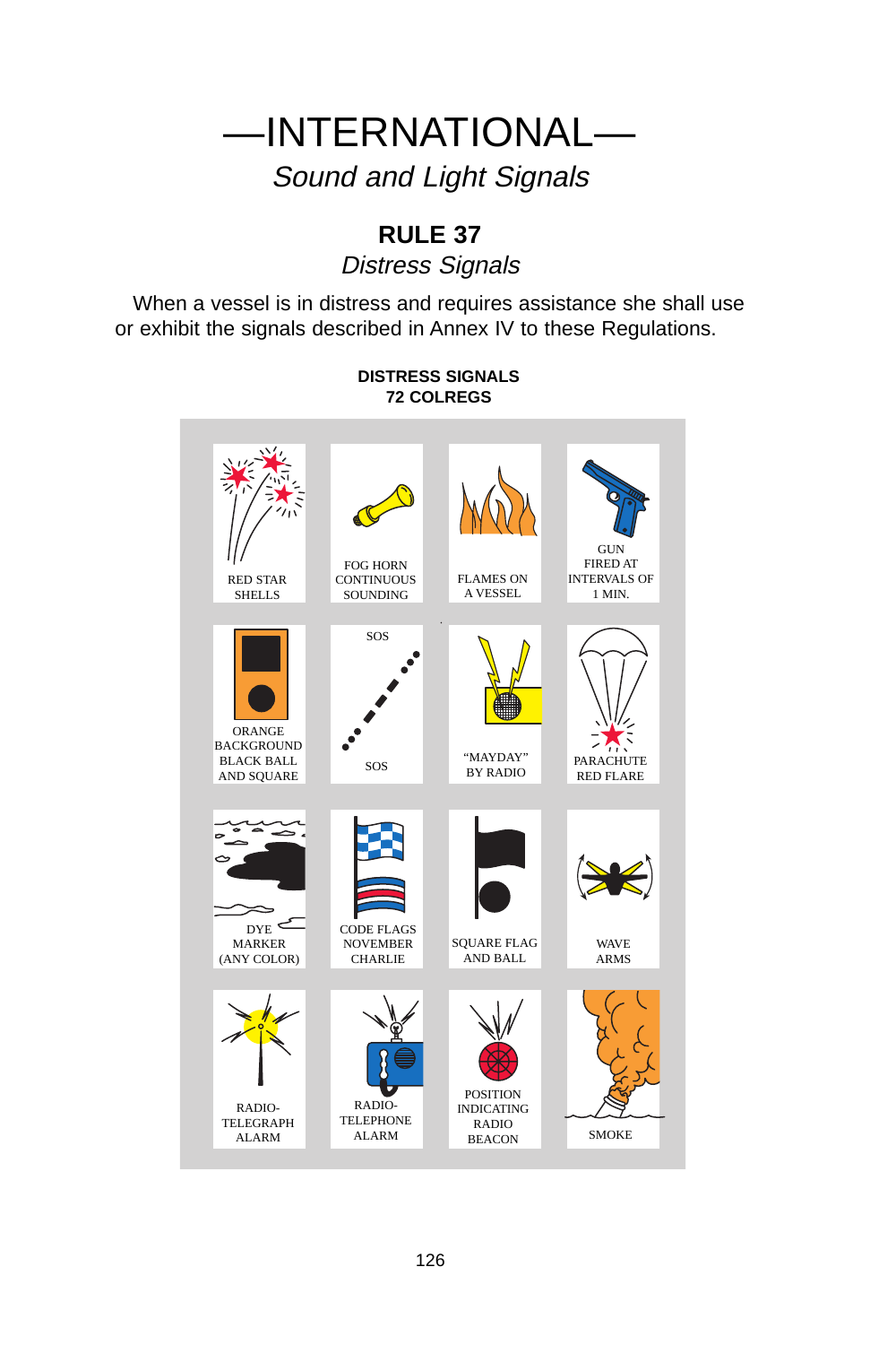# —INTERNATIONAL—

*Sound and Light Signals*

## RULE 37

*Distress Signals*

When a vessel is in distress and requires assistance she shall use or exhibit the signals described in Annex IV to these Regulations.

**DISTRESS SIGNALS**
**72 COLREGS**

RED STAR SHELLS

FOG HORN CONTINUOUS SOUNDING

FLAMES ON A VESSEL

GUN FIRED AT INTERVALS OF 1 MIN.

ORANGE BACKGROUND BLACK BALL AND SQUARE

SOS

SOS

"MAYDAY" BY RADIO

PARACHUTE RED FLARE

DYE MARKER (ANY COLOR)

CODE FLAGS NOVEMBER CHARLIE

SQUARE FLAG AND BALL

WAVE ARMS

RADIO-TELEGRAPH ALARM

RADIO-TELEPHONE ALARM

POSITION INDICATING RADIO BEACON

SMOKE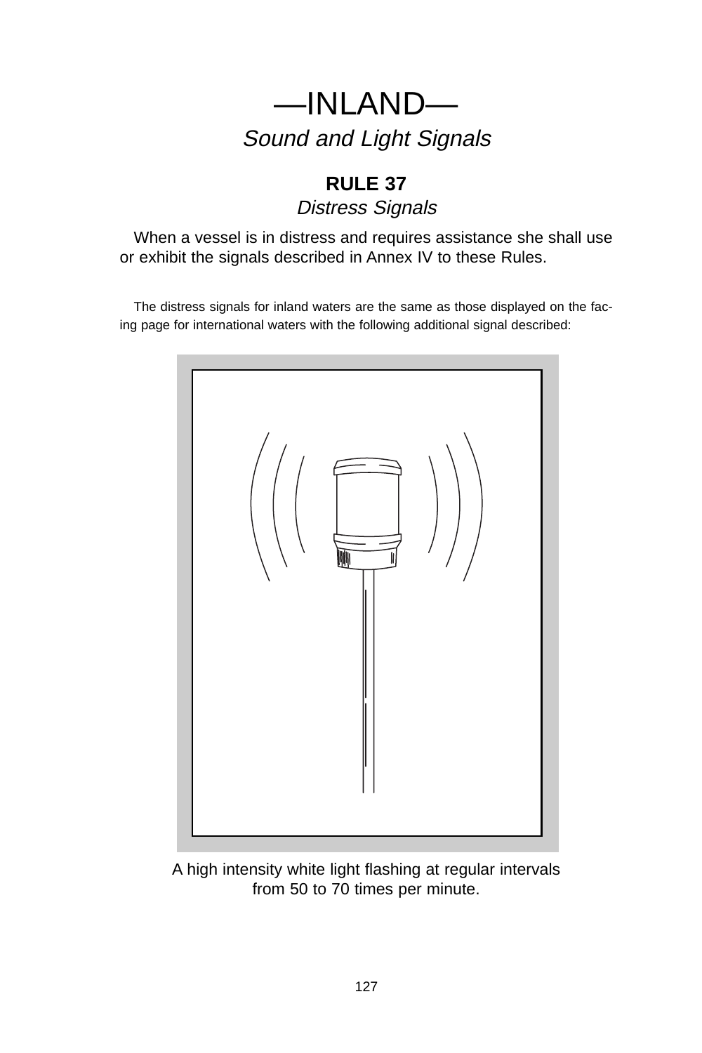# —INLAND—

*Sound and Light Signals*

## RULE 37

*Distress Signals*

When a vessel is in distress and requires assistance she shall use or exhibit the signals described in Annex IV to these Rules.

The distress signals for inland waters are the same as those displayed on the facing page for international waters with the following additional signal described:

A high intensity white light flashing at regular intervals from 50 to 70 times per minute.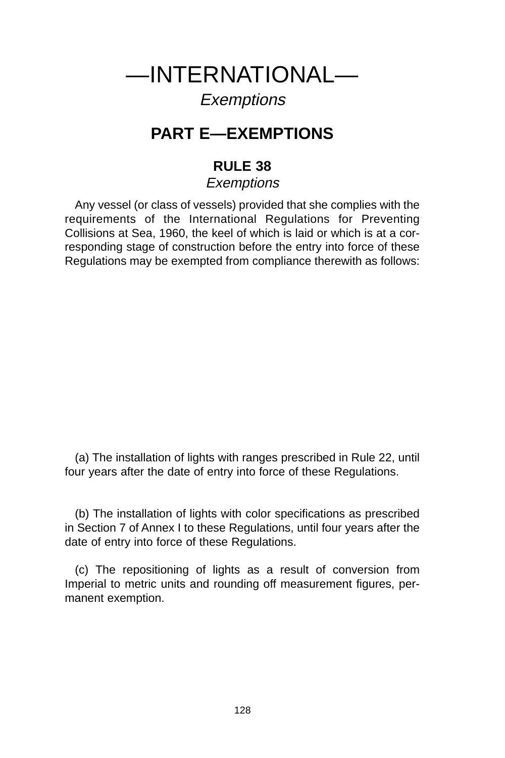# PART E—EXEMPTIONS

## RULE 38

*Exemptions*

Any vessel (or class of vessels) provided that she complies with the requirements of the International Regulations for Preventing Collisions at Sea, 1960, the keel of which is laid or which is at a corresponding stage of construction before the entry into force of these Regulations may be exempted from compliance therewith as follows:

(a) The installation of lights with ranges prescribed in Rule 22, until four years after the date of entry into force of these Regulations.

(b) The installation of lights with color specifications as prescribed in Section 7 of Annex I to these Regulations, until four years after the date of entry into force of these Regulations.

(c) The repositioning of lights as a result of conversion from Imperial to metric units and rounding off measurement figures, permanent exemption.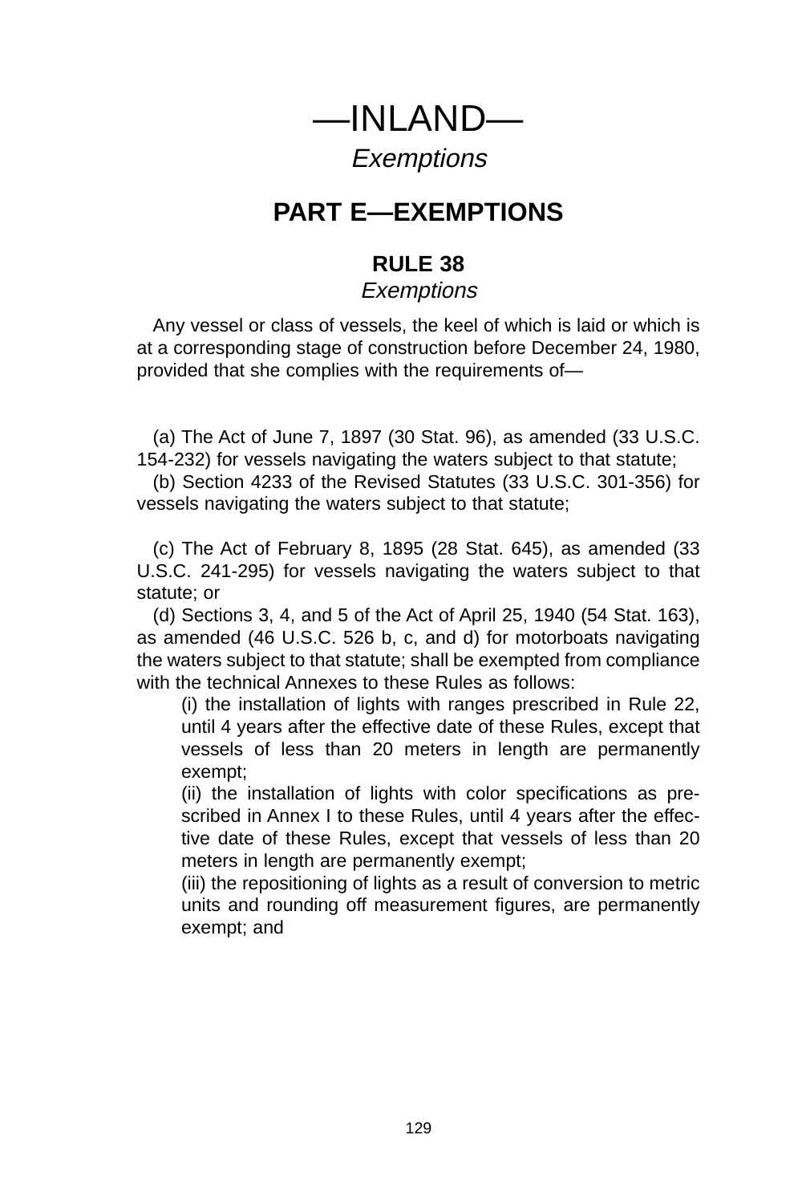# —INLAND—

*Exemptions*

## PART E—EXEMPTIONS

### RULE 38

*Exemptions*

Any vessel or class of vessels, the keel of which is laid or which is at a corresponding stage of construction before December 24, 1980, provided that she complies with the requirements of—

(a) The Act of June 7, 1897 (30 Stat. 96), as amended (33 U.S.C. 154-232) for vessels navigating the waters subject to that statute;

(b) Section 4233 of the Revised Statutes (33 U.S.C. 301-356) for vessels navigating the waters subject to that statute;

(c) The Act of February 8, 1895 (28 Stat. 645), as amended (33 U.S.C. 241-295) for vessels navigating the waters subject to that statute; or

(d) Sections 3, 4, and 5 of the Act of April 25, 1940 (54 Stat. 163), as amended (46 U.S.C. 526 b, c, and d) for motorboats navigating the waters subject to that statute; shall be exempted from compliance with the technical Annexes to these Rules as follows:

(i) the installation of lights with ranges prescribed in Rule 22, until 4 years after the effective date of these Rules, except that vessels of less than 20 meters in length are permanently exempt;

(ii) the installation of lights with color specifications as prescribed in Annex I to these Rules, until 4 years after the effective date of these Rules, except that vessels of less than 20 meters in length are permanently exempt;

(iii) the repositioning of lights as a result of conversion to metric units and rounding off measurement figures, are permanently exempt; and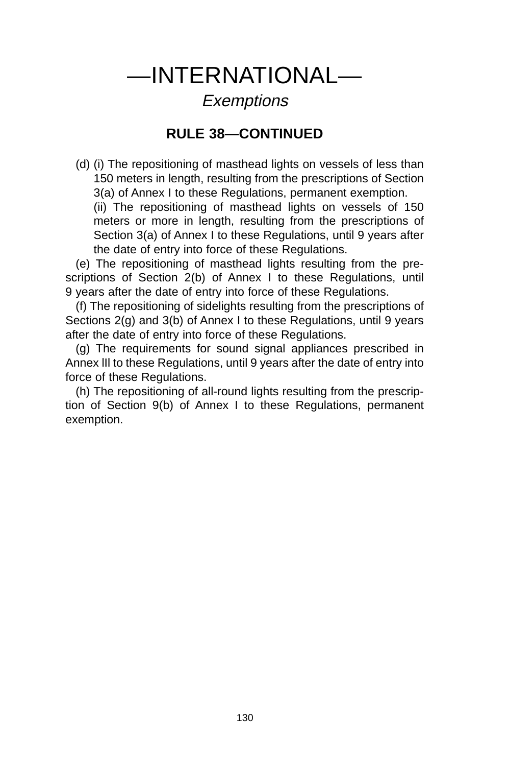# —INTERNATIONAL—

*Exemptions*

## RULE 38—CONTINUED

(d) (i) The repositioning of masthead lights on vessels of less than 150 meters in length, resulting from the prescriptions of Section 3(a) of Annex I to these Regulations, permanent exemption.

(ii) The repositioning of masthead lights on vessels of 150 meters or more in length, resulting from the prescriptions of Section 3(a) of Annex I to these Regulations, until 9 years after the date of entry into force of these Regulations.

(e) The repositioning of masthead lights resulting from the prescriptions of Section 2(b) of Annex I to these Regulations, until 9 years after the date of entry into force of these Regulations.

(f) The repositioning of sidelights resulting from the prescriptions of Sections 2(g) and 3(b) of Annex I to these Regulations, until 9 years after the date of entry into force of these Regulations.

(g) The requirements for sound signal appliances prescribed in Annex lll to these Regulations, until 9 years after the date of entry into force of these Regulations.

(h) The repositioning of all-round lights resulting from the prescription of Section 9(b) of Annex I to these Regulations, permanent exemption.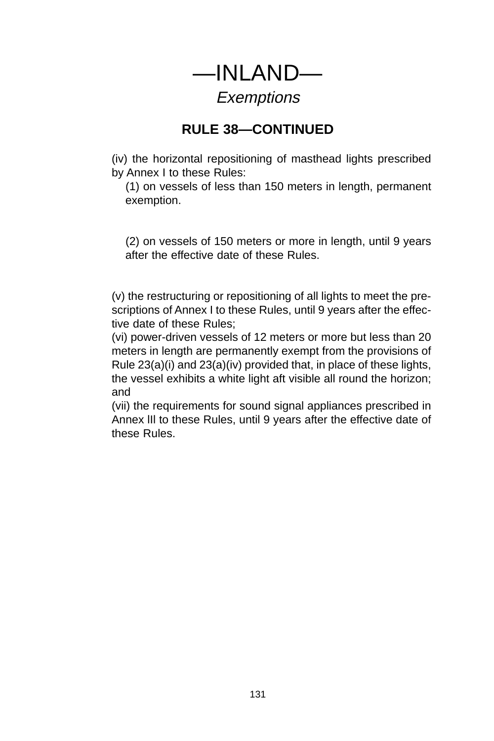# —INLAND—

## *Exemptions*

### RULE 38—CONTINUED

(iv) the horizontal repositioning of masthead lights prescribed by Annex I to these Rules:

(1) on vessels of less than 150 meters in length, permanent exemption.

(2) on vessels of 150 meters or more in length, until 9 years after the effective date of these Rules.

(v) the restructuring or repositioning of all lights to meet the prescriptions of Annex I to these Rules, until 9 years after the effective date of these Rules;

(vi) power-driven vessels of 12 meters or more but less than 20 meters in length are permanently exempt from the provisions of Rule 23(a)(i) and 23(a)(iv) provided that, in place of these lights, the vessel exhibits a white light aft visible all round the horizon; and

(vii) the requirements for sound signal appliances prescribed in Annex III to these Rules, until 9 years after the effective date of these Rules.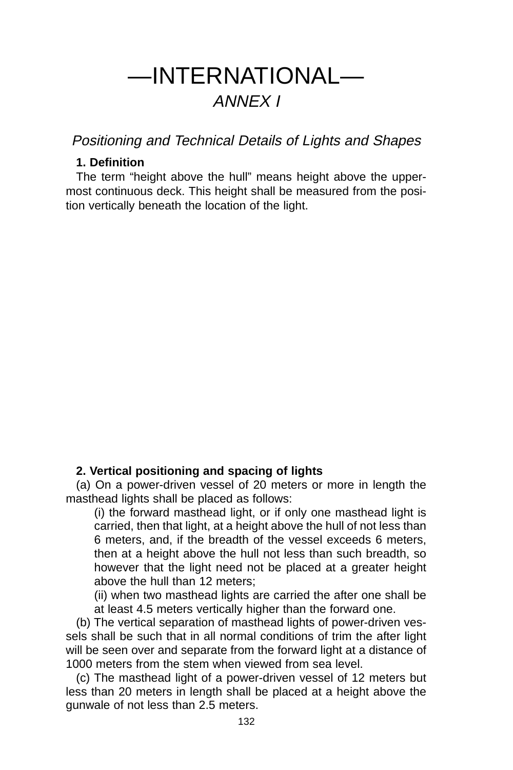# —INTERNATIONAL—

## *ANNEX I*

### *Positioning and Technical Details of Lights and Shapes*

**1. Definition**

The term “height above the hull” means height above the uppermost continuous deck. This height shall be measured from the position vertically beneath the location of the light.

**2. Vertical positioning and spacing of lights**

(a) On a power-driven vessel of 20 meters or more in length the masthead lights shall be placed as follows:

(i) the forward masthead light, or if only one masthead light is carried, then that light, at a height above the hull of not less than 6 meters, and, if the breadth of the vessel exceeds 6 meters, then at a height above the hull not less than such breadth, so however that the light need not be placed at a greater height above the hull than 12 meters;

(ii) when two masthead lights are carried the after one shall be at least 4.5 meters vertically higher than the forward one.

(b) The vertical separation of masthead lights of power-driven vessels shall be such that in all normal conditions of trim the after light will be seen over and separate from the forward light at a distance of 1000 meters from the stem when viewed from sea level.

(c) The masthead light of a power-driven vessel of 12 meters but less than 20 meters in length shall be placed at a height above the gunwale of not less than 2.5 meters.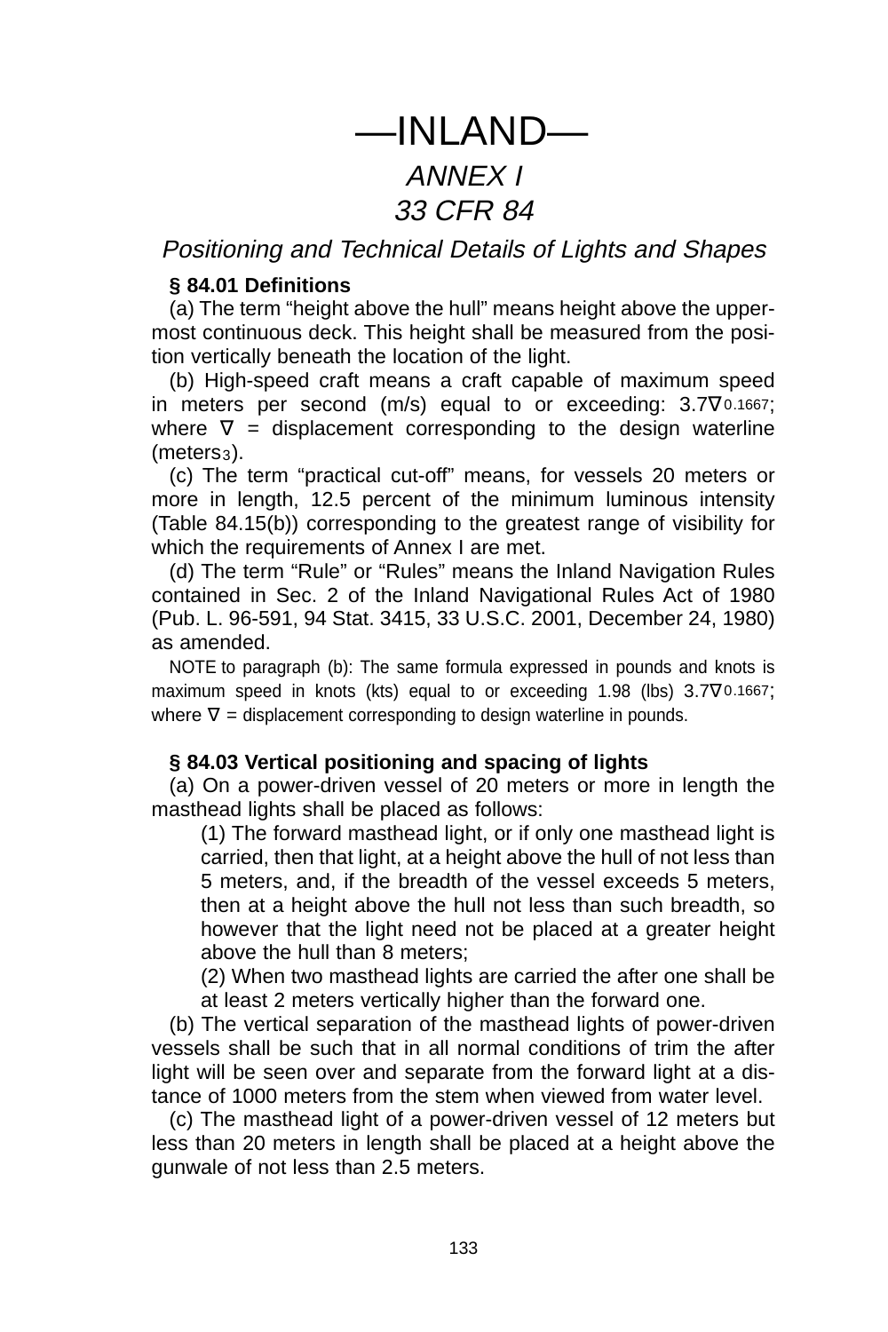# —INLAND—

## *ANNEX I*

## *33 CFR 84*

### *Positioning and Technical Details of Lights and Shapes*

**§ 84.01 Definitions**

(a) The term “height above the hull” means height above the uppermost continuous deck. This height shall be measured from the position vertically beneath the location of the light.

(b) High-speed craft means a craft capable of maximum speed in meters per second (m/s) equal to or exceeding: $3.7\nabla^{0.1667}$; where $\nabla$ = displacement corresponding to the design waterline (meters$^3$).

(c) The term “practical cut-off” means, for vessels 20 meters or more in length, 12.5 percent of the minimum luminous intensity (Table 84.15(b)) corresponding to the greatest range of visibility for which the requirements of Annex I are met.

(d) The term “Rule” or “Rules” means the Inland Navigation Rules contained in Sec. 2 of the Inland Navigational Rules Act of 1980 (Pub. L. 96-591, 94 Stat. 3415, 33 U.S.C. 2001, December 24, 1980) as amended.

NOTE to paragraph (b): The same formula expressed in pounds and knots is maximum speed in knots (kts) equal to or exceeding 1.98 (lbs) $3.7\nabla^{0.1667}$; where $\nabla$ = displacement corresponding to design waterline in pounds.

**§ 84.03 Vertical positioning and spacing of lights**

(a) On a power-driven vessel of 20 meters or more in length the masthead lights shall be placed as follows:

(1) The forward masthead light, or if only one masthead light is carried, then that light, at a height above the hull of not less than 5 meters, and, if the breadth of the vessel exceeds 5 meters, then at a height above the hull not less than such breadth, so however that the light need not be placed at a greater height above the hull than 8 meters;

(2) When two masthead lights are carried the after one shall be at least 2 meters vertically higher than the forward one.

(b) The vertical separation of the masthead lights of power-driven vessels shall be such that in all normal conditions of trim the after light will be seen over and separate from the forward light at a distance of 1000 meters from the stem when viewed from water level.

(c) The masthead light of a power-driven vessel of 12 meters but less than 20 meters in length shall be placed at a height above the gunwale of not less than 2.5 meters.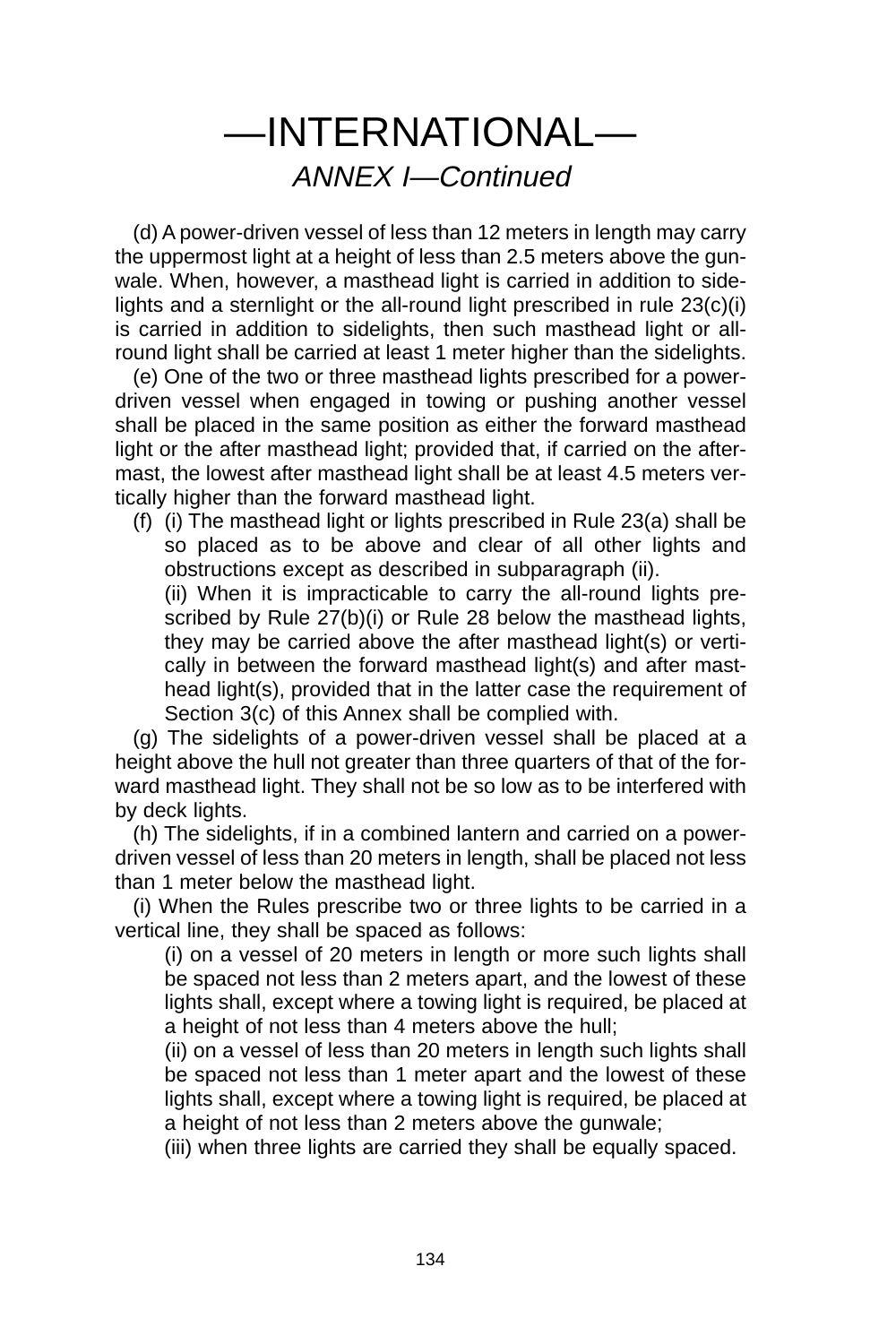# —INTERNATIONAL—

## *ANNEX I—Continued*

(d) A power-driven vessel of less than 12 meters in length may carry the uppermost light at a height of less than 2.5 meters above the gunwale. When, however, a masthead light is carried in addition to sidelights and a sternlight or the all-round light prescribed in rule 23(c)(i) is carried in addition to sidelights, then such masthead light or all-round light shall be carried at least 1 meter higher than the sidelights.

(e) One of the two or three masthead lights prescribed for a power-driven vessel when engaged in towing or pushing another vessel shall be placed in the same position as either the forward masthead light or the after masthead light; provided that, if carried on the aftermast, the lowest after masthead light shall be at least 4.5 meters vertically higher than the forward masthead light.

(f) (i) The masthead light or lights prescribed in Rule 23(a) shall be so placed as to be above and clear of all other lights and obstructions except as described in subparagraph (ii).

(ii) When it is impracticable to carry the all-round lights prescribed by Rule 27(b)(i) or Rule 28 below the masthead lights, they may be carried above the after masthead light(s) or vertically in between the forward masthead light(s) and after masthead light(s), provided that in the latter case the requirement of Section 3(c) of this Annex shall be complied with.

(g) The sidelights of a power-driven vessel shall be placed at a height above the hull not greater than three quarters of that of the forward masthead light. They shall not be so low as to be interfered with by deck lights.

(h) The sidelights, if in a combined lantern and carried on a power-driven vessel of less than 20 meters in length, shall be placed not less than 1 meter below the masthead light.

(i) When the Rules prescribe two or three lights to be carried in a vertical line, they shall be spaced as follows:

(i) on a vessel of 20 meters in length or more such lights shall be spaced not less than 2 meters apart, and the lowest of these lights shall, except where a towing light is required, be placed at a height of not less than 4 meters above the hull;

(ii) on a vessel of less than 20 meters in length such lights shall be spaced not less than 1 meter apart and the lowest of these lights shall, except where a towing light is required, be placed at a height of not less than 2 meters above the gunwale;

(iii) when three lights are carried they shall be equally spaced.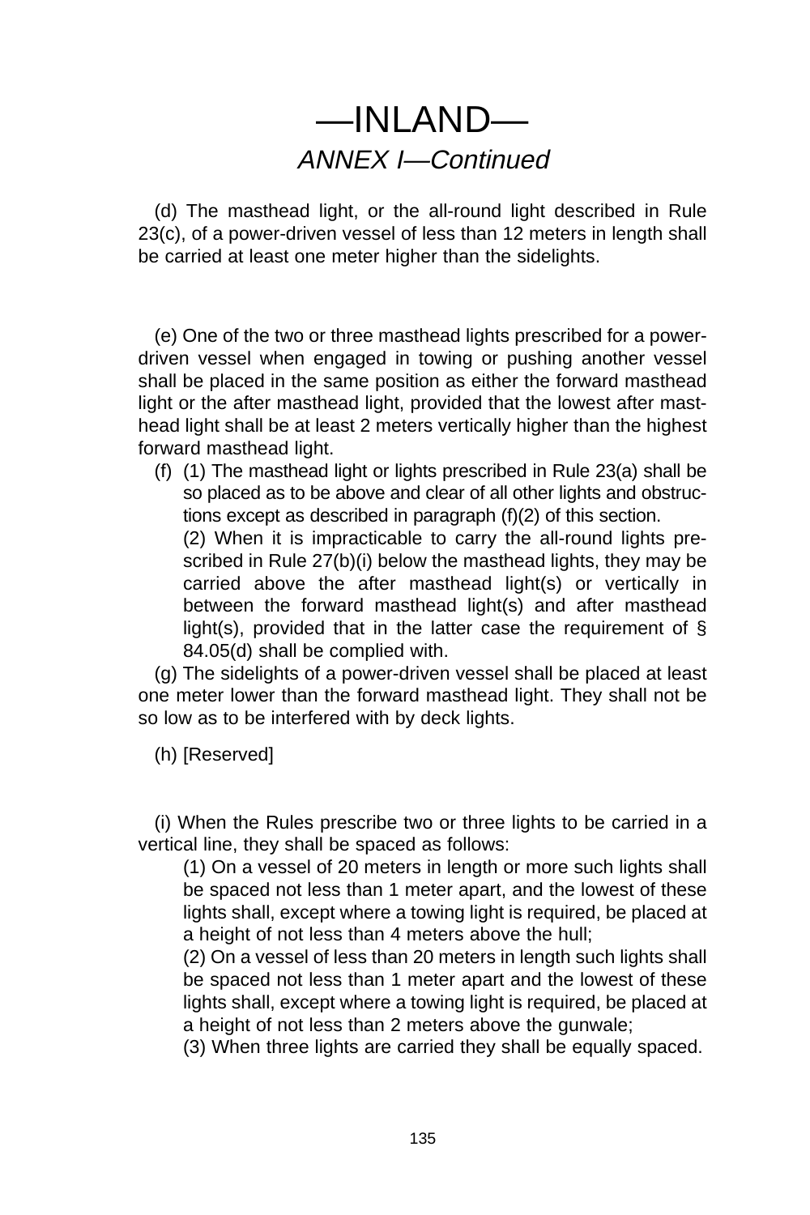# —INLAND—

## *ANNEX I—Continued*

(d) The masthead light, or the all-round light described in Rule 23(c), of a power-driven vessel of less than 12 meters in length shall be carried at least one meter higher than the sidelights.

(e) One of the two or three masthead lights prescribed for a power-driven vessel when engaged in towing or pushing another vessel shall be placed in the same position as either the forward masthead light or the after masthead light, provided that the lowest after masthead light shall be at least 2 meters vertically higher than the highest forward masthead light.

(f) (1) The masthead light or lights prescribed in Rule 23(a) shall be so placed as to be above and clear of all other lights and obstructions except as described in paragraph (f)(2) of this section.

(2) When it is impracticable to carry the all-round lights prescribed in Rule 27(b)(i) below the masthead lights, they may be carried above the after masthead light(s) or vertically in between the forward masthead light(s) and after masthead light(s), provided that in the latter case the requirement of § 84.05(d) shall be complied with.

(g) The sidelights of a power-driven vessel shall be placed at least one meter lower than the forward masthead light. They shall not be so low as to be interfered with by deck lights.

(h) [Reserved]

(i) When the Rules prescribe two or three lights to be carried in a vertical line, they shall be spaced as follows:

(1) On a vessel of 20 meters in length or more such lights shall be spaced not less than 1 meter apart, and the lowest of these lights shall, except where a towing light is required, be placed at a height of not less than 4 meters above the hull;

(2) On a vessel of less than 20 meters in length such lights shall be spaced not less than 1 meter apart and the lowest of these lights shall, except where a towing light is required, be placed at a height of not less than 2 meters above the gunwale;

(3) When three lights are carried they shall be equally spaced.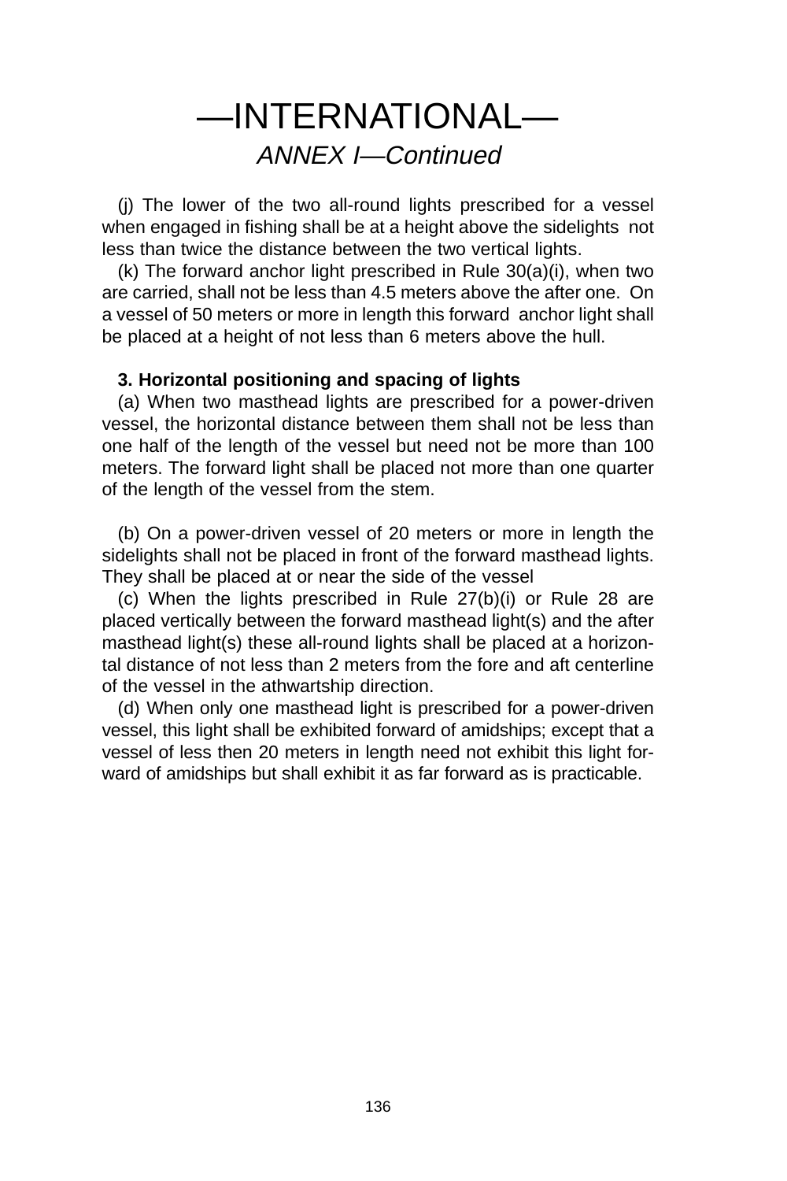# —INTERNATIONAL—

*ANNEX I—Continued*

(j) The lower of the two all-round lights prescribed for a vessel when engaged in fishing shall be at a height above the sidelights not less than twice the distance between the two vertical lights.

(k) The forward anchor light prescribed in Rule 30(a)(i), when two are carried, shall not be less than 4.5 meters above the after one. On a vessel of 50 meters or more in length this forward anchor light shall be placed at a height of not less than 6 meters above the hull.

**3. Horizontal positioning and spacing of lights**

(a) When two masthead lights are prescribed for a power-driven vessel, the horizontal distance between them shall not be less than one half of the length of the vessel but need not be more than 100 meters. The forward light shall be placed not more than one quarter of the length of the vessel from the stem.

(b) On a power-driven vessel of 20 meters or more in length the sidelights shall not be placed in front of the forward masthead lights. They shall be placed at or near the side of the vessel

(c) When the lights prescribed in Rule 27(b)(i) or Rule 28 are placed vertically between the forward masthead light(s) and the after masthead light(s) these all-round lights shall be placed at a horizontal distance of not less than 2 meters from the fore and aft centerline of the vessel in the athwartship direction.

(d) When only one masthead light is prescribed for a power-driven vessel, this light shall be exhibited forward of amidships; except that a vessel of less then 20 meters in length need not exhibit this light forward of amidships but shall exhibit it as far forward as is practicable.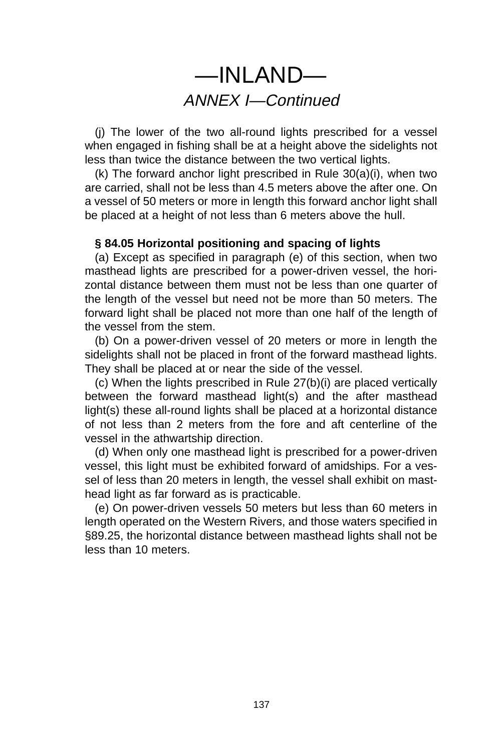# —INLAND—

## *ANNEX I—Continued*

(j) The lower of the two all-round lights prescribed for a vessel when engaged in fishing shall be at a height above the sidelights not less than twice the distance between the two vertical lights.

(k) The forward anchor light prescribed in Rule 30(a)(i), when two are carried, shall not be less than 4.5 meters above the after one. On a vessel of 50 meters or more in length this forward anchor light shall be placed at a height of not less than 6 meters above the hull.

**§ 84.05 Horizontal positioning and spacing of lights**

(a) Except as specified in paragraph (e) of this section, when two masthead lights are prescribed for a power-driven vessel, the horizontal distance between them must not be less than one quarter of the length of the vessel but need not be more than 50 meters. The forward light shall be placed not more than one half of the length of the vessel from the stem.

(b) On a power-driven vessel of 20 meters or more in length the sidelights shall not be placed in front of the forward masthead lights. They shall be placed at or near the side of the vessel.

(c) When the lights prescribed in Rule 27(b)(i) are placed vertically between the forward masthead light(s) and the after masthead light(s) these all-round lights shall be placed at a horizontal distance of not less than 2 meters from the fore and aft centerline of the vessel in the athwartship direction.

(d) When only one masthead light is prescribed for a power-driven vessel, this light must be exhibited forward of amidships. For a vessel of less than 20 meters in length, the vessel shall exhibit on masthead light as far forward as is practicable.

(e) On power-driven vessels 50 meters but less than 60 meters in length operated on the Western Rivers, and those waters specified in §89.25, the horizontal distance between masthead lights shall not be less than 10 meters.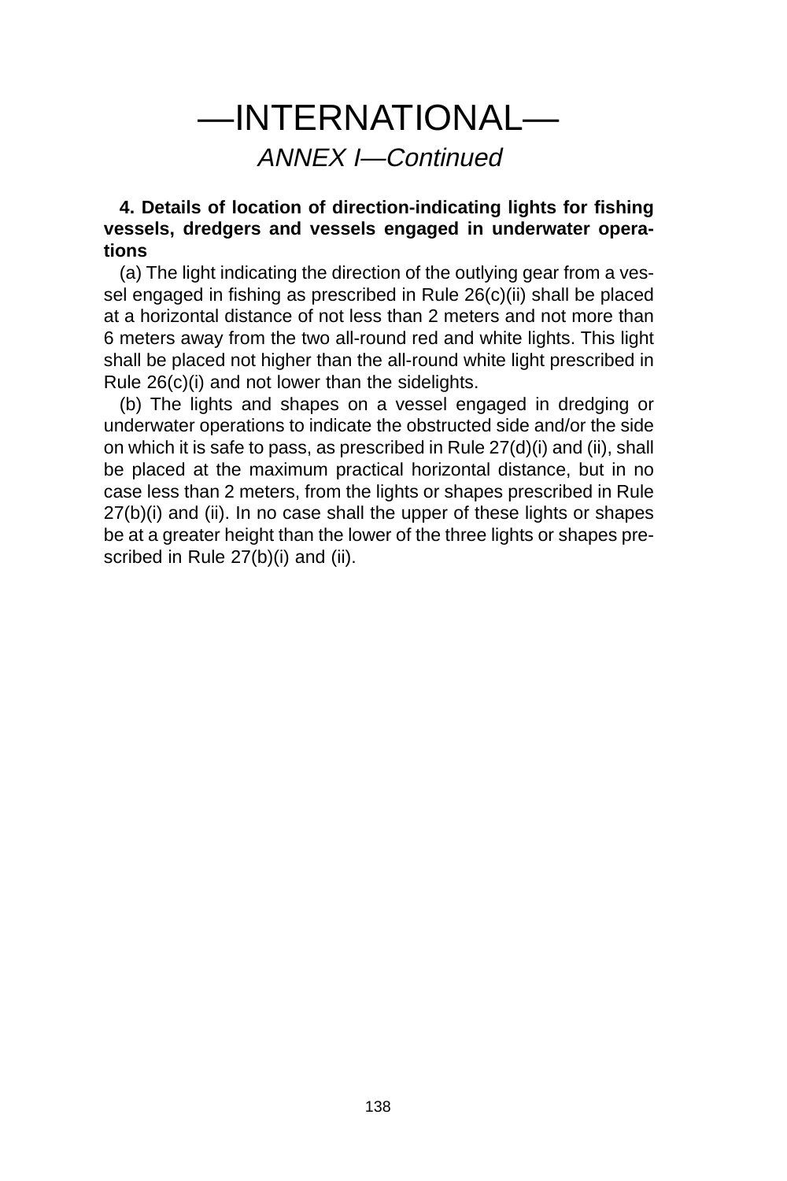# —INTERNATIONAL—

## *ANNEX I—Continued*

**4. Details of location of direction-indicating lights for fishing vessels, dredgers and vessels engaged in underwater operations**

(a) The light indicating the direction of the outlying gear from a vessel engaged in fishing as prescribed in Rule 26(c)(ii) shall be placed at a horizontal distance of not less than 2 meters and not more than 6 meters away from the two all-round red and white lights. This light shall be placed not higher than the all-round white light prescribed in Rule 26(c)(i) and not lower than the sidelights.

(b) The lights and shapes on a vessel engaged in dredging or underwater operations to indicate the obstructed side and/or the side on which it is safe to pass, as prescribed in Rule 27(d)(i) and (ii), shall be placed at the maximum practical horizontal distance, but in no case less than 2 meters, from the lights or shapes prescribed in Rule 27(b)(i) and (ii). In no case shall the upper of these lights or shapes be at a greater height than the lower of the three lights or shapes prescribed in Rule 27(b)(i) and (ii).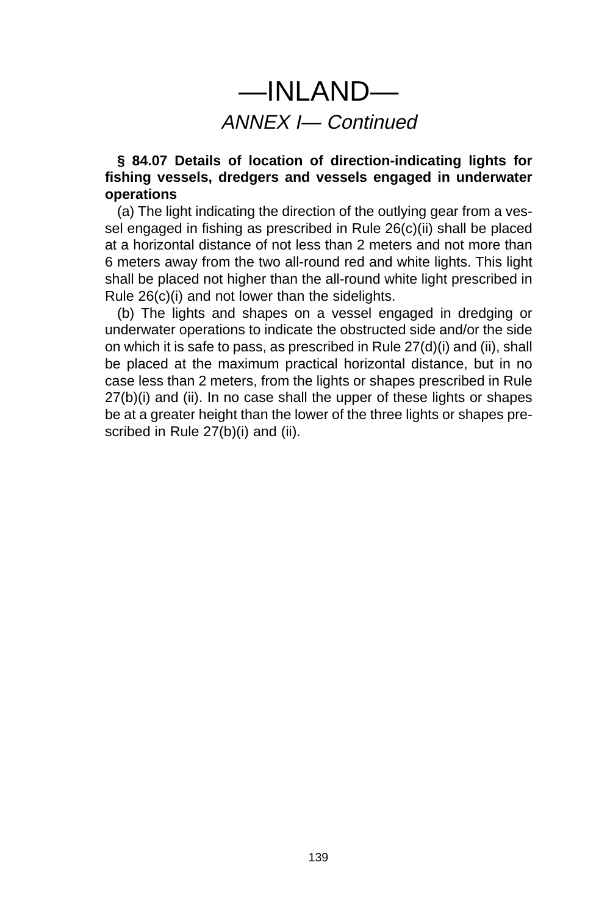# —INLAND—

## *ANNEX I— Continued*

**§ 84.07 Details of location of direction-indicating lights for fishing vessels, dredgers and vessels engaged in underwater operations**

(a) The light indicating the direction of the outlying gear from a vessel engaged in fishing as prescribed in Rule 26(c)(ii) shall be placed at a horizontal distance of not less than 2 meters and not more than 6 meters away from the two all-round red and white lights. This light shall be placed not higher than the all-round white light prescribed in Rule 26(c)(i) and not lower than the sidelights.

(b) The lights and shapes on a vessel engaged in dredging or underwater operations to indicate the obstructed side and/or the side on which it is safe to pass, as prescribed in Rule 27(d)(i) and (ii), shall be placed at the maximum practical horizontal distance, but in no case less than 2 meters, from the lights or shapes prescribed in Rule 27(b)(i) and (ii). In no case shall the upper of these lights or shapes be at a greater height than the lower of the three lights or shapes prescribed in Rule 27(b)(i) and (ii).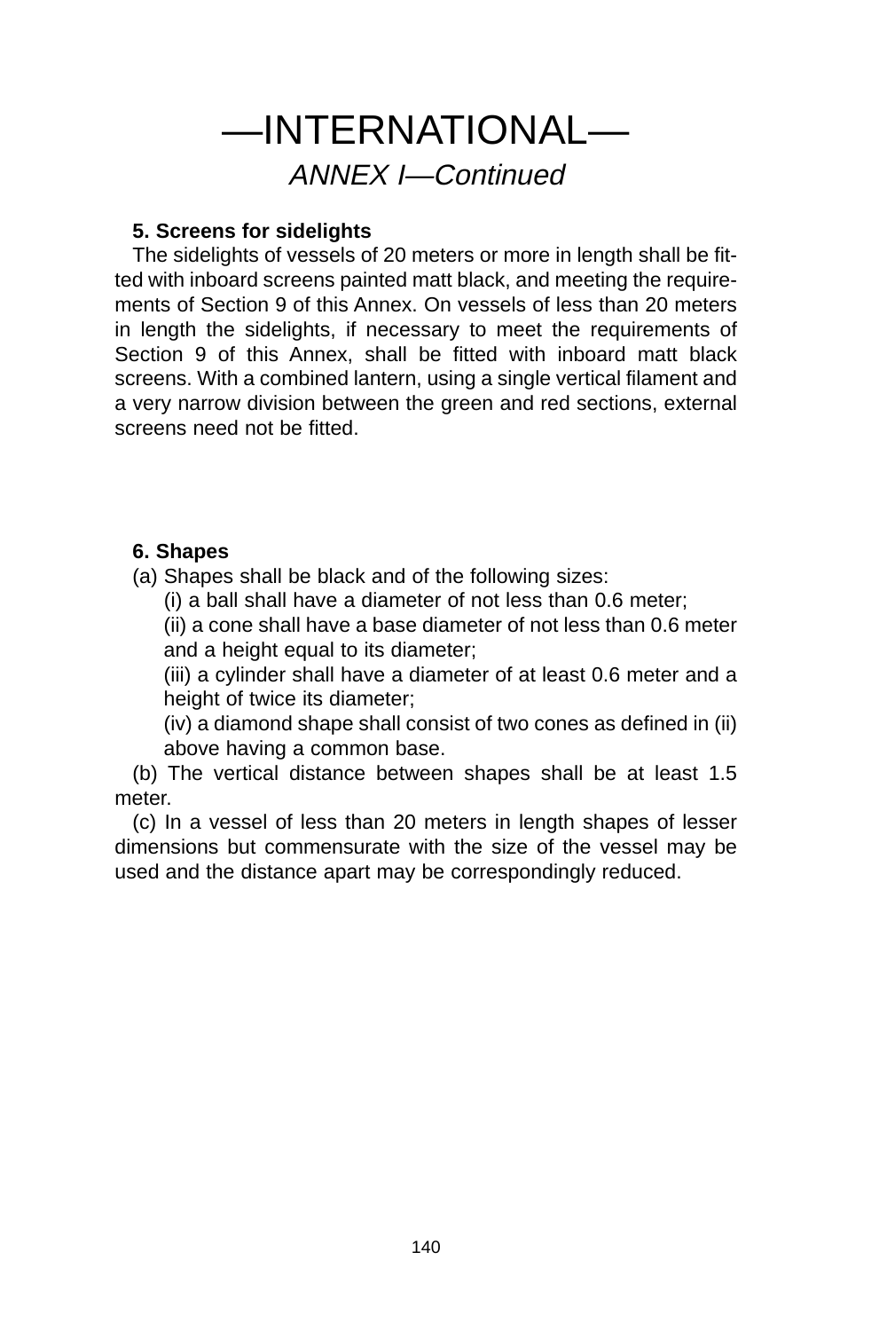# —INTERNATIONAL—

*ANNEX I—Continued*

**5. Screens for sidelights**

The sidelights of vessels of 20 meters or more in length shall be fitted with inboard screens painted matt black, and meeting the requirements of Section 9 of this Annex. On vessels of less than 20 meters in length the sidelights, if necessary to meet the requirements of Section 9 of this Annex, shall be fitted with inboard matt black screens. With a combined lantern, using a single vertical filament and a very narrow division between the green and red sections, external screens need not be fitted.

**6. Shapes**

(a) Shapes shall be black and of the following sizes:

(i) a ball shall have a diameter of not less than 0.6 meter;

(ii) a cone shall have a base diameter of not less than 0.6 meter and a height equal to its diameter;

(iii) a cylinder shall have a diameter of at least 0.6 meter and a height of twice its diameter;

(iv) a diamond shape shall consist of two cones as defined in (ii) above having a common base.

(b) The vertical distance between shapes shall be at least 1.5 meter.

(c) In a vessel of less than 20 meters in length shapes of lesser dimensions but commensurate with the size of the vessel may be used and the distance apart may be correspondingly reduced.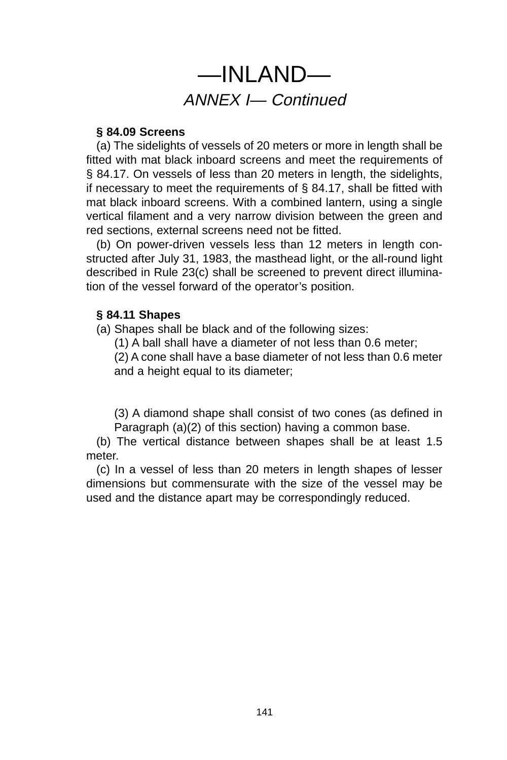# —INLAND—

## *ANNEX I— Continued*

**§ 84.09 Screens**

(a) The sidelights of vessels of 20 meters or more in length shall be fitted with mat black inboard screens and meet the requirements of § 84.17. On vessels of less than 20 meters in length, the sidelights, if necessary to meet the requirements of § 84.17, shall be fitted with mat black inboard screens. With a combined lantern, using a single vertical filament and a very narrow division between the green and red sections, external screens need not be fitted.

(b) On power-driven vessels less than 12 meters in length constructed after July 31, 1983, the masthead light, or the all-round light described in Rule 23(c) shall be screened to prevent direct illumination of the vessel forward of the operator's position.

**§ 84.11 Shapes**

(a) Shapes shall be black and of the following sizes:

(1) A ball shall have a diameter of not less than 0.6 meter;

(2) A cone shall have a base diameter of not less than 0.6 meter and a height equal to its diameter;

(3) A diamond shape shall consist of two cones (as defined in Paragraph (a)(2) of this section) having a common base.

(b) The vertical distance between shapes shall be at least 1.5 meter.

(c) In a vessel of less than 20 meters in length shapes of lesser dimensions but commensurate with the size of the vessel may be used and the distance apart may be correspondingly reduced.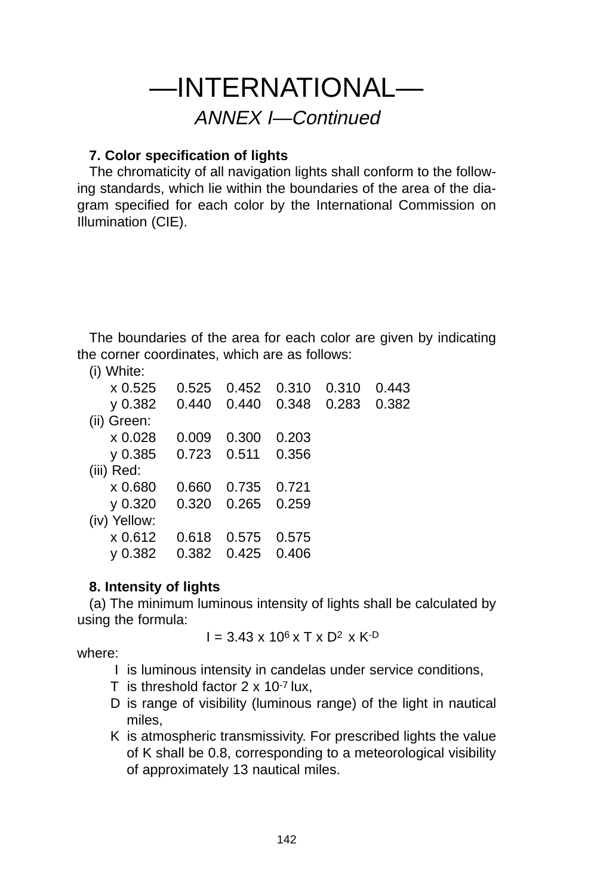# —INTERNATIONAL—

## *ANNEX I—Continued*

**7. Color specification of lights**

The chromaticity of all navigation lights shall conform to the following standards, which lie within the boundaries of the area of the diagram specified for each color by the International Commission on Illumination (CIE).

The boundaries of the area for each color are given by indicating the corner coordinates, which are as follows:

(i) White:

| | | | | | |
|---|---|---|---|---|---|
| x 0.525 | 0.525 | 0.452 | 0.310 | 0.310 | 0.443 |
| y 0.382 | 0.440 | 0.440 | 0.348 | 0.283 | 0.382 |

(ii) Green:

| | | | |
|---|---|---|---|
| x 0.028 | 0.009 | 0.300 | 0.203 |
| y 0.385 | 0.723 | 0.511 | 0.356 |

(iii) Red:

| | | | |
|---|---|---|---|
| x 0.680 | 0.660 | 0.735 | 0.721 |
| y 0.320 | 0.320 | 0.265 | 0.259 |

(iv) Yellow:

| | | | |
|---|---|---|---|
| x 0.612 | 0.618 | 0.575 | 0.575 |
| y 0.382 | 0.382 | 0.425 | 0.406 |

**8. Intensity of lights**

(a) The minimum luminous intensity of lights shall be calculated by using the formula:

$$I = 3.43 \times 10^{6} \times T \times D^{2} \times K^{-D}$$

where:

- I is luminous intensity in candelas under service conditions,
- T is threshold factor $2 \times 10^{-7}$ lux,
- D is range of visibility (luminous range) of the light in nautical miles,
- K is atmospheric transmissivity. For prescribed lights the value of K shall be 0.8, corresponding to a meteorological visibility of approximately 13 nautical miles.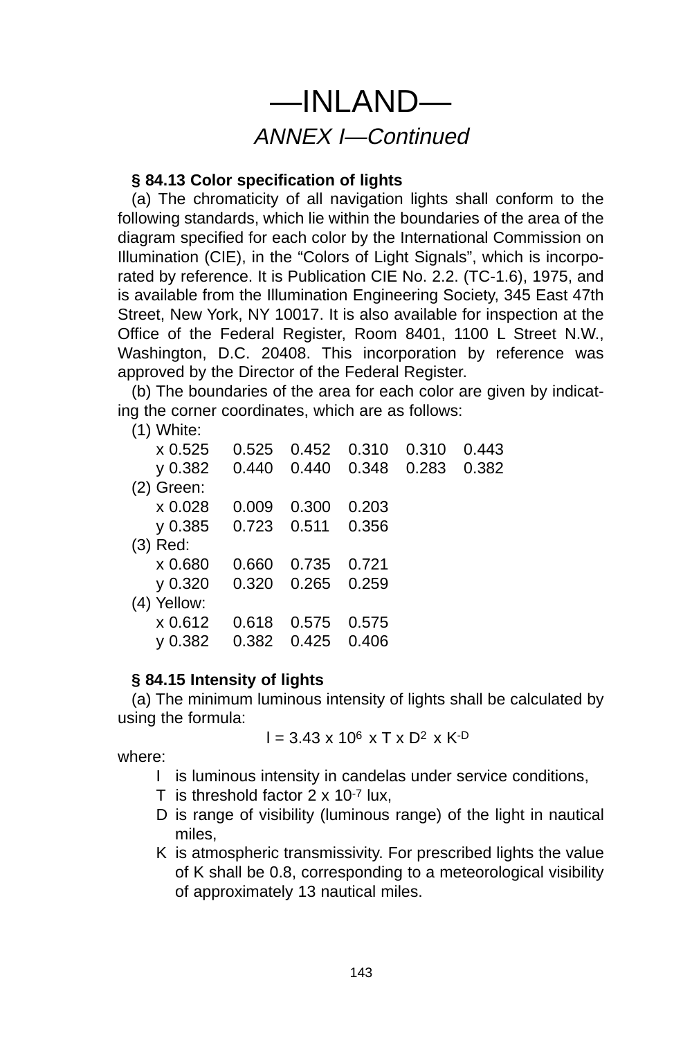# —INLAND—

## *ANNEX I—Continued*

**§ 84.13 Color specification of lights**

(a) The chromaticity of all navigation lights shall conform to the following standards, which lie within the boundaries of the area of the diagram specified for each color by the International Commission on Illumination (CIE), in the "Colors of Light Signals", which is incorporated by reference. It is Publication CIE No. 2.2. (TC-1.6), 1975, and is available from the Illumination Engineering Society, 345 East 47th Street, New York, NY 10017. It is also available for inspection at the Office of the Federal Register, Room 8401, 1100 L Street N.W., Washington, D.C. 20408. This incorporation by reference was approved by the Director of the Federal Register.

(b) The boundaries of the area for each color are given by indicating the corner coordinates, which are as follows:

(1) White:

| | | | | | |
|---|---|---|---|---|---|
| x 0.525 | 0.525 | 0.452 | 0.310 | 0.310 | 0.443 |
| y 0.382 | 0.440 | 0.440 | 0.348 | 0.283 | 0.382 |

(2) Green:

| | | | |
|---|---|---|---|
| x 0.028 | 0.009 | 0.300 | 0.203 |
| y 0.385 | 0.723 | 0.511 | 0.356 |

(3) Red:

| | | | |
|---|---|---|---|
| x 0.680 | 0.660 | 0.735 | 0.721 |
| y 0.320 | 0.320 | 0.265 | 0.259 |

(4) Yellow:

| | | | |
|---|---|---|---|
| x 0.612 | 0.618 | 0.575 | 0.575 |
| y 0.382 | 0.382 | 0.425 | 0.406 |

**§ 84.15 Intensity of lights**

(a) The minimum luminous intensity of lights shall be calculated by using the formula:

$$I = 3.43 \times 10^{6} \times T \times D^{2} \times K^{-D}$$

where:

- I is luminous intensity in candelas under service conditions,
- T is threshold factor $2 \times 10^{-7}$ lux,
- D is range of visibility (luminous range) of the light in nautical miles,
- K is atmospheric transmissivity. For prescribed lights the value of K shall be 0.8, corresponding to a meteorological visibility of approximately 13 nautical miles.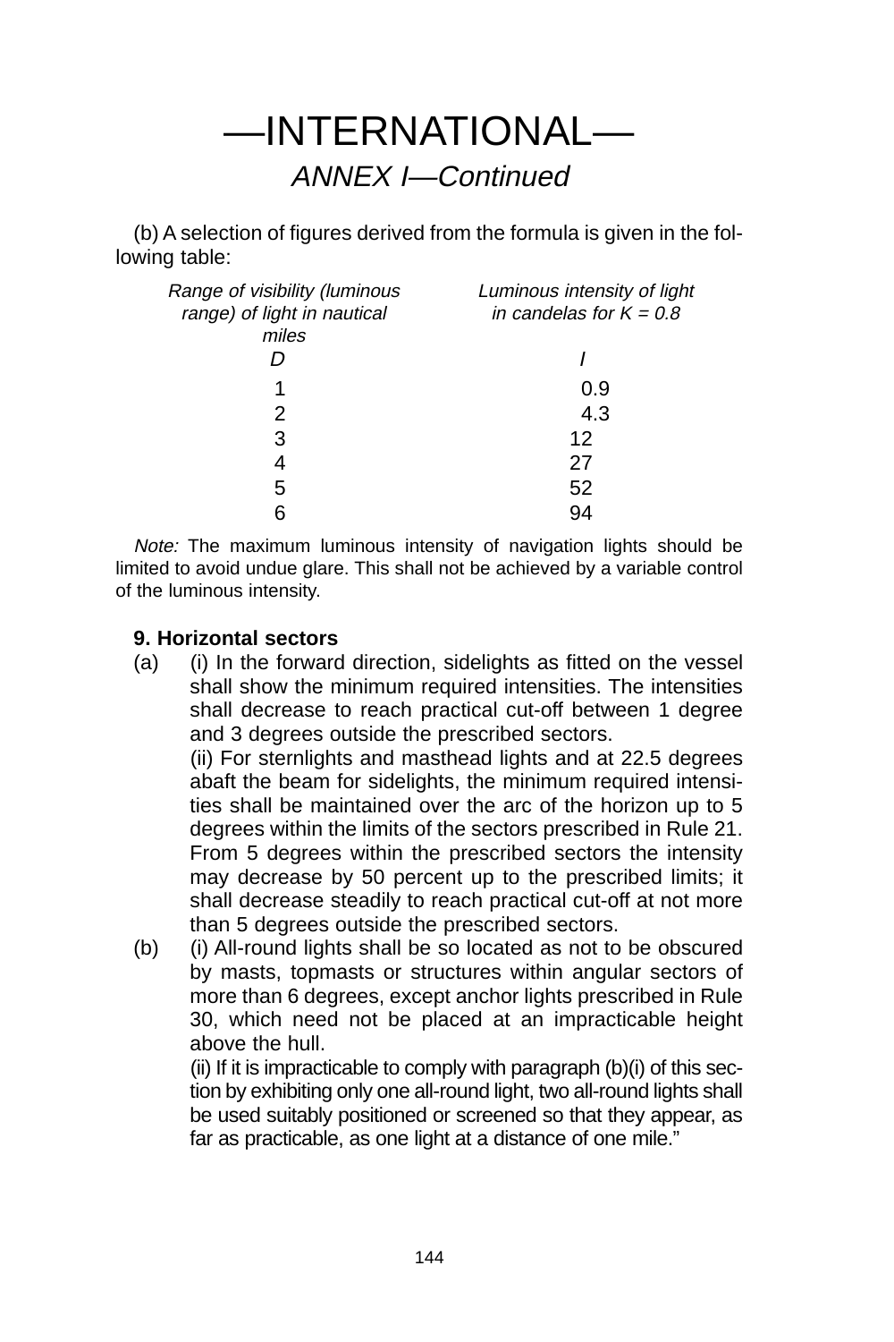# —INTERNATIONAL—

## *ANNEX I—Continued*

(b) A selection of figures derived from the formula is given in the following table:

| *Range of visibility (luminous range) of light in nautical miles* | *Luminous intensity of light in candelas for K = 0.8* |
|---|---|
| *D* | *I* |
| 1 | 0.9 |
| 2 | 4.3 |
| 3 | 12 |
| 4 | 27 |
| 5 | 52 |
| 6 | 94 |

*Note:* The maximum luminous intensity of navigation lights should be limited to avoid undue glare. This shall not be achieved by a variable control of the luminous intensity.

**9. Horizontal sectors**

(a) (i) In the forward direction, sidelights as fitted on the vessel shall show the minimum required intensities. The intensities shall decrease to reach practical cut-off between 1 degree and 3 degrees outside the prescribed sectors.

(ii) For sternlights and masthead lights and at 22.5 degrees abaft the beam for sidelights, the minimum required intensities shall be maintained over the arc of the horizon up to 5 degrees within the limits of the sectors prescribed in Rule 21. From 5 degrees within the prescribed sectors the intensity may decrease by 50 percent up to the prescribed limits; it shall decrease steadily to reach practical cut-off at not more than 5 degrees outside the prescribed sectors.

(b) (i) All-round lights shall be so located as not to be obscured by masts, topmasts or structures within angular sectors of more than 6 degrees, except anchor lights prescribed in Rule 30, which need not be placed at an impracticable height above the hull.

(ii) If it is impracticable to comply with paragraph (b)(i) of this section by exhibiting only one all-round light, two all-round lights shall be used suitably positioned or screened so that they appear, as far as practicable, as one light at a distance of one mile."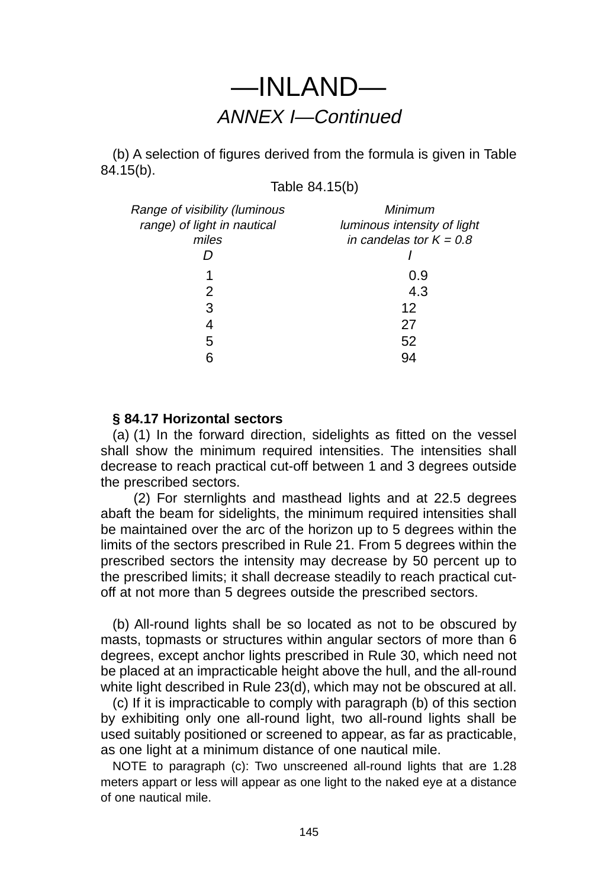# —INLAND—

## *ANNEX I—Continued*

(b) A selection of figures derived from the formula is given in Table 84.15(b).

Table 84.15(b)

| *Range of visibility (luminous range) of light in nautical miles* *D* | *Minimum luminous intensity of light in candelas tor K = 0.8* *I* |
|---|---|
| 1 | 0.9 |
| 2 | 4.3 |
| 3 | 12 |
| 4 | 27 |
| 5 | 52 |
| 6 | 94 |

**§ 84.17 Horizontal sectors**

(a) (1) In the forward direction, sidelights as fitted on the vessel shall show the minimum required intensities. The intensities shall decrease to reach practical cut-off between 1 and 3 degrees outside the prescribed sectors.

(2) For sternlights and masthead lights and at 22.5 degrees abaft the beam for sidelights, the minimum required intensities shall be maintained over the arc of the horizon up to 5 degrees within the limits of the sectors prescribed in Rule 21. From 5 degrees within the prescribed sectors the intensity may decrease by 50 percent up to the prescribed limits; it shall decrease steadily to reach practical cut-off at not more than 5 degrees outside the prescribed sectors.

(b) All-round lights shall be so located as not to be obscured by masts, topmasts or structures within angular sectors of more than 6 degrees, except anchor lights prescribed in Rule 30, which need not be placed at an impracticable height above the hull, and the all-round white light described in Rule 23(d), which may not be obscured at all.

(c) If it is impracticable to comply with paragraph (b) of this section by exhibiting only one all-round light, two all-round lights shall be used suitably positioned or screened to appear, as far as practicable, as one light at a minimum distance of one nautical mile.

NOTE to paragraph (c): Two unscreened all-round lights that are 1.28 meters appart or less will appear as one light to the naked eye at a distance of one nautical mile.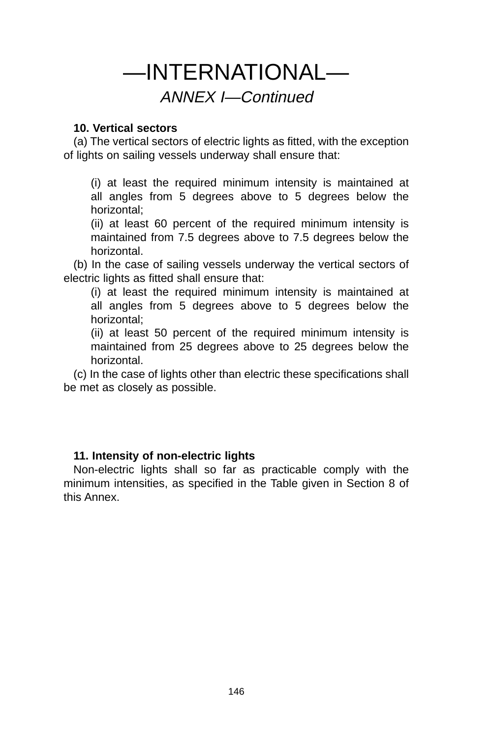# —INTERNATIONAL—

*ANNEX I—Continued*

**10. Vertical sectors**

(a) The vertical sectors of electric lights as fitted, with the exception of lights on sailing vessels underway shall ensure that:

(i) at least the required minimum intensity is maintained at all angles from 5 degrees above to 5 degrees below the horizontal;

(ii) at least 60 percent of the required minimum intensity is maintained from 7.5 degrees above to 7.5 degrees below the horizontal.

(b) In the case of sailing vessels underway the vertical sectors of electric lights as fitted shall ensure that:

(i) at least the required minimum intensity is maintained at all angles from 5 degrees above to 5 degrees below the horizontal;

(ii) at least 50 percent of the required minimum intensity is maintained from 25 degrees above to 25 degrees below the horizontal.

(c) In the case of lights other than electric these specifications shall be met as closely as possible.

**11. Intensity of non-electric lights**

Non-electric lights shall so far as practicable comply with the minimum intensities, as specified in the Table given in Section 8 of this Annex.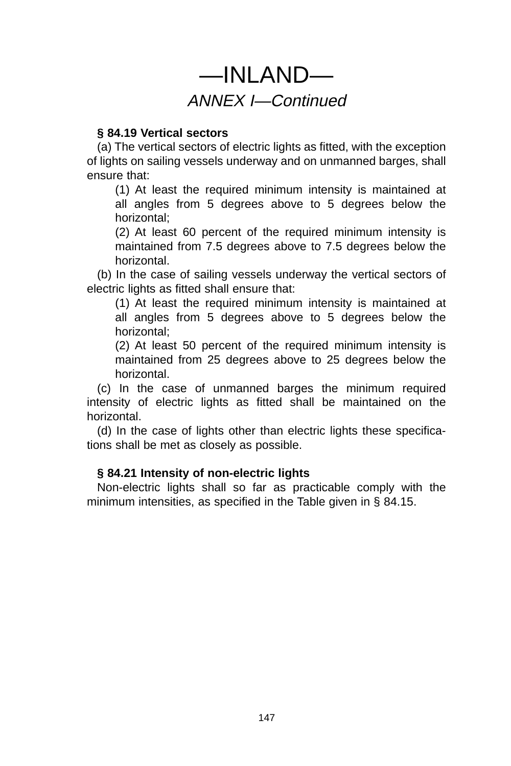# —INLAND—

*ANNEX I—Continued*

**§ 84.19 Vertical sectors**

(a) The vertical sectors of electric lights as fitted, with the exception of lights on sailing vessels underway and on unmanned barges, shall ensure that:

(1) At least the required minimum intensity is maintained at all angles from 5 degrees above to 5 degrees below the horizontal;

(2) At least 60 percent of the required minimum intensity is maintained from 7.5 degrees above to 7.5 degrees below the horizontal.

(b) In the case of sailing vessels underway the vertical sectors of electric lights as fitted shall ensure that:

(1) At least the required minimum intensity is maintained at all angles from 5 degrees above to 5 degrees below the horizontal;

(2) At least 50 percent of the required minimum intensity is maintained from 25 degrees above to 25 degrees below the horizontal.

(c) In the case of unmanned barges the minimum required intensity of electric lights as fitted shall be maintained on the horizontal.

(d) In the case of lights other than electric lights these specifications shall be met as closely as possible.

**§ 84.21 Intensity of non-electric lights**

Non-electric lights shall so far as practicable comply with the minimum intensities, as specified in the Table given in § 84.15.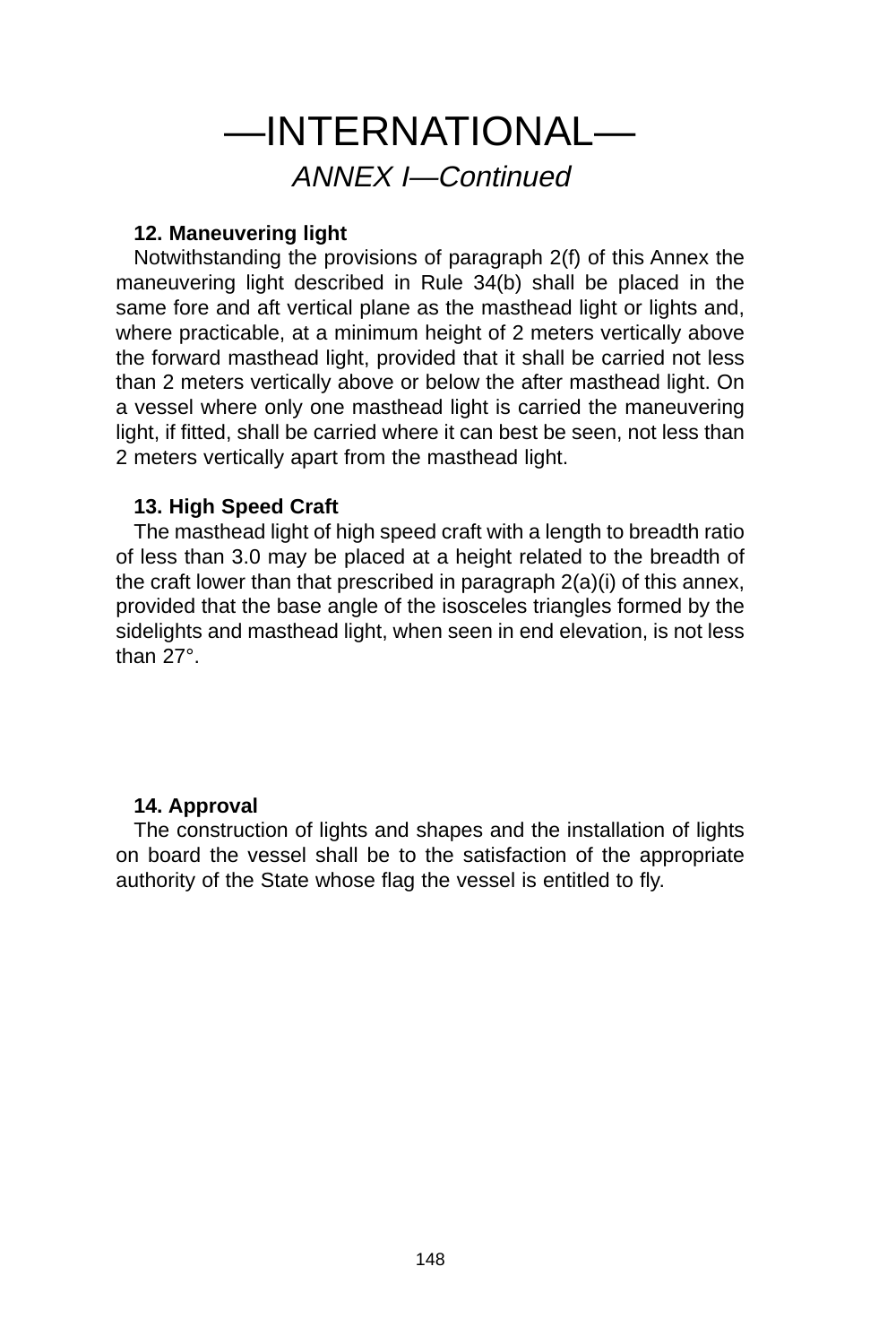# —INTERNATIONAL—

## *ANNEX I—Continued*

**12. Maneuvering light**

Notwithstanding the provisions of paragraph 2(f) of this Annex the maneuvering light described in Rule 34(b) shall be placed in the same fore and aft vertical plane as the masthead light or lights and, where practicable, at a minimum height of 2 meters vertically above the forward masthead light, provided that it shall be carried not less than 2 meters vertically above or below the after masthead light. On a vessel where only one masthead light is carried the maneuvering light, if fitted, shall be carried where it can best be seen, not less than 2 meters vertically apart from the masthead light.

**13. High Speed Craft**

The masthead light of high speed craft with a length to breadth ratio of less than 3.0 may be placed at a height related to the breadth of the craft lower than that prescribed in paragraph 2(a)(i) of this annex, provided that the base angle of the isosceles triangles formed by the sidelights and masthead light, when seen in end elevation, is not less than 27°.

**14. Approval**

The construction of lights and shapes and the installation of lights on board the vessel shall be to the satisfaction of the appropriate authority of the State whose flag the vessel is entitled to fly.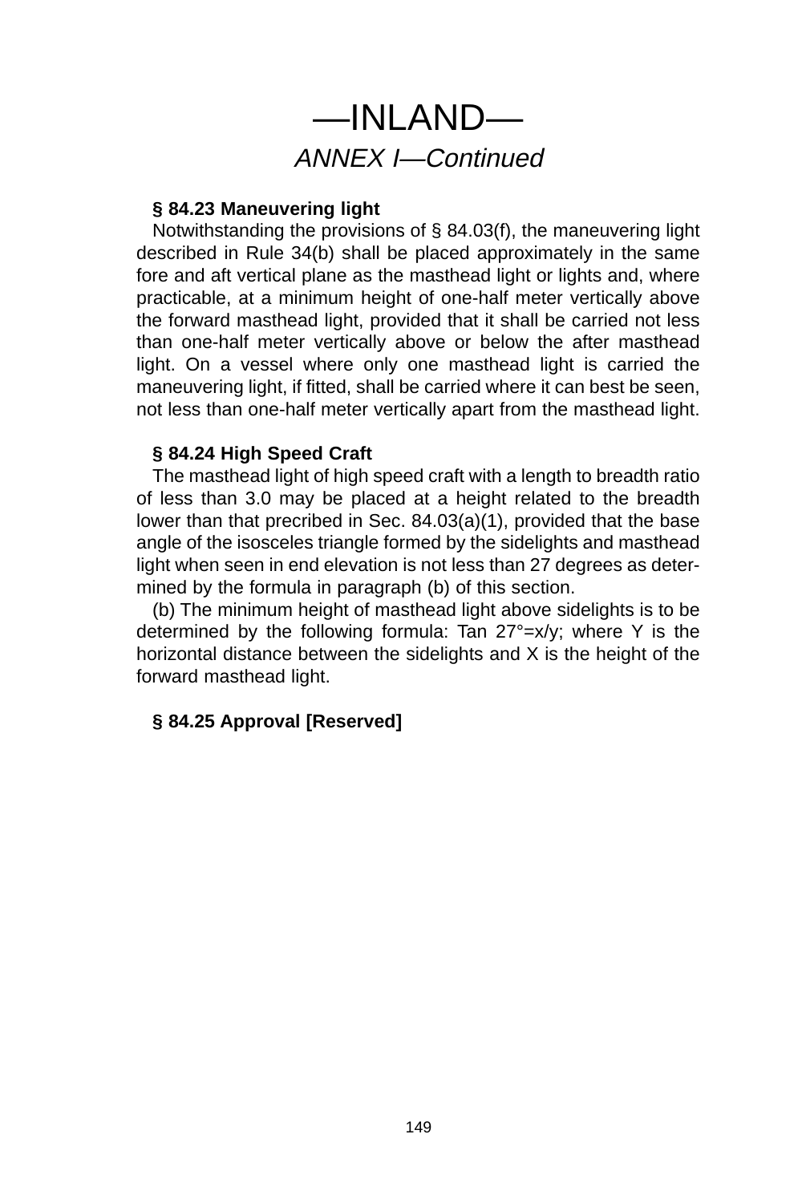# —INLAND—

## *ANNEX I—Continued*

**§ 84.23 Maneuvering light**

Notwithstanding the provisions of § 84.03(f), the maneuvering light described in Rule 34(b) shall be placed approximately in the same fore and aft vertical plane as the masthead light or lights and, where practicable, at a minimum height of one-half meter vertically above the forward masthead light, provided that it shall be carried not less than one-half meter vertically above or below the after masthead light. On a vessel where only one masthead light is carried the maneuvering light, if fitted, shall be carried where it can best be seen, not less than one-half meter vertically apart from the masthead light.

**§ 84.24 High Speed Craft**

The masthead light of high speed craft with a length to breadth ratio of less than 3.0 may be placed at a height related to the breadth lower than that precribed in Sec. 84.03(a)(1), provided that the base angle of the isosceles triangle formed by the sidelights and masthead light when seen in end elevation is not less than 27 degrees as determined by the formula in paragraph (b) of this section.

(b) The minimum height of masthead light above sidelights is to be determined by the following formula: $\tan 27° = x/y$; where Y is the horizontal distance between the sidelights and X is the height of the forward masthead light.

**§ 84.25 Approval [Reserved]**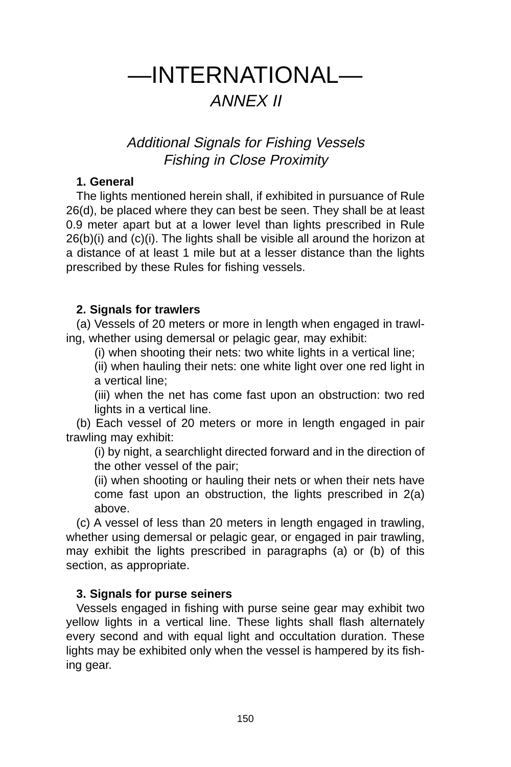# —INTERNATIONAL—

## *ANNEX II*

### *Additional Signals for Fishing Vessels Fishing in Close Proximity*

**1. General**

The lights mentioned herein shall, if exhibited in pursuance of Rule 26(d), be placed where they can best be seen. They shall be at least 0.9 meter apart but at a lower level than lights prescribed in Rule 26(b)(i) and (c)(i). The lights shall be visible all around the horizon at a distance of at least 1 mile but at a lesser distance than the lights prescribed by these Rules for fishing vessels.

**2. Signals for trawlers**

(a) Vessels of 20 meters or more in length when engaged in trawling, whether using demersal or pelagic gear, may exhibit:

- (i) when shooting their nets: two white lights in a vertical line;
- (ii) when hauling their nets: one white light over one red light in a vertical line;
- (iii) when the net has come fast upon an obstruction: two red lights in a vertical line.

(b) Each vessel of 20 meters or more in length engaged in pair trawling may exhibit:

- (i) by night, a searchlight directed forward and in the direction of the other vessel of the pair;
- (ii) when shooting or hauling their nets or when their nets have come fast upon an obstruction, the lights prescribed in 2(a) above.

(c) A vessel of less than 20 meters in length engaged in trawling, whether using demersal or pelagic gear, or engaged in pair trawling, may exhibit the lights prescribed in paragraphs (a) or (b) of this section, as appropriate.

**3. Signals for purse seiners**

Vessels engaged in fishing with purse seine gear may exhibit two yellow lights in a vertical line. These lights shall flash alternately every second and with equal light and occultation duration. These lights may be exhibited only when the vessel is hampered by its fishing gear.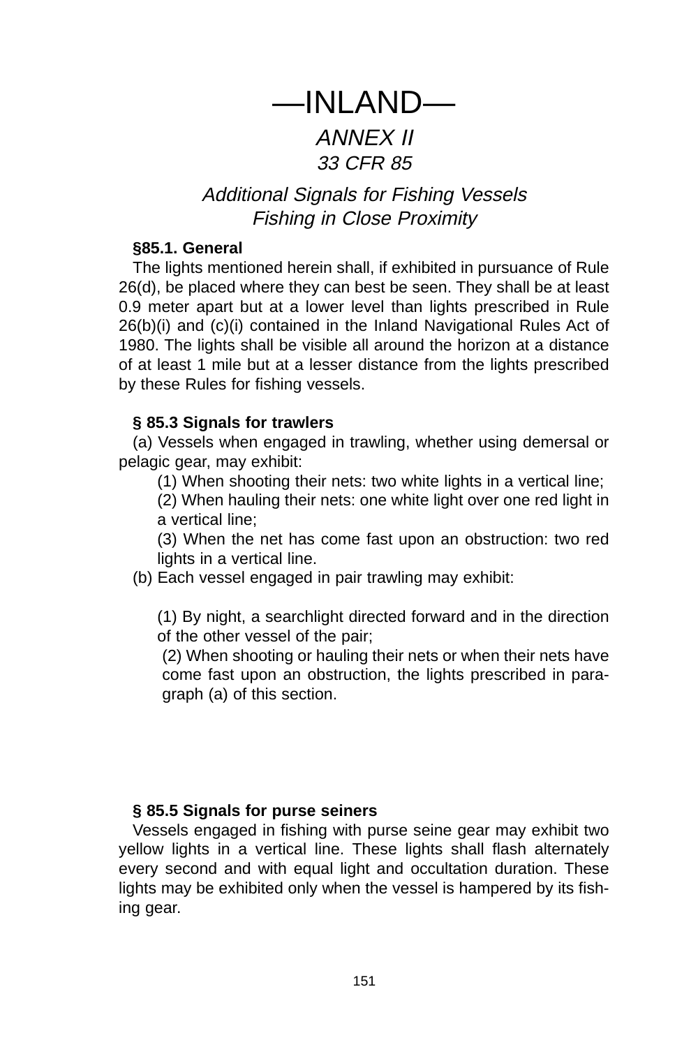# —INLAND—

## *ANNEX II*

## *33 CFR 85*

### *Additional Signals for Fishing Vessels Fishing in Close Proximity*

**§85.1. General**

The lights mentioned herein shall, if exhibited in pursuance of Rule 26(d), be placed where they can best be seen. They shall be at least 0.9 meter apart but at a lower level than lights prescribed in Rule 26(b)(i) and (c)(i) contained in the Inland Navigational Rules Act of 1980. The lights shall be visible all around the horizon at a distance of at least 1 mile but at a lesser distance from the lights prescribed by these Rules for fishing vessels.

**§ 85.3 Signals for trawlers**

(a) Vessels when engaged in trawling, whether using demersal or pelagic gear, may exhibit:

(1) When shooting their nets: two white lights in a vertical line;

(2) When hauling their nets: one white light over one red light in a vertical line;

(3) When the net has come fast upon an obstruction: two red lights in a vertical line.

(b) Each vessel engaged in pair trawling may exhibit:

(1) By night, a searchlight directed forward and in the direction of the other vessel of the pair;

(2) When shooting or hauling their nets or when their nets have come fast upon an obstruction, the lights prescribed in paragraph (a) of this section.

**§ 85.5 Signals for purse seiners**

Vessels engaged in fishing with purse seine gear may exhibit two yellow lights in a vertical line. These lights shall flash alternately every second and with equal light and occultation duration. These lights may be exhibited only when the vessel is hampered by its fishing gear.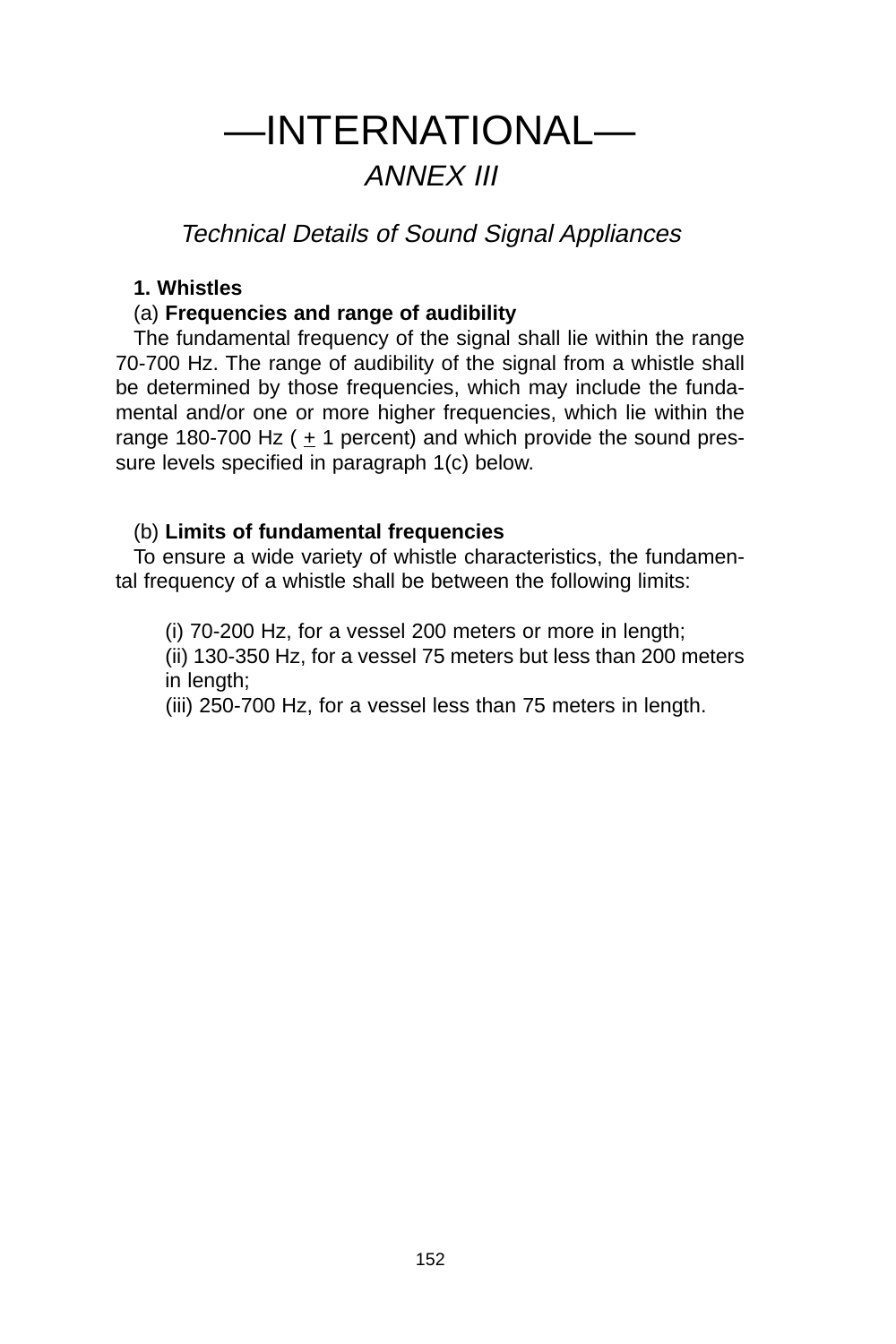# —INTERNATIONAL—

## *ANNEX III*

### *Technical Details of Sound Signal Appliances*

**1. Whistles**

(a) **Frequencies and range of audibility**

The fundamental frequency of the signal shall lie within the range 70-700 Hz. The range of audibility of the signal from a whistle shall be determined by those frequencies, which may include the fundamental and/or one or more higher frequencies, which lie within the range 180-700 Hz ( $\pm$ 1 percent) and which provide the sound pressure levels specified in paragraph 1(c) below.

(b) **Limits of fundamental frequencies**

To ensure a wide variety of whistle characteristics, the fundamental frequency of a whistle shall be between the following limits:

(i) 70-200 Hz, for a vessel 200 meters or more in length;
(ii) 130-350 Hz, for a vessel 75 meters but less than 200 meters in length;
(iii) 250-700 Hz, for a vessel less than 75 meters in length.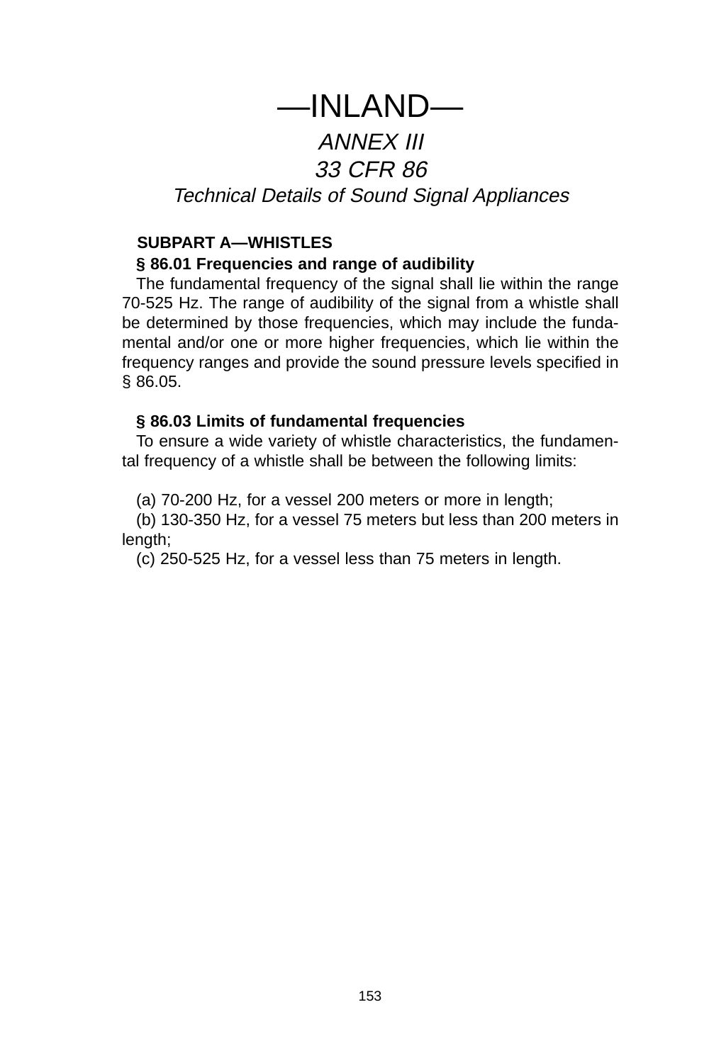# —INLAND—

## *ANNEX III*

## *33 CFR 86*

### *Technical Details of Sound Signal Appliances*

**SUBPART A—WHISTLES**

**§ 86.01 Frequencies and range of audibility**

The fundamental frequency of the signal shall lie within the range 70-525 Hz. The range of audibility of the signal from a whistle shall be determined by those frequencies, which may include the fundamental and/or one or more higher frequencies, which lie within the frequency ranges and provide the sound pressure levels specified in § 86.05.

**§ 86.03 Limits of fundamental frequencies**

To ensure a wide variety of whistle characteristics, the fundamental frequency of a whistle shall be between the following limits:

(a) 70-200 Hz, for a vessel 200 meters or more in length;
(b) 130-350 Hz, for a vessel 75 meters but less than 200 meters in length;
(c) 250-525 Hz, for a vessel less than 75 meters in length.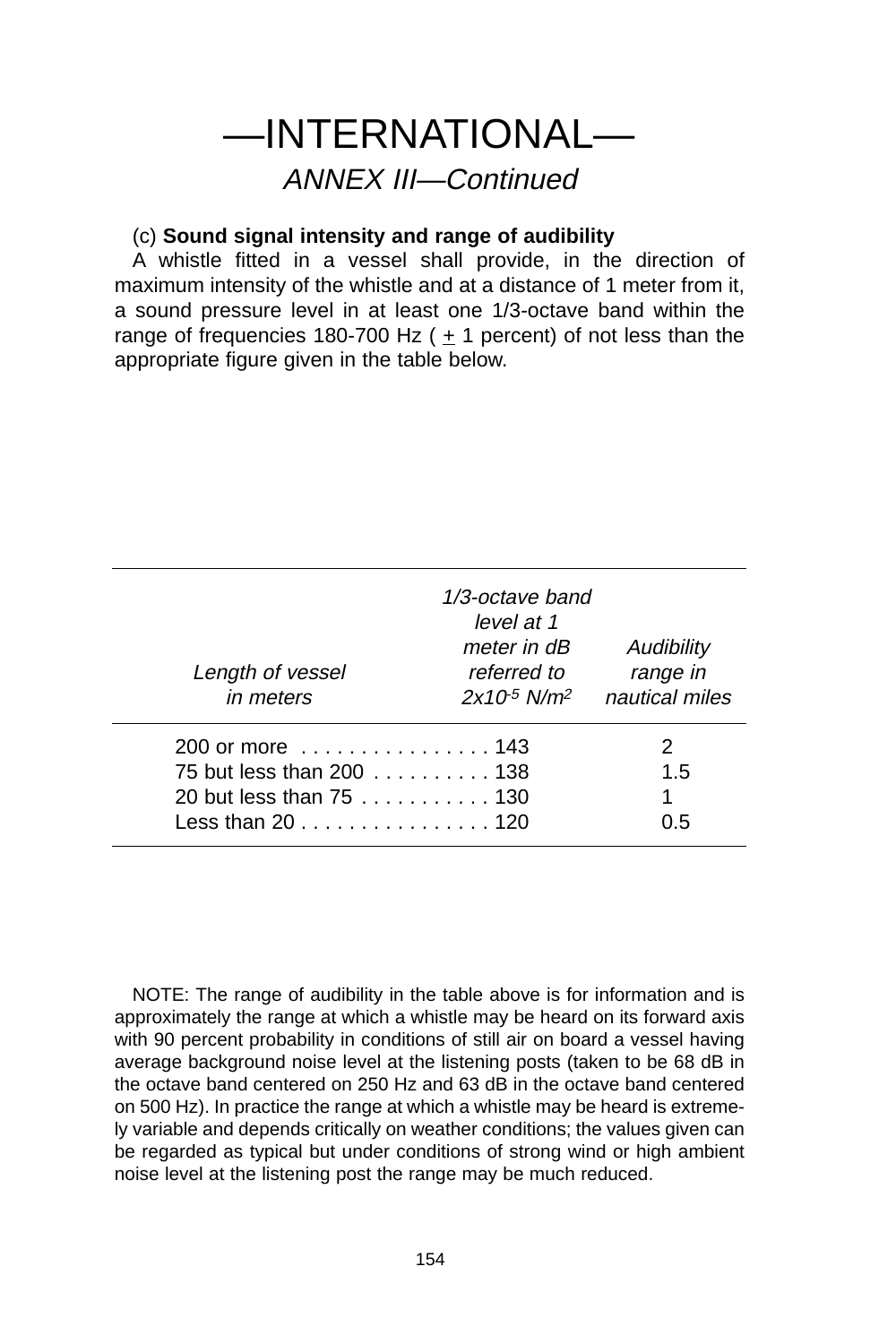# —INTERNATIONAL—

## *ANNEX III—Continued*

(c) **Sound signal intensity and range of audibility**

A whistle fitted in a vessel shall provide, in the direction of maximum intensity of the whistle and at a distance of 1 meter from it, a sound pressure level in at least one 1/3-octave band within the range of frequencies 180-700 Hz ( ± 1 percent) of not less than the appropriate figure given in the table below.

| *Length of vessel in meters* | *1/3-octave band level at 1 meter in dB referred to $2x10^{-5}$ N/m²* | *Audibility range in nautical miles* |
|---|---|---|
| 200 or more | 143 | 2 |
| 75 but less than 200 | 138 | 1.5 |
| 20 but less than 75 | 130 | 1 |
| Less than 20 | 120 | 0.5 |

NOTE: The range of audibility in the table above is for information and is approximately the range at which a whistle may be heard on its forward axis with 90 percent probability in conditions of still air on board a vessel having average background noise level at the listening posts (taken to be 68 dB in the octave band centered on 250 Hz and 63 dB in the octave band centered on 500 Hz). In practice the range at which a whistle may be heard is extremely variable and depends critically on weather conditions; the values given can be regarded as typical but under conditions of strong wind or high ambient noise level at the listening post the range may be much reduced.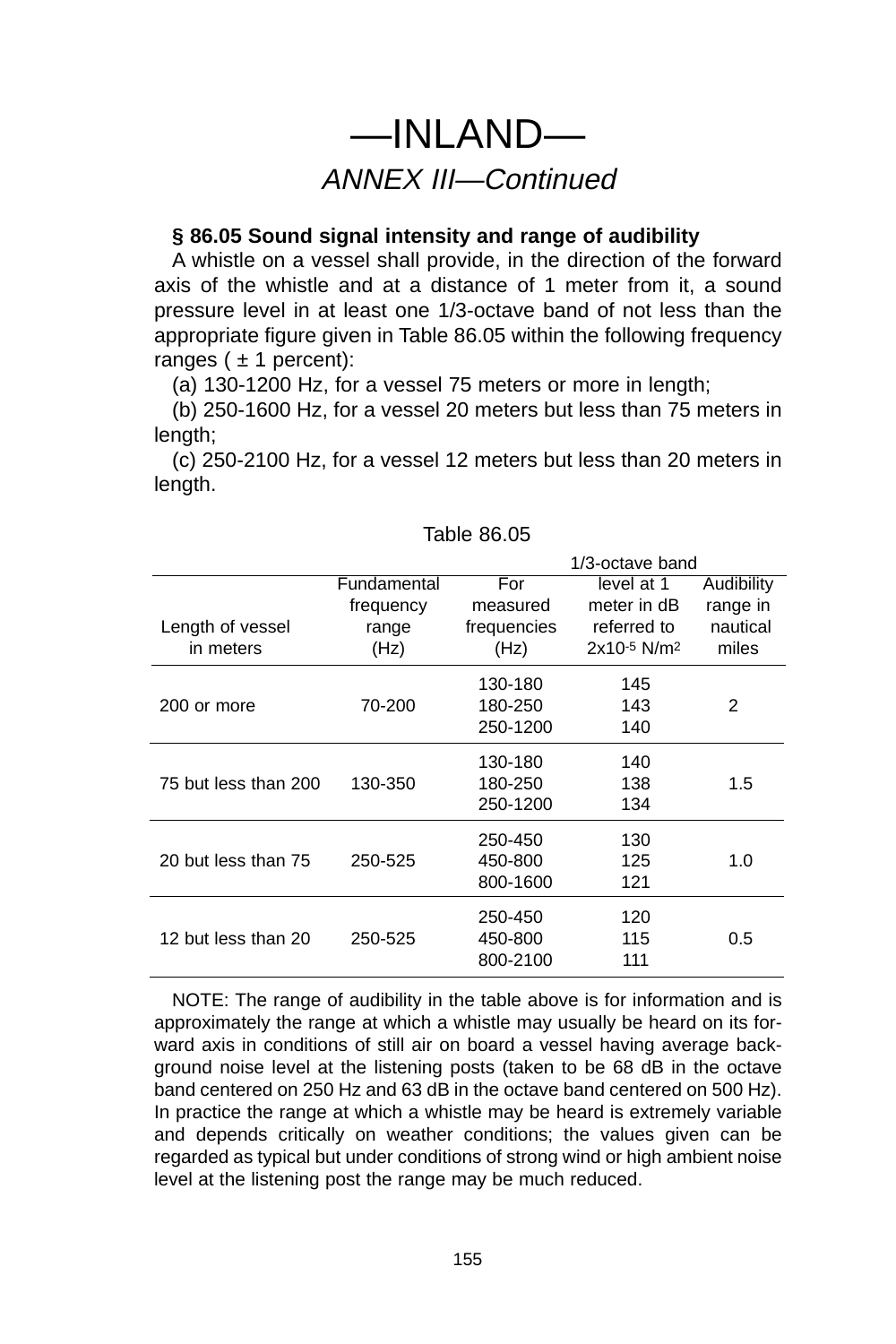# —INLAND—

## *ANNEX III—Continued*

**§ 86.05 Sound signal intensity and range of audibility**

A whistle on a vessel shall provide, in the direction of the forward axis of the whistle and at a distance of 1 meter from it, a sound pressure level in at least one 1/3-octave band of not less than the appropriate figure given in Table 86.05 within the following frequency ranges ( ± 1 percent):

(a) 130-1200 Hz, for a vessel 75 meters or more in length;

(b) 250-1600 Hz, for a vessel 20 meters but less than 75 meters in length;

(c) 250-2100 Hz, for a vessel 12 meters but less than 20 meters in length.

Table 86.05

| Length of vessel in meters | Fundamental frequency range (Hz) | For measured frequencies (Hz) | 1/3-octave band level at 1 meter in dB referred to $2 \times 10^{-5}$ N/m$^2$ | Audibility range in nautical miles |
|---|---|---|---|---|
| 200 or more | 70-200 | 130-180<br>180-250<br>250-1200 | 145<br>143<br>140 | 2 |
| 75 but less than 200 | 130-350 | 130-180<br>180-250<br>250-1200 | 140<br>138<br>134 | 1.5 |
| 20 but less than 75 | 250-525 | 250-450<br>450-800<br>800-1600 | 130<br>125<br>121 | 1.0 |
| 12 but less than 20 | 250-525 | 250-450<br>450-800<br>800-2100 | 120<br>115<br>111 | 0.5 |

NOTE: The range of audibility in the table above is for information and is approximately the range at which a whistle may usually be heard on its forward axis in conditions of still air on board a vessel having average background noise level at the listening posts (taken to be 68 dB in the octave band centered on 250 Hz and 63 dB in the octave band centered on 500 Hz). In practice the range at which a whistle may be heard is extremely variable and depends critically on weather conditions; the values given can be regarded as typical but under conditions of strong wind or high ambient noise level at the listening post the range may be much reduced.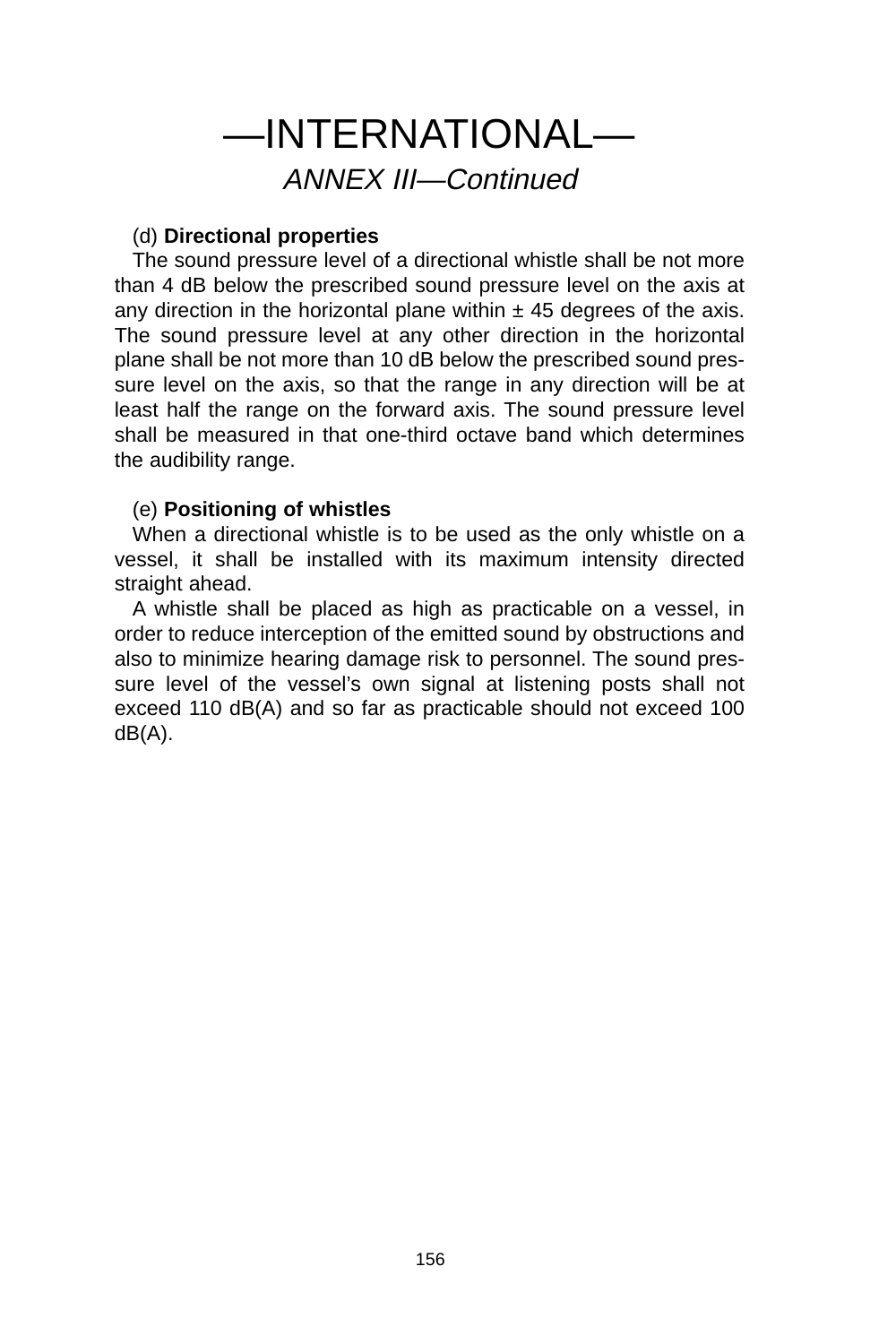# —INTERNATIONAL—

## *ANNEX III—Continued*

(d) **Directional properties**

The sound pressure level of a directional whistle shall be not more than 4 dB below the prescribed sound pressure level on the axis at any direction in the horizontal plane within ± 45 degrees of the axis. The sound pressure level at any other direction in the horizontal plane shall be not more than 10 dB below the prescribed sound pressure level on the axis, so that the range in any direction will be at least half the range on the forward axis. The sound pressure level shall be measured in that one-third octave band which determines the audibility range.

(e) **Positioning of whistles**

When a directional whistle is to be used as the only whistle on a vessel, it shall be installed with its maximum intensity directed straight ahead.

A whistle shall be placed as high as practicable on a vessel, in order to reduce interception of the emitted sound by obstructions and also to minimize hearing damage risk to personnel. The sound pressure level of the vessel's own signal at listening posts shall not exceed 110 dB(A) and so far as practicable should not exceed 100 dB(A).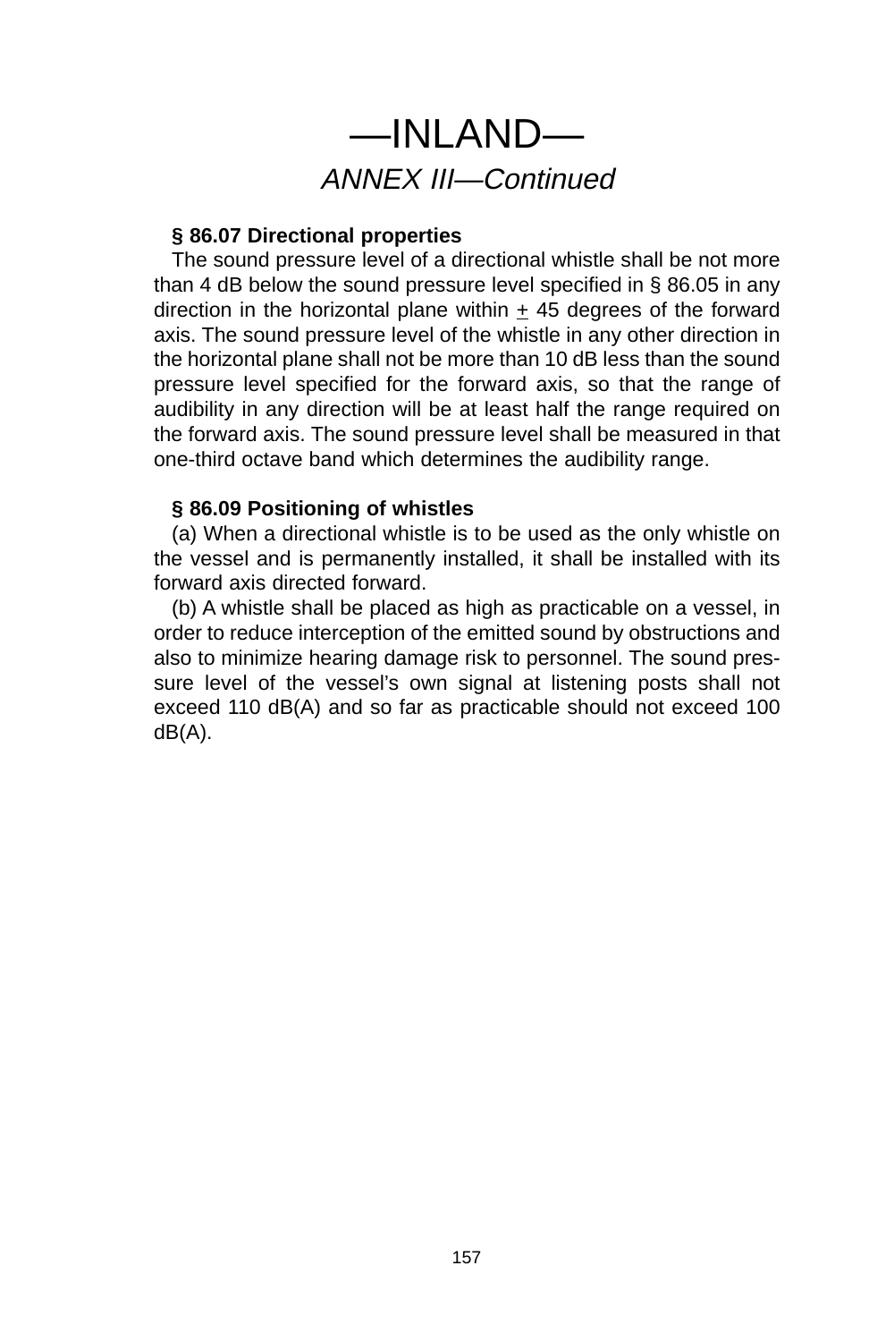# —INLAND—

*ANNEX III—Continued*

**§ 86.07 Directional properties**

The sound pressure level of a directional whistle shall be not more than 4 dB below the sound pressure level specified in § 86.05 in any direction in the horizontal plane within ± 45 degrees of the forward axis. The sound pressure level of the whistle in any other direction in the horizontal plane shall not be more than 10 dB less than the sound pressure level specified for the forward axis, so that the range of audibility in any direction will be at least half the range required on the forward axis. The sound pressure level shall be measured in that one-third octave band which determines the audibility range.

**§ 86.09 Positioning of whistles**

(a) When a directional whistle is to be used as the only whistle on the vessel and is permanently installed, it shall be installed with its forward axis directed forward.

(b) A whistle shall be placed as high as practicable on a vessel, in order to reduce interception of the emitted sound by obstructions and also to minimize hearing damage risk to personnel. The sound pressure level of the vessel's own signal at listening posts shall not exceed 110 dB(A) and so far as practicable should not exceed 100 dB(A).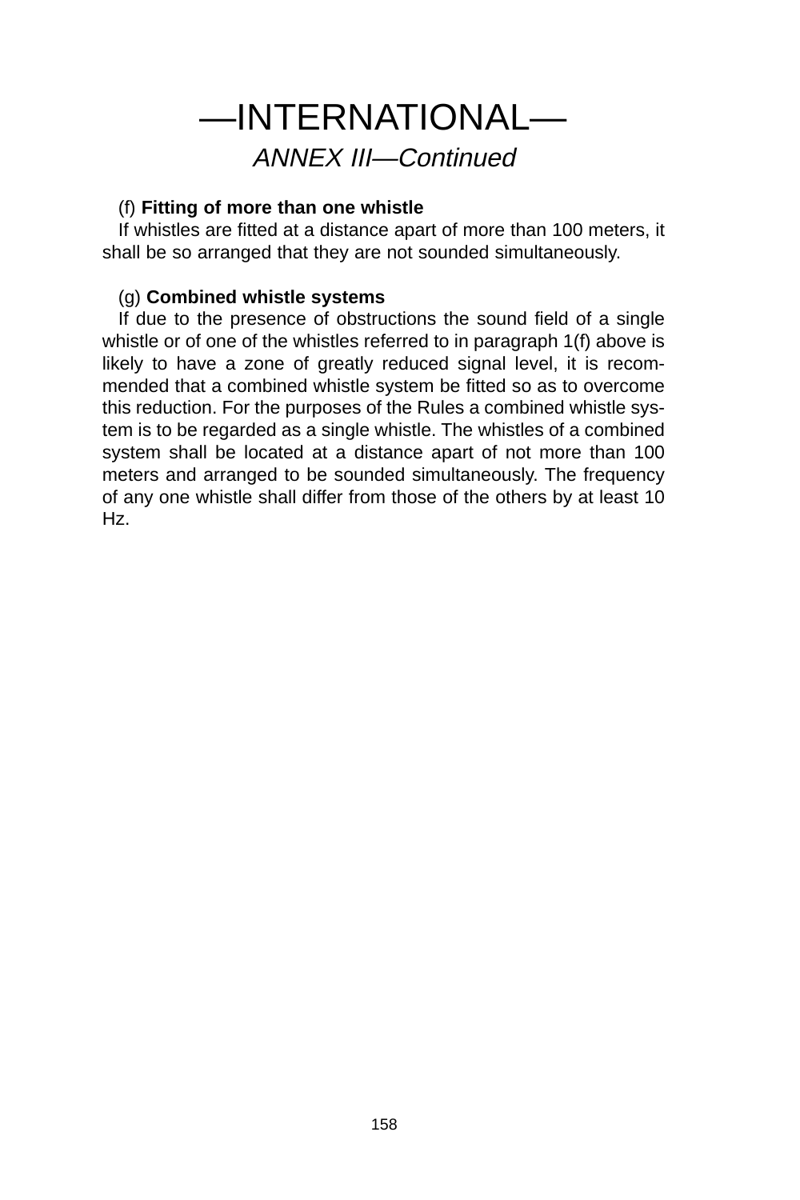# —INTERNATIONAL—

*ANNEX III—Continued*

(f) **Fitting of more than one whistle**

If whistles are fitted at a distance apart of more than 100 meters, it shall be so arranged that they are not sounded simultaneously.

(g) **Combined whistle systems**

If due to the presence of obstructions the sound field of a single whistle or of one of the whistles referred to in paragraph 1(f) above is likely to have a zone of greatly reduced signal level, it is recommended that a combined whistle system be fitted so as to overcome this reduction. For the purposes of the Rules a combined whistle system is to be regarded as a single whistle. The whistles of a combined system shall be located at a distance apart of not more than 100 meters and arranged to be sounded simultaneously. The frequency of any one whistle shall differ from those of the others by at least 10 Hz.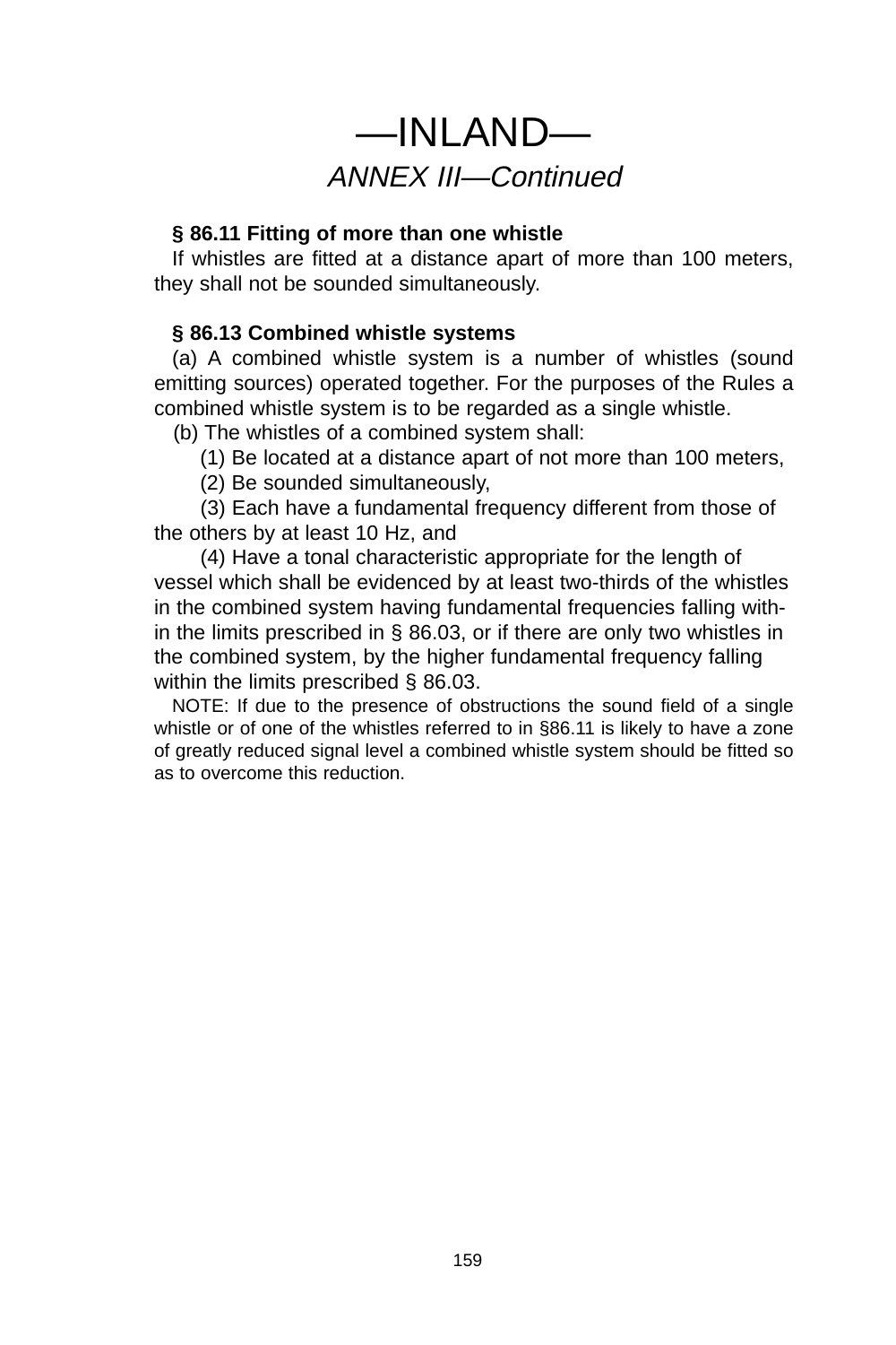# —INLAND—

*ANNEX III—Continued*

**§ 86.11 Fitting of more than one whistle**

If whistles are fitted at a distance apart of more than 100 meters, they shall not be sounded simultaneously.

**§ 86.13 Combined whistle systems**

(a) A combined whistle system is a number of whistles (sound emitting sources) operated together. For the purposes of the Rules a combined whistle system is to be regarded as a single whistle.

(b) The whistles of a combined system shall:

(1) Be located at a distance apart of not more than 100 meters,

(2) Be sounded simultaneously,

(3) Each have a fundamental frequency different from those of the others by at least 10 Hz, and

(4) Have a tonal characteristic appropriate for the length of vessel which shall be evidenced by at least two-thirds of the whistles in the combined system having fundamental frequencies falling within the limits prescribed in § 86.03, or if there are only two whistles in the combined system, by the higher fundamental frequency falling within the limits prescribed § 86.03.

NOTE: If due to the presence of obstructions the sound field of a single whistle or of one of the whistles referred to in §86.11 is likely to have a zone of greatly reduced signal level a combined whistle system should be fitted so as to overcome this reduction.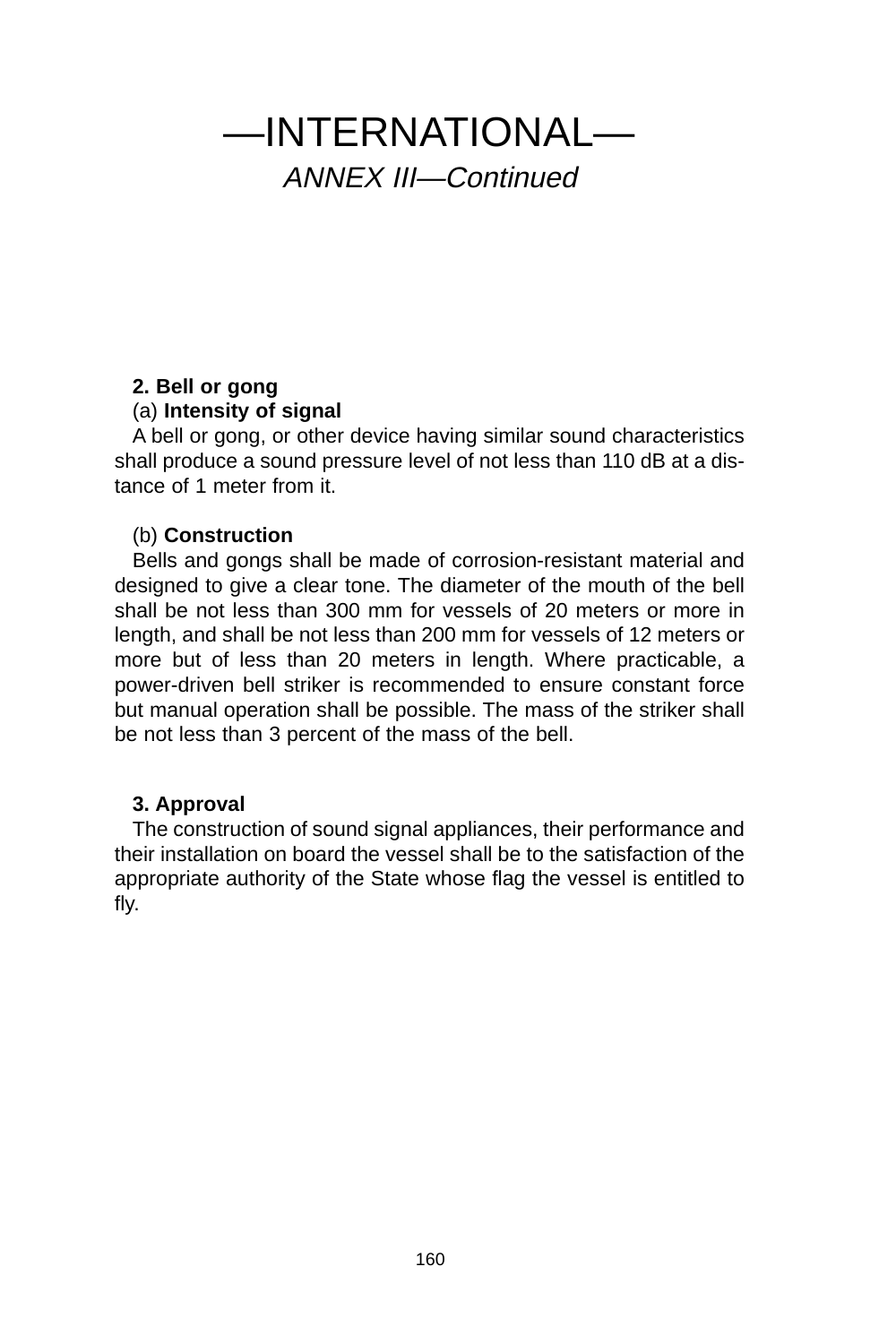# —INTERNATIONAL—

*ANNEX III—Continued*

**2. Bell or gong**

(a) **Intensity of signal**

A bell or gong, or other device having similar sound characteristics shall produce a sound pressure level of not less than 110 dB at a distance of 1 meter from it.

(b) **Construction**

Bells and gongs shall be made of corrosion-resistant material and designed to give a clear tone. The diameter of the mouth of the bell shall be not less than 300 mm for vessels of 20 meters or more in length, and shall be not less than 200 mm for vessels of 12 meters or more but of less than 20 meters in length. Where practicable, a power-driven bell striker is recommended to ensure constant force but manual operation shall be possible. The mass of the striker shall be not less than 3 percent of the mass of the bell.

**3. Approval**

The construction of sound signal appliances, their performance and their installation on board the vessel shall be to the satisfaction of the appropriate authority of the State whose flag the vessel is entitled to fly.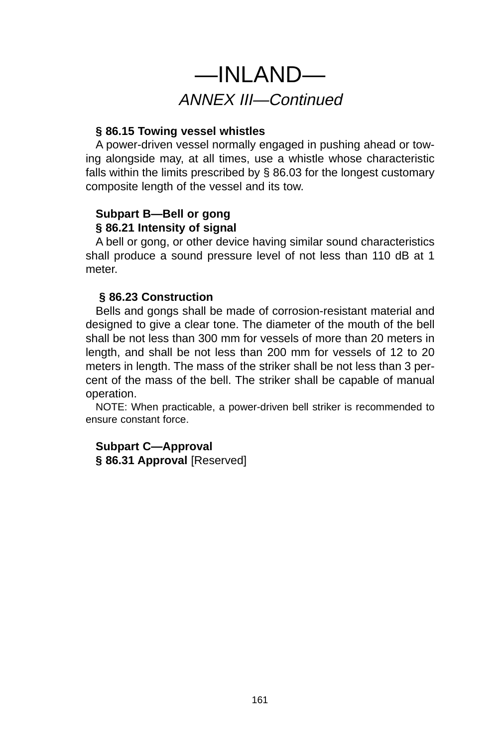# —INLAND—

*ANNEX III—Continued*

**§ 86.15 Towing vessel whistles**

A power-driven vessel normally engaged in pushing ahead or towing alongside may, at all times, use a whistle whose characteristic falls within the limits prescribed by § 86.03 for the longest customary composite length of the vessel and its tow.

**Subpart B—Bell or gong**

**§ 86.21 Intensity of signal**

A bell or gong, or other device having similar sound characteristics shall produce a sound pressure level of not less than 110 dB at 1 meter.

**§ 86.23 Construction**

Bells and gongs shall be made of corrosion-resistant material and designed to give a clear tone. The diameter of the mouth of the bell shall be not less than 300 mm for vessels of more than 20 meters in length, and shall be not less than 200 mm for vessels of 12 to 20 meters in length. The mass of the striker shall be not less than 3 percent of the mass of the bell. The striker shall be capable of manual operation.

NOTE: When practicable, a power-driven bell striker is recommended to ensure constant force.

**Subpart C—Approval**

**§ 86.31 Approval** [Reserved]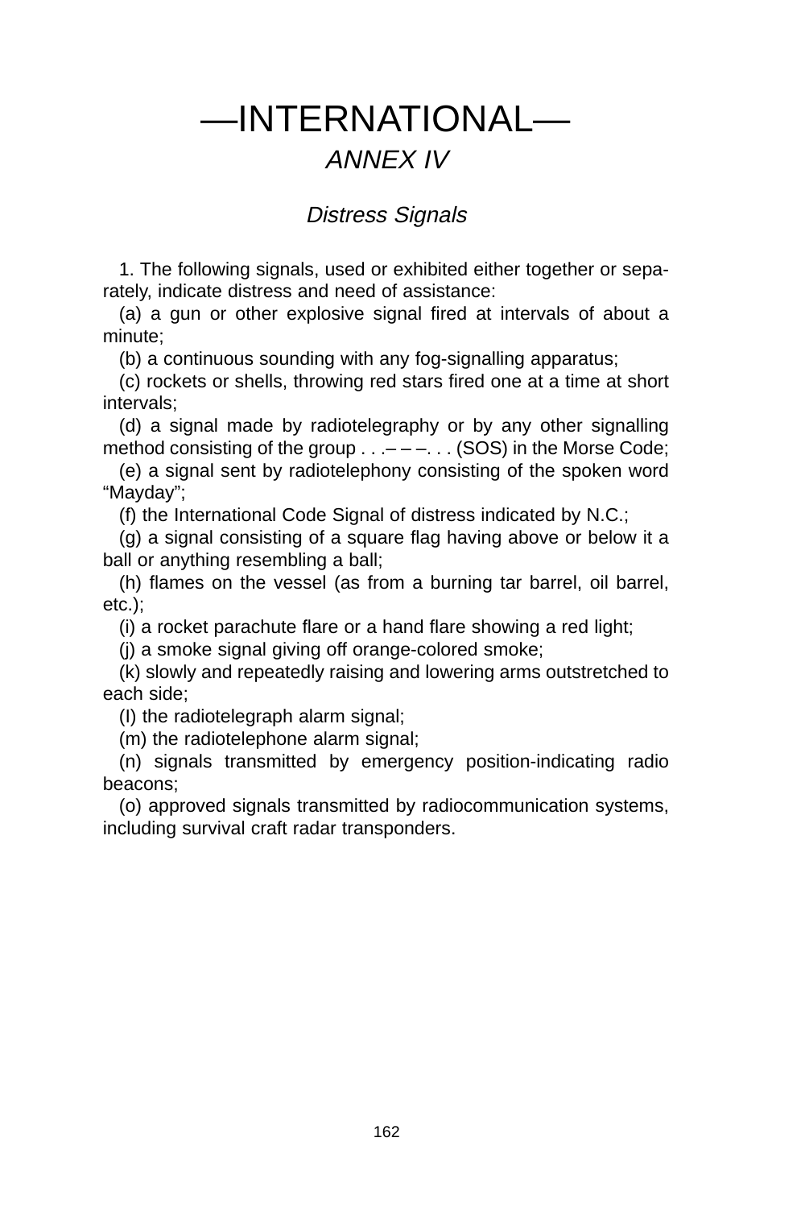# —INTERNATIONAL—

## *ANNEX IV*

### *Distress Signals*

1. The following signals, used or exhibited either together or separately, indicate distress and need of assistance:

(a) a gun or other explosive signal fired at intervals of about a minute;

(b) a continuous sounding with any fog-signalling apparatus;

(c) rockets or shells, throwing red stars fired one at a time at short intervals;

(d) a signal made by radiotelegraphy or by any other signalling method consisting of the group . . .– – –. . . (SOS) in the Morse Code;

(e) a signal sent by radiotelephony consisting of the spoken word “Mayday”;

(f) the International Code Signal of distress indicated by N.C.;

(g) a signal consisting of a square flag having above or below it a ball or anything resembling a ball;

(h) flames on the vessel (as from a burning tar barrel, oil barrel, etc.);

(i) a rocket parachute flare or a hand flare showing a red light;

(j) a smoke signal giving off orange-colored smoke;

(k) slowly and repeatedly raising and lowering arms outstretched to each side;

(l) the radiotelegraph alarm signal;

(m) the radiotelephone alarm signal;

(n) signals transmitted by emergency position-indicating radio beacons;

(o) approved signals transmitted by radiocommunication systems, including survival craft radar transponders.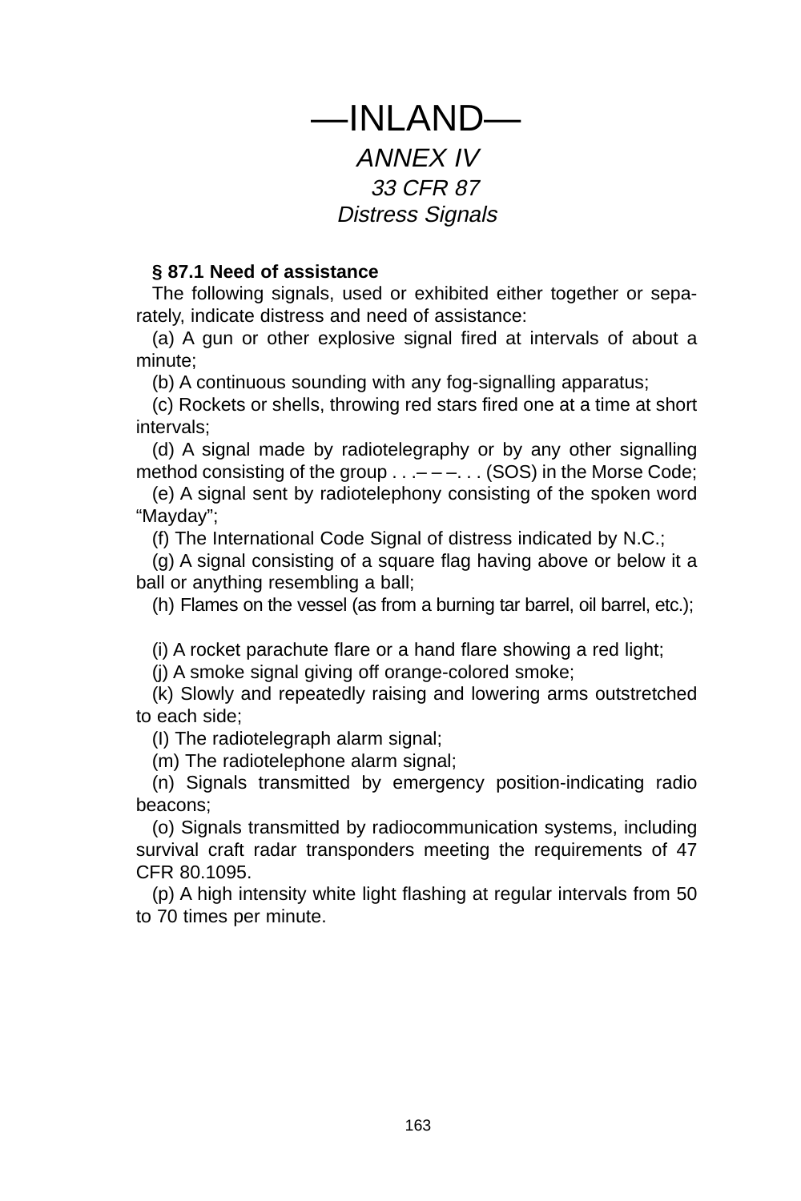# —INLAND—

## *ANNEX IV*

### *33 CFR 87*

### *Distress Signals*

**§ 87.1 Need of assistance**

The following signals, used or exhibited either together or separately, indicate distress and need of assistance:

(a) A gun or other explosive signal fired at intervals of about a minute;

(b) A continuous sounding with any fog-signalling apparatus;

(c) Rockets or shells, throwing red stars fired one at a time at short intervals;

(d) A signal made by radiotelegraphy or by any other signalling method consisting of the group . . .– – –. . . (SOS) in the Morse Code;

(e) A signal sent by radiotelephony consisting of the spoken word “Mayday”;

(f) The International Code Signal of distress indicated by N.C.;

(g) A signal consisting of a square flag having above or below it a ball or anything resembling a ball;

(h) Flames on the vessel (as from a burning tar barrel, oil barrel, etc.);

(i) A rocket parachute flare or a hand flare showing a red light;

(j) A smoke signal giving off orange-colored smoke;

(k) Slowly and repeatedly raising and lowering arms outstretched to each side;

(l) The radiotelegraph alarm signal;

(m) The radiotelephone alarm signal;

(n) Signals transmitted by emergency position-indicating radio beacons;

(o) Signals transmitted by radiocommunication systems, including survival craft radar transponders meeting the requirements of 47 CFR 80.1095.

(p) A high intensity white light flashing at regular intervals from 50 to 70 times per minute.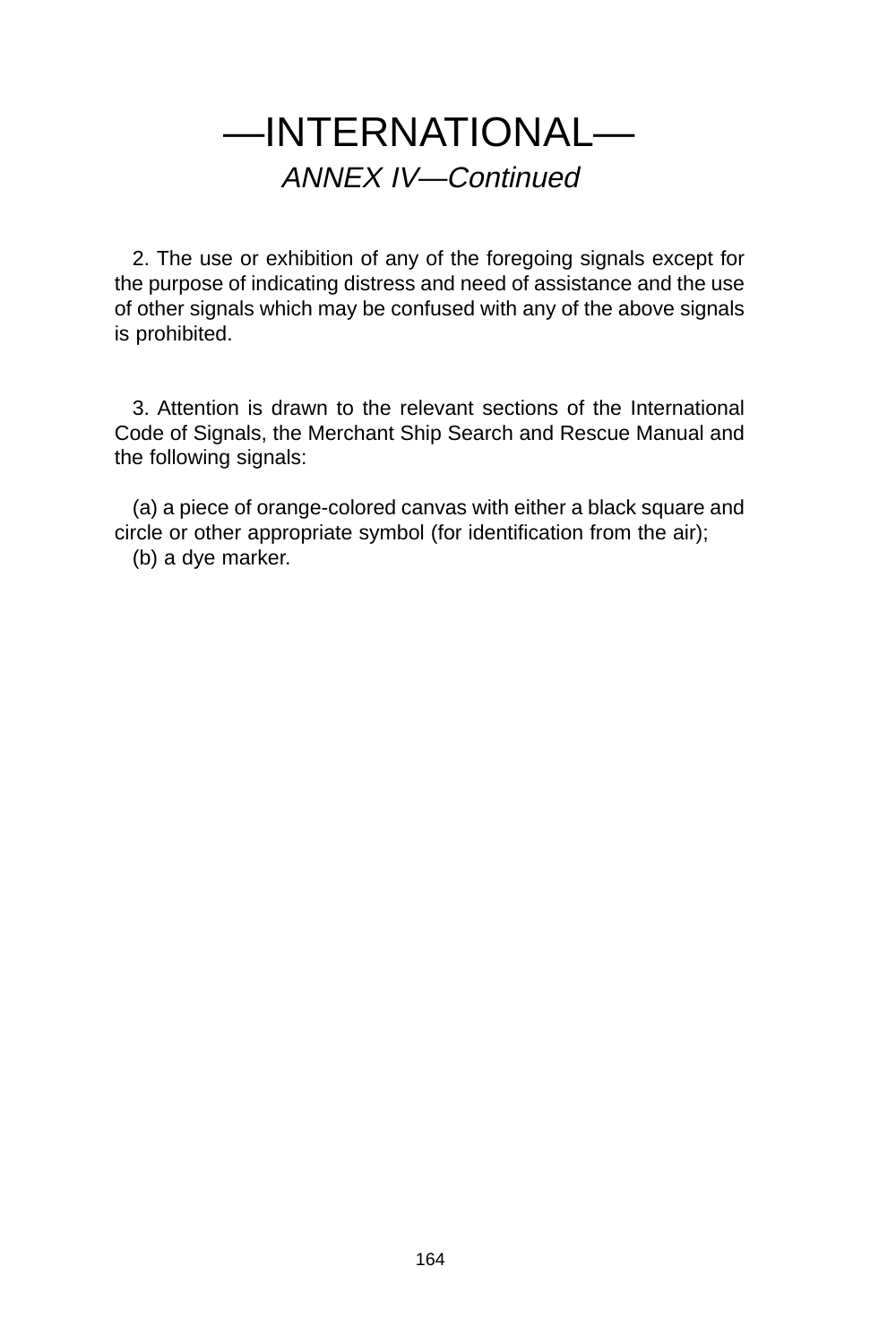# —INTERNATIONAL—

## *ANNEX IV—Continued*

2. The use or exhibition of any of the foregoing signals except for the purpose of indicating distress and need of assistance and the use of other signals which may be confused with any of the above signals is prohibited.

3. Attention is drawn to the relevant sections of the International Code of Signals, the Merchant Ship Search and Rescue Manual and the following signals:

(a) a piece of orange-colored canvas with either a black square and circle or other appropriate symbol (for identification from the air);
(b) a dye marker.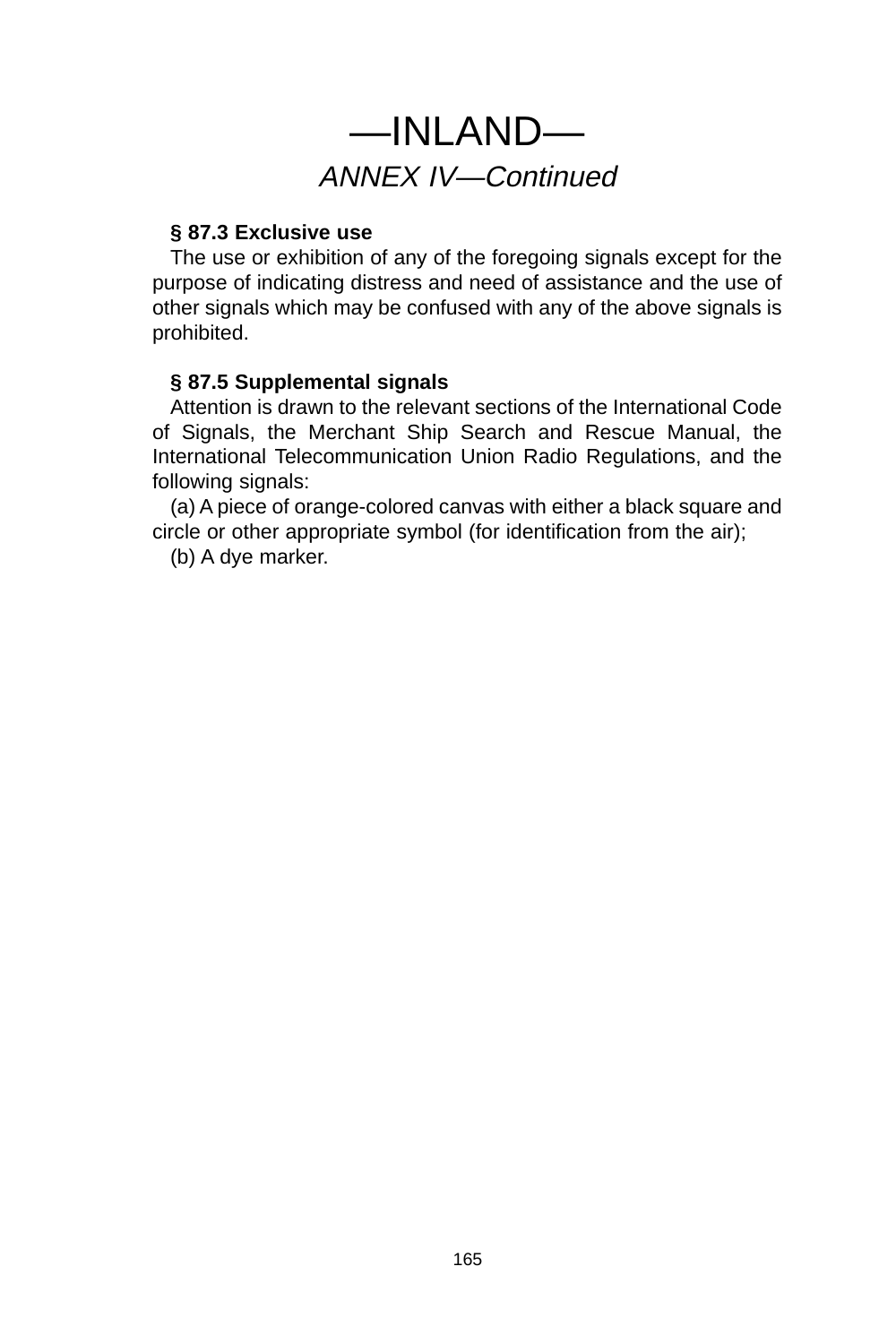# —INLAND—

*ANNEX IV—Continued*

**§ 87.3 Exclusive use**

The use or exhibition of any of the foregoing signals except for the purpose of indicating distress and need of assistance and the use of other signals which may be confused with any of the above signals is prohibited.

**§ 87.5 Supplemental signals**

Attention is drawn to the relevant sections of the International Code of Signals, the Merchant Ship Search and Rescue Manual, the International Telecommunication Union Radio Regulations, and the following signals:

(a) A piece of orange-colored canvas with either a black square and circle or other appropriate symbol (for identification from the air);

(b) A dye marker.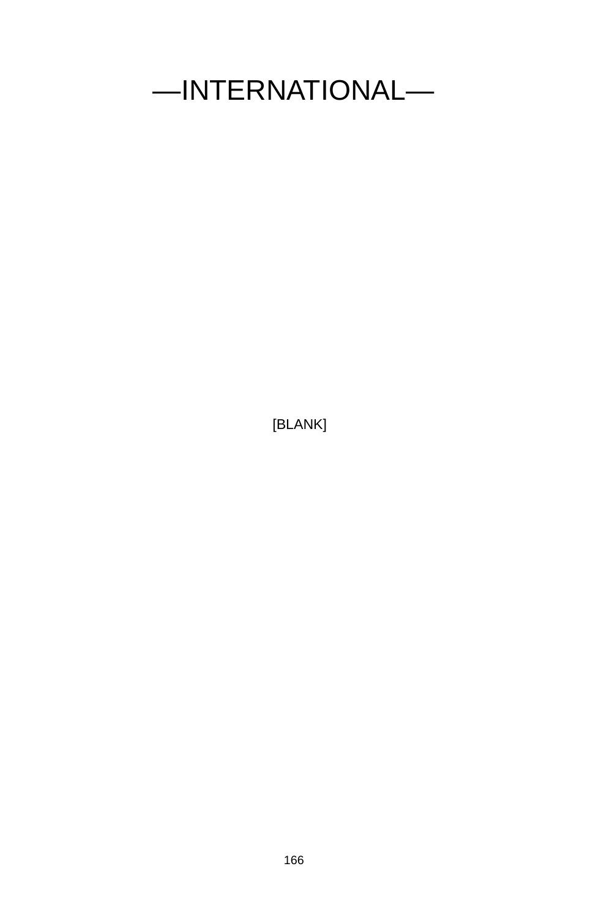# —INTERNATIONAL—

[BLANK]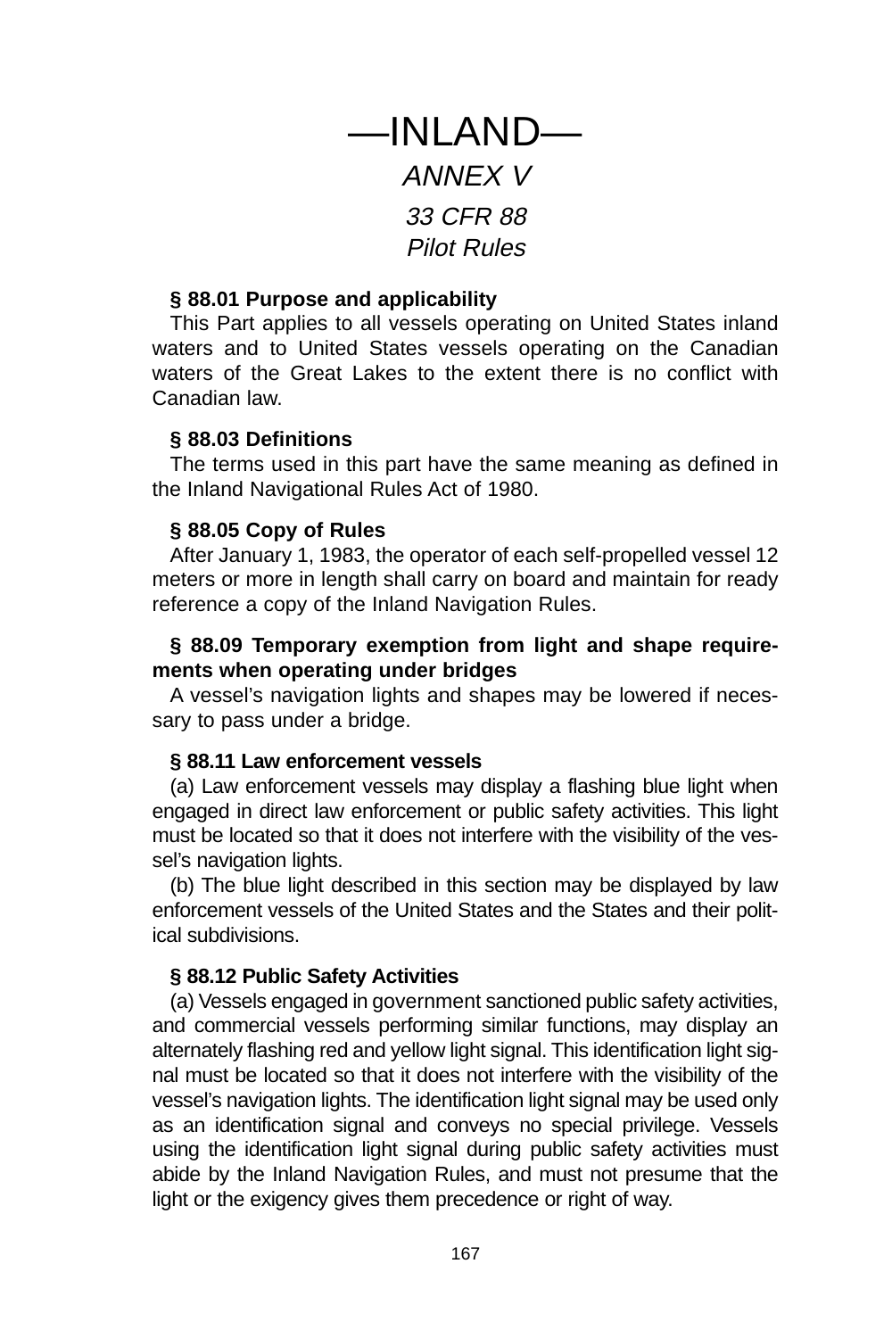# —INLAND—

## *ANNEX V*

## *33 CFR 88*
## *Pilot Rules*

**§ 88.01 Purpose and applicability**

This Part applies to all vessels operating on United States inland waters and to United States vessels operating on the Canadian waters of the Great Lakes to the extent there is no conflict with Canadian law.

**§ 88.03 Definitions**

The terms used in this part have the same meaning as defined in the Inland Navigational Rules Act of 1980.

**§ 88.05 Copy of Rules**

After January 1, 1983, the operator of each self-propelled vessel 12 meters or more in length shall carry on board and maintain for ready reference a copy of the Inland Navigation Rules.

**§ 88.09 Temporary exemption from light and shape requirements when operating under bridges**

A vessel's navigation lights and shapes may be lowered if necessary to pass under a bridge.

**§ 88.11 Law enforcement vessels**

(a) Law enforcement vessels may display a flashing blue light when engaged in direct law enforcement or public safety activities. This light must be located so that it does not interfere with the visibility of the vessel's navigation lights.

(b) The blue light described in this section may be displayed by law enforcement vessels of the United States and the States and their political subdivisions.

**§ 88.12 Public Safety Activities**

(a) Vessels engaged in government sanctioned public safety activities, and commercial vessels performing similar functions, may display an alternately flashing red and yellow light signal. This identification light signal must be located so that it does not interfere with the visibility of the vessel's navigation lights. The identification light signal may be used only as an identification signal and conveys no special privilege. Vessels using the identification light signal during public safety activities must abide by the Inland Navigation Rules, and must not presume that the light or the exigency gives them precedence or right of way.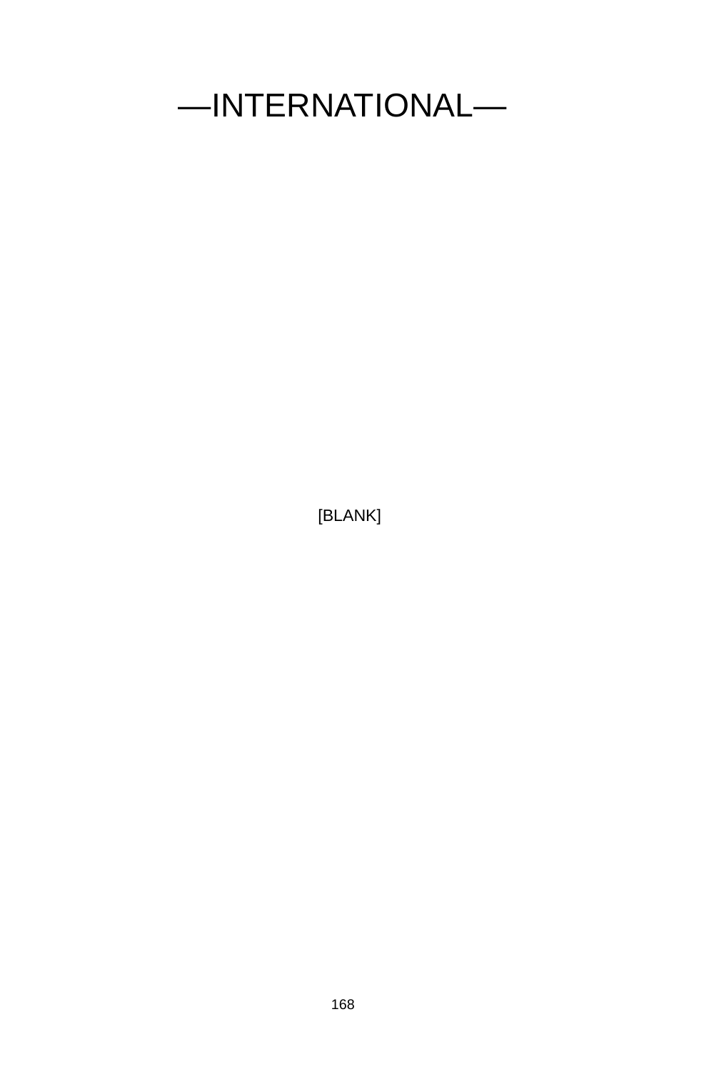# —INTERNATIONAL—

[BLANK]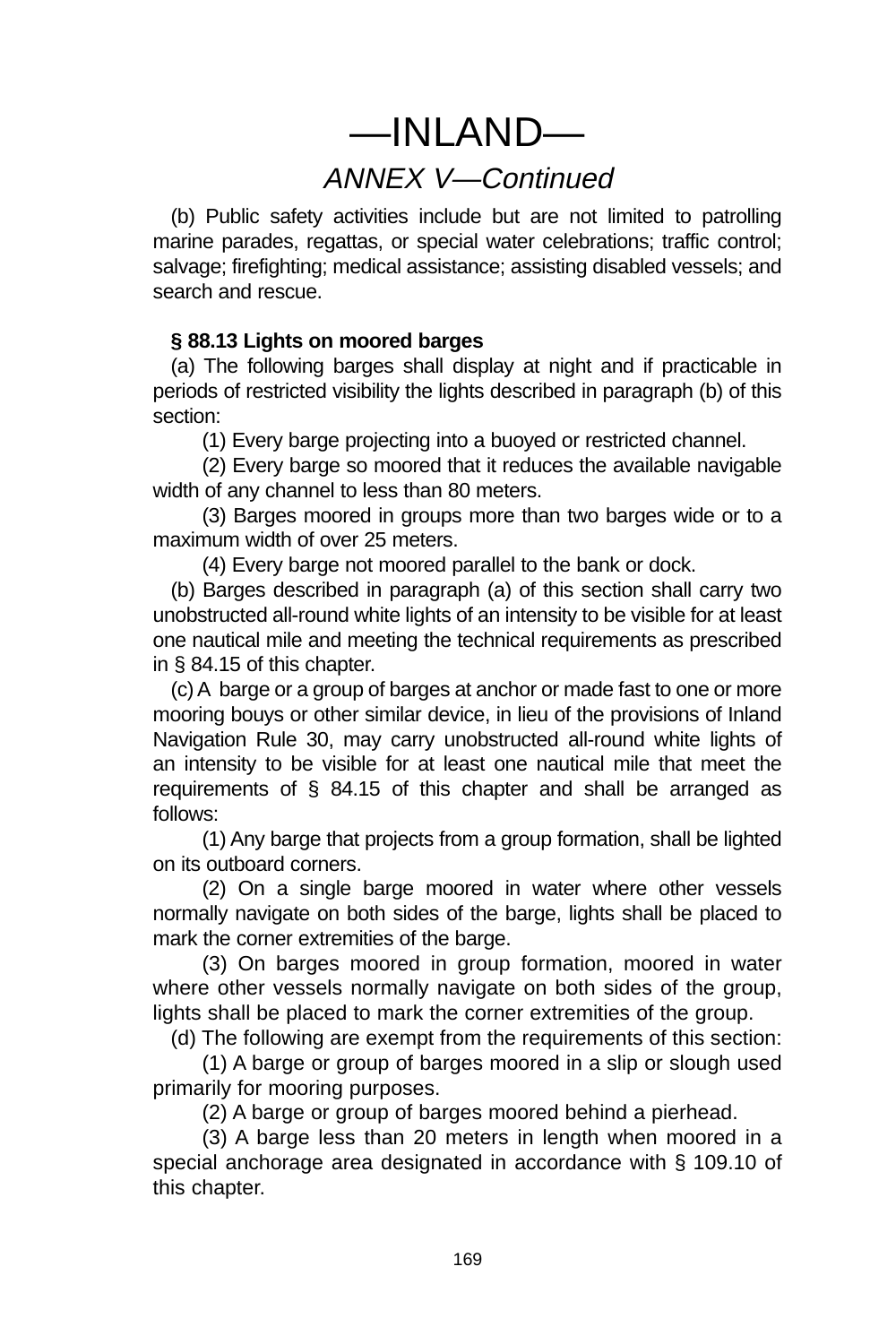# —INLAND—

## *ANNEX V—Continued*

(b) Public safety activities include but are not limited to patrolling marine parades, regattas, or special water celebrations; traffic control; salvage; firefighting; medical assistance; assisting disabled vessels; and search and rescue.

### § 88.13 Lights on moored barges

(a) The following barges shall display at night and if practicable in periods of restricted visibility the lights described in paragraph (b) of this section:

(1) Every barge projecting into a buoyed or restricted channel.

(2) Every barge so moored that it reduces the available navigable width of any channel to less than 80 meters.

(3) Barges moored in groups more than two barges wide or to a maximum width of over 25 meters.

(4) Every barge not moored parallel to the bank or dock.

(b) Barges described in paragraph (a) of this section shall carry two unobstructed all-round white lights of an intensity to be visible for at least one nautical mile and meeting the technical requirements as prescribed in § 84.15 of this chapter.

(c) A barge or a group of barges at anchor or made fast to one or more mooring bouys or other similar device, in lieu of the provisions of Inland Navigation Rule 30, may carry unobstructed all-round white lights of an intensity to be visible for at least one nautical mile that meet the requirements of § 84.15 of this chapter and shall be arranged as follows:

(1) Any barge that projects from a group formation, shall be lighted on its outboard corners.

(2) On a single barge moored in water where other vessels normally navigate on both sides of the barge, lights shall be placed to mark the corner extremities of the barge.

(3) On barges moored in group formation, moored in water where other vessels normally navigate on both sides of the group, lights shall be placed to mark the corner extremities of the group.

(d) The following are exempt from the requirements of this section:

(1) A barge or group of barges moored in a slip or slough used primarily for mooring purposes.

(2) A barge or group of barges moored behind a pierhead.

(3) A barge less than 20 meters in length when moored in a special anchorage area designated in accordance with § 109.10 of this chapter.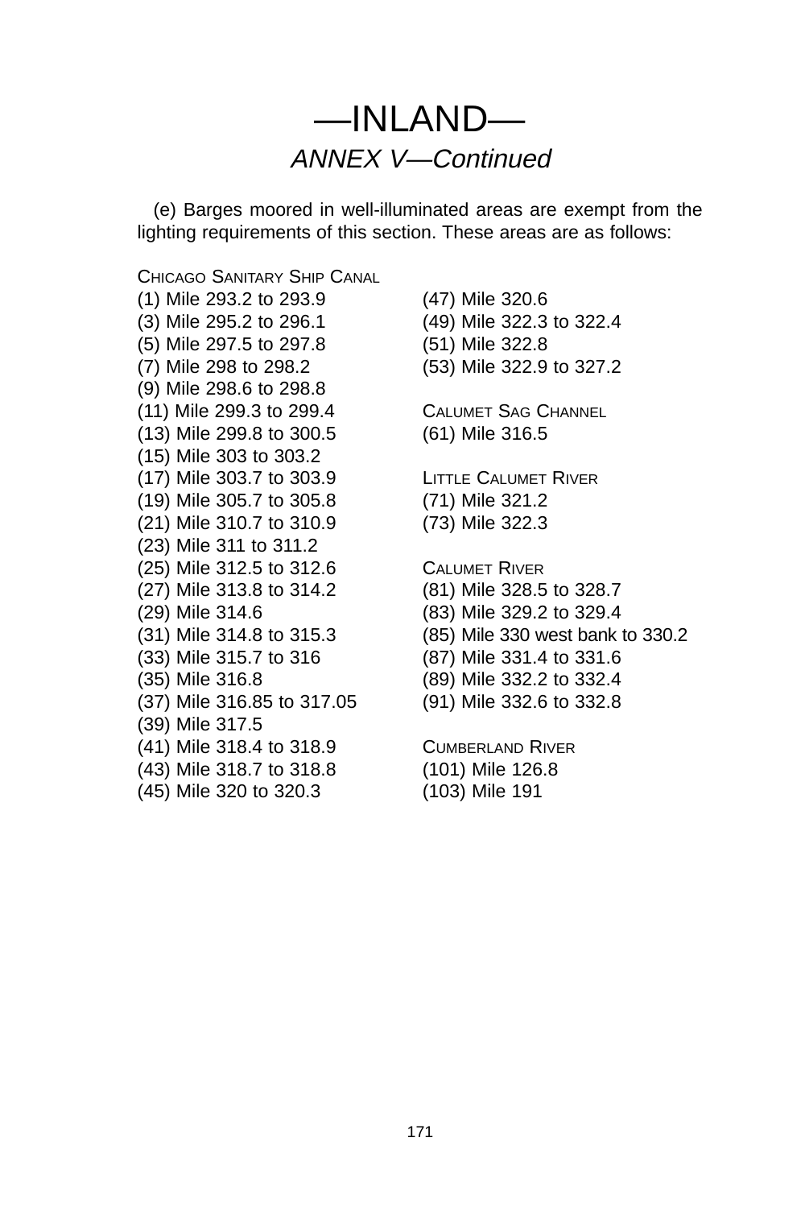# —INLAND—

## *ANNEX V—Continued*

(e) Barges moored in well-illuminated areas are exempt from the lighting requirements of this section. These areas are as follows:

CHICAGO SANITARY SHIP CANAL

(1) Mile 293.2 to 293.9
(3) Mile 295.2 to 296.1
(5) Mile 297.5 to 297.8
(7) Mile 298 to 298.2
(9) Mile 298.6 to 298.8
(11) Mile 299.3 to 299.4
(13) Mile 299.8 to 300.5
(15) Mile 303 to 303.2
(17) Mile 303.7 to 303.9
(19) Mile 305.7 to 305.8
(21) Mile 310.7 to 310.9
(23) Mile 311 to 311.2
(25) Mile 312.5 to 312.6
(27) Mile 313.8 to 314.2
(29) Mile 314.6
(31) Mile 314.8 to 315.3
(33) Mile 315.7 to 316
(35) Mile 316.8
(37) Mile 316.85 to 317.05
(39) Mile 317.5
(41) Mile 318.4 to 318.9
(43) Mile 318.7 to 318.8
(45) Mile 320 to 320.3
(47) Mile 320.6
(49) Mile 322.3 to 322.4
(51) Mile 322.8
(53) Mile 322.9 to 327.2

CALUMET SAG CHANNEL

(61) Mile 316.5

LITTLE CALUMET RIVER

(71) Mile 321.2
(73) Mile 322.3

CALUMET RIVER

(81) Mile 328.5 to 328.7
(83) Mile 329.2 to 329.4
(85) Mile 330 west bank to 330.2
(87) Mile 331.4 to 331.6
(89) Mile 332.2 to 332.4
(91) Mile 332.6 to 332.8

CUMBERLAND RIVER

(101) Mile 126.8
(103) Mile 191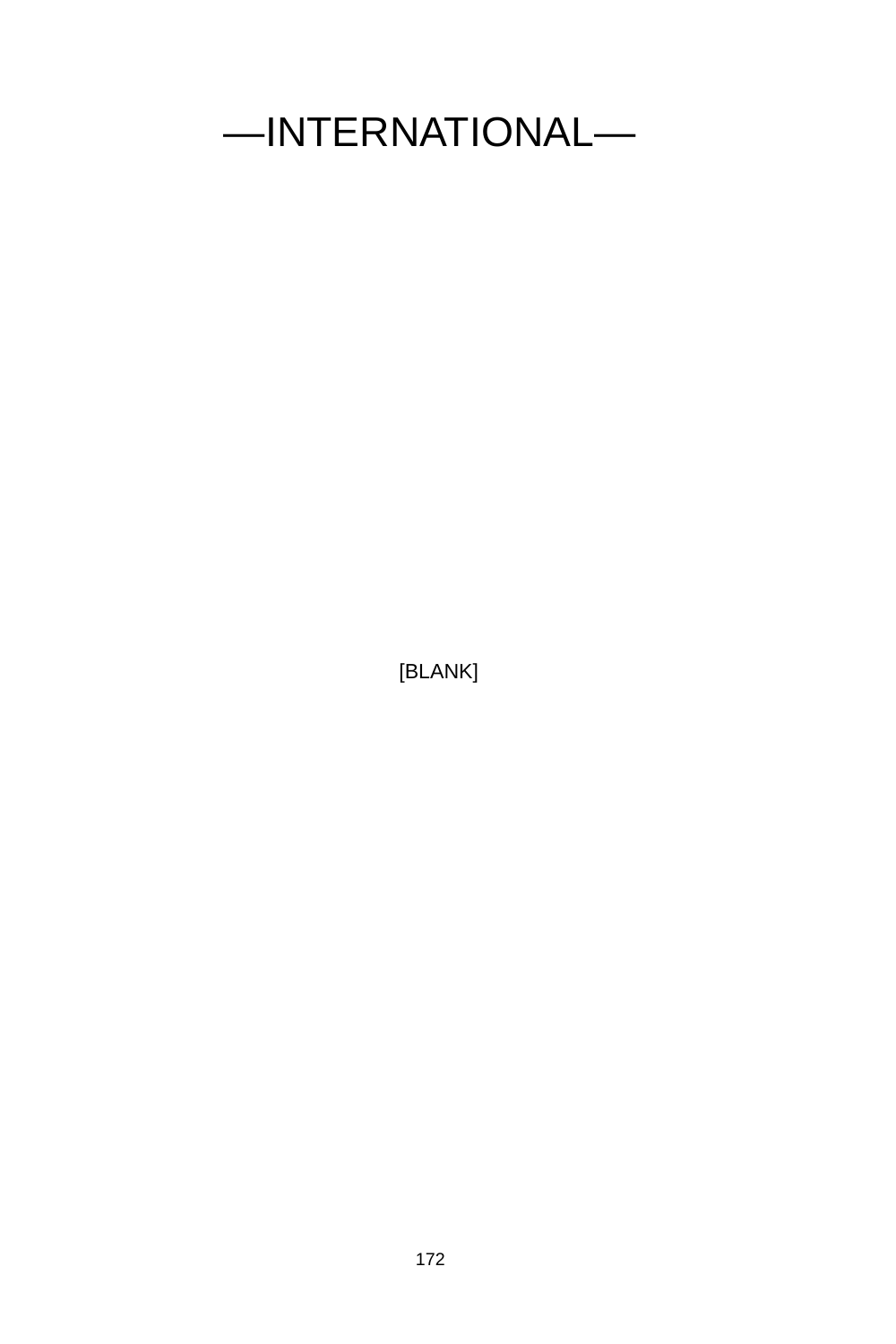—INTERNATIONAL—

[BLANK]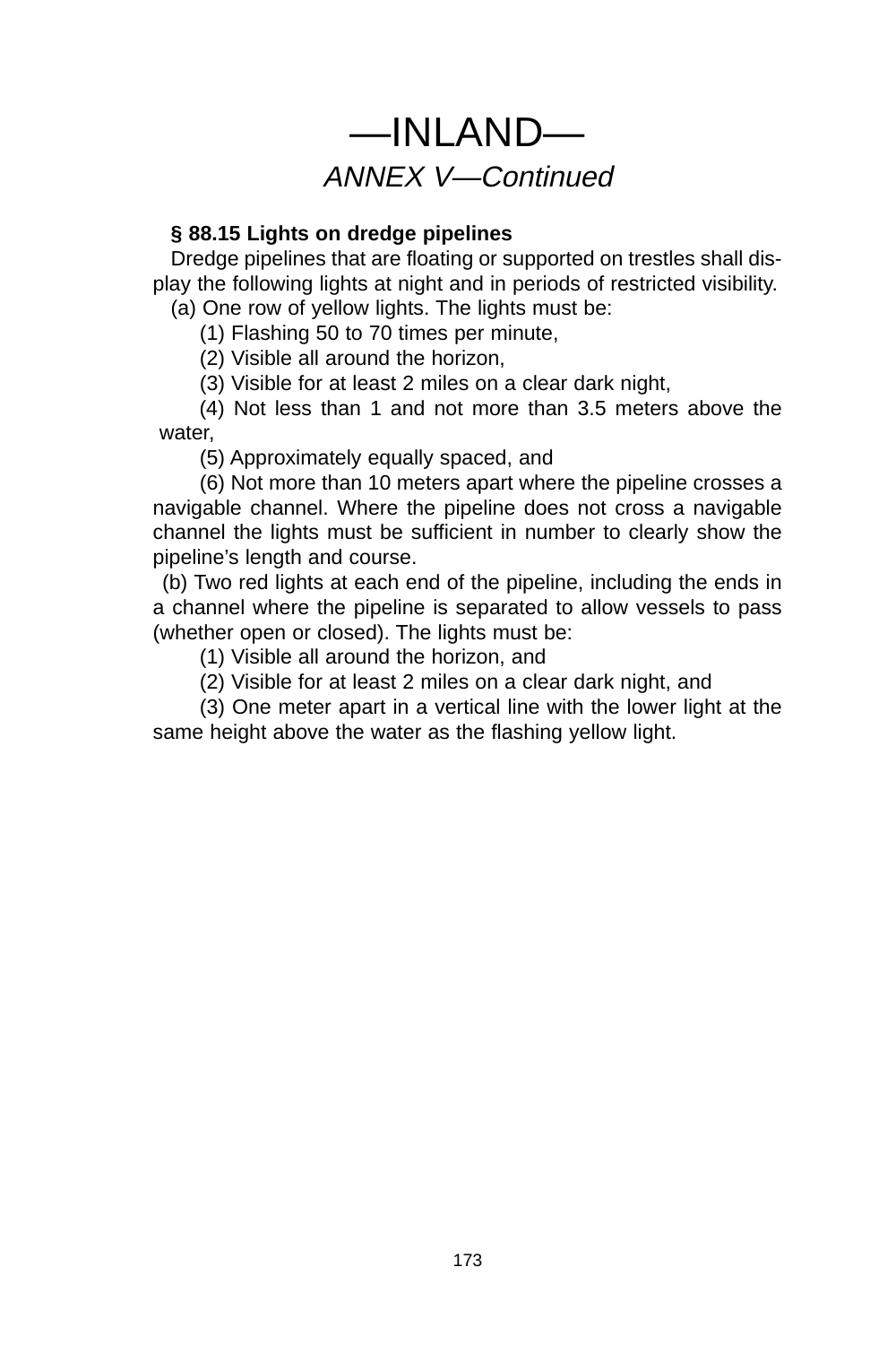# —INLAND—

## *ANNEX V—Continued*

**§ 88.15 Lights on dredge pipelines**

Dredge pipelines that are floating or supported on trestles shall display the following lights at night and in periods of restricted visibility.

(a) One row of yellow lights. The lights must be:

(1) Flashing 50 to 70 times per minute,

(2) Visible all around the horizon,

(3) Visible for at least 2 miles on a clear dark night,

(4) Not less than 1 and not more than 3.5 meters above the water,

(5) Approximately equally spaced, and

(6) Not more than 10 meters apart where the pipeline crosses a navigable channel. Where the pipeline does not cross a navigable channel the lights must be sufficient in number to clearly show the pipeline's length and course.

(b) Two red lights at each end of the pipeline, including the ends in a channel where the pipeline is separated to allow vessels to pass (whether open or closed). The lights must be:

(1) Visible all around the horizon, and

(2) Visible for at least 2 miles on a clear dark night, and

(3) One meter apart in a vertical line with the lower light at the same height above the water as the flashing yellow light.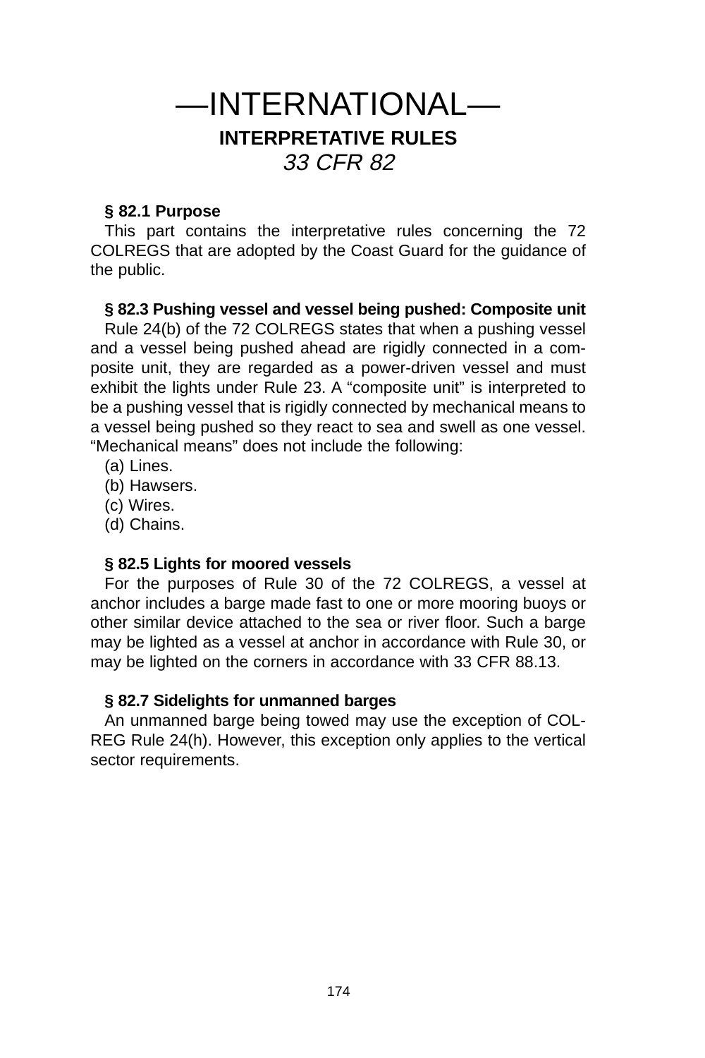# —INTERNATIONAL—

## INTERPRETATIVE RULES

## *33 CFR 82*

**§ 82.1 Purpose**

This part contains the interpretative rules concerning the 72 COLREGS that are adopted by the Coast Guard for the guidance of the public.

**§ 82.3 Pushing vessel and vessel being pushed: Composite unit**

Rule 24(b) of the 72 COLREGS states that when a pushing vessel and a vessel being pushed ahead are rigidly connected in a composite unit, they are regarded as a power-driven vessel and must exhibit the lights under Rule 23. A "composite unit" is interpreted to be a pushing vessel that is rigidly connected by mechanical means to a vessel being pushed so they react to sea and swell as one vessel. "Mechanical means" does not include the following:

(a) Lines.

(b) Hawsers.

(c) Wires.

(d) Chains.

**§ 82.5 Lights for moored vessels**

For the purposes of Rule 30 of the 72 COLREGS, a vessel at anchor includes a barge made fast to one or more mooring buoys or other similar device attached to the sea or river floor. Such a barge may be lighted as a vessel at anchor in accordance with Rule 30, or may be lighted on the corners in accordance with 33 CFR 88.13.

**§ 82.7 Sidelights for unmanned barges**

An unmanned barge being towed may use the exception of COLREG Rule 24(h). However, this exception only applies to the vertical sector requirements.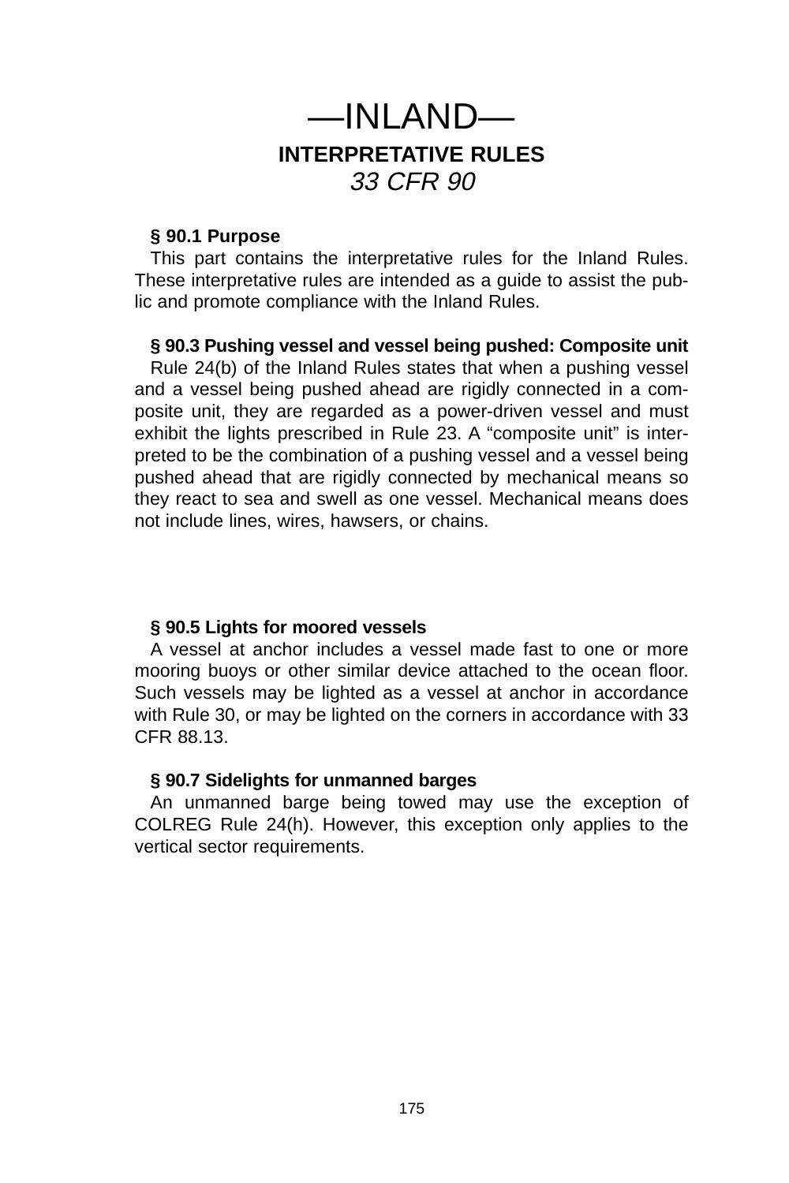# —INLAND—

## INTERPRETATIVE RULES

*33 CFR 90*

**§ 90.1 Purpose**

This part contains the interpretative rules for the Inland Rules. These interpretative rules are intended as a guide to assist the public and promote compliance with the Inland Rules.

**§ 90.3 Pushing vessel and vessel being pushed: Composite unit**

Rule 24(b) of the Inland Rules states that when a pushing vessel and a vessel being pushed ahead are rigidly connected in a composite unit, they are regarded as a power-driven vessel and must exhibit the lights prescribed in Rule 23. A "composite unit" is interpreted to be the combination of a pushing vessel and a vessel being pushed ahead that are rigidly connected by mechanical means so they react to sea and swell as one vessel. Mechanical means does not include lines, wires, hawsers, or chains.

**§ 90.5 Lights for moored vessels**

A vessel at anchor includes a vessel made fast to one or more mooring buoys or other similar device attached to the ocean floor. Such vessels may be lighted as a vessel at anchor in accordance with Rule 30, or may be lighted on the corners in accordance with 33 CFR 88.13.

**§ 90.7 Sidelights for unmanned barges**

An unmanned barge being towed may use the exception of COLREG Rule 24(h). However, this exception only applies to the vertical sector requirements.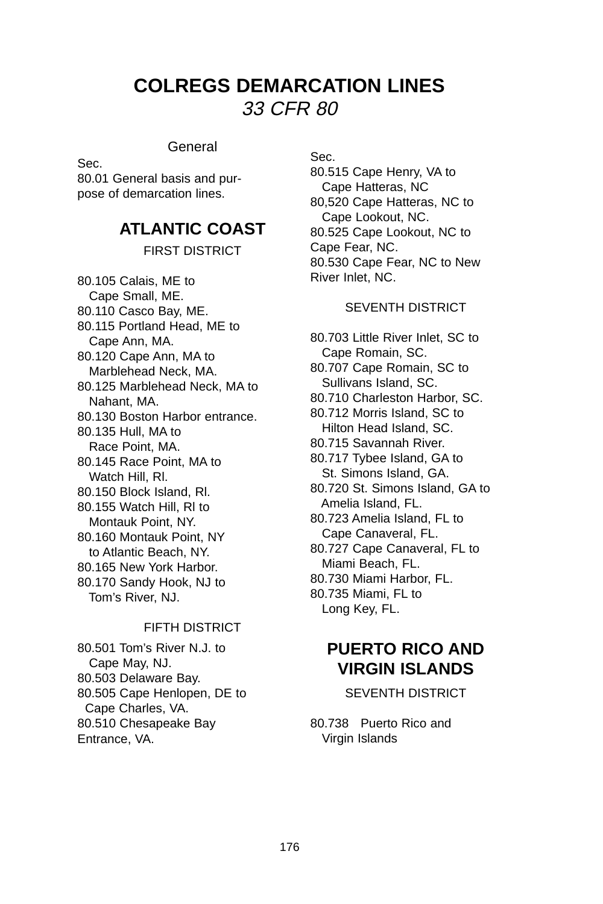# COLREGS DEMARCATION LINES

*33 CFR 80*

### General

Sec.
80.01 General basis and purpose of demarcation lines.

## ATLANTIC COAST

### FIRST DISTRICT

80.105 Calais, ME to Cape Small, ME.
80.110 Casco Bay, ME.
80.115 Portland Head, ME to Cape Ann, MA.
80.120 Cape Ann, MA to Marblehead Neck, MA.
80.125 Marblehead Neck, MA to Nahant, MA.
80.130 Boston Harbor entrance.
80.135 Hull, MA to Race Point, MA.
80.145 Race Point, MA to Watch Hill, Rl.
80.150 Block Island, Rl.
80.155 Watch Hill, Rl to Montauk Point, NY.
80.160 Montauk Point, NY to Atlantic Beach, NY.
80.165 New York Harbor.
80.170 Sandy Hook, NJ to Tom's River, NJ.

### FIFTH DISTRICT

80.501 Tom's River N.J. to Cape May, NJ.
80.503 Delaware Bay.
80.505 Cape Henlopen, DE to Cape Charles, VA.
80.510 Chesapeake Bay Entrance, VA.

Sec.
80.515 Cape Henry, VA to Cape Hatteras, NC
80,520 Cape Hatteras, NC to Cape Lookout, NC.
80.525 Cape Lookout, NC to Cape Fear, NC.
80.530 Cape Fear, NC to New River Inlet, NC.

### SEVENTH DISTRICT

80.703 Little River Inlet, SC to Cape Romain, SC.
80.707 Cape Romain, SC to Sullivans Island, SC.
80.710 Charleston Harbor, SC.
80.712 Morris Island, SC to Hilton Head Island, SC.
80.715 Savannah River.
80.717 Tybee Island, GA to St. Simons Island, GA.
80.720 St. Simons Island, GA to Amelia Island, FL.
80.723 Amelia Island, FL to Cape Canaveral, FL.
80.727 Cape Canaveral, FL to Miami Beach, FL.
80.730 Miami Harbor, FL.
80.735 Miami, FL to Long Key, FL.

## PUERTO RICO AND VIRGIN ISLANDS

### SEVENTH DISTRICT

80.738 Puerto Rico and Virgin Islands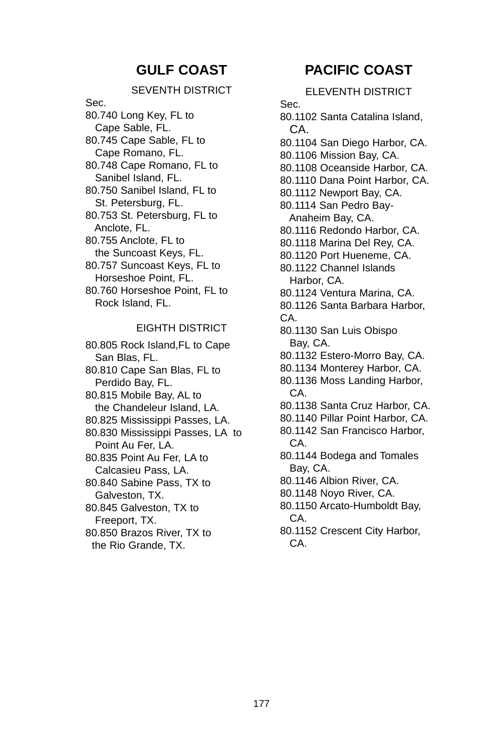## GULF COAST

### SEVENTH DISTRICT

Sec.

80.740 Long Key, FL to Cape Sable, FL.
80.745 Cape Sable, FL to Cape Romano, FL.
80.748 Cape Romano, FL to Sanibel Island, FL.
80.750 Sanibel Island, FL to St. Petersburg, FL.
80.753 St. Petersburg, FL to Anclote, FL.
80.755 Anclote, FL to the Suncoast Keys, FL.
80.757 Suncoast Keys, FL to Horseshoe Point, FL.
80.760 Horseshoe Point, FL to Rock Island, FL.

### EIGHTH DISTRICT

80.805 Rock Island,FL to Cape San Blas, FL.
80.810 Cape San Blas, FL to Perdido Bay, FL.
80.815 Mobile Bay, AL to the Chandeleur Island, LA.
80.825 Mississippi Passes, LA.
80.830 Mississippi Passes, LA to Point Au Fer, LA.
80.835 Point Au Fer, LA to Calcasieu Pass, LA.
80.840 Sabine Pass, TX to Galveston, TX.
80.845 Galveston, TX to Freeport, TX.
80.850 Brazos River, TX to the Rio Grande, TX.

## PACIFIC COAST

### ELEVENTH DISTRICT

Sec.

80.1102 Santa Catalina Island, CA.
80.1104 San Diego Harbor, CA.
80.1106 Mission Bay, CA.
80.1108 Oceanside Harbor, CA.
80.1110 Dana Point Harbor, CA.
80.1112 Newport Bay, CA.
80.1114 San Pedro Bay-Anaheim Bay, CA.
80.1116 Redondo Harbor, CA.
80.1118 Marina Del Rey, CA.
80.1120 Port Hueneme, CA.
80.1122 Channel Islands Harbor, CA.
80.1124 Ventura Marina, CA.
80.1126 Santa Barbara Harbor, CA.
80.1130 San Luis Obispo Bay, CA.
80.1132 Estero-Morro Bay, CA.
80.1134 Monterey Harbor, CA.
80.1136 Moss Landing Harbor, CA.
80.1138 Santa Cruz Harbor, CA.
80.1140 Pillar Point Harbor, CA.
80.1142 San Francisco Harbor, CA.
80.1144 Bodega and Tomales Bay, CA.
80.1146 Albion River, CA.
80.1148 Noyo River, CA.
80.1150 Arcato-Humboldt Bay, CA.
80.1152 Crescent City Harbor, CA.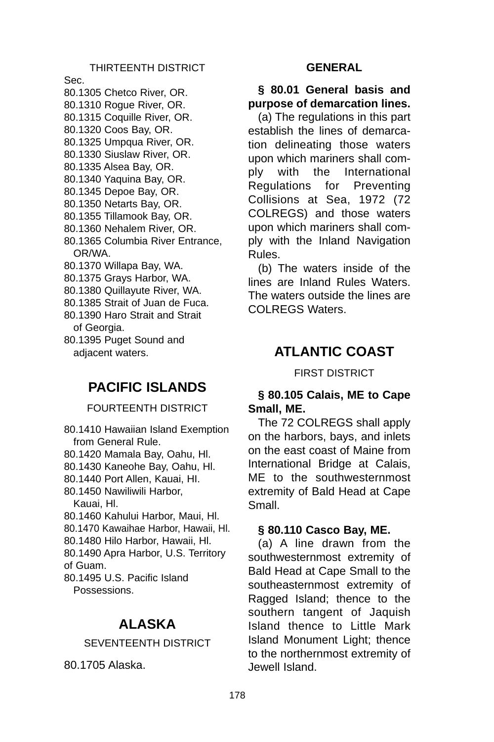THIRTEENTH DISTRICT

Sec.
80.1305 Chetco River, OR.
80.1310 Rogue River, OR.
80.1315 Coquille River, OR.
80.1320 Coos Bay, OR.
80.1325 Umpqua River, OR.
80.1330 Siuslaw River, OR.
80.1335 Alsea Bay, OR.
80.1340 Yaquina Bay, OR.
80.1345 Depoe Bay, OR.
80.1350 Netarts Bay, OR.
80.1355 Tillamook Bay, OR.
80.1360 Nehalem River, OR.
80.1365 Columbia River Entrance, OR/WA.
80.1370 Willapa Bay, WA.
80.1375 Grays Harbor, WA.
80.1380 Quillayute River, WA.
80.1385 Strait of Juan de Fuca.
80.1390 Haro Strait and Strait of Georgia.
80.1395 Puget Sound and adjacent waters.

## PACIFIC ISLANDS

FOURTEENTH DISTRICT

80.1410 Hawaiian Island Exemption from General Rule.
80.1420 Mamala Bay, Oahu, Hl.
80.1430 Kaneohe Bay, Oahu, Hl.
80.1440 Port Allen, Kauai, HI.
80.1450 Nawiliwili Harbor, Kauai, Hl.
80.1460 Kahului Harbor, Maui, Hl.
80.1470 Kawaihae Harbor, Hawaii, Hl.
80.1480 Hilo Harbor, Hawaii, Hl.
80.1490 Apra Harbor, U.S. Territory of Guam.
80.1495 U.S. Pacific Island Possessions.

## ALASKA

SEVENTEENTH DISTRICT

80.1705 Alaska.

### GENERAL

**§ 80.01 General basis and purpose of demarcation lines.**

(a) The regulations in this part establish the lines of demarcation delineating those waters upon which mariners shall comply with the International Regulations for Preventing Collisions at Sea, 1972 (72 COLREGS) and those waters upon which mariners shall comply with the Inland Navigation Rules.

(b) The waters inside of the lines are Inland Rules Waters. The waters outside the lines are COLREGS Waters.

## ATLANTIC COAST

FIRST DISTRICT

**§ 80.105 Calais, ME to Cape Small, ME.**

The 72 COLREGS shall apply on the harbors, bays, and inlets on the east coast of Maine from International Bridge at Calais, ME to the southwesternmost extremity of Bald Head at Cape Small.

**§ 80.110 Casco Bay, ME.**

(a) A line drawn from the southwesternmost extremity of Bald Head at Cape Small to the southeasternmost extremity of Ragged Island; thence to the southern tangent of Jaquish Island thence to Little Mark Island Monument Light; thence to the northernmost extremity of Jewell Island.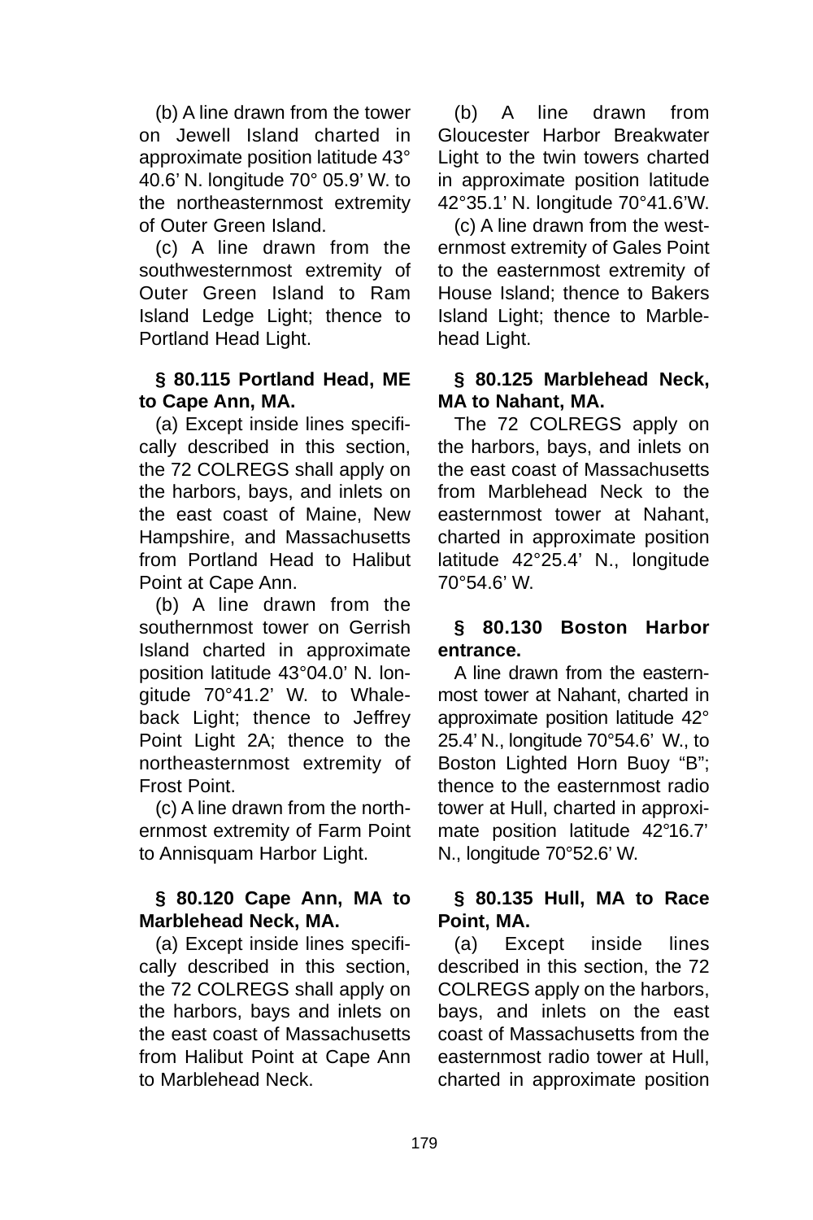(b) A line drawn from the tower on Jewell Island charted in approximate position latitude 43° 40.6' N. longitude 70° 05.9' W. to the northeasternmost extremity of Outer Green Island.

(c) A line drawn from the southwesternmost extremity of Outer Green Island to Ram Island Ledge Light; thence to Portland Head Light.

### § 80.115 Portland Head, ME to Cape Ann, MA.

(a) Except inside lines specifically described in this section, the 72 COLREGS shall apply on the harbors, bays, and inlets on the east coast of Maine, New Hampshire, and Massachusetts from Portland Head to Halibut Point at Cape Ann.

(b) A line drawn from the southernmost tower on Gerrish Island charted in approximate position latitude 43°04.0' N. longitude 70°41.2' W. to Whaleback Light; thence to Jeffrey Point Light 2A; thence to the northeasternmost extremity of Frost Point.

(c) A line drawn from the northernmost extremity of Farm Point to Annisquam Harbor Light.

### § 80.120 Cape Ann, MA to Marblehead Neck, MA.

(a) Except inside lines specifically described in this section, the 72 COLREGS shall apply on the harbors, bays and inlets on the east coast of Massachusetts from Halibut Point at Cape Ann to Marblehead Neck.

(b) A line drawn from Gloucester Harbor Breakwater Light to the twin towers charted in approximate position latitude 42°35.1' N. longitude 70°41.6'W.

(c) A line drawn from the westernmost extremity of Gales Point to the easternmost extremity of House Island; thence to Bakers Island Light; thence to Marblehead Light.

### § 80.125 Marblehead Neck, MA to Nahant, MA.

The 72 COLREGS apply on the harbors, bays, and inlets on the east coast of Massachusetts from Marblehead Neck to the easternmost tower at Nahant, charted in approximate position latitude 42°25.4' N., longitude 70°54.6' W.

### § 80.130 Boston Harbor entrance.

A line drawn from the easternmost tower at Nahant, charted in approximate position latitude 42° 25.4' N., longitude 70°54.6' W., to Boston Lighted Horn Buoy "B"; thence to the easternmost radio tower at Hull, charted in approximate position latitude 42°16.7' N., longitude 70°52.6' W.

### § 80.135 Hull, MA to Race Point, MA.

(a) Except inside lines described in this section, the 72 COLREGS apply on the harbors, bays, and inlets on the east coast of Massachusetts from the easternmost radio tower at Hull, charted in approximate position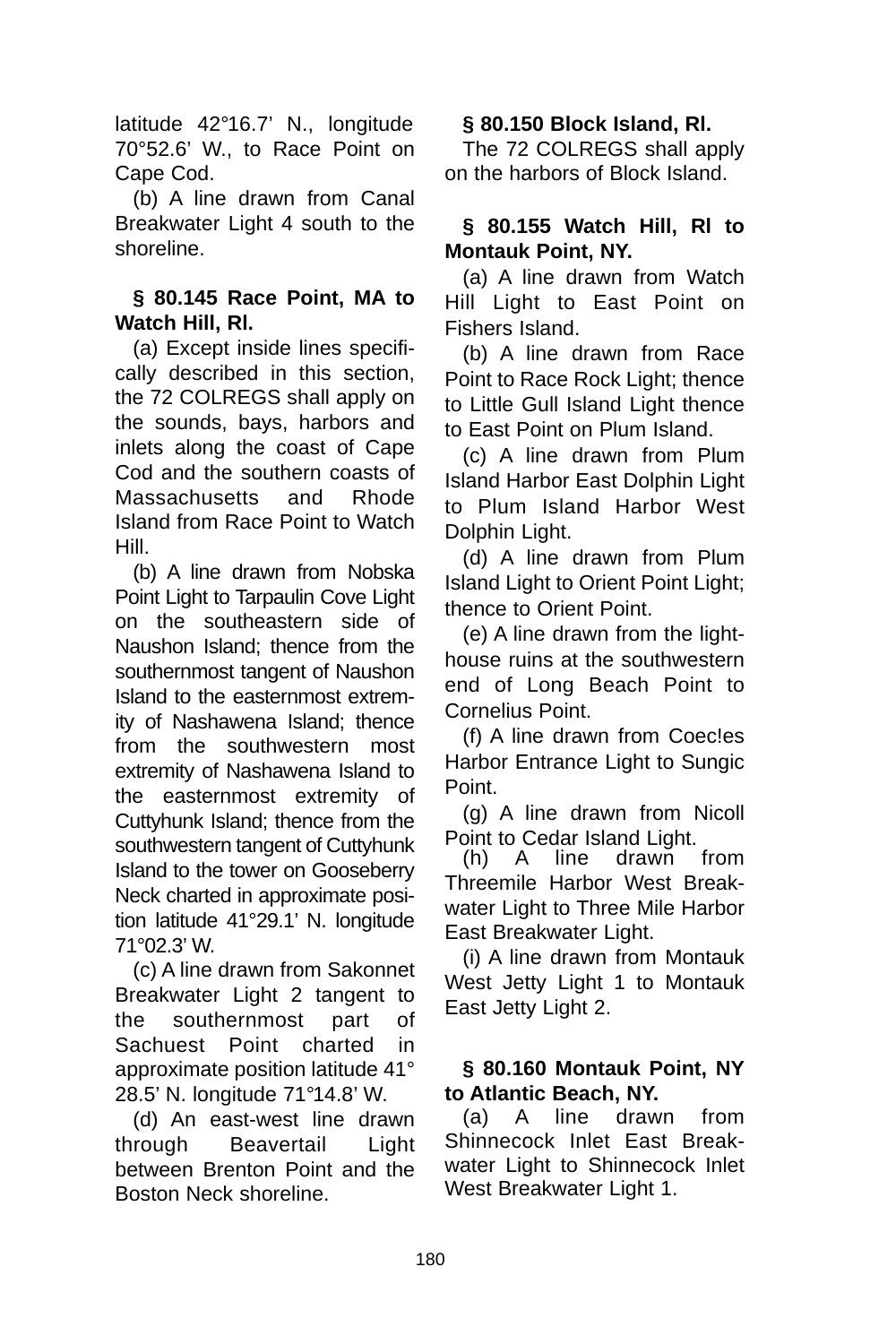latitude 42°16.7' N., longitude 70°52.6' W., to Race Point on Cape Cod.

(b) A line drawn from Canal Breakwater Light 4 south to the shoreline.

### § 80.145 Race Point, MA to Watch Hill, RI.

(a) Except inside lines specifically described in this section, the 72 COLREGS shall apply on the sounds, bays, harbors and inlets along the coast of Cape Cod and the southern coasts of Massachusetts and Rhode Island from Race Point to Watch Hill.

(b) A line drawn from Nobska Point Light to Tarpaulin Cove Light on the southeastern side of Naushon Island; thence from the southernmost tangent of Naushon Island to the easternmost extremity of Nashawena Island; thence from the southwestern most extremity of Nashawena Island to the easternmost extremity of Cuttyhunk Island; thence from the southwestern tangent of Cuttyhunk Island to the tower on Gooseberry Neck charted in approximate position latitude 41°29.1' N. longitude 71°02.3' W.

(c) A line drawn from Sakonnet Breakwater Light 2 tangent to the southernmost part of Sachuest Point charted in approximate position latitude 41° 28.5' N. longitude 71°14.8' W.

(d) An east-west line drawn through Beavertail Light between Brenton Point and the Boston Neck shoreline.

### § 80.150 Block Island, RI.

The 72 COLREGS shall apply on the harbors of Block Island.

### § 80.155 Watch Hill, RI to Montauk Point, NY.

(a) A line drawn from Watch Hill Light to East Point on Fishers Island.

(b) A line drawn from Race Point to Race Rock Light; thence to Little Gull Island Light thence to East Point on Plum Island.

(c) A line drawn from Plum Island Harbor East Dolphin Light to Plum Island Harbor West Dolphin Light.

(d) A line drawn from Plum Island Light to Orient Point Light; thence to Orient Point.

(e) A line drawn from the lighthouse ruins at the southwestern end of Long Beach Point to Cornelius Point.

(f) A line drawn from Coec!es Harbor Entrance Light to Sungic Point.

(g) A line drawn from Nicoll Point to Cedar Island Light.

(h) A line drawn from Threemile Harbor West Breakwater Light to Three Mile Harbor East Breakwater Light.

(i) A line drawn from Montauk West Jetty Light 1 to Montauk East Jetty Light 2.

### § 80.160 Montauk Point, NY to Atlantic Beach, NY.

(a) A line drawn from Shinnecock Inlet East Breakwater Light to Shinnecock Inlet West Breakwater Light 1.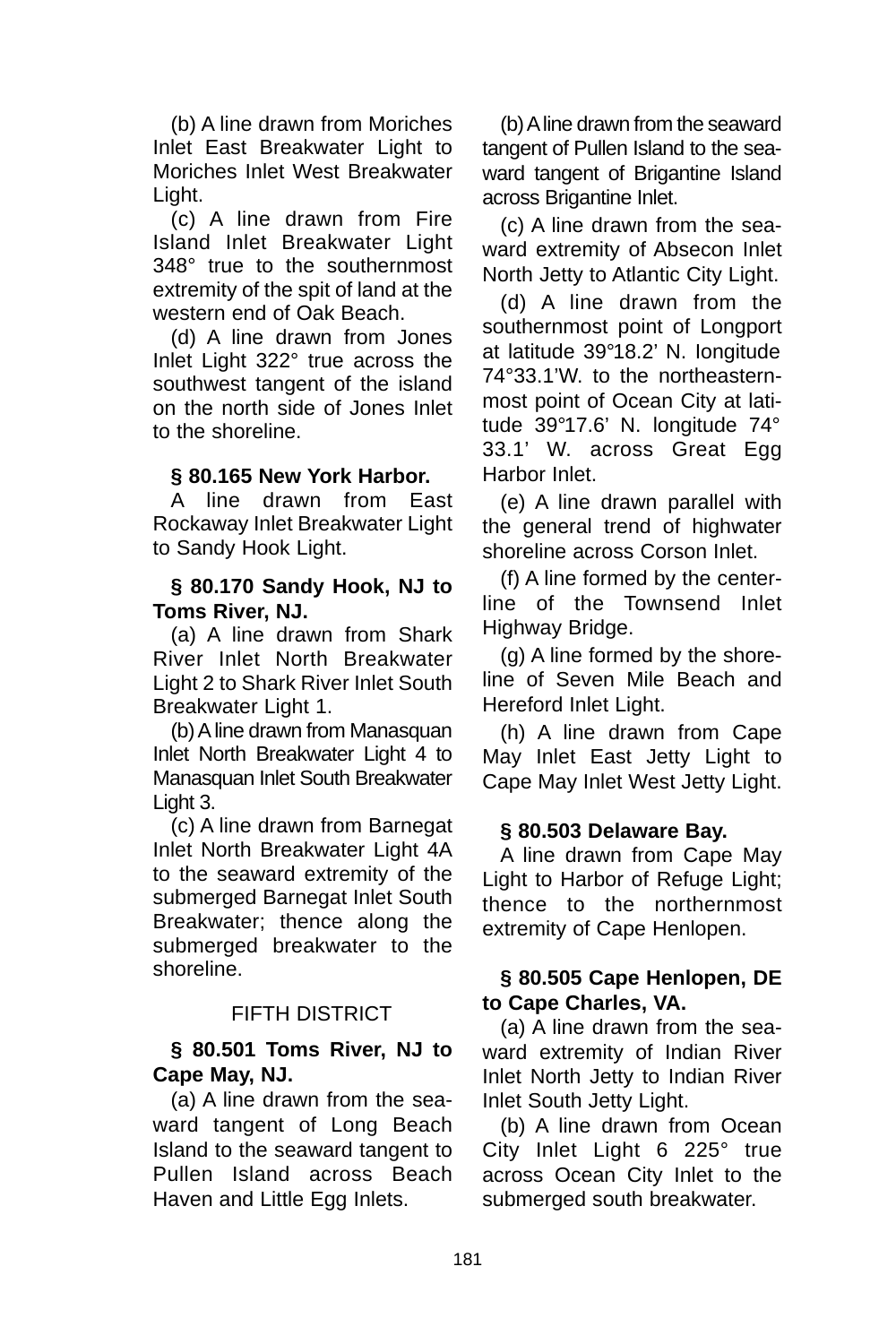(b) A line drawn from Moriches Inlet East Breakwater Light to Moriches Inlet West Breakwater Light.

(c) A line drawn from Fire Island Inlet Breakwater Light 348° true to the southernmost extremity of the spit of land at the western end of Oak Beach.

(d) A line drawn from Jones Inlet Light 322° true across the southwest tangent of the island on the north side of Jones Inlet to the shoreline.

**§ 80.165 New York Harbor.**

A line drawn from East Rockaway Inlet Breakwater Light to Sandy Hook Light.

**§ 80.170 Sandy Hook, NJ to Toms River, NJ.**

(a) A line drawn from Shark River Inlet North Breakwater Light 2 to Shark River Inlet South Breakwater Light 1.

(b) A line drawn from Manasquan Inlet North Breakwater Light 4 to Manasquan Inlet South Breakwater Light 3.

(c) A line drawn from Barnegat Inlet North Breakwater Light 4A to the seaward extremity of the submerged Barnegat Inlet South Breakwater; thence along the submerged breakwater to the shoreline.

FIFTH DISTRICT

**§ 80.501 Toms River, NJ to Cape May, NJ.**

(a) A line drawn from the seaward tangent of Long Beach Island to the seaward tangent to Pullen Island across Beach Haven and Little Egg Inlets.

(b) A line drawn from the seaward tangent of Pullen Island to the seaward tangent of Brigantine Island across Brigantine Inlet.

(c) A line drawn from the seaward extremity of Absecon Inlet North Jetty to Atlantic City Light.

(d) A line drawn from the southernmost point of Longport at latitude 39°18.2' N. longitude 74°33.1'W. to the northeasternmost point of Ocean City at latitude 39°17.6' N. longitude 74° 33.1' W. across Great Egg Harbor Inlet.

(e) A line drawn parallel with the general trend of highwater shoreline across Corson Inlet.

(f) A line formed by the centerline of the Townsend Inlet Highway Bridge.

(g) A line formed by the shoreline of Seven Mile Beach and Hereford Inlet Light.

(h) A line drawn from Cape May Inlet East Jetty Light to Cape May Inlet West Jetty Light.

**§ 80.503 Delaware Bay.**

A line drawn from Cape May Light to Harbor of Refuge Light; thence to the northernmost extremity of Cape Henlopen.

**§ 80.505 Cape Henlopen, DE to Cape Charles, VA.**

(a) A line drawn from the seaward extremity of Indian River Inlet North Jetty to Indian River Inlet South Jetty Light.

(b) A line drawn from Ocean City Inlet Light 6 225° true across Ocean City Inlet to the submerged south breakwater.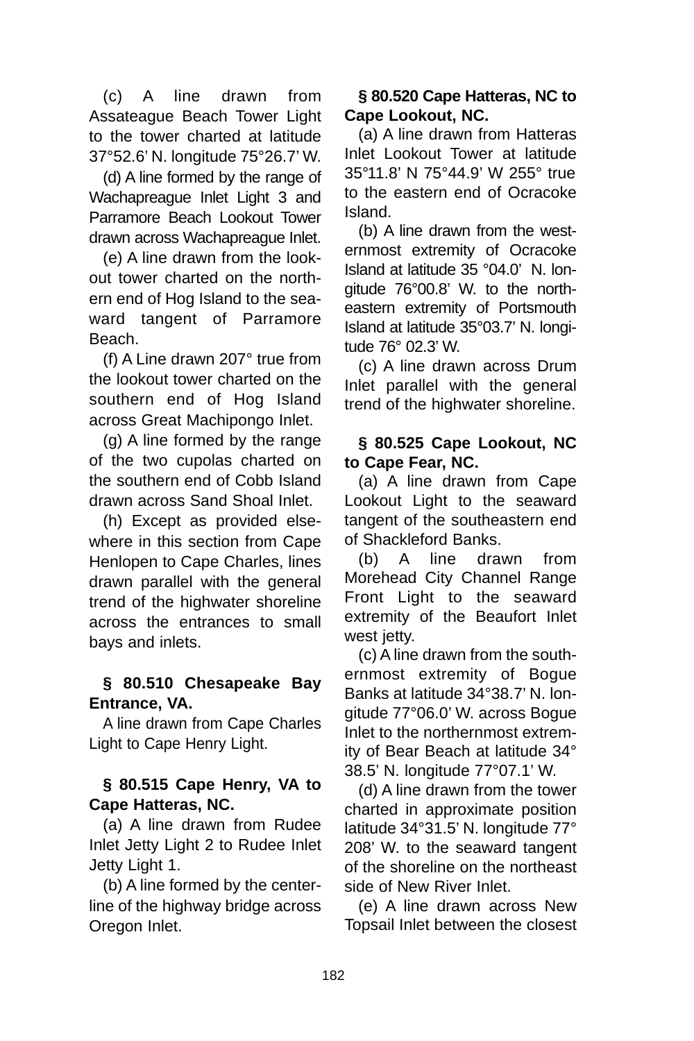(c) A line drawn from Assateague Beach Tower Light to the tower charted at latitude 37°52.6' N. longitude 75°26.7' W.

(d) A line formed by the range of Wachapreague Inlet Light 3 and Parramore Beach Lookout Tower drawn across Wachapreague Inlet.

(e) A line drawn from the lookout tower charted on the northern end of Hog Island to the seaward tangent of Parramore Beach.

(f) A Line drawn 207° true from the lookout tower charted on the southern end of Hog Island across Great Machipongo Inlet.

(g) A line formed by the range of the two cupolas charted on the southern end of Cobb Island drawn across Sand Shoal Inlet.

(h) Except as provided elsewhere in this section from Cape Henlopen to Cape Charles, lines drawn parallel with the general trend of the highwater shoreline across the entrances to small bays and inlets.

**§ 80.510 Chesapeake Bay Entrance, VA.**

A line drawn from Cape Charles Light to Cape Henry Light.

**§ 80.515 Cape Henry, VA to Cape Hatteras, NC.**

(a) A line drawn from Rudee Inlet Jetty Light 2 to Rudee Inlet Jetty Light 1.

(b) A line formed by the centerline of the highway bridge across Oregon Inlet.

**§ 80.520 Cape Hatteras, NC to Cape Lookout, NC.**

(a) A line drawn from Hatteras Inlet Lookout Tower at latitude 35°11.8' N 75°44.9' W 255° true to the eastern end of Ocracoke Island.

(b) A line drawn from the westernmost extremity of Ocracoke Island at latitude 35 °04.0' N. longitude 76°00.8' W. to the northeastern extremity of Portsmouth Island at latitude 35°03.7' N. longitude 76° 02.3' W.

(c) A line drawn across Drum Inlet parallel with the general trend of the highwater shoreline.

**§ 80.525 Cape Lookout, NC to Cape Fear, NC.**

(a) A line drawn from Cape Lookout Light to the seaward tangent of the southeastern end of Shackleford Banks.

(b) A line drawn from Morehead City Channel Range Front Light to the seaward extremity of the Beaufort Inlet west jetty.

(c) A line drawn from the southernmost extremity of Bogue Banks at latitude 34°38.7' N. longitude 77°06.0' W. across Bogue Inlet to the northernmost extremity of Bear Beach at latitude 34° 38.5' N. longitude 77°07.1' W.

(d) A line drawn from the tower charted in approximate position latitude 34°31.5' N. longitude 77° 208' W. to the seaward tangent of the shoreline on the northeast side of New River Inlet.

(e) A line drawn across New Topsail Inlet between the closest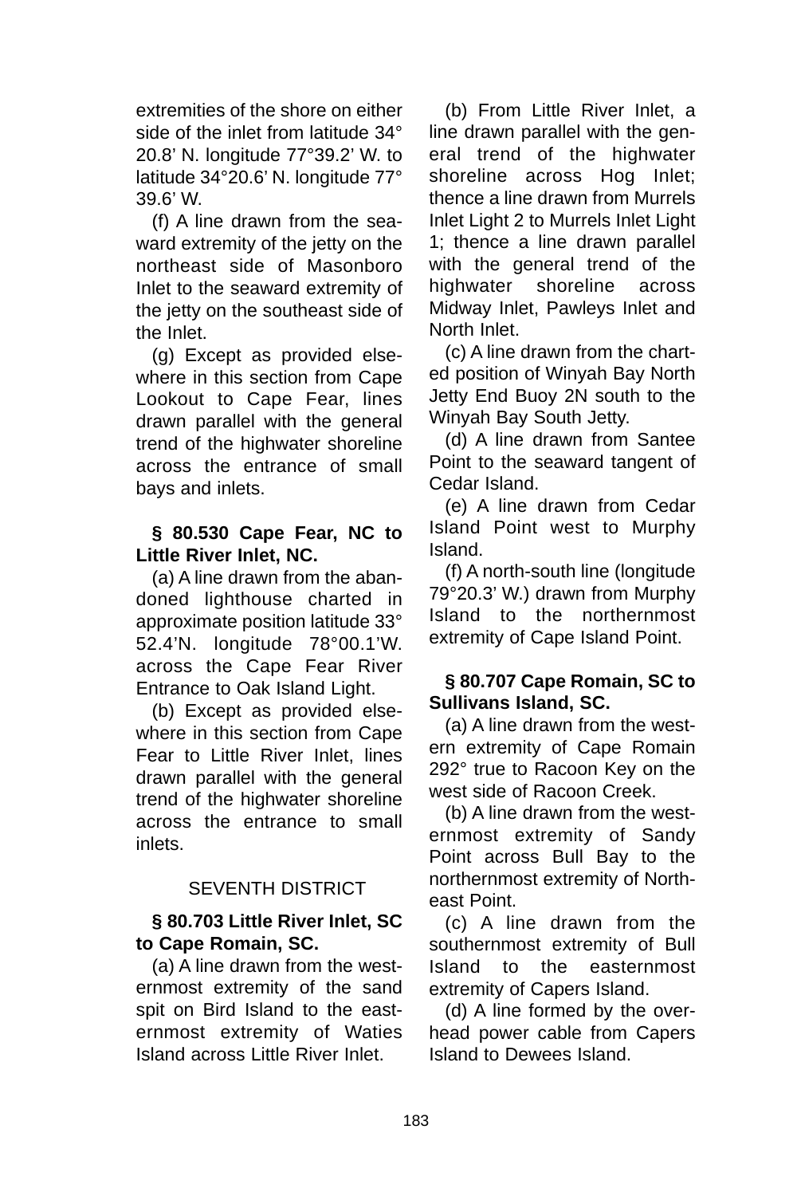extremities of the shore on either side of the inlet from latitude 34° 20.8' N. longitude 77°39.2' W. to latitude 34°20.6' N. longitude 77° 39.6' W.

(f) A line drawn from the seaward extremity of the jetty on the northeast side of Masonboro Inlet to the seaward extremity of the jetty on the southeast side of the Inlet.

(g) Except as provided elsewhere in this section from Cape Lookout to Cape Fear, lines drawn parallel with the general trend of the highwater shoreline across the entrance of small bays and inlets.

**§ 80.530 Cape Fear, NC to Little River Inlet, NC.**

(a) A line drawn from the abandoned lighthouse charted in approximate position latitude 33° 52.4'N. longitude 78°00.1'W. across the Cape Fear River Entrance to Oak Island Light.

(b) Except as provided elsewhere in this section from Cape Fear to Little River Inlet, lines drawn parallel with the general trend of the highwater shoreline across the entrance to small inlets.

SEVENTH DISTRICT

**§ 80.703 Little River Inlet, SC to Cape Romain, SC.**

(a) A line drawn from the westernmost extremity of the sand spit on Bird Island to the easternmost extremity of Waties Island across Little River Inlet.

(b) From Little River Inlet, a line drawn parallel with the general trend of the highwater shoreline across Hog Inlet; thence a line drawn from Murrels Inlet Light 2 to Murrels Inlet Light 1; thence a line drawn parallel with the general trend of the highwater shoreline across Midway Inlet, Pawleys Inlet and North Inlet.

(c) A line drawn from the charted position of Winyah Bay North Jetty End Buoy 2N south to the Winyah Bay South Jetty.

(d) A line drawn from Santee Point to the seaward tangent of Cedar Island.

(e) A line drawn from Cedar Island Point west to Murphy Island.

(f) A north-south line (longitude 79°20.3' W.) drawn from Murphy Island to the northernmost extremity of Cape Island Point.

**§ 80.707 Cape Romain, SC to Sullivans Island, SC.**

(a) A line drawn from the western extremity of Cape Romain 292° true to Racoon Key on the west side of Racoon Creek.

(b) A line drawn from the westernmost extremity of Sandy Point across Bull Bay to the northernmost extremity of Northeast Point.

(c) A line drawn from the southernmost extremity of Bull Island to the easternmost extremity of Capers Island.

(d) A line formed by the overhead power cable from Capers Island to Dewees Island.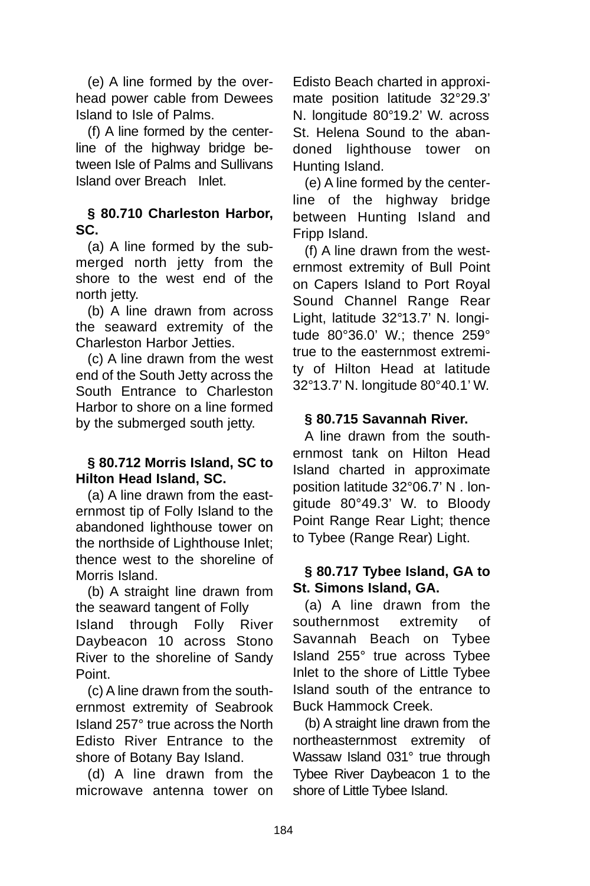(e) A line formed by the overhead power cable from Dewees Island to Isle of Palms.

(f) A line formed by the centerline of the highway bridge between Isle of Palms and Sullivans Island over Breach Inlet.

### § 80.710 Charleston Harbor, SC.

(a) A line formed by the submerged north jetty from the shore to the west end of the north jetty.

(b) A line drawn from across the seaward extremity of the Charleston Harbor Jetties.

(c) A line drawn from the west end of the South Jetty across the South Entrance to Charleston Harbor to shore on a line formed by the submerged south jetty.

### § 80.712 Morris Island, SC to Hilton Head Island, SC.

(a) A line drawn from the easternmost tip of Folly Island to the abandoned lighthouse tower on the northside of Lighthouse Inlet; thence west to the shoreline of Morris Island.

(b) A straight line drawn from the seaward tangent of Folly Island through Folly River Daybeacon 10 across Stono River to the shoreline of Sandy Point.

(c) A line drawn from the southernmost extremity of Seabrook Island 257° true across the North Edisto River Entrance to the shore of Botany Bay Island.

(d) A line drawn from the microwave antenna tower on Edisto Beach charted in approximate position latitude 32°29.3' N. longitude 80°19.2' W. across St. Helena Sound to the abandoned lighthouse tower on Hunting Island.

(e) A line formed by the centerline of the highway bridge between Hunting Island and Fripp Island.

(f) A line drawn from the westernmost extremity of Bull Point on Capers Island to Port Royal Sound Channel Range Rear Light, latitude 32°13.7' N. longitude 80°36.0' W.; thence 259° true to the easternmost extremity of Hilton Head at latitude 32°13.7' N. longitude 80°40.1' W.

### § 80.715 Savannah River.

A line drawn from the southernmost tank on Hilton Head Island charted in approximate position latitude 32°06.7' N . longitude 80°49.3' W. to Bloody Point Range Rear Light; thence to Tybee (Range Rear) Light.

### § 80.717 Tybee Island, GA to St. Simons Island, GA.

(a) A line drawn from the southernmost extremity of Savannah Beach on Tybee Island 255° true across Tybee Inlet to the shore of Little Tybee Island south of the entrance to Buck Hammock Creek.

(b) A straight line drawn from the northeasternmost extremity of Wassaw Island 031° true through Tybee River Daybeacon 1 to the shore of Little Tybee Island.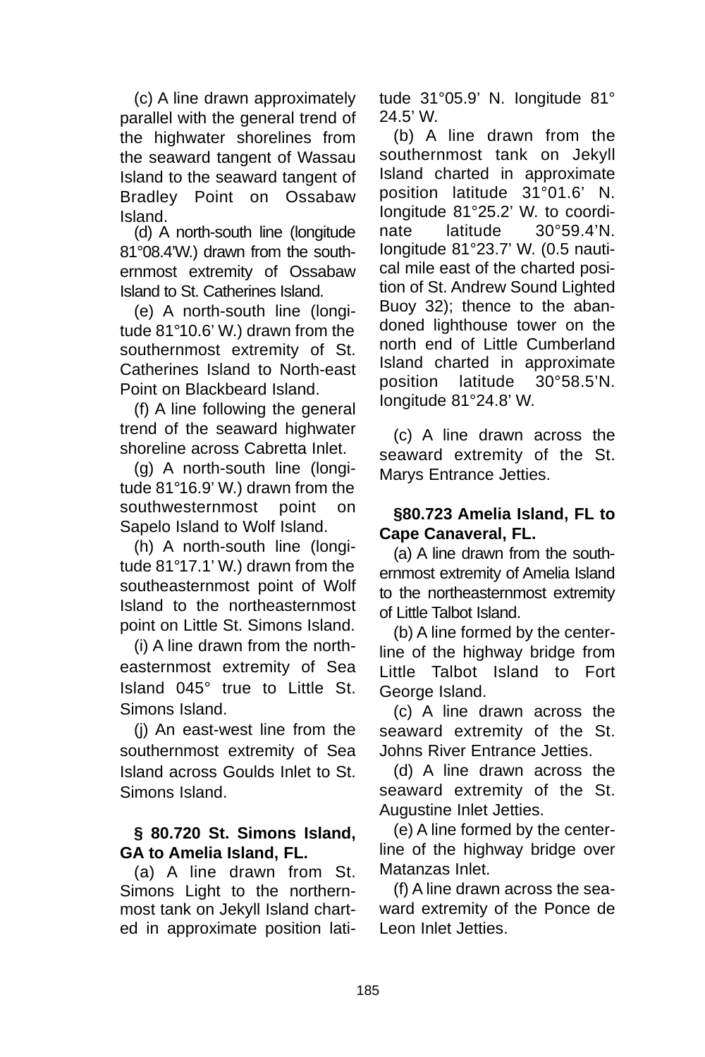(c) A line drawn approximately parallel with the general trend of the highwater shorelines from the seaward tangent of Wassau Island to the seaward tangent of Bradley Point on Ossabaw Island.

(d) A north-south line (longitude 81°08.4’W.) drawn from the southernmost extremity of Ossabaw Island to St. Catherines Island.

(e) A north-south line (longitude 81°10.6’ W.) drawn from the southernmost extremity of St. Catherines Island to North-east Point on Blackbeard Island.

(f) A line following the general trend of the seaward highwater shoreline across Cabretta Inlet.

(g) A north-south line (longitude 81°16.9’ W.) drawn from the southwesternmost point on Sapelo Island to Wolf Island.

(h) A north-south line (longitude 81°17.1’ W.) drawn from the southeasternmost point of Wolf Island to the northeasternmost point on Little St. Simons Island.

(i) A line drawn from the northeasternmost extremity of Sea Island 045° true to Little St. Simons Island.

(j) An east-west line from the southernmost extremity of Sea Island across Goulds Inlet to St. Simons Island.

**§ 80.720 St. Simons Island, GA to Amelia Island, FL.**

(a) A line drawn from St. Simons Light to the northernmost tank on Jekyll Island charted in approximate position latitude 31°05.9’ N. longitude 81° 24.5’ W.

(b) A line drawn from the southernmost tank on Jekyll Island charted in approximate position latitude 31°01.6’ N. longitude 81°25.2’ W. to coordinate latitude 30°59.4’N. longitude 81°23.7’ W. (0.5 nautical mile east of the charted position of St. Andrew Sound Lighted Buoy 32); thence to the abandoned lighthouse tower on the north end of Little Cumberland Island charted in approximate position latitude 30°58.5’N. longitude 81°24.8’ W.

(c) A line drawn across the seaward extremity of the St. Marys Entrance Jetties.

**§80.723 Amelia Island, FL to Cape Canaveral, FL.**

(a) A line drawn from the southernmost extremity of Amelia Island to the northeasternmost extremity of Little Talbot Island.

(b) A line formed by the centerline of the highway bridge from Little Talbot Island to Fort George Island.

(c) A line drawn across the seaward extremity of the St. Johns River Entrance Jetties.

(d) A line drawn across the seaward extremity of the St. Augustine Inlet Jetties.

(e) A line formed by the centerline of the highway bridge over Matanzas Inlet.

(f) A line drawn across the seaward extremity of the Ponce de Leon Inlet Jetties.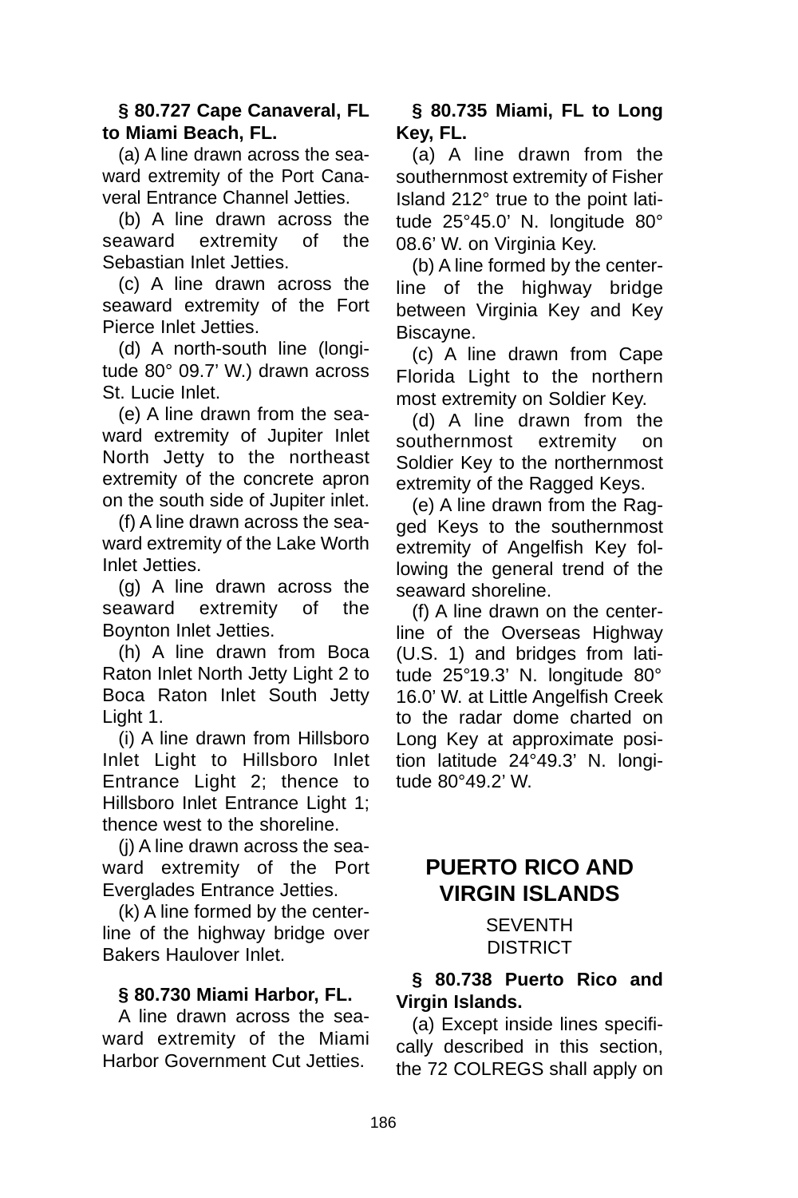**§ 80.727 Cape Canaveral, FL to Miami Beach, FL.**

(a) A line drawn across the seaward extremity of the Port Canaveral Entrance Channel Jetties.

(b) A line drawn across the seaward extremity of the Sebastian Inlet Jetties.

(c) A line drawn across the seaward extremity of the Fort Pierce Inlet Jetties.

(d) A north-south line (longitude 80° 09.7' W.) drawn across St. Lucie Inlet.

(e) A line drawn from the seaward extremity of Jupiter Inlet North Jetty to the northeast extremity of the concrete apron on the south side of Jupiter inlet.

(f) A line drawn across the seaward extremity of the Lake Worth Inlet Jetties.

(g) A line drawn across the seaward extremity of the Boynton Inlet Jetties.

(h) A line drawn from Boca Raton Inlet North Jetty Light 2 to Boca Raton Inlet South Jetty Light 1.

(i) A line drawn from Hillsboro Inlet Light to Hillsboro Inlet Entrance Light 2; thence to Hillsboro Inlet Entrance Light 1; thence west to the shoreline.

(j) A line drawn across the seaward extremity of the Port Everglades Entrance Jetties.

(k) A line formed by the centerline of the highway bridge over Bakers Haulover Inlet.

**§ 80.730 Miami Harbor, FL.**

A line drawn across the seaward extremity of the Miami Harbor Government Cut Jetties.

**§ 80.735 Miami, FL to Long Key, FL.**

(a) A line drawn from the southernmost extremity of Fisher Island 212° true to the point latitude 25°45.0' N. longitude 80° 08.6' W. on Virginia Key.

(b) A line formed by the centerline of the highway bridge between Virginia Key and Key Biscayne.

(c) A line drawn from Cape Florida Light to the northern most extremity on Soldier Key.

(d) A line drawn from the southernmost extremity on Soldier Key to the northernmost extremity of the Ragged Keys.

(e) A line drawn from the Ragged Keys to the southernmost extremity of Angelfish Key following the general trend of the seaward shoreline.

(f) A line drawn on the centerline of the Overseas Highway (U.S. 1) and bridges from latitude 25°19.3' N. longitude 80° 16.0' W. at Little Angelfish Creek to the radar dome charted on Long Key at approximate position latitude 24°49.3' N. longitude 80°49.2' W.

## PUERTO RICO AND VIRGIN ISLANDS

SEVENTH DISTRICT

**§ 80.738 Puerto Rico and Virgin Islands.**

(a) Except inside lines specifically described in this section, the 72 COLREGS shall apply on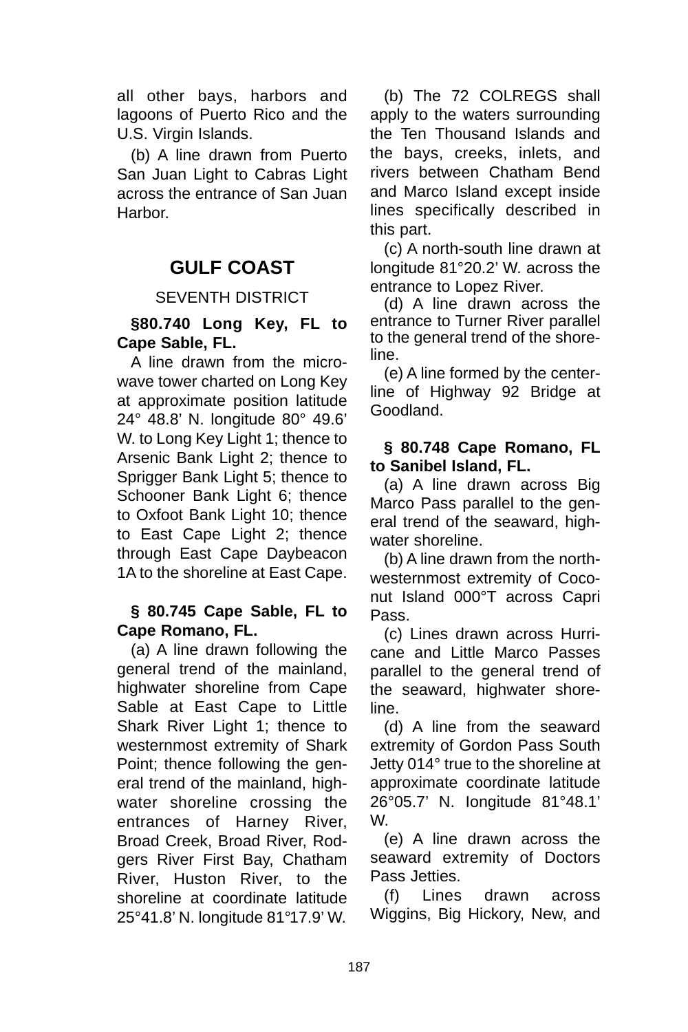all other bays, harbors and lagoons of Puerto Rico and the U.S. Virgin Islands.

(b) A line drawn from Puerto San Juan Light to Cabras Light across the entrance of San Juan Harbor.

## GULF COAST

### SEVENTH DISTRICT

**§80.740 Long Key, FL to Cape Sable, FL.**

A line drawn from the microwave tower charted on Long Key at approximate position latitude 24° 48.8' N. longitude 80° 49.6' W. to Long Key Light 1; thence to Arsenic Bank Light 2; thence to Sprigger Bank Light 5; thence to Schooner Bank Light 6; thence to Oxfoot Bank Light 10; thence to East Cape Light 2; thence through East Cape Daybeacon 1A to the shoreline at East Cape.

**§ 80.745 Cape Sable, FL to Cape Romano, FL.**

(a) A line drawn following the general trend of the mainland, highwater shoreline from Cape Sable at East Cape to Little Shark River Light 1; thence to westernmost extremity of Shark Point; thence following the general trend of the mainland, highwater shoreline crossing the entrances of Harney River, Broad Creek, Broad River, Rodgers River First Bay, Chatham River, Huston River, to the shoreline at coordinate latitude 25°41.8' N. longitude 81°17.9' W.

(b) The 72 COLREGS shall apply to the waters surrounding the Ten Thousand Islands and the bays, creeks, inlets, and rivers between Chatham Bend and Marco Island except inside lines specifically described in this part.

(c) A north-south line drawn at longitude 81°20.2' W. across the entrance to Lopez River.

(d) A line drawn across the entrance to Turner River parallel to the general trend of the shoreline.

(e) A line formed by the centerline of Highway 92 Bridge at Goodland.

**§ 80.748 Cape Romano, FL to Sanibel Island, FL.**

(a) A line drawn across Big Marco Pass parallel to the general trend of the seaward, highwater shoreline.

(b) A line drawn from the northwesternmost extremity of Coconut Island 000°T across Capri Pass.

(c) Lines drawn across Hurricane and Little Marco Passes parallel to the general trend of the seaward, highwater shoreline.

(d) A line from the seaward extremity of Gordon Pass South Jetty 014° true to the shoreline at approximate coordinate latitude 26°05.7' N. longitude 81°48.1' W.

(e) A line drawn across the seaward extremity of Doctors Pass Jetties.

(f) Lines drawn across Wiggins, Big Hickory, New, and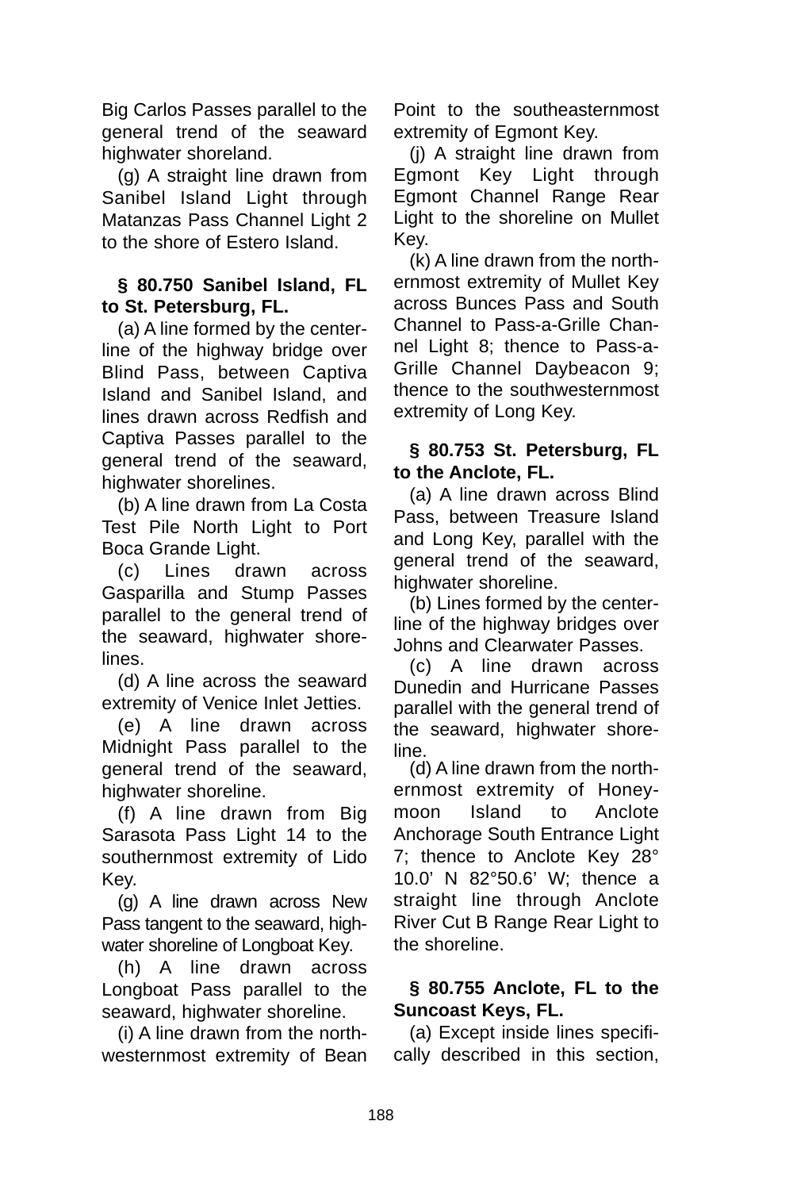Big Carlos Passes parallel to the general trend of the seaward highwater shoreland.

(g) A straight line drawn from Sanibel Island Light through Matanzas Pass Channel Light 2 to the shore of Estero Island.

**§ 80.750 Sanibel Island, FL to St. Petersburg, FL.**

(a) A line formed by the centerline of the highway bridge over Blind Pass, between Captiva Island and Sanibel Island, and lines drawn across Redfish and Captiva Passes parallel to the general trend of the seaward, highwater shorelines.

(b) A line drawn from La Costa Test Pile North Light to Port Boca Grande Light.

(c) Lines drawn across Gasparilla and Stump Passes parallel to the general trend of the seaward, highwater shorelines.

(d) A line across the seaward extremity of Venice Inlet Jetties.

(e) A line drawn across Midnight Pass parallel to the general trend of the seaward, highwater shoreline.

(f) A line drawn from Big Sarasota Pass Light 14 to the southernmost extremity of Lido Key.

(g) A line drawn across New Pass tangent to the seaward, highwater shoreline of Longboat Key.

(h) A line drawn across Longboat Pass parallel to the seaward, highwater shoreline.

(i) A line drawn from the northwesternmost extremity of Bean Point to the southeasternmost extremity of Egmont Key.

(j) A straight line drawn from Egmont Key Light through Egmont Channel Range Rear Light to the shoreline on Mullet Key.

(k) A line drawn from the northernmost extremity of Mullet Key across Bunces Pass and South Channel to Pass-a-Grille Channel Light 8; thence to Pass-a-Grille Channel Daybeacon 9; thence to the southwesternmost extremity of Long Key.

**§ 80.753 St. Petersburg, FL to the Anclote, FL.**

(a) A line drawn across Blind Pass, between Treasure Island and Long Key, parallel with the general trend of the seaward, highwater shoreline.

(b) Lines formed by the centerline of the highway bridges over Johns and Clearwater Passes.

(c) A line drawn across Dunedin and Hurricane Passes parallel with the general trend of the seaward, highwater shoreline.

(d) A line drawn from the northernmost extremity of Honeymoon Island to Anclote Anchorage South Entrance Light 7; thence to Anclote Key 28° 10.0' N 82°50.6' W; thence a straight line through Anclote River Cut B Range Rear Light to the shoreline.

**§ 80.755 Anclote, FL to the Suncoast Keys, FL.**

(a) Except inside lines specifically described in this section,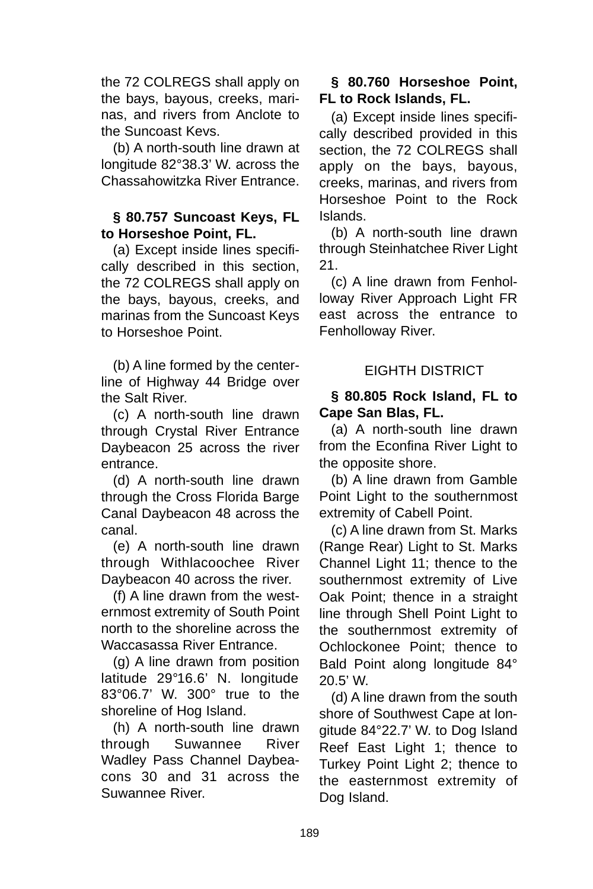the 72 COLREGS shall apply on the bays, bayous, creeks, marinas, and rivers from Anclote to the Suncoast Kevs.

(b) A north-south line drawn at longitude 82°38.3' W. across the Chassahowitzka River Entrance.

**§ 80.757 Suncoast Keys, FL to Horseshoe Point, FL.**

(a) Except inside lines specifically described in this section, the 72 COLREGS shall apply on the bays, bayous, creeks, and marinas from the Suncoast Keys to Horseshoe Point.

(b) A line formed by the centerline of Highway 44 Bridge over the Salt River.

(c) A north-south line drawn through Crystal River Entrance Daybeacon 25 across the river entrance.

(d) A north-south line drawn through the Cross Florida Barge Canal Daybeacon 48 across the canal.

(e) A north-south line drawn through Withlacoochee River Daybeacon 40 across the river.

(f) A line drawn from the westernmost extremity of South Point north to the shoreline across the Waccasassa River Entrance.

(g) A line drawn from position latitude 29°16.6' N. longitude 83°06.7' W. 300° true to the shoreline of Hog Island.

(h) A north-south line drawn through Suwannee River Wadley Pass Channel Daybeacons 30 and 31 across the Suwannee River.

**§ 80.760 Horseshoe Point, FL to Rock Islands, FL.**

(a) Except inside lines specifically described provided in this section, the 72 COLREGS shall apply on the bays, bayous, creeks, marinas, and rivers from Horseshoe Point to the Rock Islands.

(b) A north-south line drawn through Steinhatchee River Light 21.

(c) A line drawn from Fenholloway River Approach Light FR east across the entrance to Fenholloway River.

## EIGHTH DISTRICT

**§ 80.805 Rock Island, FL to Cape San Blas, FL.**

(a) A north-south line drawn from the Econfina River Light to the opposite shore.

(b) A line drawn from Gamble Point Light to the southernmost extremity of Cabell Point.

(c) A line drawn from St. Marks (Range Rear) Light to St. Marks Channel Light 11; thence to the southernmost extremity of Live Oak Point; thence in a straight line through Shell Point Light to the southernmost extremity of Ochlockonee Point; thence to Bald Point along longitude 84° 20.5' W.

(d) A line drawn from the south shore of Southwest Cape at longitude 84°22.7' W. to Dog Island Reef East Light 1; thence to Turkey Point Light 2; thence to the easternmost extremity of Dog Island.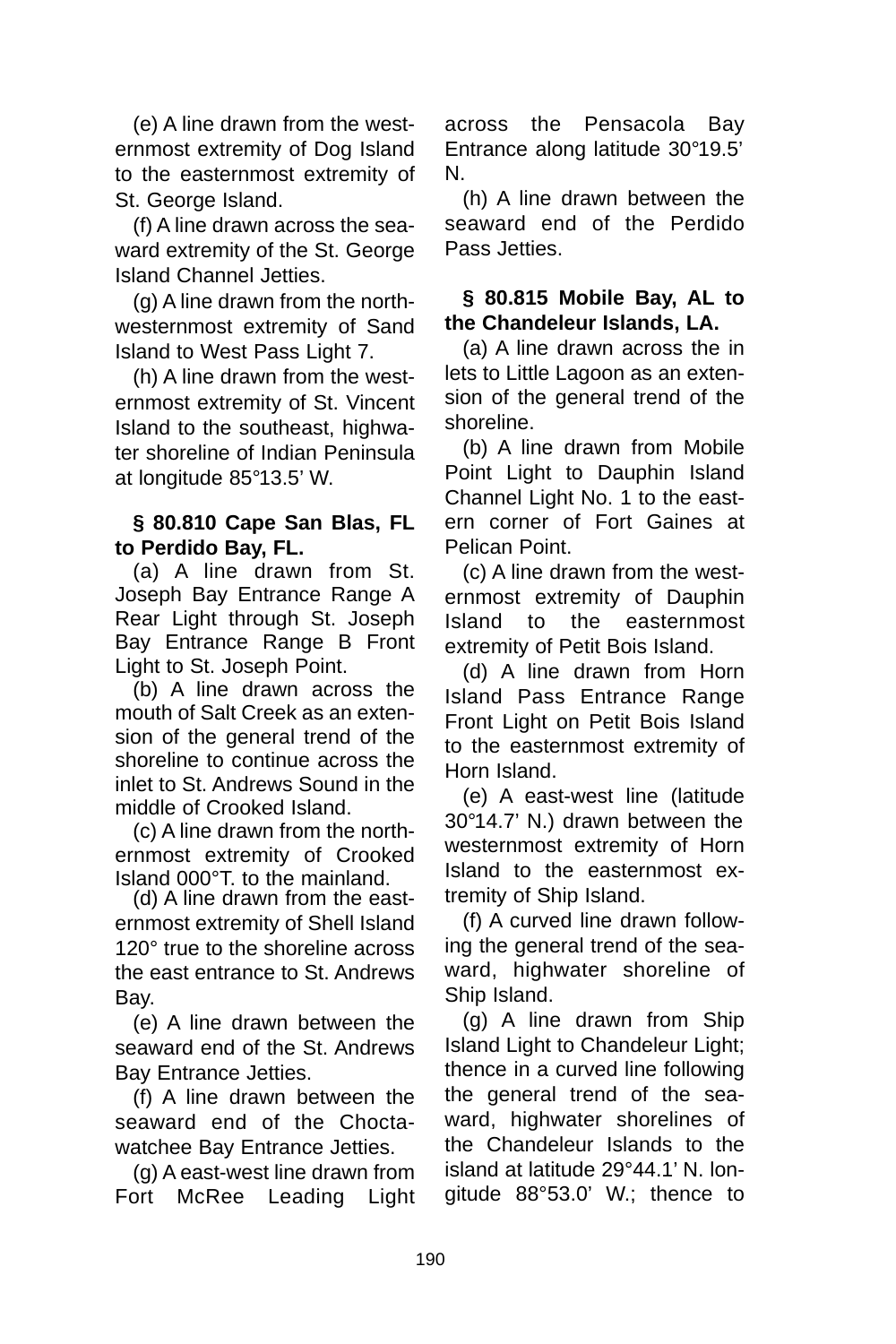(e) A line drawn from the westernmost extremity of Dog Island to the easternmost extremity of St. George Island.

(f) A line drawn across the seaward extremity of the St. George Island Channel Jetties.

(g) A line drawn from the northwesternmost extremity of Sand Island to West Pass Light 7.

(h) A line drawn from the westernmost extremity of St. Vincent Island to the southeast, highwater shoreline of Indian Peninsula at longitude 85°13.5' W.

### § 80.810 Cape San Blas, FL to Perdido Bay, FL.

(a) A line drawn from St. Joseph Bay Entrance Range A Rear Light through St. Joseph Bay Entrance Range B Front Light to St. Joseph Point.

(b) A line drawn across the mouth of Salt Creek as an extension of the general trend of the shoreline to continue across the inlet to St. Andrews Sound in the middle of Crooked Island.

(c) A line drawn from the northernmost extremity of Crooked Island 000°T. to the mainland.

(d) A line drawn from the easternmost extremity of Shell Island 120° true to the shoreline across the east entrance to St. Andrews Bay.

(e) A line drawn between the seaward end of the St. Andrews Bay Entrance Jetties.

(f) A line drawn between the seaward end of the Choctawatchee Bay Entrance Jetties.

(g) A east-west line drawn from Fort McRee Leading Light across the Pensacola Bay Entrance along latitude 30°19.5' N.

(h) A line drawn between the seaward end of the Perdido Pass Jetties.

### § 80.815 Mobile Bay, AL to the Chandeleur Islands, LA.

(a) A line drawn across the in lets to Little Lagoon as an extension of the general trend of the shoreline.

(b) A line drawn from Mobile Point Light to Dauphin Island Channel Light No. 1 to the eastern corner of Fort Gaines at Pelican Point.

(c) A line drawn from the westernmost extremity of Dauphin Island to the easternmost extremity of Petit Bois Island.

(d) A line drawn from Horn Island Pass Entrance Range Front Light on Petit Bois Island to the easternmost extremity of Horn Island.

(e) A east-west line (latitude 30°14.7' N.) drawn between the westernmost extremity of Horn Island to the easternmost extremity of Ship Island.

(f) A curved line drawn following the general trend of the seaward, highwater shoreline of Ship Island.

(g) A line drawn from Ship Island Light to Chandeleur Light; thence in a curved line following the general trend of the seaward, highwater shorelines of the Chandeleur Islands to the island at latitude 29°44.1' N. longitude 88°53.0' W.; thence to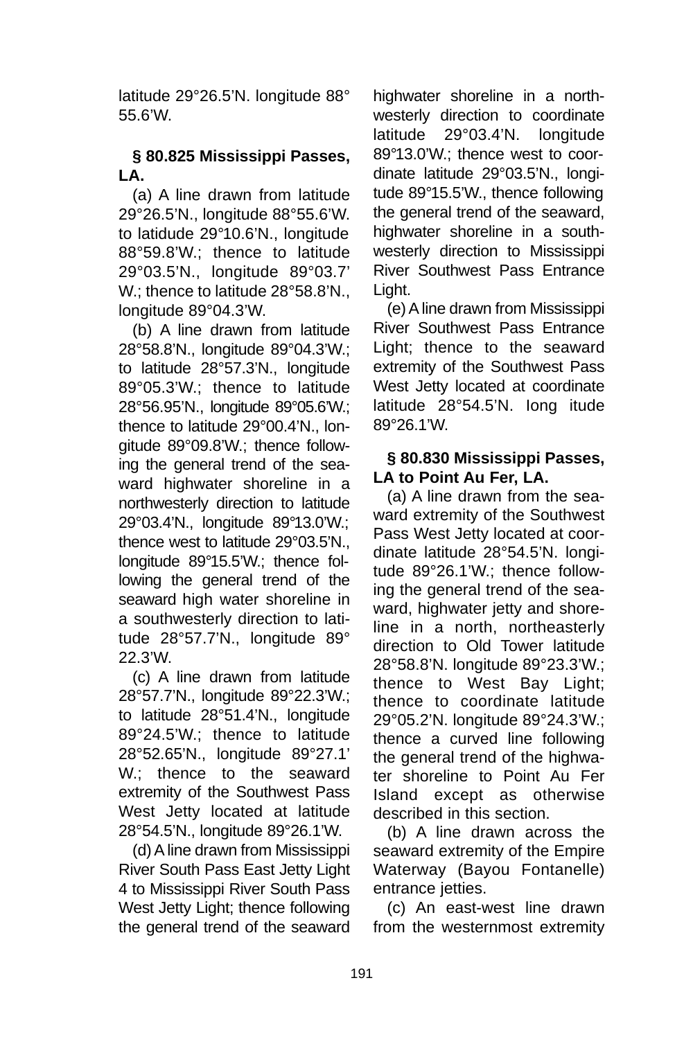latitude 29°26.5'N. longitude 88° 55.6'W.

### § 80.825 Mississippi Passes, LA.

(a) A line drawn from latitude 29°26.5'N., longitude 88°55.6'W. to latidude 29°10.6'N., longitude 88°59.8'W.; thence to latitude 29°03.5'N., longitude 89°03.7' W.; thence to latitude 28°58.8'N., longitude 89°04.3'W.

(b) A line drawn from latitude 28°58.8'N., longitude 89°04.3'W.; to latitude 28°57.3'N., longitude 89°05.3'W.; thence to latitude 28°56.95'N., longitude 89°05.6'W.; thence to latitude 29°00.4'N., longitude 89°09.8'W.; thence following the general trend of the seaward highwater shoreline in a northwesterly direction to latitude 29°03.4'N., longitude 89°13.0'W.; thence west to latitude 29°03.5'N., longitude 89°15.5'W.; thence following the general trend of the seaward high water shoreline in a southwesterly direction to latitude 28°57.7'N., longitude 89° 22.3'W.

(c) A line drawn from latitude 28°57.7'N., longitude 89°22.3'W.; to latitude 28°51.4'N., longitude 89°24.5'W.; thence to latitude 28°52.65'N., longitude 89°27.1' W.; thence to the seaward extremity of the Southwest Pass West Jetty located at latitude 28°54.5'N., longitude 89°26.1'W.

(d) A line drawn from Mississippi River South Pass East Jetty Light 4 to Mississippi River South Pass West Jetty Light; thence following the general trend of the seaward highwater shoreline in a northwesterly direction to coordinate latitude 29°03.4'N. longitude 89°13.0'W.; thence west to coordinate latitude 29°03.5'N., longitude 89°15.5'W., thence following the general trend of the seaward, highwater shoreline in a southwesterly direction to Mississippi River Southwest Pass Entrance Light.

(e) A line drawn from Mississippi River Southwest Pass Entrance Light; thence to the seaward extremity of the Southwest Pass West Jetty located at coordinate latitude 28°54.5'N. longitude 89°26.1'W.

### § 80.830 Mississippi Passes, LA to Point Au Fer, LA.

(a) A line drawn from the seaward extremity of the Southwest Pass West Jetty located at coordinate latitude 28°54.5'N. longitude 89°26.1'W.; thence following the general trend of the seaward, highwater jetty and shoreline in a north, northeasterly direction to Old Tower latitude 28°58.8'N. longitude 89°23.3'W.; thence to West Bay Light; thence to coordinate latitude 29°05.2'N. longitude 89°24.3'W.; thence a curved line following the general trend of the highwater shoreline to Point Au Fer Island except as otherwise described in this section.

(b) A line drawn across the seaward extremity of the Empire Waterway (Bayou Fontanelle) entrance jetties.

(c) An east-west line drawn from the westernmost extremity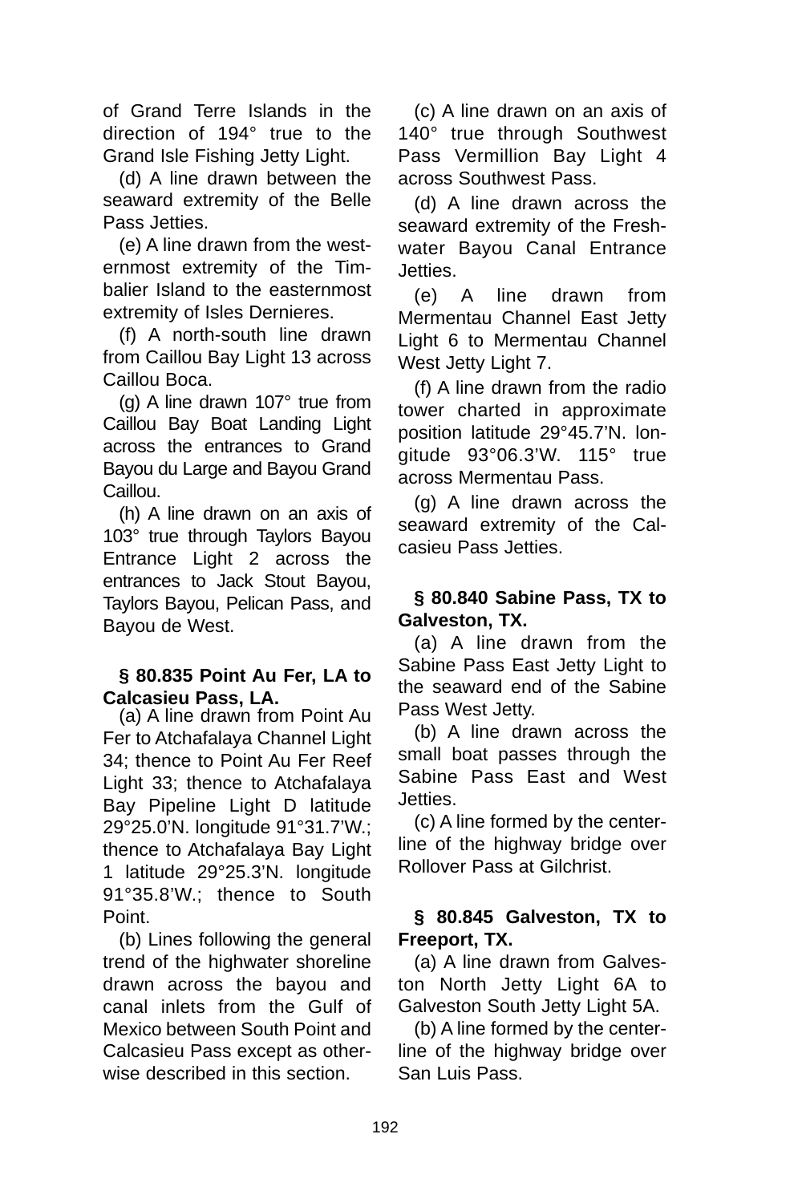of Grand Terre Islands in the direction of 194° true to the Grand Isle Fishing Jetty Light.

(d) A line drawn between the seaward extremity of the Belle Pass Jetties.

(e) A line drawn from the westernmost extremity of the Timbalier Island to the easternmost extremity of Isles Dernieres.

(f) A north-south line drawn from Caillou Bay Light 13 across Caillou Boca.

(g) A line drawn 107° true from Caillou Bay Boat Landing Light across the entrances to Grand Bayou du Large and Bayou Grand Caillou.

(h) A line drawn on an axis of 103° true through Taylors Bayou Entrance Light 2 across the entrances to Jack Stout Bayou, Taylors Bayou, Pelican Pass, and Bayou de West.

**§ 80.835 Point Au Fer, LA to Calcasieu Pass, LA.**

(a) A line drawn from Point Au Fer to Atchafalaya Channel Light 34; thence to Point Au Fer Reef Light 33; thence to Atchafalaya Bay Pipeline Light D latitude 29°25.0'N. longitude 91°31.7'W.; thence to Atchafalaya Bay Light 1 latitude 29°25.3'N. longitude 91°35.8'W.; thence to South Point.

(b) Lines following the general trend of the highwater shoreline drawn across the bayou and canal inlets from the Gulf of Mexico between South Point and Calcasieu Pass except as otherwise described in this section.

(c) A line drawn on an axis of 140° true through Southwest Pass Vermillion Bay Light 4 across Southwest Pass.

(d) A line drawn across the seaward extremity of the Freshwater Bayou Canal Entrance Jetties.

(e) A line drawn from Mermentau Channel East Jetty Light 6 to Mermentau Channel West Jetty Light 7.

(f) A line drawn from the radio tower charted in approximate position latitude 29°45.7'N. longitude 93°06.3'W. 115° true across Mermentau Pass.

(g) A line drawn across the seaward extremity of the Calcasieu Pass Jetties.

**§ 80.840 Sabine Pass, TX to Galveston, TX.**

(a) A line drawn from the Sabine Pass East Jetty Light to the seaward end of the Sabine Pass West Jetty.

(b) A line drawn across the small boat passes through the Sabine Pass East and West Jetties.

(c) A line formed by the centerline of the highway bridge over Rollover Pass at Gilchrist.

**§ 80.845 Galveston, TX to Freeport, TX.**

(a) A line drawn from Galveston North Jetty Light 6A to Galveston South Jetty Light 5A.

(b) A line formed by the centerline of the highway bridge over San Luis Pass.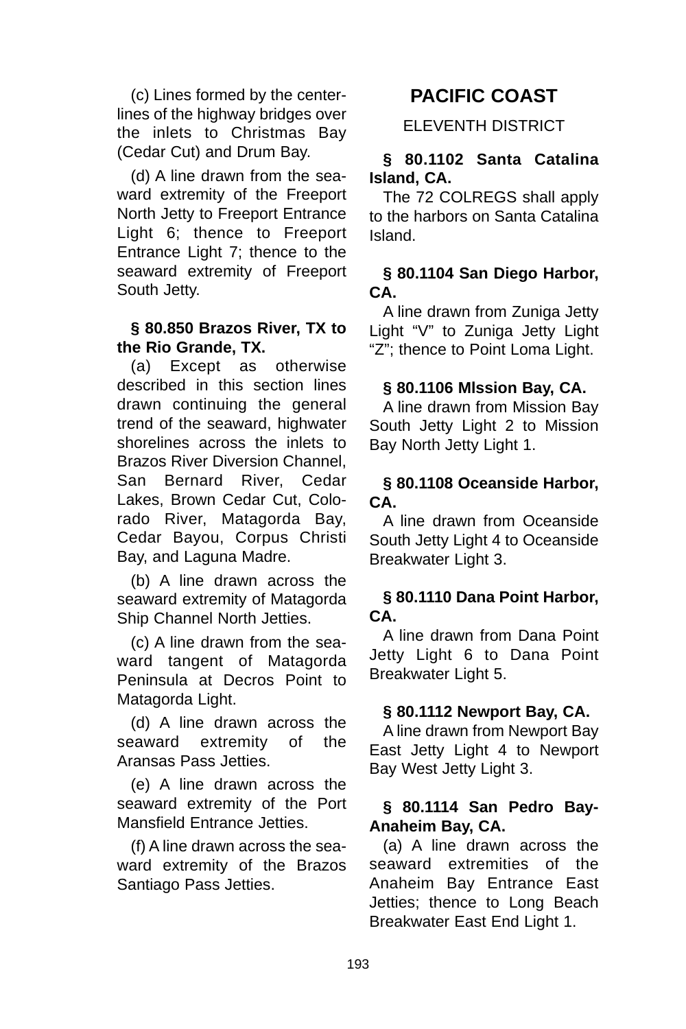(c) Lines formed by the centerlines of the highway bridges over the inlets to Christmas Bay (Cedar Cut) and Drum Bay.

(d) A line drawn from the seaward extremity of the Freeport North Jetty to Freeport Entrance Light 6; thence to Freeport Entrance Light 7; thence to the seaward extremity of Freeport South Jetty.

**§ 80.850 Brazos River, TX to the Rio Grande, TX.**

(a) Except as otherwise described in this section lines drawn continuing the general trend of the seaward, highwater shorelines across the inlets to Brazos River Diversion Channel, San Bernard River, Cedar Lakes, Brown Cedar Cut, Colorado River, Matagorda Bay, Cedar Bayou, Corpus Christi Bay, and Laguna Madre.

(b) A line drawn across the seaward extremity of Matagorda Ship Channel North Jetties.

(c) A line drawn from the seaward tangent of Matagorda Peninsula at Decros Point to Matagorda Light.

(d) A line drawn across the seaward extremity of the Aransas Pass Jetties.

(e) A line drawn across the seaward extremity of the Port Mansfield Entrance Jetties.

(f) A line drawn across the seaward extremity of the Brazos Santiago Pass Jetties.

## PACIFIC COAST

### ELEVENTH DISTRICT

**§ 80.1102 Santa Catalina Island, CA.**

The 72 COLREGS shall apply to the harbors on Santa Catalina Island.

**§ 80.1104 San Diego Harbor, CA.**

A line drawn from Zuniga Jetty Light "V" to Zuniga Jetty Light "Z"; thence to Point Loma Light.

**§ 80.1106 MIssion Bay, CA.**

A line drawn from Mission Bay South Jetty Light 2 to Mission Bay North Jetty Light 1.

**§ 80.1108 Oceanside Harbor, CA.**

A line drawn from Oceanside South Jetty Light 4 to Oceanside Breakwater Light 3.

**§ 80.1110 Dana Point Harbor, CA.**

A line drawn from Dana Point Jetty Light 6 to Dana Point Breakwater Light 5.

**§ 80.1112 Newport Bay, CA.**

A line drawn from Newport Bay East Jetty Light 4 to Newport Bay West Jetty Light 3.

**§ 80.1114 San Pedro Bay-Anaheim Bay, CA.**

(a) A line drawn across the seaward extremities of the Anaheim Bay Entrance East Jetties; thence to Long Beach Breakwater East End Light 1.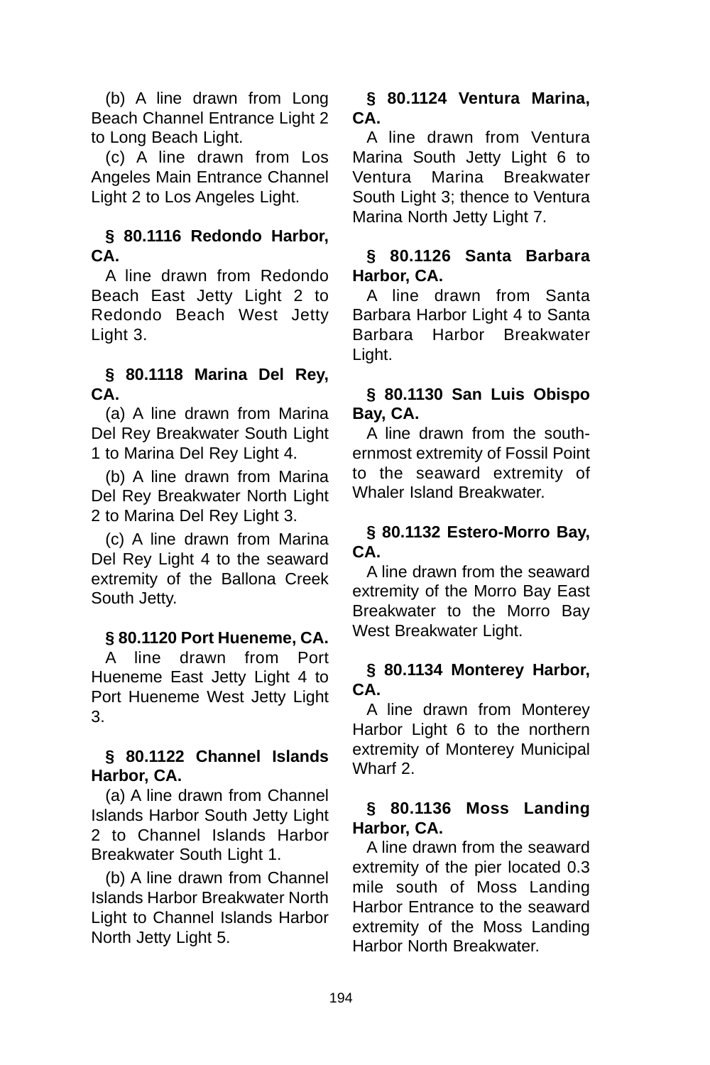(b) A line drawn from Long Beach Channel Entrance Light 2 to Long Beach Light.

(c) A line drawn from Los Angeles Main Entrance Channel Light 2 to Los Angeles Light.

### § 80.1116 Redondo Harbor, CA.

A line drawn from Redondo Beach East Jetty Light 2 to Redondo Beach West Jetty Light 3.

### § 80.1118 Marina Del Rey, CA.

(a) A line drawn from Marina Del Rey Breakwater South Light 1 to Marina Del Rey Light 4.

(b) A line drawn from Marina Del Rey Breakwater North Light 2 to Marina Del Rey Light 3.

(c) A line drawn from Marina Del Rey Light 4 to the seaward extremity of the Ballona Creek South Jetty.

### § 80.1120 Port Hueneme, CA.

A line drawn from Port Hueneme East Jetty Light 4 to Port Hueneme West Jetty Light 3.

### § 80.1122 Channel Islands Harbor, CA.

(a) A line drawn from Channel Islands Harbor South Jetty Light 2 to Channel Islands Harbor Breakwater South Light 1.

(b) A line drawn from Channel Islands Harbor Breakwater North Light to Channel Islands Harbor North Jetty Light 5.

### § 80.1124 Ventura Marina, CA.

A line drawn from Ventura Marina South Jetty Light 6 to Ventura Marina Breakwater South Light 3; thence to Ventura Marina North Jetty Light 7.

### § 80.1126 Santa Barbara Harbor, CA.

A line drawn from Santa Barbara Harbor Light 4 to Santa Barbara Harbor Breakwater Light.

### § 80.1130 San Luis Obispo Bay, CA.

A line drawn from the southernmost extremity of Fossil Point to the seaward extremity of Whaler Island Breakwater.

### § 80.1132 Estero-Morro Bay, CA.

A line drawn from the seaward extremity of the Morro Bay East Breakwater to the Morro Bay West Breakwater Light.

### § 80.1134 Monterey Harbor, CA.

A line drawn from Monterey Harbor Light 6 to the northern extremity of Monterey Municipal Wharf 2.

### § 80.1136 Moss Landing Harbor, CA.

A line drawn from the seaward extremity of the pier located 0.3 mile south of Moss Landing Harbor Entrance to the seaward extremity of the Moss Landing Harbor North Breakwater.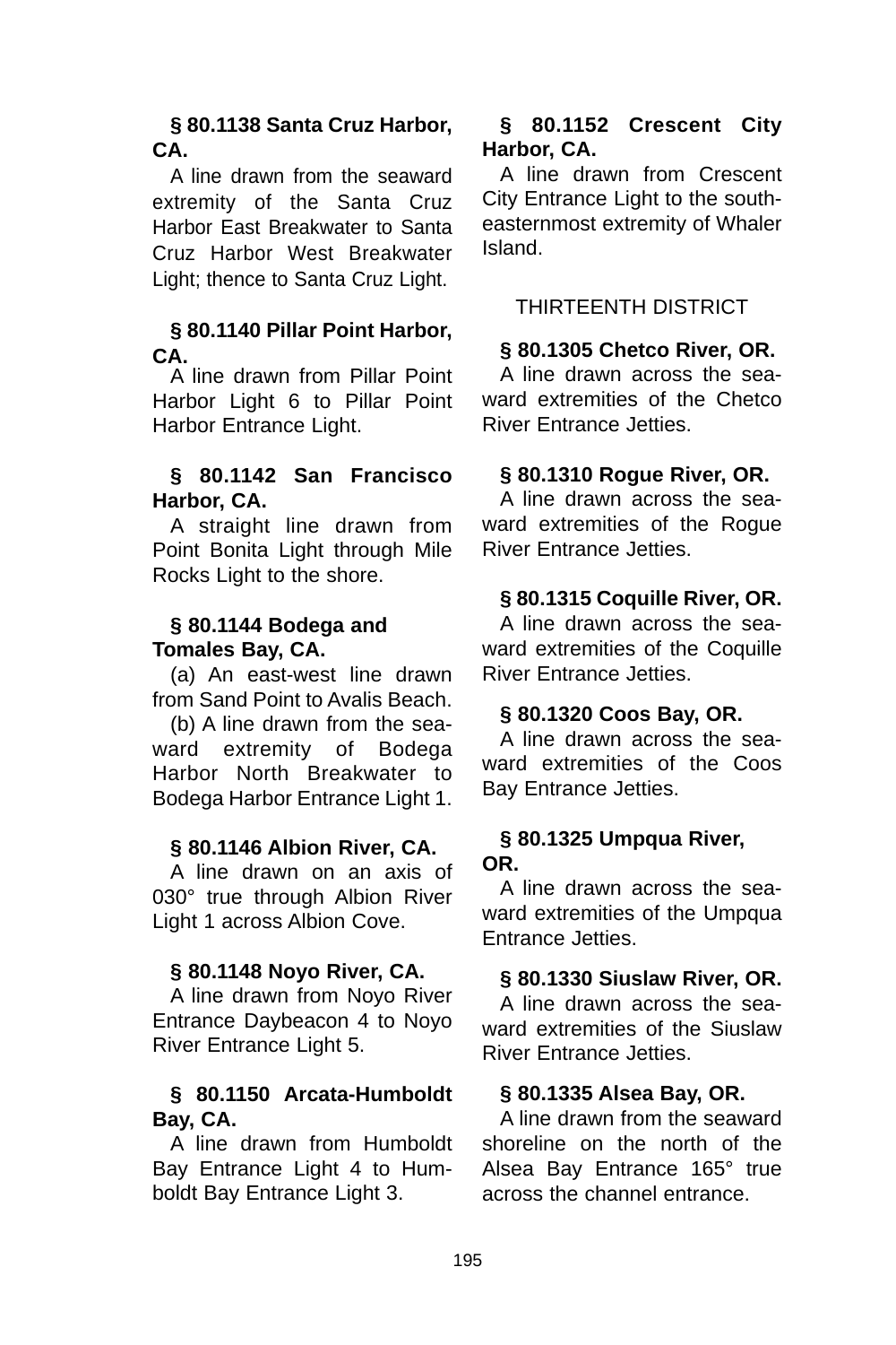### § 80.1138 Santa Cruz Harbor, CA.

A line drawn from the seaward extremity of the Santa Cruz Harbor East Breakwater to Santa Cruz Harbor West Breakwater Light; thence to Santa Cruz Light.

### § 80.1140 Pillar Point Harbor, CA.

A line drawn from Pillar Point Harbor Light 6 to Pillar Point Harbor Entrance Light.

### § 80.1142 San Francisco Harbor, CA.

A straight line drawn from Point Bonita Light through Mile Rocks Light to the shore.

### § 80.1144 Bodega and Tomales Bay, CA.

(a) An east-west line drawn from Sand Point to Avalis Beach.

(b) A line drawn from the seaward extremity of Bodega Harbor North Breakwater to Bodega Harbor Entrance Light 1.

### § 80.1146 Albion River, CA.

A line drawn on an axis of 030° true through Albion River Light 1 across Albion Cove.

### § 80.1148 Noyo River, CA.

A line drawn from Noyo River Entrance Daybeacon 4 to Noyo River Entrance Light 5.

### § 80.1150 Arcata-Humboldt Bay, CA.

A line drawn from Humboldt Bay Entrance Light 4 to Humboldt Bay Entrance Light 3.

### § 80.1152 Crescent City Harbor, CA.

A line drawn from Crescent City Entrance Light to the southeasternmost extremity of Whaler Island.

## THIRTEENTH DISTRICT

### § 80.1305 Chetco River, OR.

A line drawn across the seaward extremities of the Chetco River Entrance Jetties.

### § 80.1310 Rogue River, OR.

A line drawn across the seaward extremities of the Rogue River Entrance Jetties.

### § 80.1315 Coquille River, OR.

A line drawn across the seaward extremities of the Coquille River Entrance Jetties.

### § 80.1320 Coos Bay, OR.

A line drawn across the seaward extremities of the Coos Bay Entrance Jetties.

### § 80.1325 Umpqua River, OR.

A line drawn across the seaward extremities of the Umpqua Entrance Jetties.

### § 80.1330 Siuslaw River, OR.

A line drawn across the seaward extremities of the Siuslaw River Entrance Jetties.

### § 80.1335 Alsea Bay, OR.

A line drawn from the seaward shoreline on the north of the Alsea Bay Entrance 165° true across the channel entrance.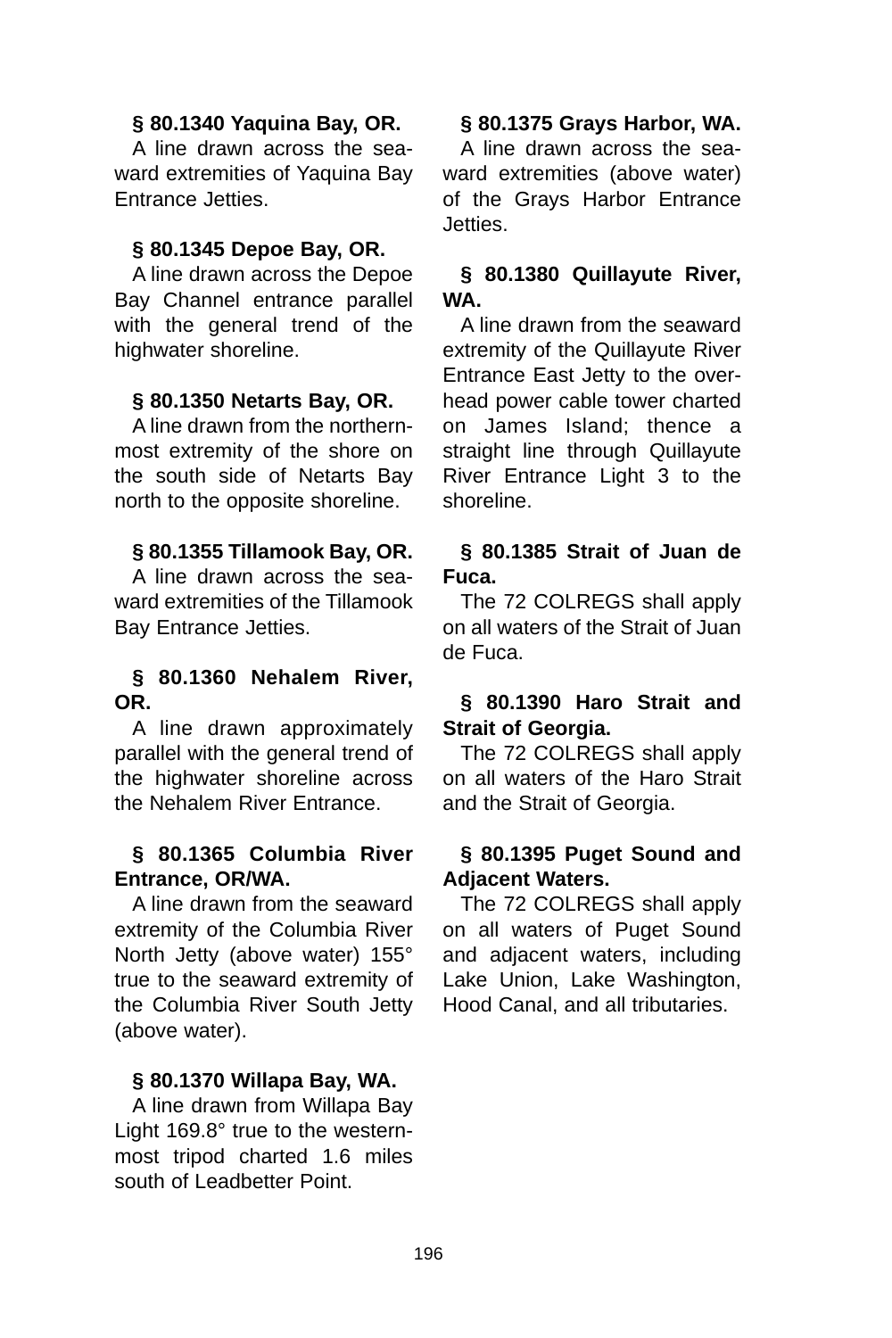### § 80.1340 Yaquina Bay, OR.

A line drawn across the seaward extremities of Yaquina Bay Entrance Jetties.

### § 80.1345 Depoe Bay, OR.

A line drawn across the Depoe Bay Channel entrance parallel with the general trend of the highwater shoreline.

### § 80.1350 Netarts Bay, OR.

A line drawn from the northernmost extremity of the shore on the south side of Netarts Bay north to the opposite shoreline.

### § 80.1355 Tillamook Bay, OR.

A line drawn across the seaward extremities of the Tillamook Bay Entrance Jetties.

### § 80.1360 Nehalem River, OR.

A line drawn approximately parallel with the general trend of the highwater shoreline across the Nehalem River Entrance.

### § 80.1365 Columbia River Entrance, OR/WA.

A line drawn from the seaward extremity of the Columbia River North Jetty (above water) 155° true to the seaward extremity of the Columbia River South Jetty (above water).

### § 80.1370 Willapa Bay, WA.

A line drawn from Willapa Bay Light 169.8° true to the westernmost tripod charted 1.6 miles south of Leadbetter Point.

### § 80.1375 Grays Harbor, WA.

A line drawn across the seaward extremities (above water) of the Grays Harbor Entrance Jetties.

### § 80.1380 Quillayute River, WA.

A line drawn from the seaward extremity of the Quillayute River Entrance East Jetty to the overhead power cable tower charted on James Island; thence a straight line through Quillayute River Entrance Light 3 to the shoreline.

### § 80.1385 Strait of Juan de Fuca.

The 72 COLREGS shall apply on all waters of the Strait of Juan de Fuca.

### § 80.1390 Haro Strait and Strait of Georgia.

The 72 COLREGS shall apply on all waters of the Haro Strait and the Strait of Georgia.

### § 80.1395 Puget Sound and Adjacent Waters.

The 72 COLREGS shall apply on all waters of Puget Sound and adjacent waters, including Lake Union, Lake Washington, Hood Canal, and all tributaries.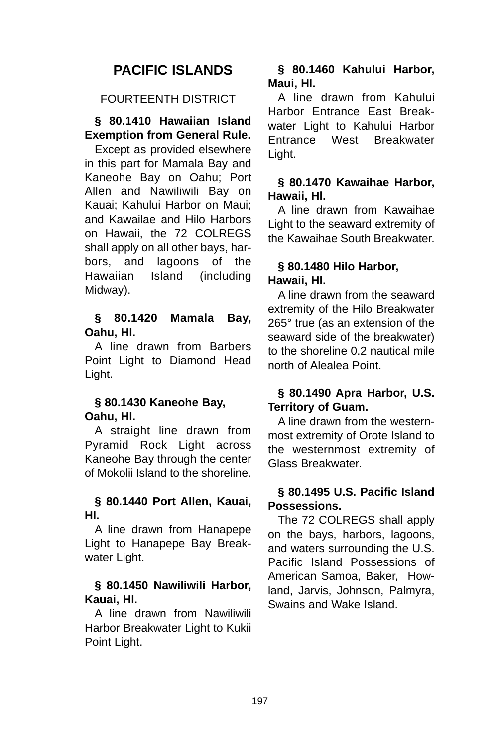## PACIFIC ISLANDS

FOURTEENTH DISTRICT

**§ 80.1410 Hawaiian Island Exemption from General Rule.**

Except as provided elsewhere in this part for Mamala Bay and Kaneohe Bay on Oahu; Port Allen and Nawiliwili Bay on Kauai; Kahului Harbor on Maui; and Kawailae and Hilo Harbors on Hawaii, the 72 COLREGS shall apply on all other bays, harbors, and lagoons of the Hawaiian Island (including Midway).

**§ 80.1420 Mamala Bay, Oahu, Hl.**

A line drawn from Barbers Point Light to Diamond Head Light.

**§ 80.1430 Kaneohe Bay, Oahu, Hl.**

A straight line drawn from Pyramid Rock Light across Kaneohe Bay through the center of Mokolii Island to the shoreline.

**§ 80.1440 Port Allen, Kauai, Hl.**

A line drawn from Hanapepe Light to Hanapepe Bay Breakwater Light.

**§ 80.1450 Nawiliwili Harbor, Kauai, Hl.**

A line drawn from Nawiliwili Harbor Breakwater Light to Kukii Point Light.

**§ 80.1460 Kahului Harbor, Maui, Hl.**

A line drawn from Kahului Harbor Entrance East Breakwater Light to Kahului Harbor Entrance West Breakwater Light.

**§ 80.1470 Kawaihae Harbor, Hawaii, Hl.**

A line drawn from Kawaihae Light to the seaward extremity of the Kawaihae South Breakwater.

**§ 80.1480 Hilo Harbor, Hawaii, Hl.**

A line drawn from the seaward extremity of the Hilo Breakwater 265° true (as an extension of the seaward side of the breakwater) to the shoreline 0.2 nautical mile north of Alealea Point.

**§ 80.1490 Apra Harbor, U.S. Territory of Guam.**

A line drawn from the westernmost extremity of Orote Island to the westernmost extremity of Glass Breakwater.

**§ 80.1495 U.S. Pacific Island Possessions.**

The 72 COLREGS shall apply on the bays, harbors, lagoons, and waters surrounding the U.S. Pacific Island Possessions of American Samoa, Baker, Howland, Jarvis, Johnson, Palmyra, Swains and Wake Island.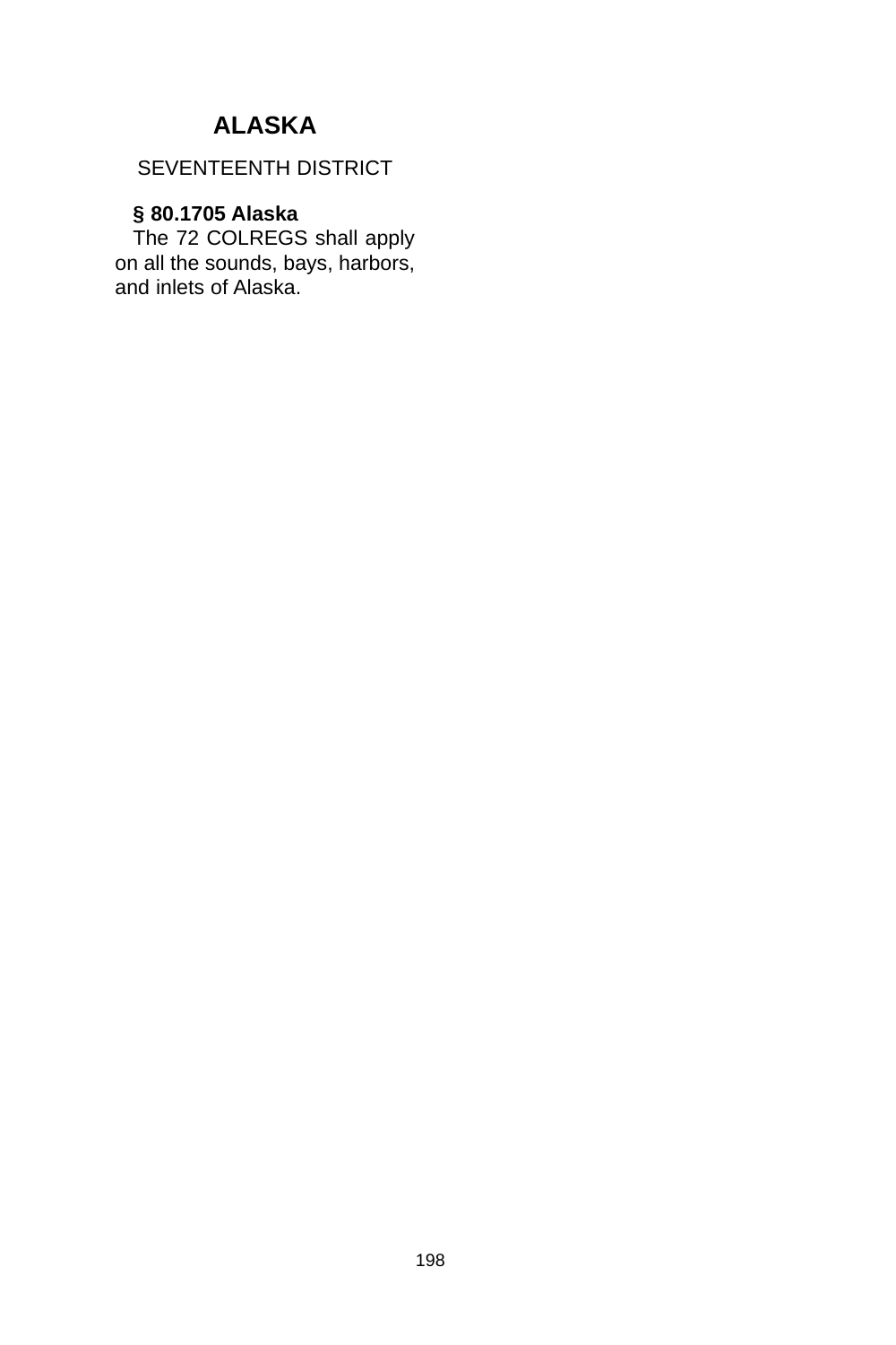# ALASKA

## SEVENTEENTH DISTRICT

**§ 80.1705 Alaska**

The 72 COLREGS shall apply on all the sounds, bays, harbors, and inlets of Alaska.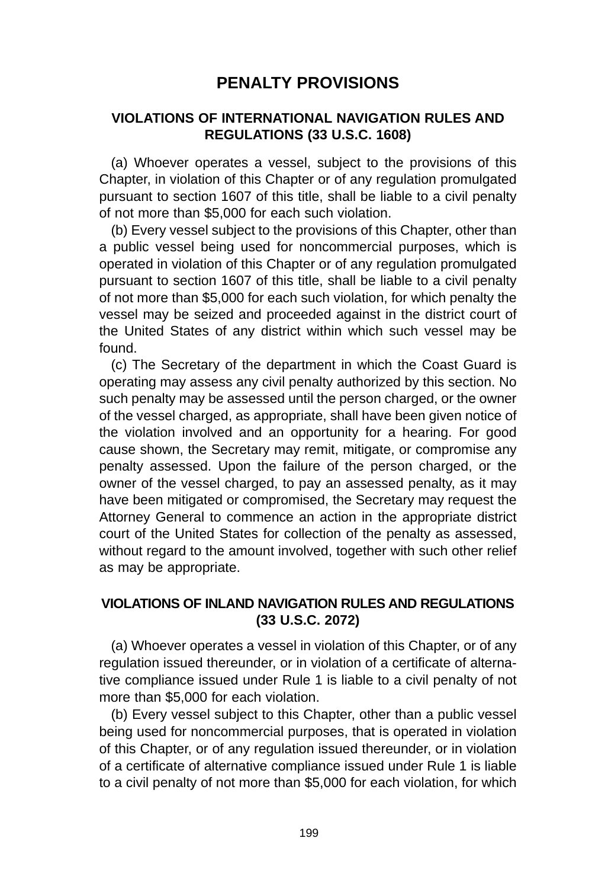# PENALTY PROVISIONS

## VIOLATIONS OF INTERNATIONAL NAVIGATION RULES AND REGULATIONS (33 U.S.C. 1608)

(a) Whoever operates a vessel, subject to the provisions of this Chapter, in violation of this Chapter or of any regulation promulgated pursuant to section 1607 of this title, shall be liable to a civil penalty of not more than $5,000 for each such violation.

(b) Every vessel subject to the provisions of this Chapter, other than a public vessel being used for noncommercial purposes, which is operated in violation of this Chapter or of any regulation promulgated pursuant to section 1607 of this title, shall be liable to a civil penalty of not more than $5,000 for each such violation, for which penalty the vessel may be seized and proceeded against in the district court of the United States of any district within which such vessel may be found.

(c) The Secretary of the department in which the Coast Guard is operating may assess any civil penalty authorized by this section. No such penalty may be assessed until the person charged, or the owner of the vessel charged, as appropriate, shall have been given notice of the violation involved and an opportunity for a hearing. For good cause shown, the Secretary may remit, mitigate, or compromise any penalty assessed. Upon the failure of the person charged, or the owner of the vessel charged, to pay an assessed penalty, as it may have been mitigated or compromised, the Secretary may request the Attorney General to commence an action in the appropriate district court of the United States for collection of the penalty as assessed, without regard to the amount involved, together with such other relief as may be appropriate.

## VIOLATIONS OF INLAND NAVIGATION RULES AND REGULATIONS (33 U.S.C. 2072)

(a) Whoever operates a vessel in violation of this Chapter, or of any regulation issued thereunder, or in violation of a certificate of alternative compliance issued under Rule 1 is liable to a civil penalty of not more than $5,000 for each violation.

(b) Every vessel subject to this Chapter, other than a public vessel being used for noncommercial purposes, that is operated in violation of this Chapter, or of any regulation issued thereunder, or in violation of a certificate of alternative compliance issued under Rule 1 is liable to a civil penalty of not more than $5,000 for each violation, for which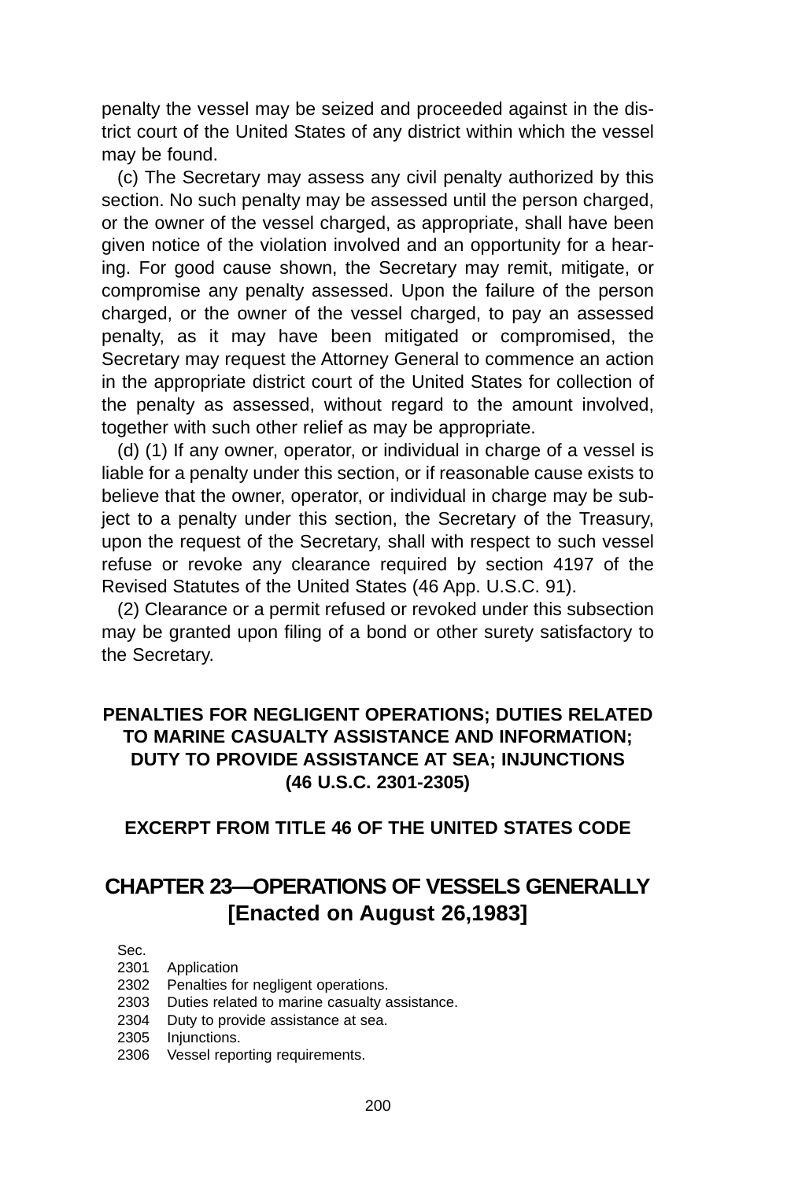penalty the vessel may be seized and proceeded against in the district court of the United States of any district within which the vessel may be found.

(c) The Secretary may assess any civil penalty authorized by this section. No such penalty may be assessed until the person charged, or the owner of the vessel charged, as appropriate, shall have been given notice of the violation involved and an opportunity for a hearing. For good cause shown, the Secretary may remit, mitigate, or compromise any penalty assessed. Upon the failure of the person charged, or the owner of the vessel charged, to pay an assessed penalty, as it may have been mitigated or compromised, the Secretary may request the Attorney General to commence an action in the appropriate district court of the United States for collection of the penalty as assessed, without regard to the amount involved, together with such other relief as may be appropriate.

(d) (1) If any owner, operator, or individual in charge of a vessel is liable for a penalty under this section, or if reasonable cause exists to believe that the owner, operator, or individual in charge may be subject to a penalty under this section, the Secretary of the Treasury, upon the request of the Secretary, shall with respect to such vessel refuse or revoke any clearance required by section 4197 of the Revised Statutes of the United States (46 App. U.S.C. 91).

(2) Clearance or a permit refused or revoked under this subsection may be granted upon filing of a bond or other surety satisfactory to the Secretary.

### PENALTIES FOR NEGLIGENT OPERATIONS; DUTIES RELATED TO MARINE CASUALTY ASSISTANCE AND INFORMATION; DUTY TO PROVIDE ASSISTANCE AT SEA; INJUNCTIONS (46 U.S.C. 2301-2305)

#### EXCERPT FROM TITLE 46 OF THE UNITED STATES CODE

## CHAPTER 23—OPERATIONS OF VESSELS GENERALLY [Enacted on August 26,1983]

Sec.
2301 Application
2302 Penalties for negligent operations.
2303 Duties related to marine casualty assistance.
2304 Duty to provide assistance at sea.
2305 Injunctions.
2306 Vessel reporting requirements.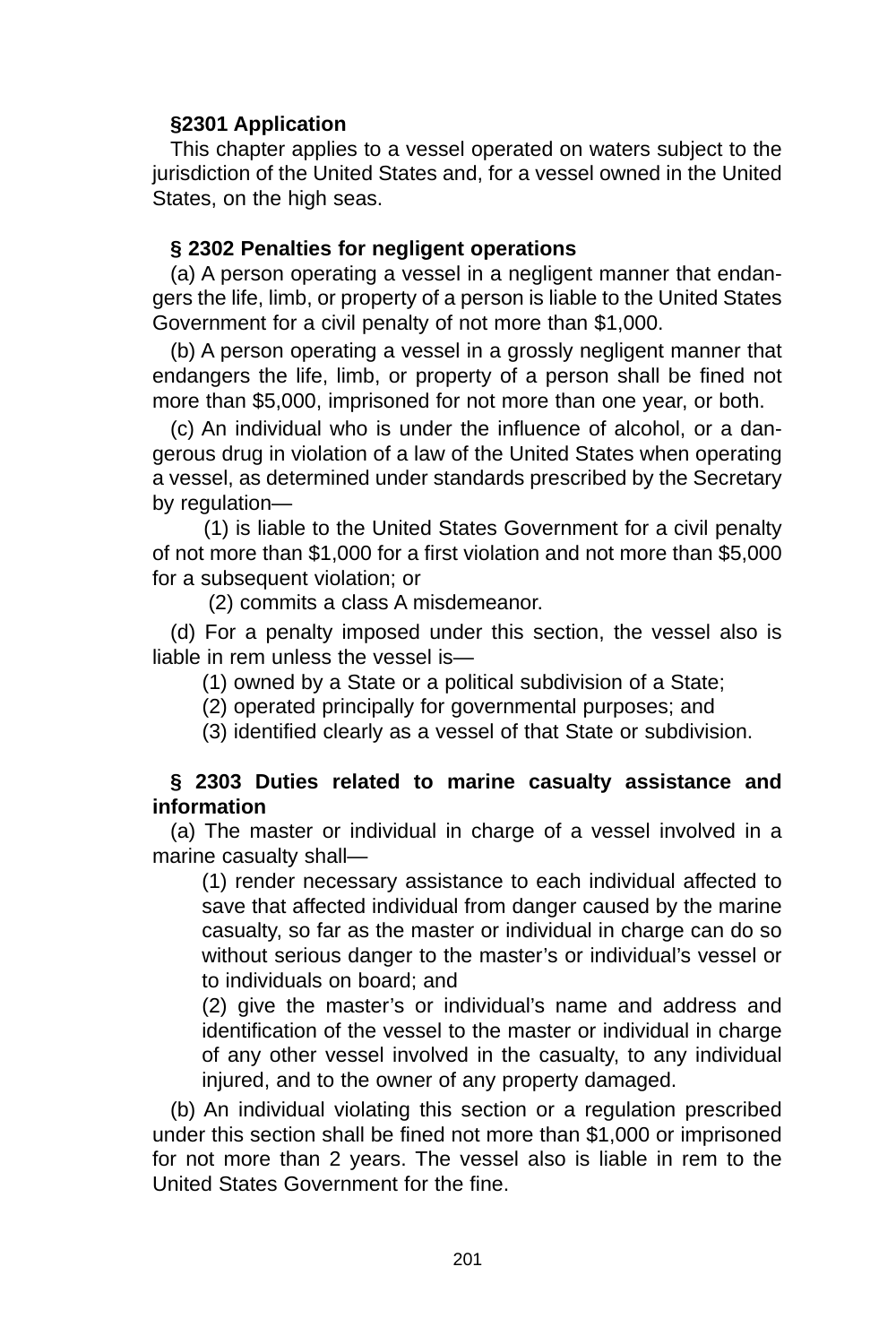**§2301 Application**

This chapter applies to a vessel operated on waters subject to the jurisdiction of the United States and, for a vessel owned in the United States, on the high seas.

**§ 2302 Penalties for negligent operations**

(a) A person operating a vessel in a negligent manner that endangers the life, limb, or property of a person is liable to the United States Government for a civil penalty of not more than $1,000.

(b) A person operating a vessel in a grossly negligent manner that endangers the life, limb, or property of a person shall be fined not more than $5,000, imprisoned for not more than one year, or both.

(c) An individual who is under the influence of alcohol, or a dangerous drug in violation of a law of the United States when operating a vessel, as determined under standards prescribed by the Secretary by regulation—

(1) is liable to the United States Government for a civil penalty of not more than $1,000 for a first violation and not more than $5,000 for a subsequent violation; or

(2) commits a class A misdemeanor.

(d) For a penalty imposed under this section, the vessel also is liable in rem unless the vessel is—

(1) owned by a State or a political subdivision of a State;

(2) operated principally for governmental purposes; and

(3) identified clearly as a vessel of that State or subdivision.

**§ 2303 Duties related to marine casualty assistance and information**

(a) The master or individual in charge of a vessel involved in a marine casualty shall—

(1) render necessary assistance to each individual affected to save that affected individual from danger caused by the marine casualty, so far as the master or individual in charge can do so without serious danger to the master's or individual's vessel or to individuals on board; and

(2) give the master's or individual's name and address and identification of the vessel to the master or individual in charge of any other vessel involved in the casualty, to any individual injured, and to the owner of any property damaged.

(b) An individual violating this section or a regulation prescribed under this section shall be fined not more than $1,000 or imprisoned for not more than 2 years. The vessel also is liable in rem to the United States Government for the fine.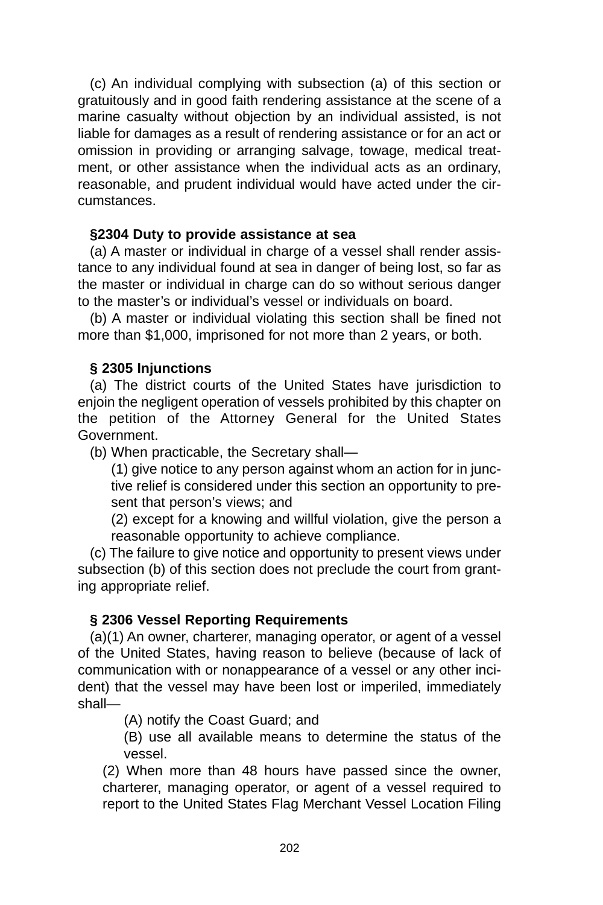(c) An individual complying with subsection (a) of this section or gratuitously and in good faith rendering assistance at the scene of a marine casualty without objection by an individual assisted, is not liable for damages as a result of rendering assistance or for an act or omission in providing or arranging salvage, towage, medical treatment, or other assistance when the individual acts as an ordinary, reasonable, and prudent individual would have acted under the circumstances.

**§2304 Duty to provide assistance at sea**

(a) A master or individual in charge of a vessel shall render assistance to any individual found at sea in danger of being lost, so far as the master or individual in charge can do so without serious danger to the master's or individual's vessel or individuals on board.

(b) A master or individual violating this section shall be fined not more than $1,000, imprisoned for not more than 2 years, or both.

**§ 2305 Injunctions**

(a) The district courts of the United States have jurisdiction to enjoin the negligent operation of vessels prohibited by this chapter on the petition of the Attorney General for the United States Government.

(b) When practicable, the Secretary shall—

(1) give notice to any person against whom an action for in junctive relief is considered under this section an opportunity to present that person's views; and

(2) except for a knowing and willful violation, give the person a reasonable opportunity to achieve compliance.

(c) The failure to give notice and opportunity to present views under subsection (b) of this section does not preclude the court from granting appropriate relief.

**§ 2306 Vessel Reporting Requirements**

(a)(1) An owner, charterer, managing operator, or agent of a vessel of the United States, having reason to believe (because of lack of communication with or nonappearance of a vessel or any other incident) that the vessel may have been lost or imperiled, immediately shall—

(A) notify the Coast Guard; and

(B) use all available means to determine the status of the vessel.

(2) When more than 48 hours have passed since the owner, charterer, managing operator, or agent of a vessel required to report to the United States Flag Merchant Vessel Location Filing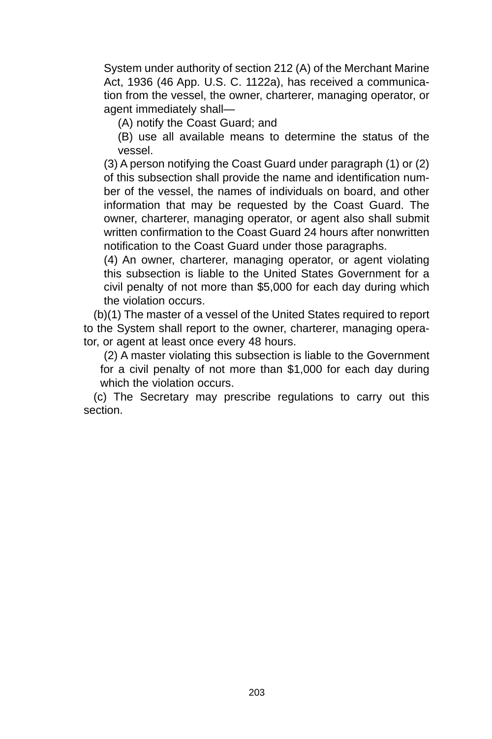System under authority of section 212 (A) of the Merchant Marine Act, 1936 (46 App. U.S. C. 1122a), has received a communication from the vessel, the owner, charterer, managing operator, or agent immediately shall—

(A) notify the Coast Guard; and

(B) use all available means to determine the status of the vessel.

(3) A person notifying the Coast Guard under paragraph (1) or (2) of this subsection shall provide the name and identification number of the vessel, the names of individuals on board, and other information that may be requested by the Coast Guard. The owner, charterer, managing operator, or agent also shall submit written confirmation to the Coast Guard 24 hours after nonwritten notification to the Coast Guard under those paragraphs.

(4) An owner, charterer, managing operator, or agent violating this subsection is liable to the United States Government for a civil penalty of not more than $5,000 for each day during which the violation occurs.

(b)(1) The master of a vessel of the United States required to report to the System shall report to the owner, charterer, managing operator, or agent at least once every 48 hours.

(2) A master violating this subsection is liable to the Government for a civil penalty of not more than $1,000 for each day during which the violation occurs.

(c) The Secretary may prescribe regulations to carry out this section.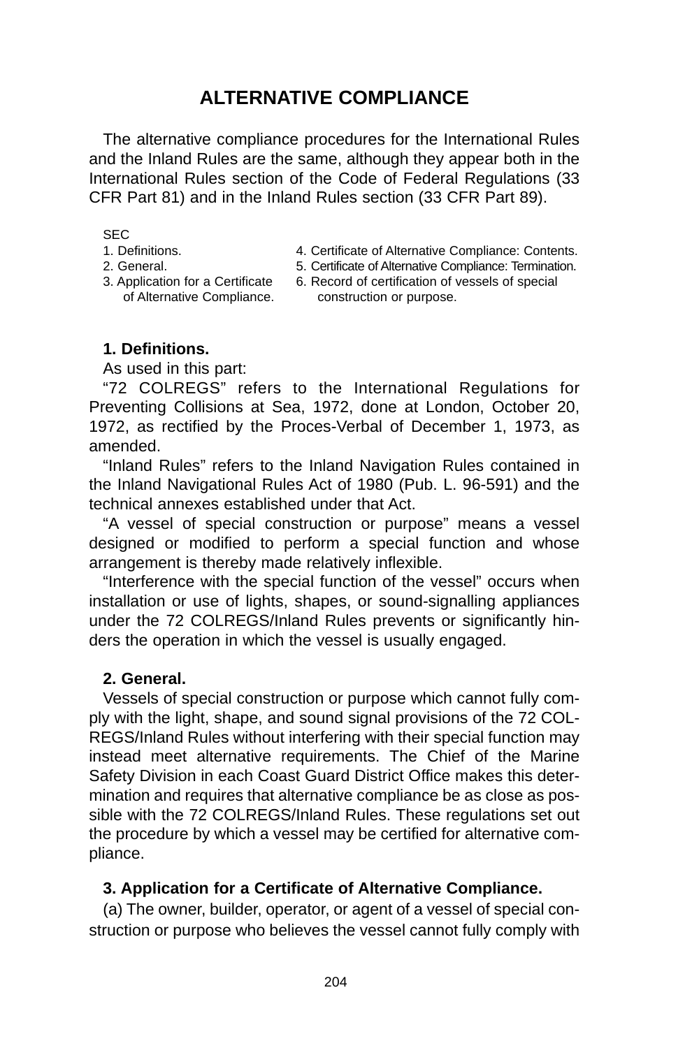# ALTERNATIVE COMPLIANCE

The alternative compliance procedures for the International Rules and the Inland Rules are the same, although they appear both in the International Rules section of the Code of Federal Regulations (33 CFR Part 81) and in the Inland Rules section (33 CFR Part 89).

SEC
1. Definitions.
2. General.
3. Application for a Certificate of Alternative Compliance.
4. Certificate of Alternative Compliance: Contents.
5. Certificate of Alternative Compliance: Termination.
6. Record of certification of vessels of special construction or purpose.

**1. Definitions.**

As used in this part:

"72 COLREGS" refers to the International Regulations for Preventing Collisions at Sea, 1972, done at London, October 20, 1972, as rectified by the Proces-Verbal of December 1, 1973, as amended.

"Inland Rules" refers to the Inland Navigation Rules contained in the Inland Navigational Rules Act of 1980 (Pub. L. 96-591) and the technical annexes established under that Act.

"A vessel of special construction or purpose" means a vessel designed or modified to perform a special function and whose arrangement is thereby made relatively inflexible.

"Interference with the special function of the vessel" occurs when installation or use of lights, shapes, or sound-signalling appliances under the 72 COLREGS/Inland Rules prevents or significantly hinders the operation in which the vessel is usually engaged.

**2. General.**

Vessels of special construction or purpose which cannot fully comply with the light, shape, and sound signal provisions of the 72 COLREGS/Inland Rules without interfering with their special function may instead meet alternative requirements. The Chief of the Marine Safety Division in each Coast Guard District Office makes this determination and requires that alternative compliance be as close as possible with the 72 COLREGS/Inland Rules. These regulations set out the procedure by which a vessel may be certified for alternative compliance.

**3. Application for a Certificate of Alternative Compliance.**

(a) The owner, builder, operator, or agent of a vessel of special construction or purpose who believes the vessel cannot fully comply with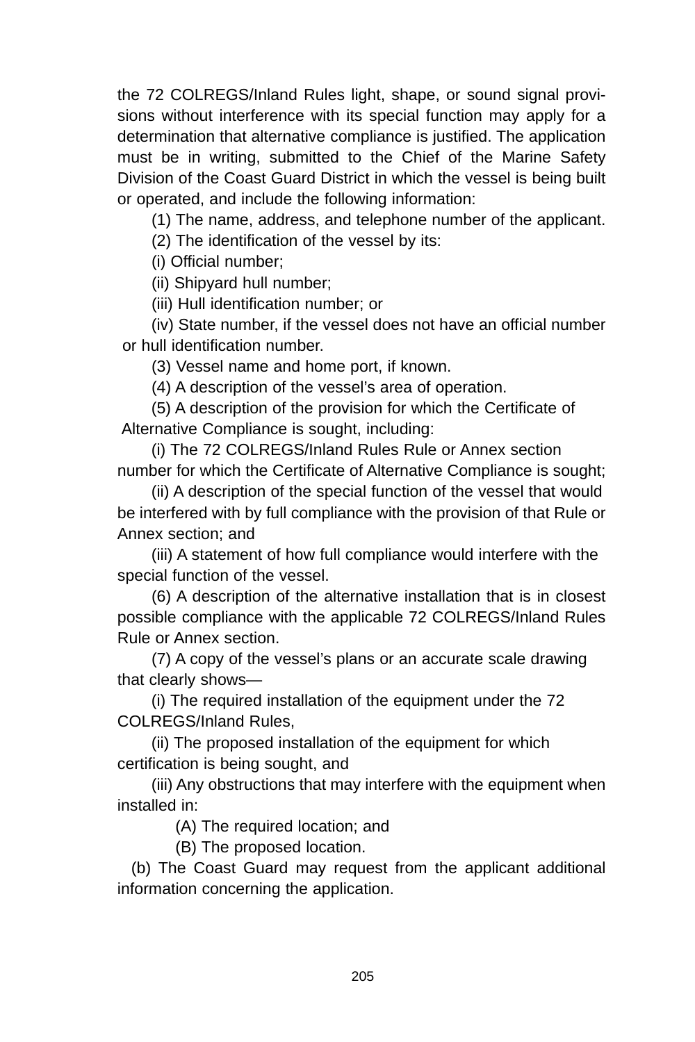the 72 COLREGS/Inland Rules light, shape, or sound signal provisions without interference with its special function may apply for a determination that alternative compliance is justified. The application must be in writing, submitted to the Chief of the Marine Safety Division of the Coast Guard District in which the vessel is being built or operated, and include the following information:

(1) The name, address, and telephone number of the applicant.

(2) The identification of the vessel by its:

(i) Official number;

(ii) Shipyard hull number;

(iii) Hull identification number; or

(iv) State number, if the vessel does not have an official number or hull identification number.

(3) Vessel name and home port, if known.

(4) A description of the vessel's area of operation.

(5) A description of the provision for which the Certificate of Alternative Compliance is sought, including:

(i) The 72 COLREGS/Inland Rules Rule or Annex section number for which the Certificate of Alternative Compliance is sought;

(ii) A description of the special function of the vessel that would be interfered with by full compliance with the provision of that Rule or Annex section; and

(iii) A statement of how full compliance would interfere with the special function of the vessel.

(6) A description of the alternative installation that is in closest possible compliance with the applicable 72 COLREGS/Inland Rules Rule or Annex section.

(7) A copy of the vessel's plans or an accurate scale drawing that clearly shows—

(i) The required installation of the equipment under the 72 COLREGS/Inland Rules,

(ii) The proposed installation of the equipment for which certification is being sought, and

(iii) Any obstructions that may interfere with the equipment when installed in:

(A) The required location; and

(B) The proposed location.

(b) The Coast Guard may request from the applicant additional information concerning the application.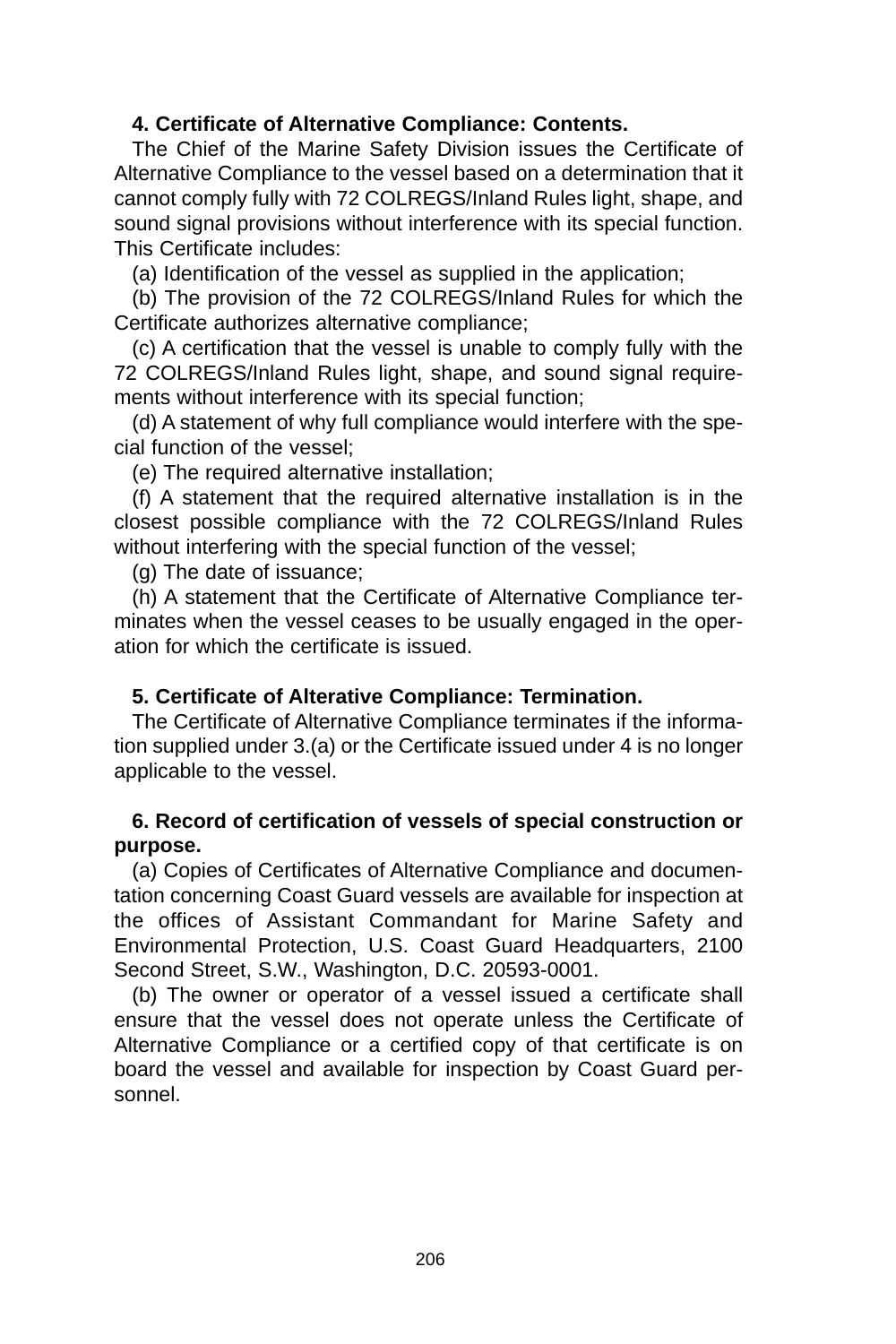**4. Certificate of Alternative Compliance: Contents.**

The Chief of the Marine Safety Division issues the Certificate of Alternative Compliance to the vessel based on a determination that it cannot comply fully with 72 COLREGS/Inland Rules light, shape, and sound signal provisions without interference with its special function. This Certificate includes:

(a) Identification of the vessel as supplied in the application;

(b) The provision of the 72 COLREGS/Inland Rules for which the Certificate authorizes alternative compliance;

(c) A certification that the vessel is unable to comply fully with the 72 COLREGS/Inland Rules light, shape, and sound signal requirements without interference with its special function;

(d) A statement of why full compliance would interfere with the special function of the vessel;

(e) The required alternative installation;

(f) A statement that the required alternative installation is in the closest possible compliance with the 72 COLREGS/Inland Rules without interfering with the special function of the vessel;

(g) The date of issuance;

(h) A statement that the Certificate of Alternative Compliance terminates when the vessel ceases to be usually engaged in the operation for which the certificate is issued.

**5. Certificate of Alterative Compliance: Termination.**

The Certificate of Alternative Compliance terminates if the information supplied under 3.(a) or the Certificate issued under 4 is no longer applicable to the vessel.

**6. Record of certification of vessels of special construction or purpose.**

(a) Copies of Certificates of Alternative Compliance and documentation concerning Coast Guard vessels are available for inspection at the offices of Assistant Commandant for Marine Safety and Environmental Protection, U.S. Coast Guard Headquarters, 2100 Second Street, S.W., Washington, D.C. 20593-0001.

(b) The owner or operator of a vessel issued a certificate shall ensure that the vessel does not operate unless the Certificate of Alternative Compliance or a certified copy of that certificate is on board the vessel and available for inspection by Coast Guard personnel.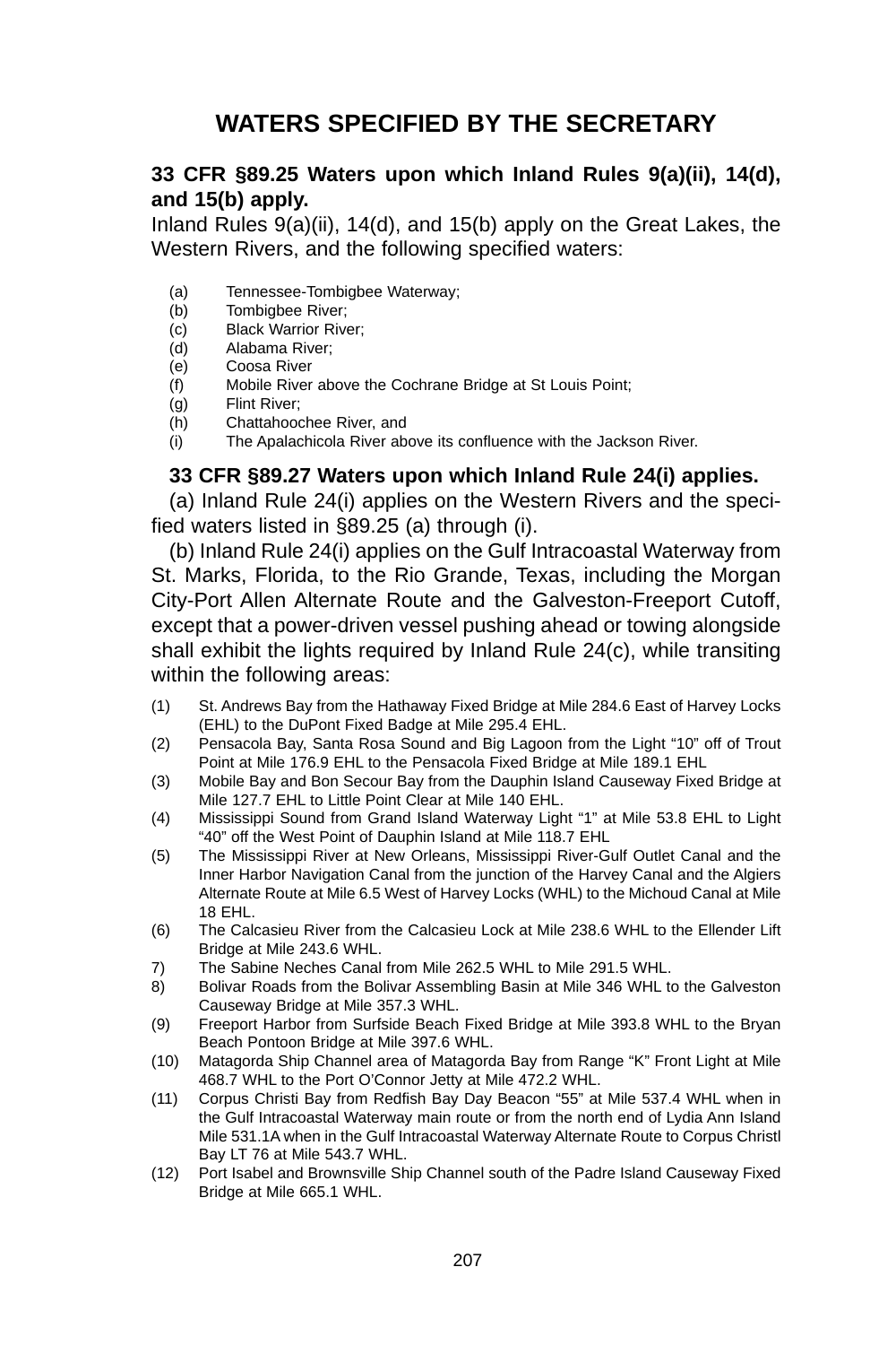# WATERS SPECIFIED BY THE SECRETARY

**33 CFR §89.25 Waters upon which Inland Rules 9(a)(ii), 14(d), and 15(b) apply.**

Inland Rules 9(a)(ii), 14(d), and 15(b) apply on the Great Lakes, the Western Rivers, and the following specified waters:

(a) Tennessee-Tombigbee Waterway;
(b) Tombigbee River;
(c) Black Warrior River;
(d) Alabama River;
(e) Coosa River
(f) Mobile River above the Cochrane Bridge at St Louis Point;
(g) Flint River;
(h) Chattahoochee River, and
(i) The Apalachicola River above its confluence with the Jackson River.

**33 CFR §89.27 Waters upon which Inland Rule 24(i) applies.**

(a) Inland Rule 24(i) applies on the Western Rivers and the specified waters listed in §89.25 (a) through (i).

(b) Inland Rule 24(i) applies on the Gulf Intracoastal Waterway from St. Marks, Florida, to the Rio Grande, Texas, including the Morgan City-Port Allen Alternate Route and the Galveston-Freeport Cutoff, except that a power-driven vessel pushing ahead or towing alongside shall exhibit the lights required by Inland Rule 24(c), while transiting within the following areas:

(1) St. Andrews Bay from the Hathaway Fixed Bridge at Mile 284.6 East of Harvey Locks (EHL) to the DuPont Fixed Badge at Mile 295.4 EHL.
(2) Pensacola Bay, Santa Rosa Sound and Big Lagoon from the Light "10" off of Trout Point at Mile 176.9 EHL to the Pensacola Fixed Bridge at Mile 189.1 EHL
(3) Mobile Bay and Bon Secour Bay from the Dauphin Island Causeway Fixed Bridge at Mile 127.7 EHL to Little Point Clear at Mile 140 EHL.
(4) Mississippi Sound from Grand Island Waterway Light "1" at Mile 53.8 EHL to Light "40" off the West Point of Dauphin Island at Mile 118.7 EHL
(5) The Mississippi River at New Orleans, Mississippi River-Gulf Outlet Canal and the Inner Harbor Navigation Canal from the junction of the Harvey Canal and the Algiers Alternate Route at Mile 6.5 West of Harvey Locks (WHL) to the Michoud Canal at Mile 18 EHL.
(6) The Calcasieu River from the Calcasieu Lock at Mile 238.6 WHL to the Ellender Lift Bridge at Mile 243.6 WHL.
7) The Sabine Neches Canal from Mile 262.5 WHL to Mile 291.5 WHL.
8) Bolivar Roads from the Bolivar Assembling Basin at Mile 346 WHL to the Galveston Causeway Bridge at Mile 357.3 WHL.
(9) Freeport Harbor from Surfside Beach Fixed Bridge at Mile 393.8 WHL to the Bryan Beach Pontoon Bridge at Mile 397.6 WHL.
(10) Matagorda Ship Channel area of Matagorda Bay from Range "K" Front Light at Mile 468.7 WHL to the Port O'Connor Jetty at Mile 472.2 WHL.
(11) Corpus Christi Bay from Redfish Bay Day Beacon "55" at Mile 537.4 WHL when in the Gulf Intracoastal Waterway main route or from the north end of Lydia Ann Island Mile 531.1A when in the Gulf Intracoastal Waterway Alternate Route to Corpus Christl Bay LT 76 at Mile 543.7 WHL.
(12) Port Isabel and Brownsville Ship Channel south of the Padre Island Causeway Fixed Bridge at Mile 665.1 WHL.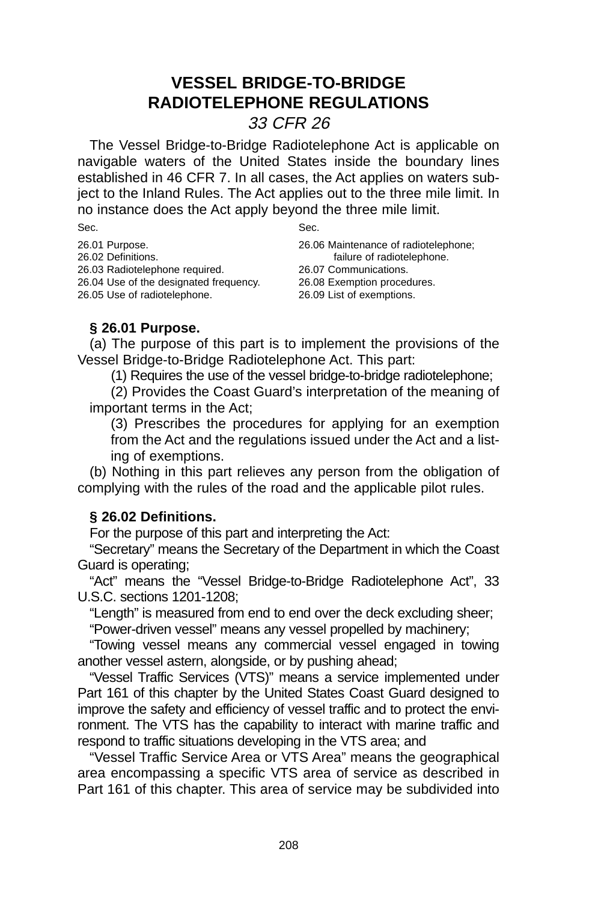# VESSEL BRIDGE-TO-BRIDGE RADIOTELEPHONE REGULATIONS

*33 CFR 26*

The Vessel Bridge-to-Bridge Radiotelephone Act is applicable on navigable waters of the United States inside the boundary lines established in 46 CFR 7. In all cases, the Act applies on waters subject to the Inland Rules. The Act applies out to the three mile limit. In no instance does the Act apply beyond the three mile limit.

Sec.

26.01 Purpose.
26.02 Definitions.
26.03 Radiotelephone required.
26.04 Use of the designated frequency.
26.05 Use of radiotelephone.
26.06 Maintenance of radiotelephone; failure of radiotelephone.
26.07 Communications.
26.08 Exemption procedures.
26.09 List of exemptions.

**§ 26.01 Purpose.**

(a) The purpose of this part is to implement the provisions of the Vessel Bridge-to-Bridge Radiotelephone Act. This part:

(1) Requires the use of the vessel bridge-to-bridge radiotelephone;

(2) Provides the Coast Guard's interpretation of the meaning of important terms in the Act;

(3) Prescribes the procedures for applying for an exemption from the Act and the regulations issued under the Act and a listing of exemptions.

(b) Nothing in this part relieves any person from the obligation of complying with the rules of the road and the applicable pilot rules.

**§ 26.02 Definitions.**

For the purpose of this part and interpreting the Act:

"Secretary" means the Secretary of the Department in which the Coast Guard is operating;

"Act" means the "Vessel Bridge-to-Bridge Radiotelephone Act", 33 U.S.C. sections 1201-1208;

"Length" is measured from end to end over the deck excluding sheer;

"Power-driven vessel" means any vessel propelled by machinery;

"Towing vessel means any commercial vessel engaged in towing another vessel astern, alongside, or by pushing ahead;

"Vessel Traffic Services (VTS)" means a service implemented under Part 161 of this chapter by the United States Coast Guard designed to improve the safety and efficiency of vessel traffic and to protect the environment. The VTS has the capability to interact with marine traffic and respond to traffic situations developing in the VTS area; and

"Vessel Traffic Service Area or VTS Area" means the geographical area encompassing a specific VTS area of service as described in Part 161 of this chapter. This area of service may be subdivided into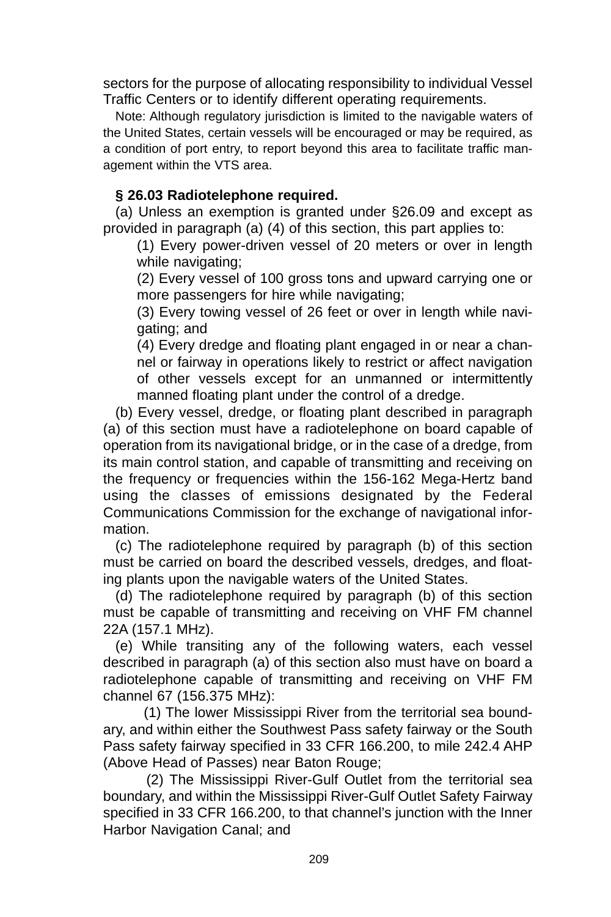sectors for the purpose of allocating responsibility to individual Vessel Traffic Centers or to identify different operating requirements.

Note: Although regulatory jurisdiction is limited to the navigable waters of the United States, certain vessels will be encouraged or may be required, as a condition of port entry, to report beyond this area to facilitate traffic management within the VTS area.

### § 26.03 Radiotelephone required.

(a) Unless an exemption is granted under §26.09 and except as provided in paragraph (a) (4) of this section, this part applies to:

(1) Every power-driven vessel of 20 meters or over in length while navigating;

(2) Every vessel of 100 gross tons and upward carrying one or more passengers for hire while navigating;

(3) Every towing vessel of 26 feet or over in length while navigating; and

(4) Every dredge and floating plant engaged in or near a channel or fairway in operations likely to restrict or affect navigation of other vessels except for an unmanned or intermittently manned floating plant under the control of a dredge.

(b) Every vessel, dredge, or floating plant described in paragraph (a) of this section must have a radiotelephone on board capable of operation from its navigational bridge, or in the case of a dredge, from its main control station, and capable of transmitting and receiving on the frequency or frequencies within the 156-162 Mega-Hertz band using the classes of emissions designated by the Federal Communications Commission for the exchange of navigational information.

(c) The radiotelephone required by paragraph (b) of this section must be carried on board the described vessels, dredges, and floating plants upon the navigable waters of the United States.

(d) The radiotelephone required by paragraph (b) of this section must be capable of transmitting and receiving on VHF FM channel 22A (157.1 MHz).

(e) While transiting any of the following waters, each vessel described in paragraph (a) of this section also must have on board a radiotelephone capable of transmitting and receiving on VHF FM channel 67 (156.375 MHz):

(1) The lower Mississippi River from the territorial sea boundary, and within either the Southwest Pass safety fairway or the South Pass safety fairway specified in 33 CFR 166.200, to mile 242.4 AHP (Above Head of Passes) near Baton Rouge;

(2) The Mississippi River-Gulf Outlet from the territorial sea boundary, and within the Mississippi River-Gulf Outlet Safety Fairway specified in 33 CFR 166.200, to that channel's junction with the Inner Harbor Navigation Canal; and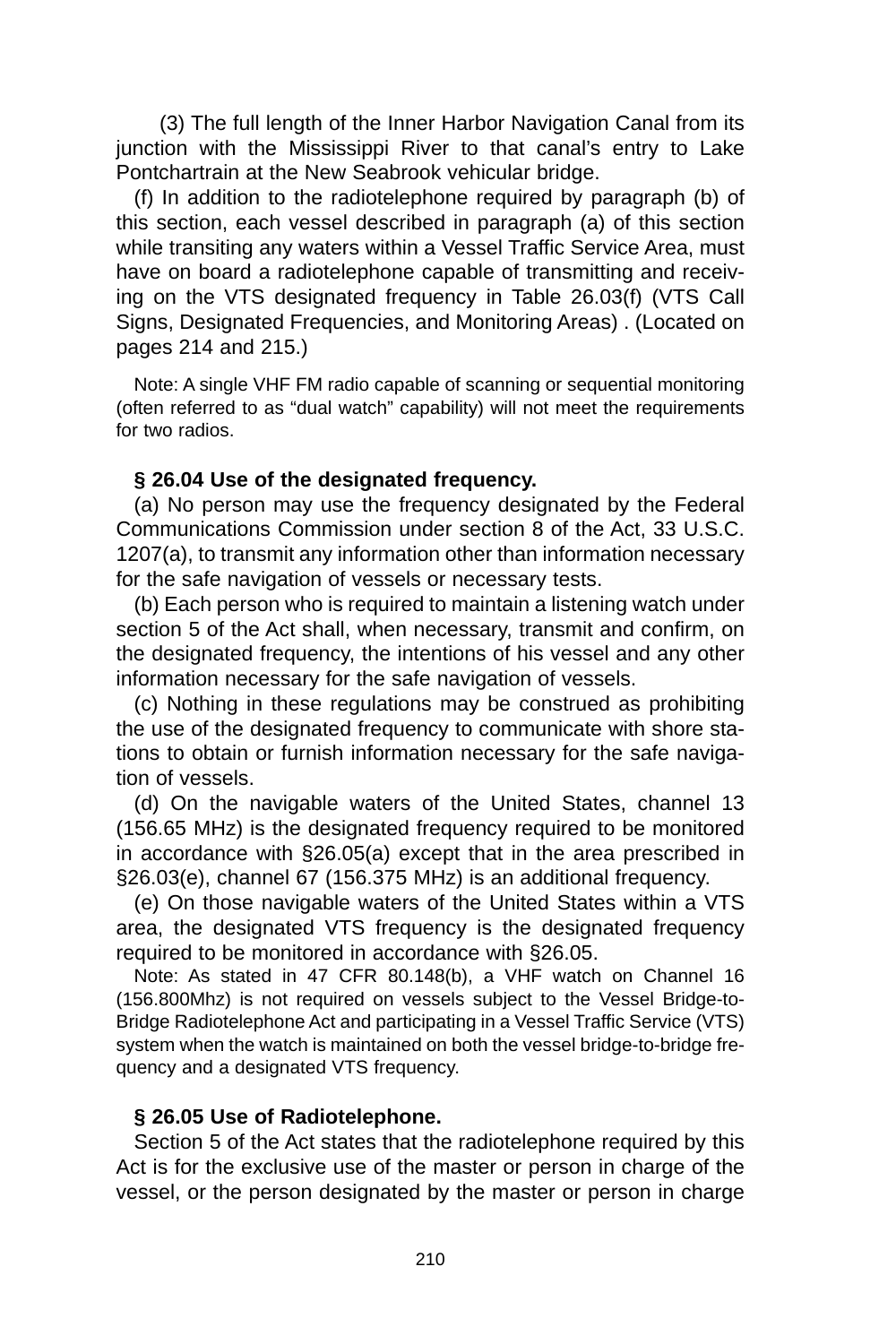(3) The full length of the Inner Harbor Navigation Canal from its junction with the Mississippi River to that canal's entry to Lake Pontchartrain at the New Seabrook vehicular bridge.

(f) In addition to the radiotelephone required by paragraph (b) of this section, each vessel described in paragraph (a) of this section while transiting any waters within a Vessel Traffic Service Area, must have on board a radiotelephone capable of transmitting and receiving on the VTS designated frequency in Table 26.03(f) (VTS Call Signs, Designated Frequencies, and Monitoring Areas) . (Located on pages 214 and 215.)

Note: A single VHF FM radio capable of scanning or sequential monitoring (often referred to as "dual watch" capability) will not meet the requirements for two radios.

**§ 26.04 Use of the designated frequency.**

(a) No person may use the frequency designated by the Federal Communications Commission under section 8 of the Act, 33 U.S.C. 1207(a), to transmit any information other than information necessary for the safe navigation of vessels or necessary tests.

(b) Each person who is required to maintain a listening watch under section 5 of the Act shall, when necessary, transmit and confirm, on the designated frequency, the intentions of his vessel and any other information necessary for the safe navigation of vessels.

(c) Nothing in these regulations may be construed as prohibiting the use of the designated frequency to communicate with shore stations to obtain or furnish information necessary for the safe navigation of vessels.

(d) On the navigable waters of the United States, channel 13 (156.65 MHz) is the designated frequency required to be monitored in accordance with §26.05(a) except that in the area prescribed in §26.03(e), channel 67 (156.375 MHz) is an additional frequency.

(e) On those navigable waters of the United States within a VTS area, the designated VTS frequency is the designated frequency required to be monitored in accordance with §26.05.

Note: As stated in 47 CFR 80.148(b), a VHF watch on Channel 16 (156.800Mhz) is not required on vessels subject to the Vessel Bridge-to-Bridge Radiotelephone Act and participating in a Vessel Traffic Service (VTS) system when the watch is maintained on both the vessel bridge-to-bridge frequency and a designated VTS frequency.

**§ 26.05 Use of Radiotelephone.**

Section 5 of the Act states that the radiotelephone required by this Act is for the exclusive use of the master or person in charge of the vessel, or the person designated by the master or person in charge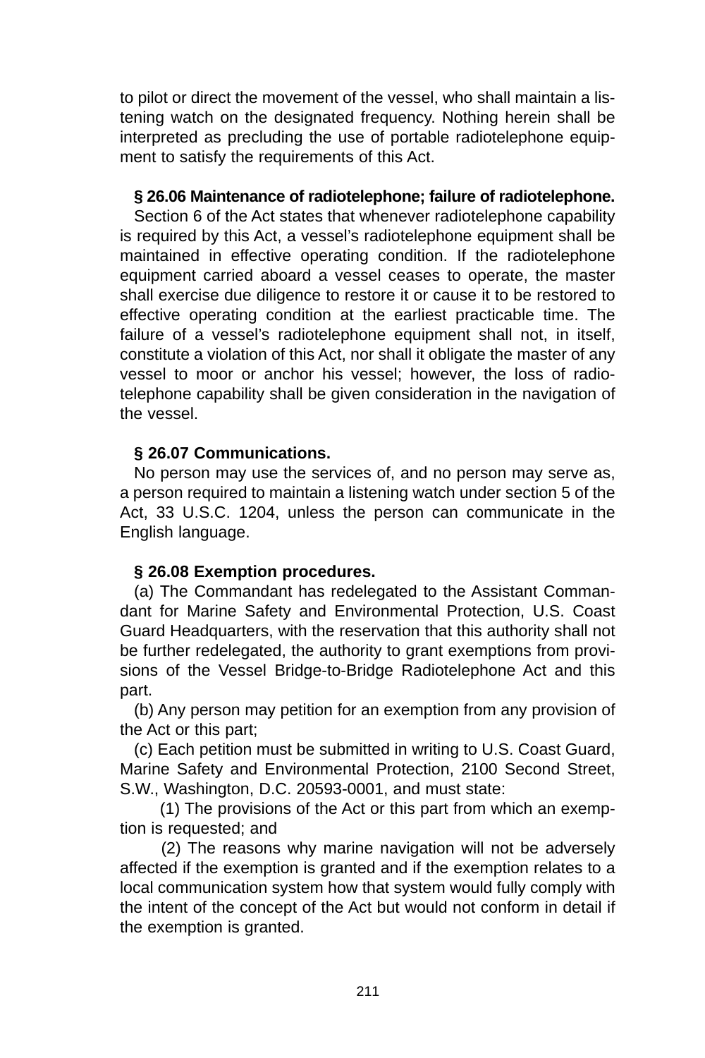to pilot or direct the movement of the vessel, who shall maintain a listening watch on the designated frequency. Nothing herein shall be interpreted as precluding the use of portable radiotelephone equipment to satisfy the requirements of this Act.

**§ 26.06 Maintenance of radiotelephone; failure of radiotelephone.**

Section 6 of the Act states that whenever radiotelephone capability is required by this Act, a vessel's radiotelephone equipment shall be maintained in effective operating condition. If the radiotelephone equipment carried aboard a vessel ceases to operate, the master shall exercise due diligence to restore it or cause it to be restored to effective operating condition at the earliest practicable time. The failure of a vessel's radiotelephone equipment shall not, in itself, constitute a violation of this Act, nor shall it obligate the master of any vessel to moor or anchor his vessel; however, the loss of radiotelephone capability shall be given consideration in the navigation of the vessel.

**§ 26.07 Communications.**

No person may use the services of, and no person may serve as, a person required to maintain a listening watch under section 5 of the Act, 33 U.S.C. 1204, unless the person can communicate in the English language.

**§ 26.08 Exemption procedures.**

(a) The Commandant has redelegated to the Assistant Commandant for Marine Safety and Environmental Protection, U.S. Coast Guard Headquarters, with the reservation that this authority shall not be further redelegated, the authority to grant exemptions from provisions of the Vessel Bridge-to-Bridge Radiotelephone Act and this part.

(b) Any person may petition for an exemption from any provision of the Act or this part;

(c) Each petition must be submitted in writing to U.S. Coast Guard, Marine Safety and Environmental Protection, 2100 Second Street, S.W., Washington, D.C. 20593-0001, and must state:

(1) The provisions of the Act or this part from which an exemption is requested; and

(2) The reasons why marine navigation will not be adversely affected if the exemption is granted and if the exemption relates to a local communication system how that system would fully comply with the intent of the concept of the Act but would not conform in detail if the exemption is granted.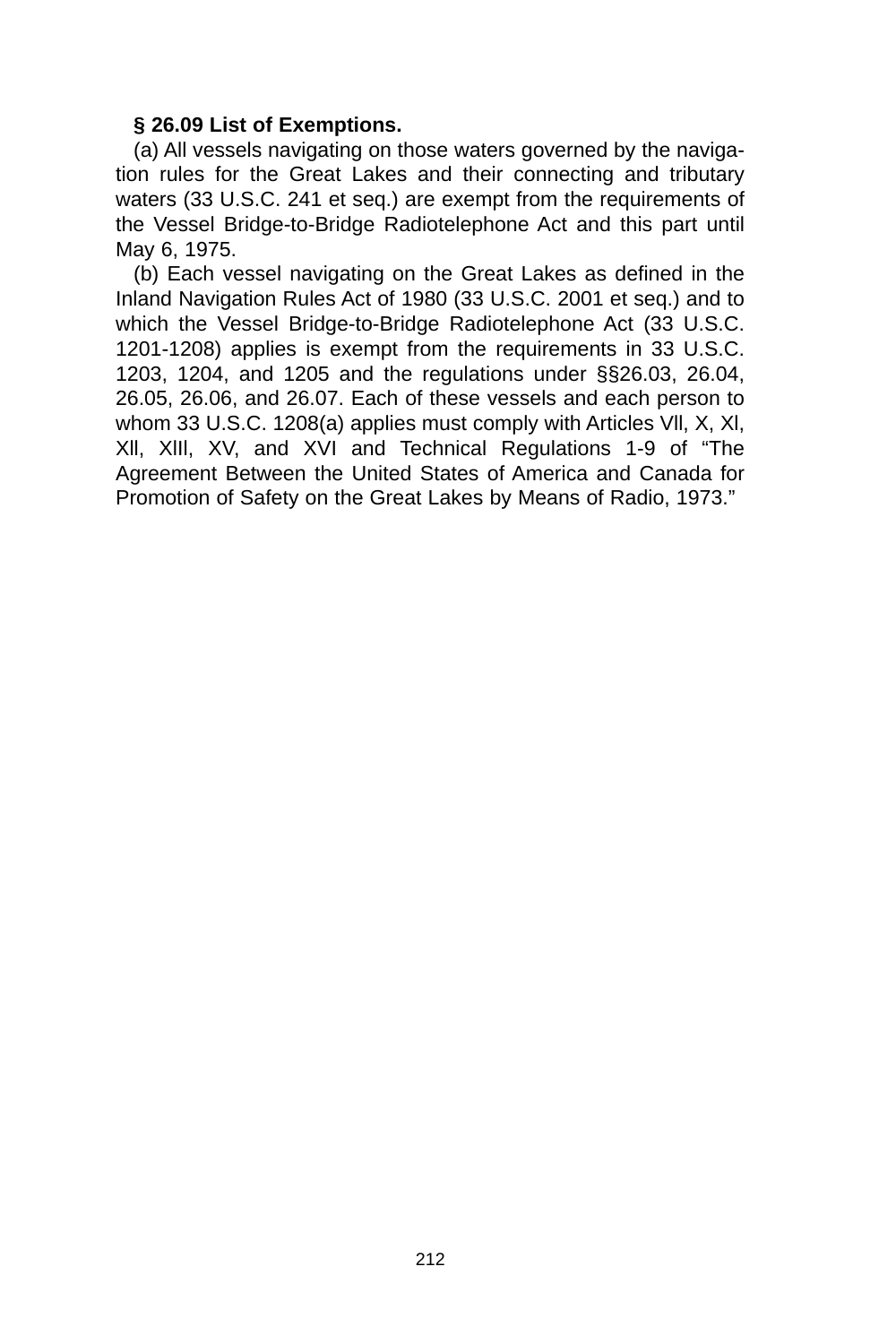**§ 26.09 List of Exemptions.**

(a) All vessels navigating on those waters governed by the navigation rules for the Great Lakes and their connecting and tributary waters (33 U.S.C. 241 et seq.) are exempt from the requirements of the Vessel Bridge-to-Bridge Radiotelephone Act and this part until May 6, 1975.

(b) Each vessel navigating on the Great Lakes as defined in the Inland Navigation Rules Act of 1980 (33 U.S.C. 2001 et seq.) and to which the Vessel Bridge-to-Bridge Radiotelephone Act (33 U.S.C. 1201-1208) applies is exempt from the requirements in 33 U.S.C. 1203, 1204, and 1205 and the regulations under §§26.03, 26.04, 26.05, 26.06, and 26.07. Each of these vessels and each person to whom 33 U.S.C. 1208(a) applies must comply with Articles Vll, X, Xl, Xll, XIIl, XV, and XVI and Technical Regulations 1-9 of "The Agreement Between the United States of America and Canada for Promotion of Safety on the Great Lakes by Means of Radio, 1973."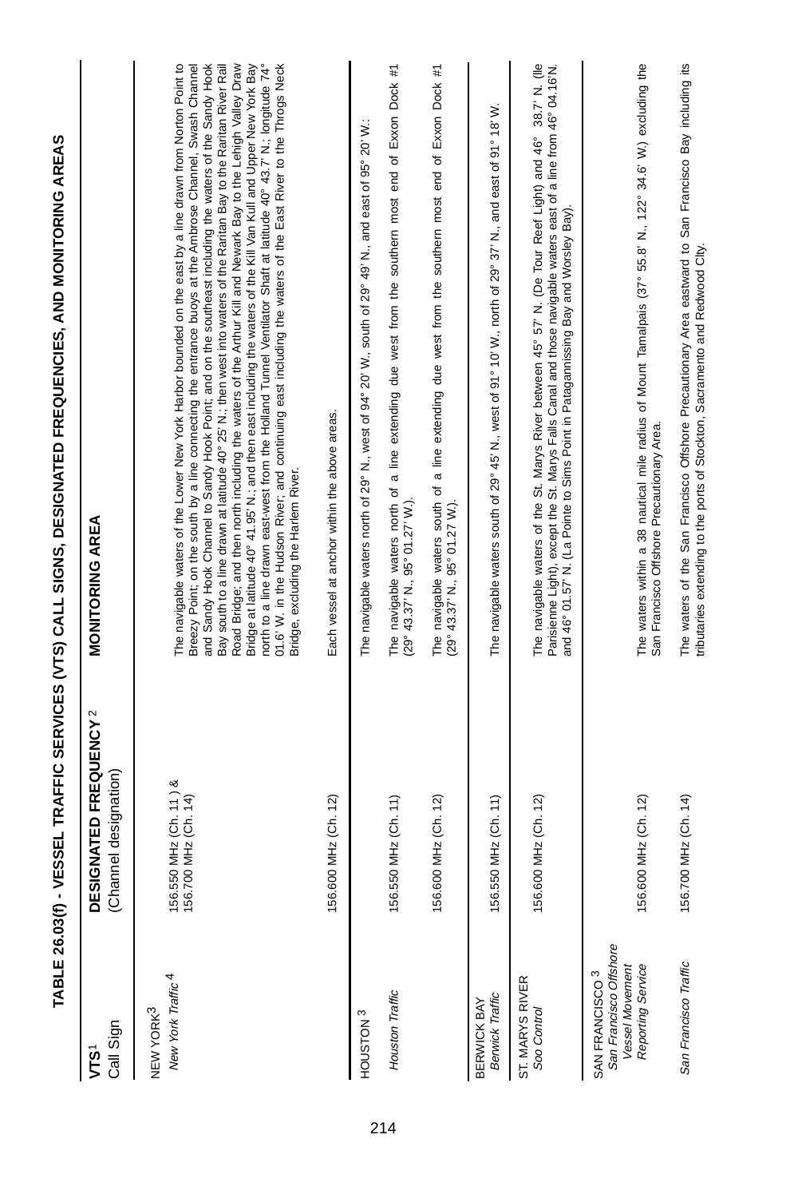# TABLE 26.03(f) - VESSEL TRAFFIC SERVICES (VTS) CALL SIGNS, DESIGNATED FREQUENCIES, AND MONITORING AREAS

| **VTS**[1] Call Sign | **DESIGNATED FREQUENCY**[2] (Channel designation) | **MONITORING AREA** |
|---|---|---|
| NEW YORK[3] *New York Traffic*[4] | 156.550 MHz (Ch. 11 ) & 156.700 MHz (Ch. 14) | The navigable waters of the Lower New York Harbor bounded on the east by a line drawn from Norton Point to Breezy Point; on the south by a line connecting the entrance buoys at the Ambrose Channel, Swash Channel and Sandy Hook Channel to Sandy Hook Point; and on the southeast including the waters of the Sandy Hook Bay south to a line drawn at latitude 40° 25' N.; then west into waters of the Raritan Bay to the Raritan River Rail Road Bridge; and then north including the waters of the Arthur Kill and Newark Bay to the Lehigh Valley Draw Bridge at latitude 40° 41.95' N.; and then east including the waters of the Kill Van Kull and Upper New York Bay north to a line drawn east-west from the Holland Tunnel Ventilator Shaft at latitude 40° 43.7' N.; longitude 74° 01.6' W. in the Hudson River; and continuing east including the waters of the East River to the Throgs Neck Bridge, excluding the Harlem River. |
| | 156.600 MHz (Ch. 12) | Each vessel at anchor within the above areas. |
| HOUSTON[3] | | The navigable waters north of 29° N., west of 94° 20' W., south of 29° 49' N., and east of 95° 20' W.: |
| *Houston Traffic* | 156.550 MHz (Ch. 11) | The navigable waters north of a line extending due west from the southern most end of Exxon Dock #1 (29° 43.37' N., 95° 01.27' W.). |
| | 156.600 MHz (Ch. 12) | The navigable waters south of a line extending due west from the southern most end of Exxon Dock #1 (29° 43.37' N., 95° 01.27' W.). |
| BERWICK BAY *Berwick Traffic* | 156.550 MHz (Ch. 11) | The navigable waters south of 29° 45' N., west of 91° 10' W., north of 29° 37' N., and east of 91° 18' W. |
| ST. MARYS RIVER *Soo Control* | 156.600 MHz (Ch. 12) | The navigable waters of the St. Marys River between 45° 57' N. (De Tour Reef Light) and 46° 38.7' N. (Ile Parisienne Light), except the St. Marys Falls Canal and those navigable waters east of a line from 46° 04.16'N. and 46° 01.57' N. (La Pointe to Sims Point in Patagannissing Bay and Worsley Bay). |
| SAN FRANCISCO[3] *San Francisco Offshore Vessel Movement Reporting Service* | 156.600 MHz (Ch. 12) | The waters within a 38 nautical mile radius of Mount Tamalpais (37° 55.8' N., 122° 34.6' W.) excluding the San Francisco Offshore Precautionary Area. |
| *San Francisco Traffic* | 156.700 MHz (Ch. 14) | The waters of the San Francisco Offshore Precautionary Area eastward to San Francisco Bay including its tributaries extending to the ports of Stockton, Sacramento and Redwood City. |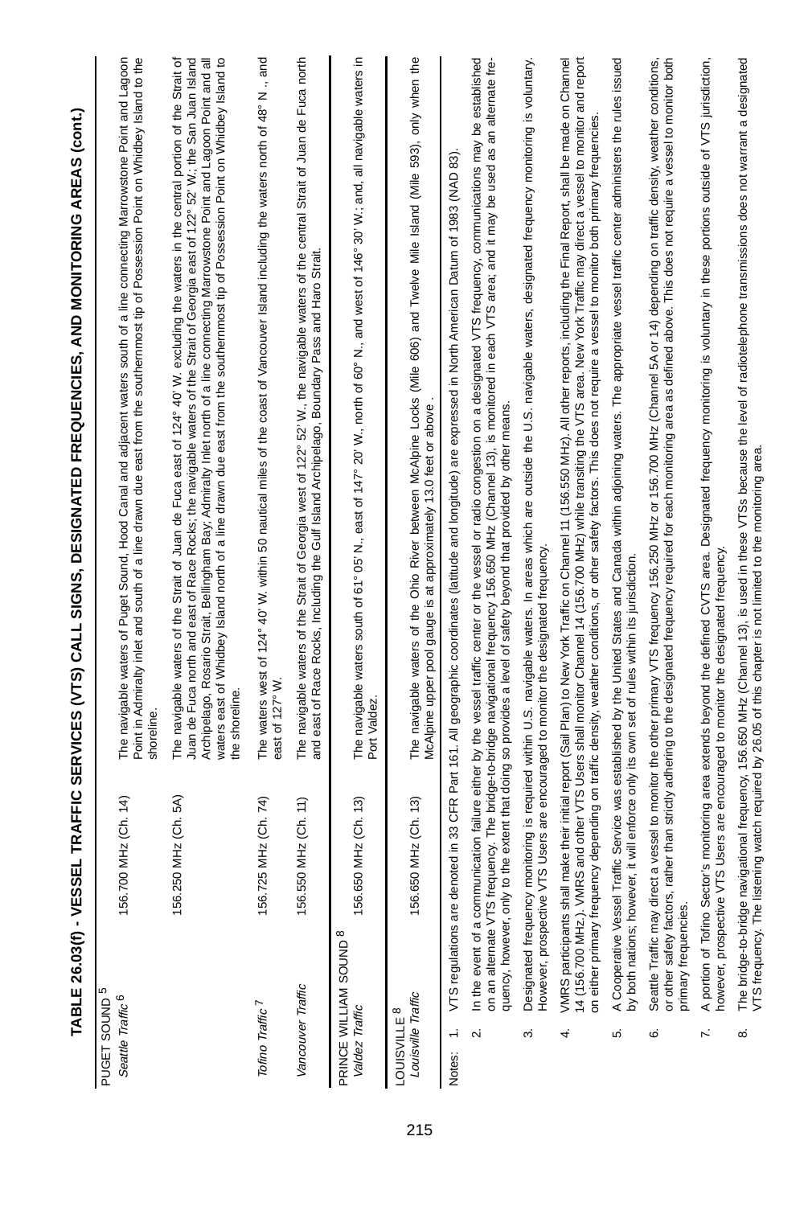## TABLE 26.03(f) - VESSEL TRAFFIC SERVICES (VTS) CALL SIGNS, DESIGNATED FREQUENCIES, AND MONITORING AREAS (cont.)

| | | |
|---|---|---|
| PUGET SOUND[5] | | |
| *Seattle Traffic*[6] | 156.700 MHz (Ch. 14) | The navigable waters of Puget Sound, Hood Canal and adjacent waters south of a line connecting Marrowstone Point and Lagoon Point in Admiralty inlet and south of a line drawn due east from the southernmost tip of Possession Point on Whidbey Island to the shoreline. |
| | 156.250 MHz (Ch. 5A) | The navigable waters of the Strait of Juan de Fuca east of 124° 40' W. excluding the waters in the central portion of the Strait of Juan de Fuca north and east of Race Rocks; the navigable waters of the Strait of Georgia east of 122° 52' W.; the San Juan Island Archipelago, Rosario Strait, Bellingham Bay; Admiralty Inlet north of a line connecting Marrowstone Point and Lagoon Point and all waters east of Whidbey Island north of a line drawn due east from the southernmost tip of Possession Point on Whidbey Island to the shoreline. |
| *Tofino Traffic*[7] | 156.725 MHz (Ch. 74) | The waters west of 124° 40' W. within 50 nautical miles of the coast of Vancouver Island including the waters north of 48° N ., and east of 127° W. |
| *Vancouver Traffic* | 156.550 MHz (Ch. 11) | The navigable waters of the Strait of Georgia west of 122° 52' W., the navigable waters of the central Strait of Juan de Fuca north and east of Race Rocks, Including the Gulf Island Archipelago, Boundary Pass and Haro Strait. |
| PRINCE WILLIAM SOUND[8] | | |
| *Valdez Traffic* | 156.650 MHz (Ch. 13) | The navigable waters south of 61° 05' N., east of 147° 20' W., north of 60° N., and west of 146° 30' W.; and, all navigable waters in Port Valdez. |
| LOUISVILLE[8] | | |
| *Louisville Traffic* | 156.650 MHz (Ch. 13) | The navigable waters of the Ohio River between McAlpine Locks (Mile 606) and Twelve Mile Island (Mile 593), only when the McAlpine upper pool gauge is at approximately 13.0 feet or above . |

Notes:

1. VTS regulations are denoted in 33 CFR Part 161. All geographic coordinates (latitude and longitude) are expressed in North American Datum of 1983 (NAD 83).
2. In the event of a communication failure either by the vessel traffic center or the vessel or radio congestion on a designated VTS frequency, communications may be established on an alternate VTS frequency. The bridge-to-bridge navigational frequency 156.650 MHz (Channel 13), is monitored in each VTS area; and it may be used as an alternate frequency, however, only to the extent that doing so provides a level of safety beyond that provided by other means.
3. Designated frequency monitoring is required within U.S. navigable waters. In areas which are outside the U.S. navigable waters, designated frequency monitoring is voluntary. However, prospective VTS Users are encouraged to monitor the designated frequency.
4. VMRS participants shall make their initial report (Sail Plan) to New York Traffic on Channel 11 (156.550 MHz). All other reports, including the Final Report, shall be made on Channel 14 (156.700 MHz.). VMRS and other VTS Users shall monitor Channel 14 (156.700 MHz) while transiting the VTS area. New York Traffic may direct a vessel to monitor and report on either primary frequency depending on traffic density, weather conditions, or other safety factors. This does not require a vessel to monitor both primary frequencies.
5. A Cooperative Vessel Traffic Service was established by the United States and Canada within adjoining waters. The appropriate vessel traffic center administers the rules issued by both nations; however, it will enforce only its own set of rules within its jurisdiction.
6. Seattle Traffic may direct a vessel to monitor the other primary VTS frequency 156.250 MHz or 156.700 MHz (Channel 5A or 14) depending on traffic density, weather conditions, or other safety factors, rather than strictly adhering to the designated frequency required for each monitoring area as defined above. This does not require a vessel to monitor both primary frequencies.
7. A portion of Tofino Sector's monitoring area extends beyond the defined CVTS area. Designated frequency monitoring is voluntary in these portions outside of VTS jurisdiction, however, prospective VTS Users are encouraged to monitor the designated frequency.
8. The bridge-to-bridge navigational frequency, 156.650 MHz (Channel 13), is used in these VTSs because the level of radiotelephone transmissions does not warrant a designated VTS frequency. The listening watch required by 26.05 of this chapter is not limited to the monitoring area.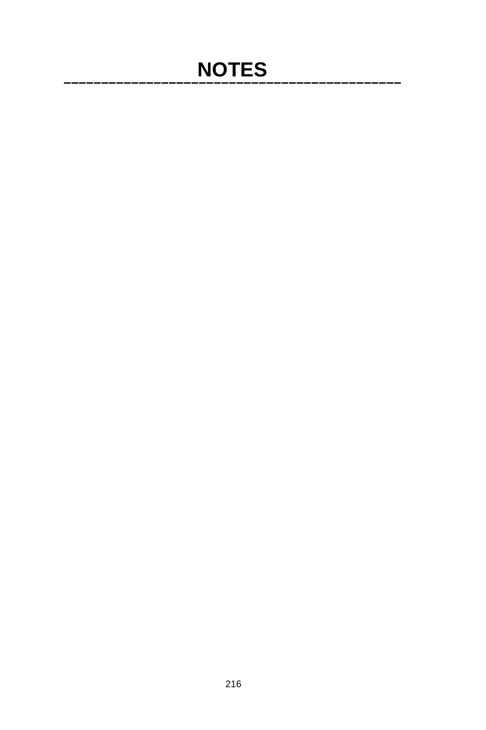# NOTES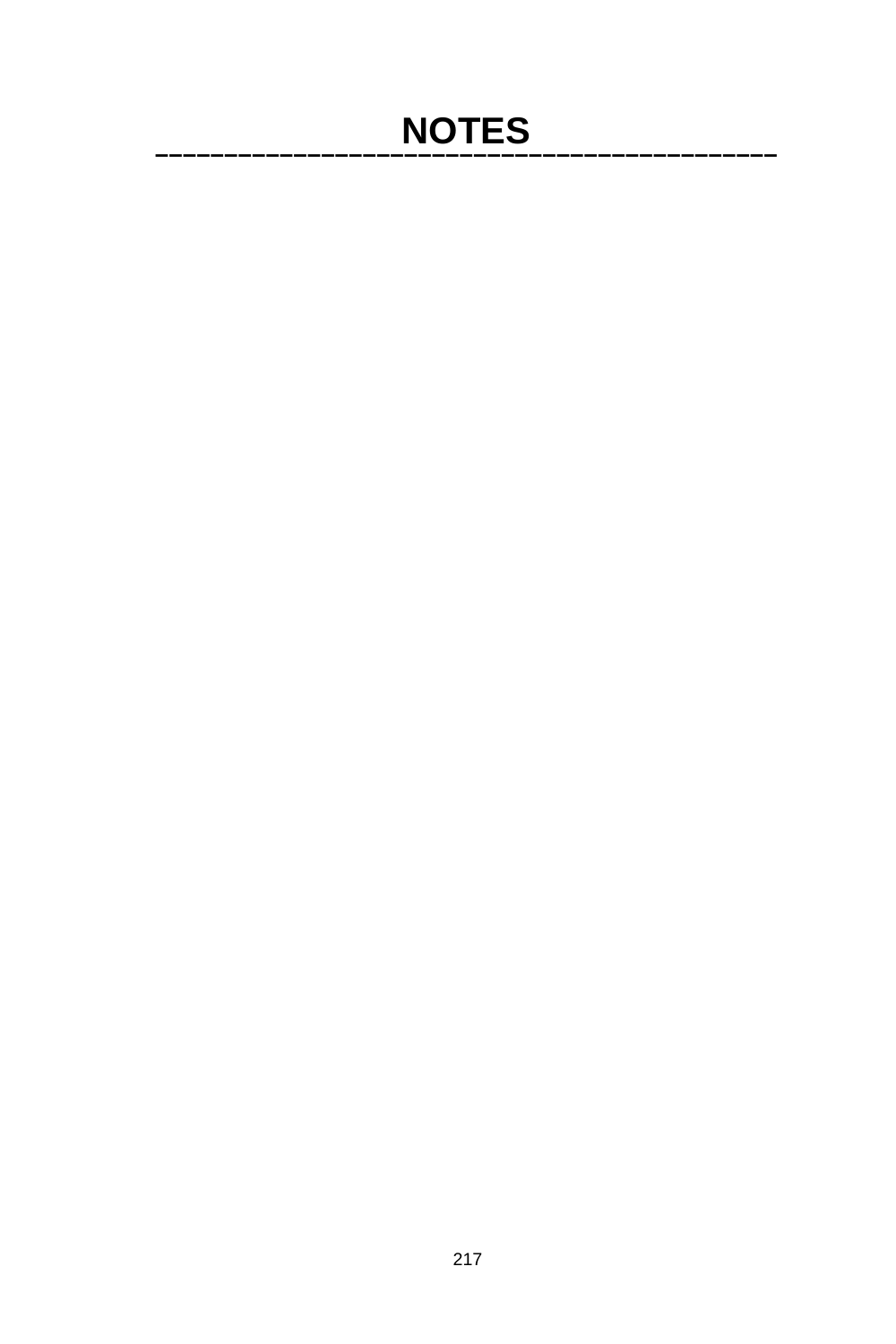# NOTES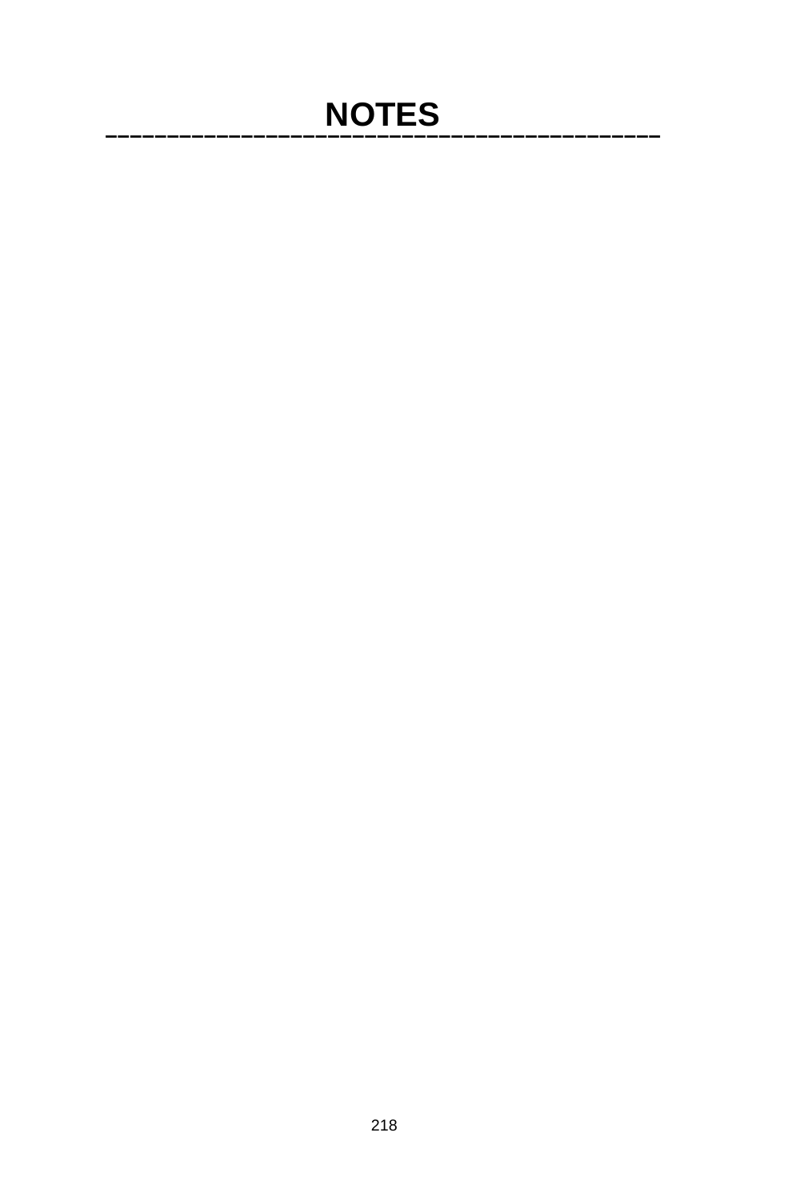# NOTES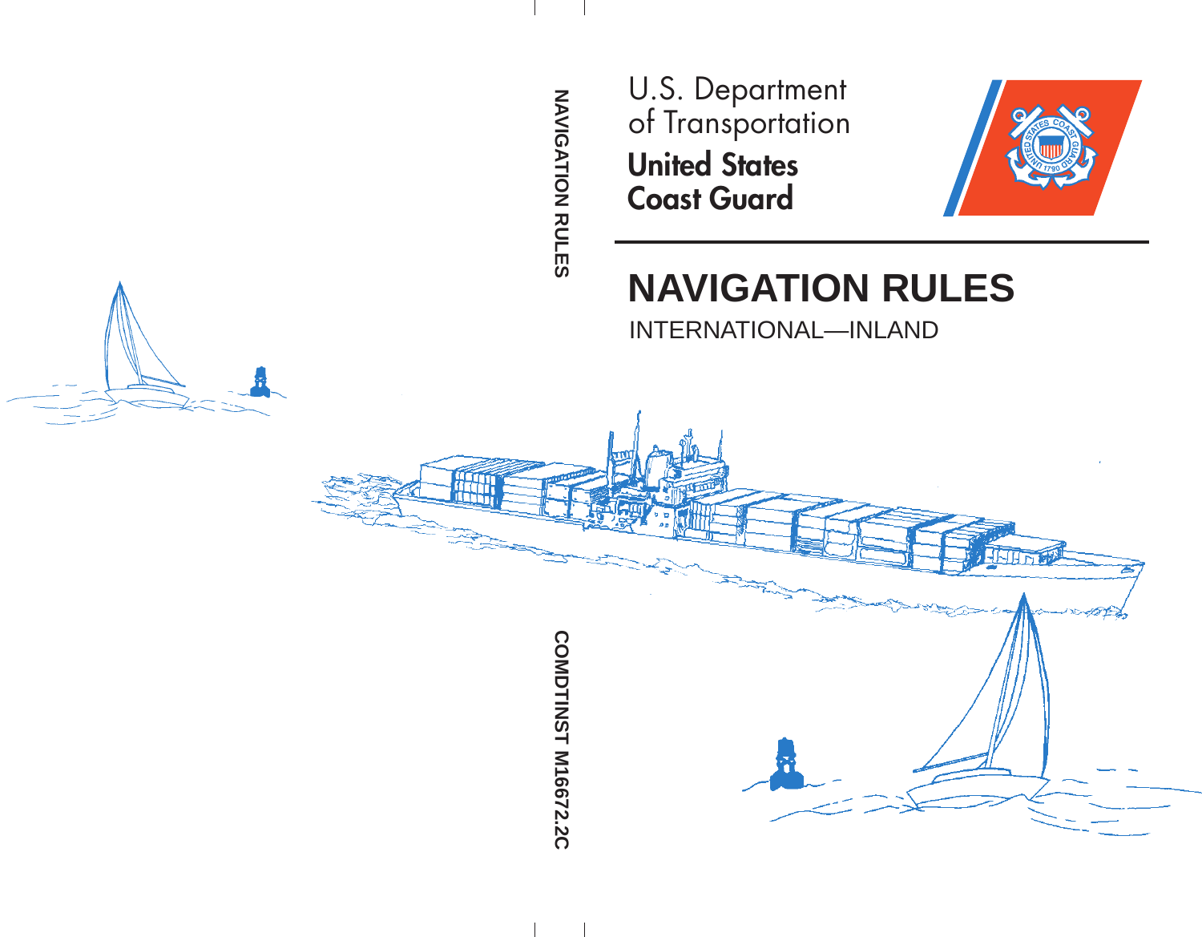NAVIGATION RULES

COMDTINST M16672.2C

U.S. Department
of Transportation

**United States**
**Coast Guard**

# NAVIGATION RULES

INTERNATIONAL—INLAND